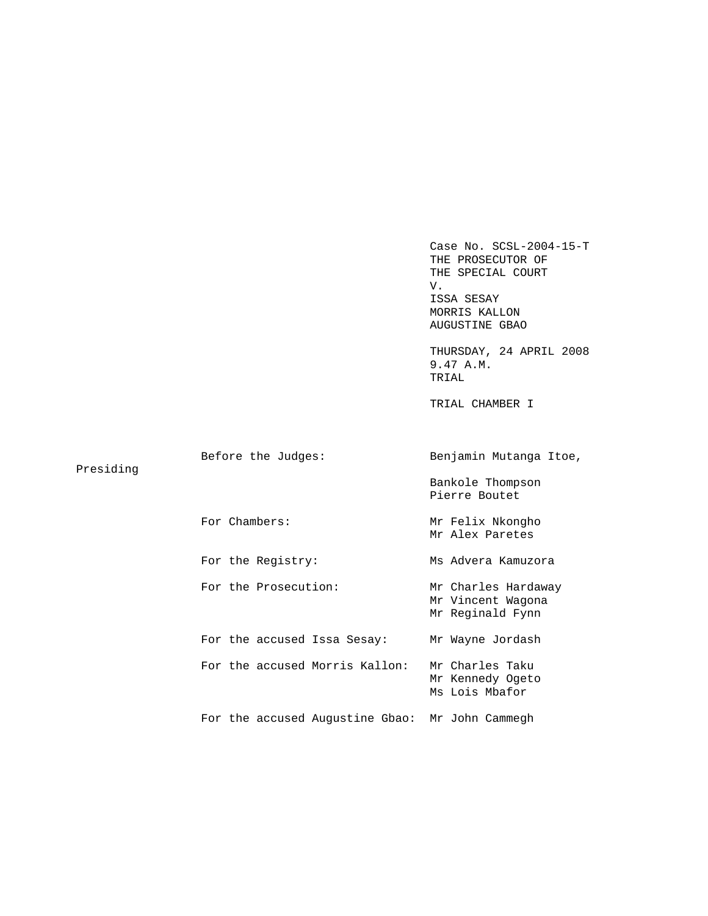Case No. SCSL-2004-15-T
THE PROSECUTOR OF
THE SPECIAL COURT
V.
ISSA SESAY
MORRIS KALLON
AUGUSTINE GBAO

THURSDAY, 24 APRIL 2008
9.47 A.M.
TRIAL

TRIAL CHAMBER I

| | |
|---|---|
| Before the Judges: | Benjamin Mutanga Itoe, Presiding |
| | Bankole Thompson |
| | Pierre Boutet |
| For Chambers: | Mr Felix Nkongho |
| | Mr Alex Paretes |
| For the Registry: | Ms Advera Kamuzora |
| For the Prosecution: | Mr Charles Hardaway |
| | Mr Vincent Wagona |
| | Mr Reginald Fynn |
| For the accused Issa Sesay: | Mr Wayne Jordash |
| For the accused Morris Kallon: | Mr Charles Taku |
| | Mr Kennedy Ogeto |
| | Ms Lois Mbafor |
| For the accused Augustine Gbao: | Mr John Cammegh |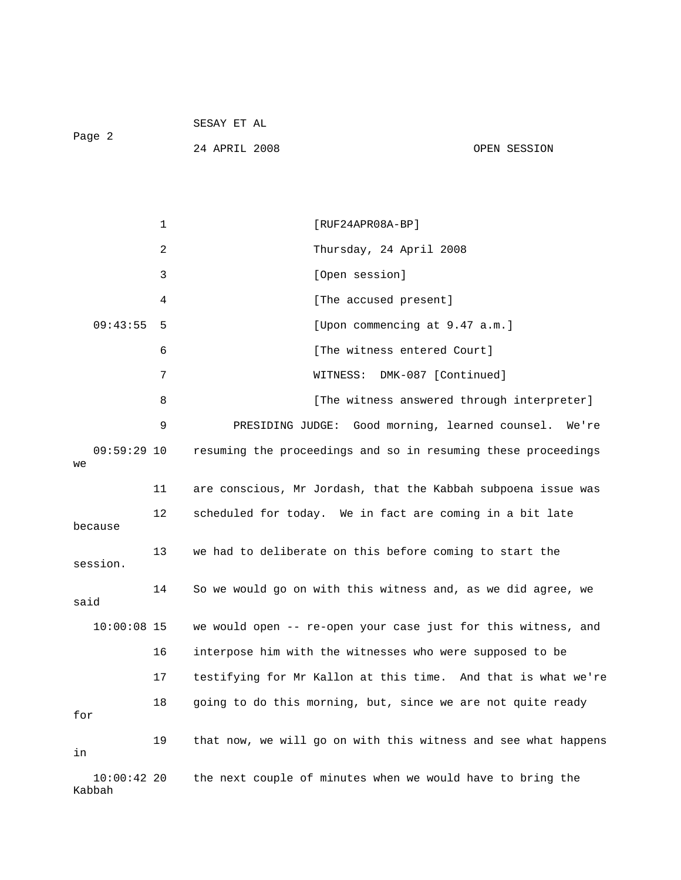1 [RUF24APR08A-BP]

2 Thursday, 24 April 2008

3 [Open session]

4 [The accused present]

09:43:55 5 [Upon commencing at 9.47 a.m.]

6 [The witness entered Court]

7 WITNESS: DMK-087 [Continued]

8 [The witness answered through interpreter]

9 PRESIDING JUDGE: Good morning, learned counsel. We're

09:59:29 10 resuming the proceedings and so in resuming these proceedings we

11 are conscious, Mr Jordash, that the Kabbah subpoena issue was

12 scheduled for today. We in fact are coming in a bit late because

13 we had to deliberate on this before coming to start the session.

14 So we would go on with this witness and, as we did agree, we said

10:00:08 15 we would open -- re-open your case just for this witness, and

16 interpose him with the witnesses who were supposed to be

17 testifying for Mr Kallon at this time. And that is what we're

18 going to do this morning, but, since we are not quite ready for

19 that now, we will go on with this witness and see what happens in

10:00:42 20 the next couple of minutes when we would have to bring the Kabbah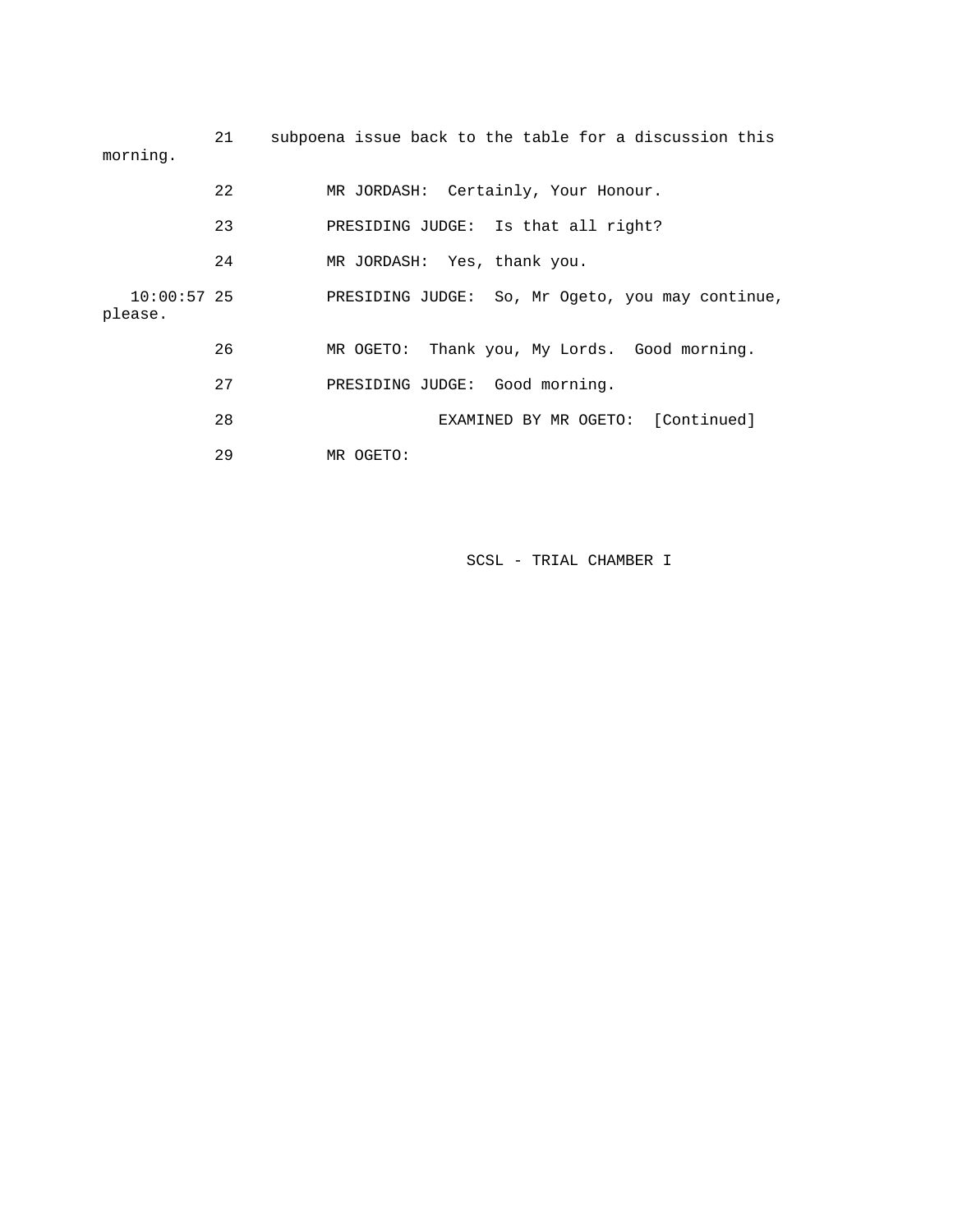21 subpoena issue back to the table for a discussion this morning.

22 MR JORDASH: Certainly, Your Honour.

23 PRESIDING JUDGE: Is that all right?

24 MR JORDASH: Yes, thank you.

10:00:57 25 PRESIDING JUDGE: So, Mr Ogeto, you may continue, please.

26 MR OGETO: Thank you, My Lords. Good morning.

27 PRESIDING JUDGE: Good morning.

28 EXAMINED BY MR OGETO: [Continued]

29 MR OGETO: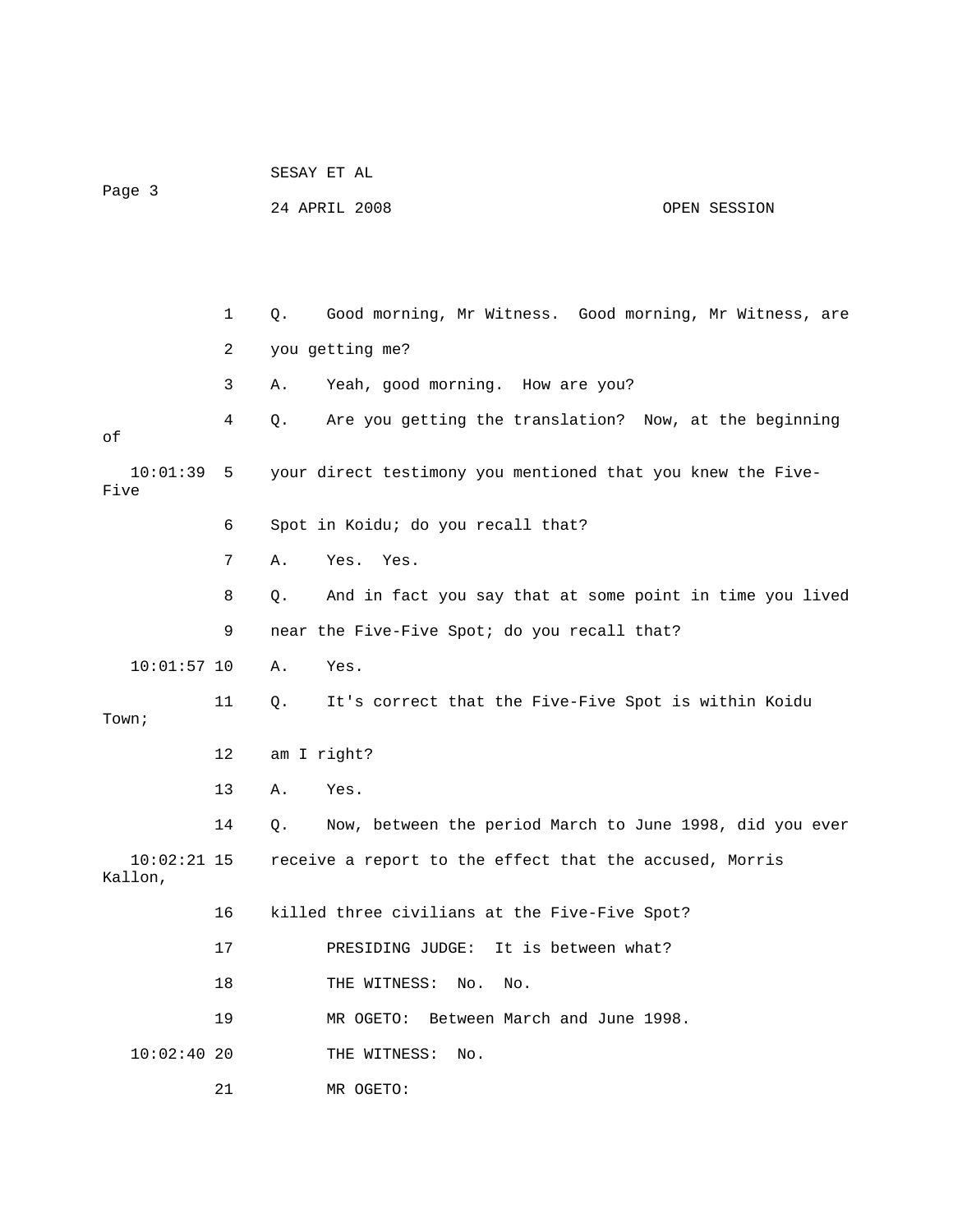1 Q. Good morning, Mr Witness. Good morning, Mr Witness, are

2 you getting me?

3 A. Yeah, good morning. How are you?

4 Q. Are you getting the translation? Now, at the beginning of

10:01:39 5 your direct testimony you mentioned that you knew the Five-Five

6 Spot in Koidu; do you recall that?

7 A. Yes. Yes.

8 Q. And in fact you say that at some point in time you lived

9 near the Five-Five Spot; do you recall that?

10:01:57 10 A. Yes.

11 Q. It's correct that the Five-Five Spot is within Koidu Town;

12 am I right?

13 A. Yes.

14 Q. Now, between the period March to June 1998, did you ever

10:02:21 15 receive a report to the effect that the accused, Morris Kallon,

16 killed three civilians at the Five-Five Spot?

17 PRESIDING JUDGE: It is between what?

18 THE WITNESS: No. No.

19 MR OGETO: Between March and June 1998.

10:02:40 20 THE WITNESS: No.

21 MR OGETO: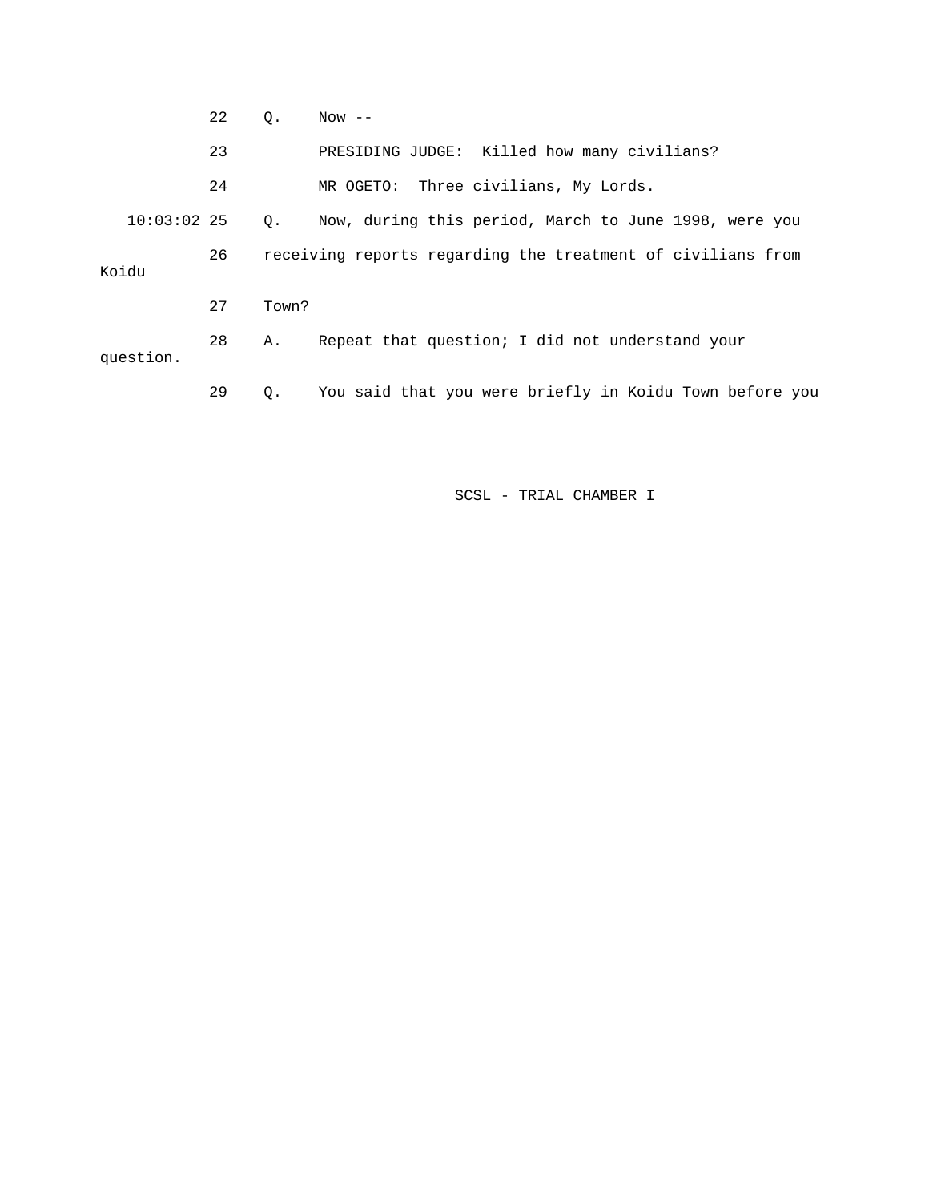22 Q. Now --

23 PRESIDING JUDGE: Killed how many civilians?

24 MR OGETO: Three civilians, My Lords.

10:03:02 25 Q. Now, during this period, March to June 1998, were you

26 receiving reports regarding the treatment of civilians from Koidu

27 Town?

28 A. Repeat that question; I did not understand your question.

29 Q. You said that you were briefly in Koidu Town before you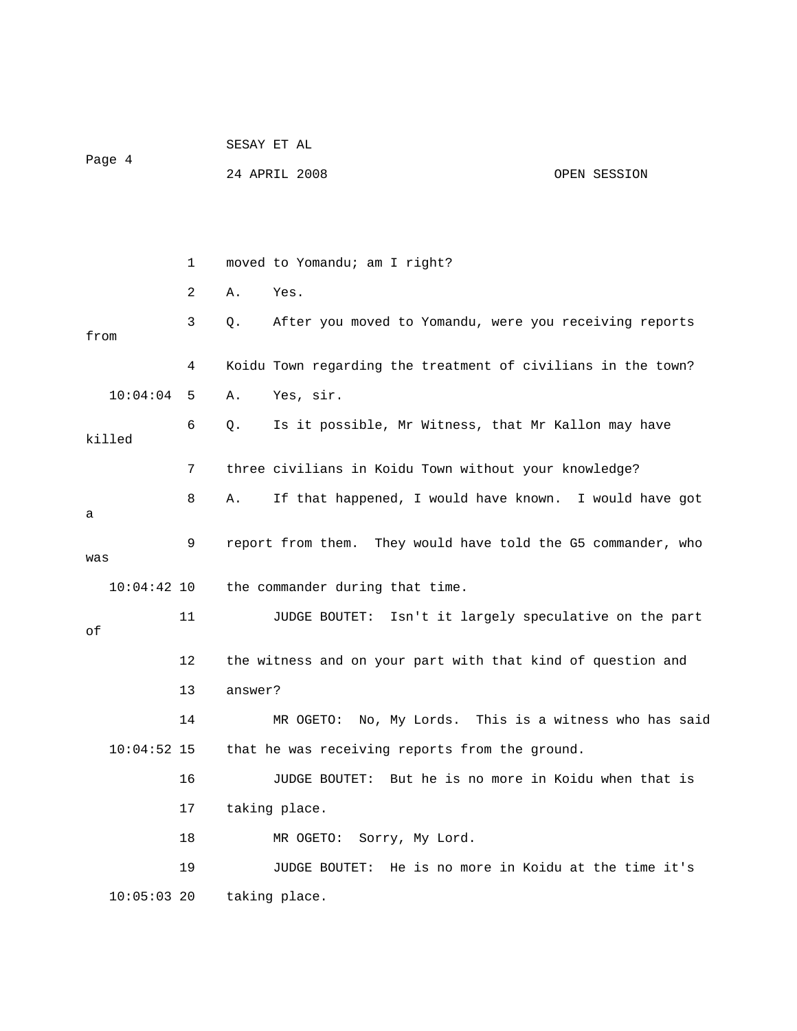moved to Yomandu; am I right?

A. Yes.

Q. After you moved to Yomandu, were you receiving reports from Koidu Town regarding the treatment of civilians in the town?

A. Yes, sir.

Q. Is it possible, Mr Witness, that Mr Kallon may have killed three civilians in Koidu Town without your knowledge?

A. If that happened, I would have known. I would have got a report from them. They would have told the G5 commander, who was the commander during that time.

JUDGE BOUTET: Isn't it largely speculative on the part of the witness and on your part with that kind of question and answer?

MR OGETO: No, My Lords. This is a witness who has said that he was receiving reports from the ground.

JUDGE BOUTET: But he is no more in Koidu when that is taking place.

MR OGETO: Sorry, My Lord.

JUDGE BOUTET: He is no more in Koidu at the time it's taking place.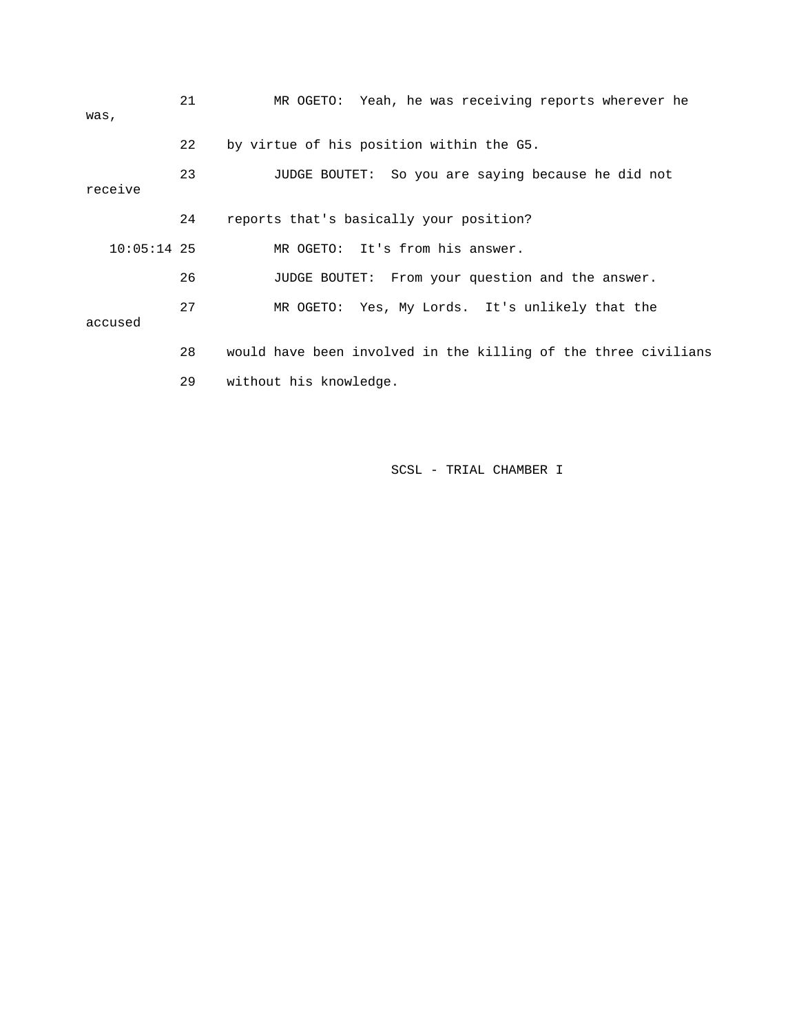21 MR OGETO: Yeah, he was receiving reports wherever he was,

22 by virtue of his position within the G5.

23 JUDGE BOUTET: So you are saying because he did not receive

24 reports that's basically your position?

10:05:14 25 MR OGETO: It's from his answer.

26 JUDGE BOUTET: From your question and the answer.

27 MR OGETO: Yes, My Lords. It's unlikely that the accused

28 would have been involved in the killing of the three civilians

29 without his knowledge.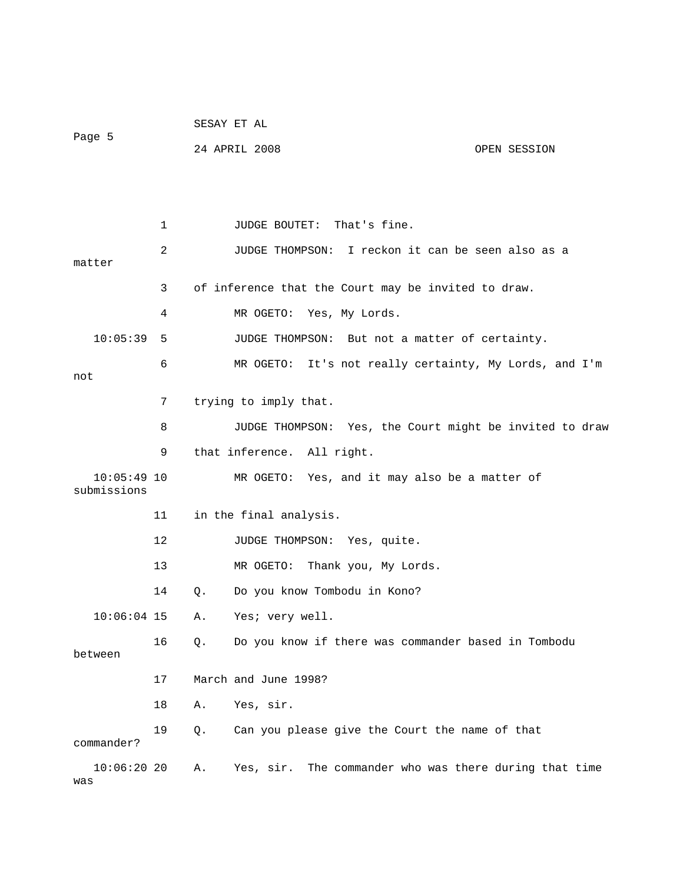1 JUDGE BOUTET: That's fine.

2 JUDGE THOMPSON: I reckon it can be seen also as a matter

3 of inference that the Court may be invited to draw.

4 MR OGETO: Yes, My Lords.

10:05:39 5 JUDGE THOMPSON: But not a matter of certainty.

6 MR OGETO: It's not really certainty, My Lords, and I'm not

7 trying to imply that.

8 JUDGE THOMPSON: Yes, the Court might be invited to draw

9 that inference. All right.

10:05:49 10 MR OGETO: Yes, and it may also be a matter of submissions

11 in the final analysis.

12 JUDGE THOMPSON: Yes, quite.

13 MR OGETO: Thank you, My Lords.

14 Q. Do you know Tombodu in Kono?

10:06:04 15 A. Yes; very well.

16 Q. Do you know if there was commander based in Tombodu between

17 March and June 1998?

18 A. Yes, sir.

19 Q. Can you please give the Court the name of that commander?

10:06:20 20 A. Yes, sir. The commander who was there during that time was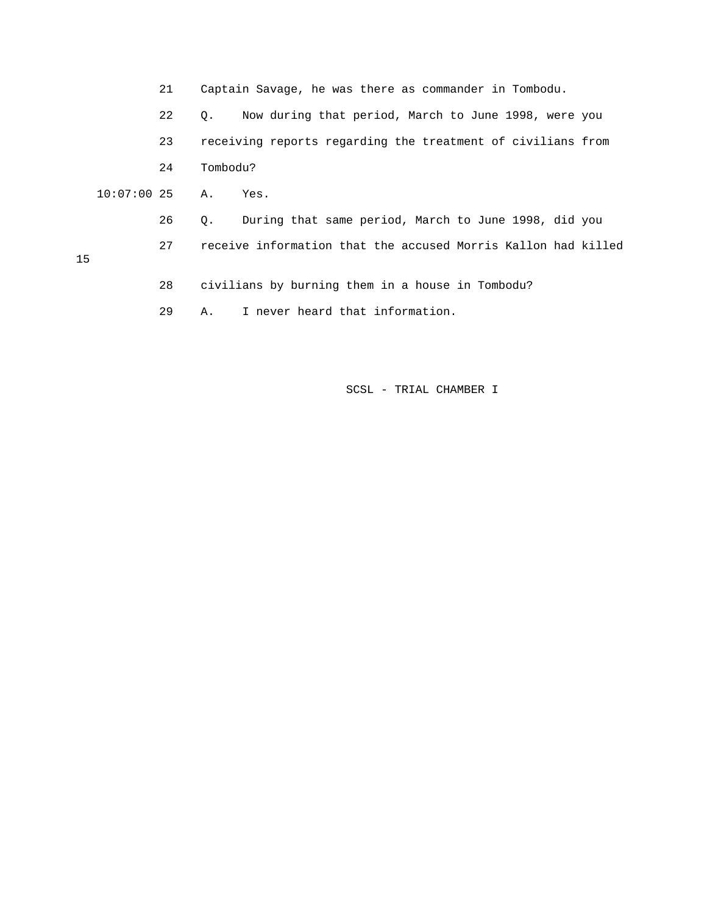21 Captain Savage, he was there as commander in Tombodu.

22 Q. Now during that period, March to June 1998, were you

23 receiving reports regarding the treatment of civilians from

24 Tombodu?

10:07:00 25 A. Yes.

26 Q. During that same period, March to June 1998, did you

27 receive information that the accused Morris Kallon had killed

28 civilians by burning them in a house in Tombodu?

29 A. I never heard that information.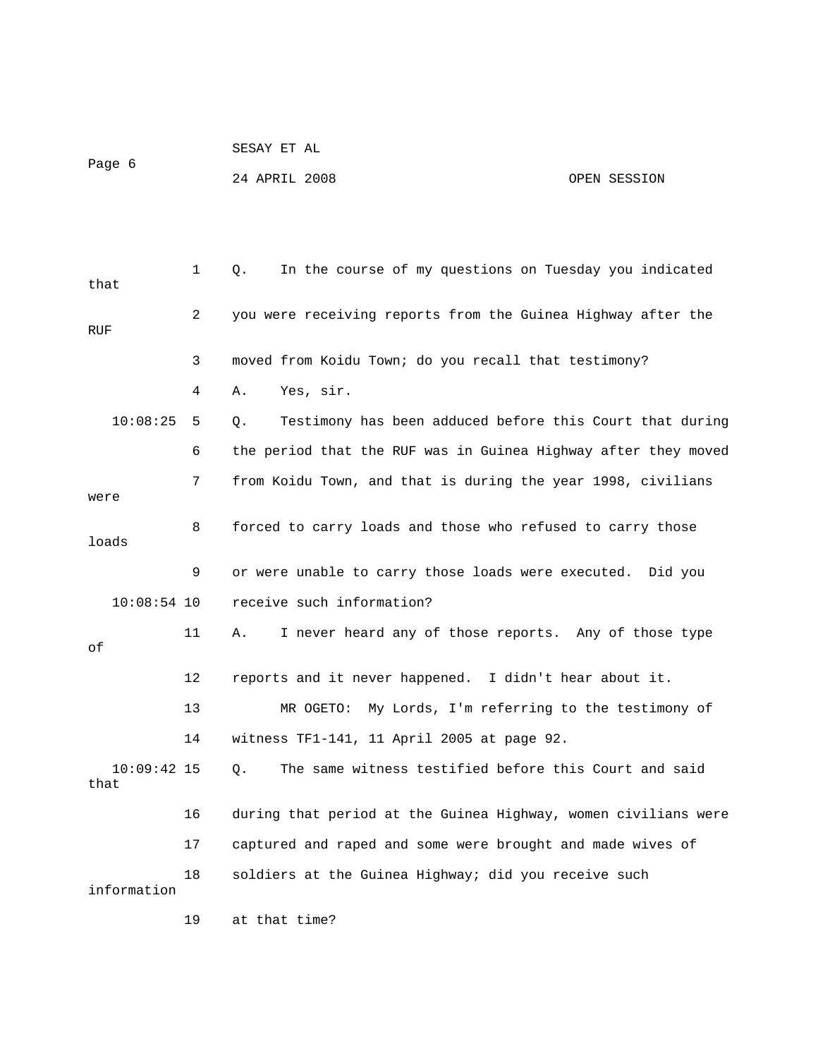Q. In the course of my questions on Tuesday you indicated that you were receiving reports from the Guinea Highway after the RUF moved from Koidu Town; do you recall that testimony?

A. Yes, sir.

Q. Testimony has been adduced before this Court that during the period that the RUF was in Guinea Highway after they moved from Koidu Town, and that is during the year 1998, civilians were forced to carry loads and those who refused to carry those loads or were unable to carry those loads were executed. Did you receive such information?

A. I never heard any of those reports. Any of those type of reports and it never happened. I didn't hear about it.

MR OGETO: My Lords, I'm referring to the testimony of witness TF1-141, 11 April 2005 at page 92.

Q. The same witness testified before this Court and said that during that period at the Guinea Highway, women civilians were captured and raped and some were brought and made wives of soldiers at the Guinea Highway; did you receive such information at that time?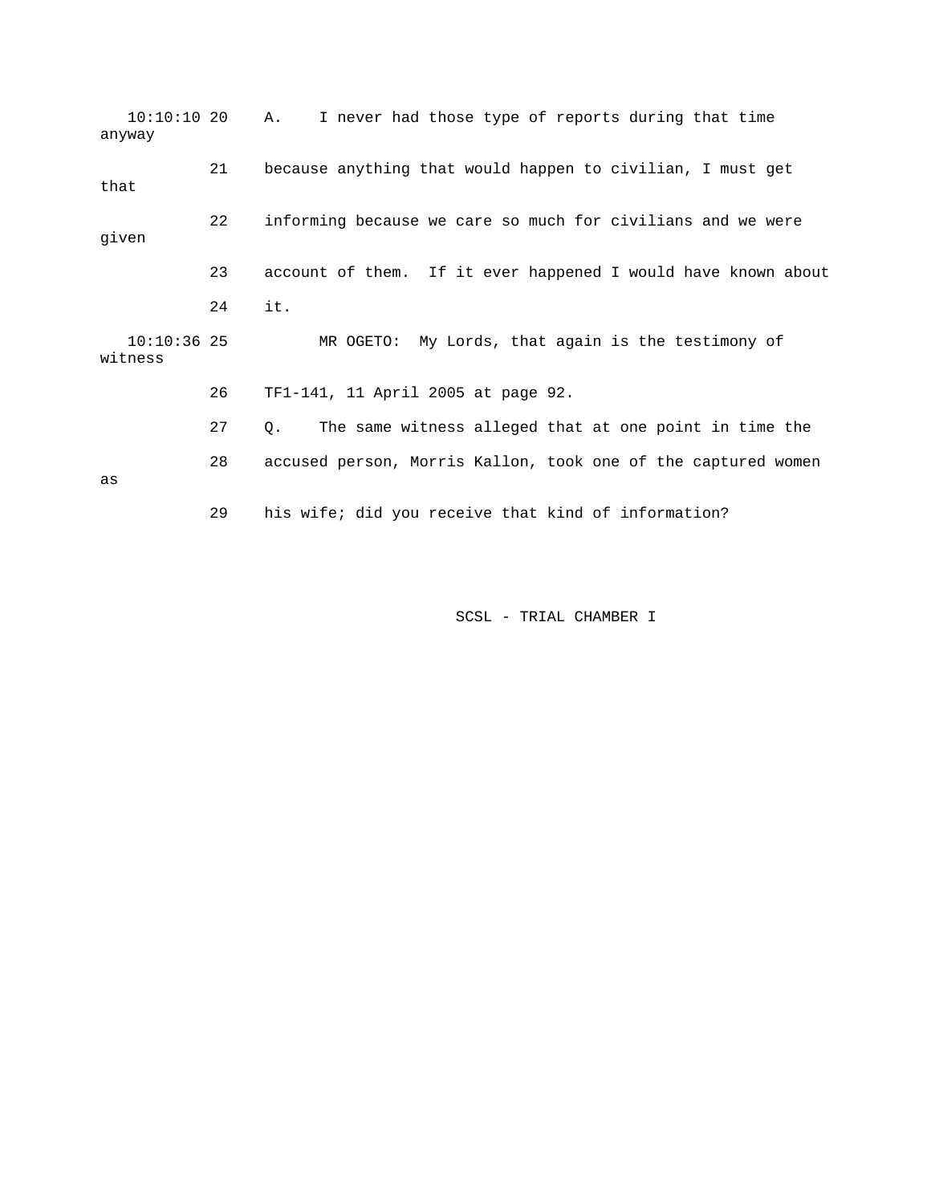10:10:10 20 A. I never had those type of reports during that time anyway

21 because anything that would happen to civilian, I must get that

22 informing because we care so much for civilians and we were given

23 account of them. If it ever happened I would have known about

24 it.

10:10:36 25 MR OGETO: My Lords, that again is the testimony of witness

26 TF1-141, 11 April 2005 at page 92.

27 Q. The same witness alleged that at one point in time the

28 accused person, Morris Kallon, took one of the captured women as

29 his wife; did you receive that kind of information?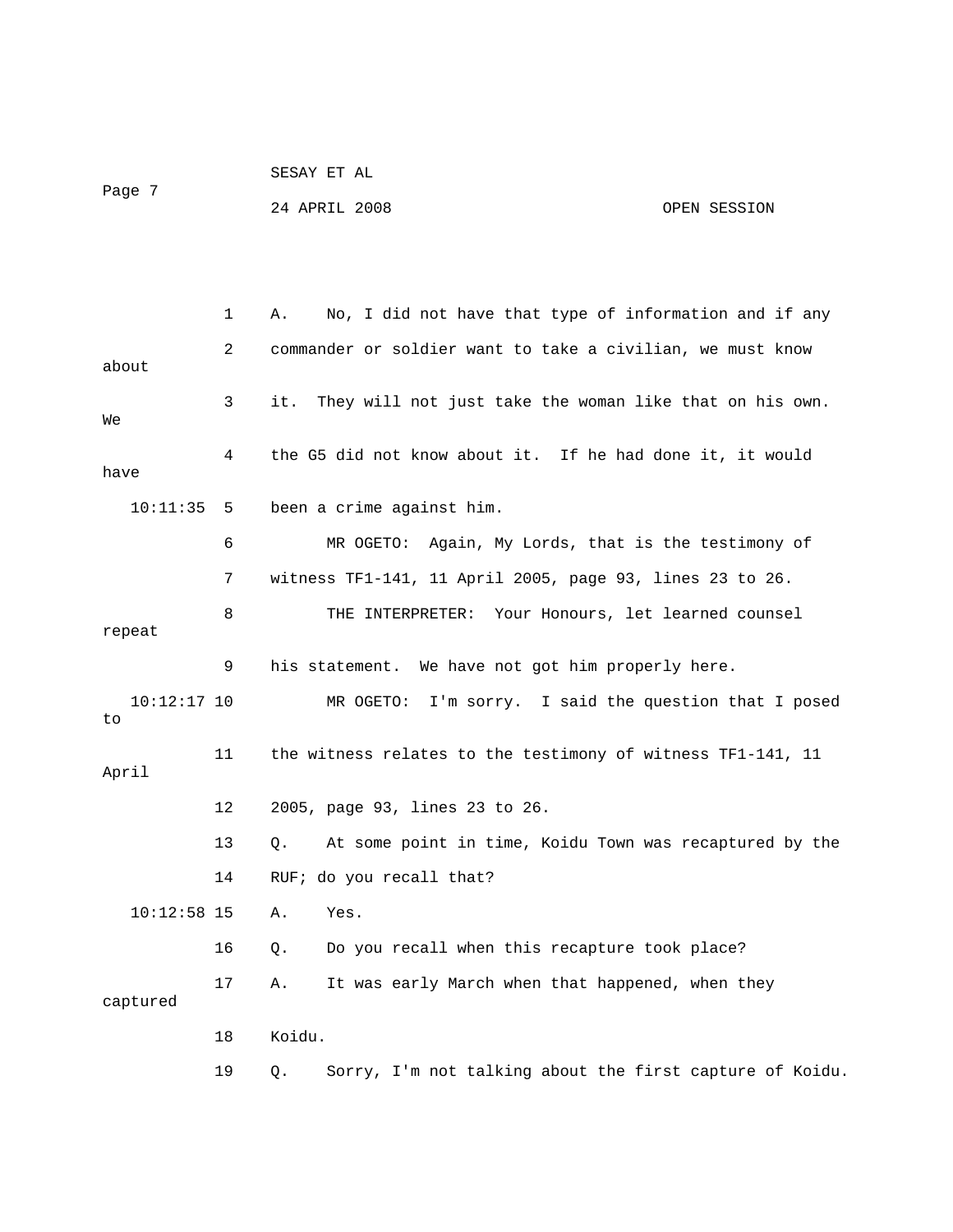A. No, I did not have that type of information and if any commander or soldier want to take a civilian, we must know about it. They will not just take the woman like that on his own. We the G5 did not know about it. If he had done it, it would have been a crime against him.

MR OGETO: Again, My Lords, that is the testimony of witness TF1-141, 11 April 2005, page 93, lines 23 to 26.

THE INTERPRETER: Your Honours, let learned counsel repeat his statement. We have not got him properly here.

MR OGETO: I'm sorry. I said the question that I posed to the witness relates to the testimony of witness TF1-141, 11 April 2005, page 93, lines 23 to 26.

Q. At some point in time, Koidu Town was recaptured by the RUF; do you recall that?

A. Yes.

Q. Do you recall when this recapture took place?

A. It was early March when that happened, when they captured Koidu.

Q. Sorry, I'm not talking about the first capture of Koidu.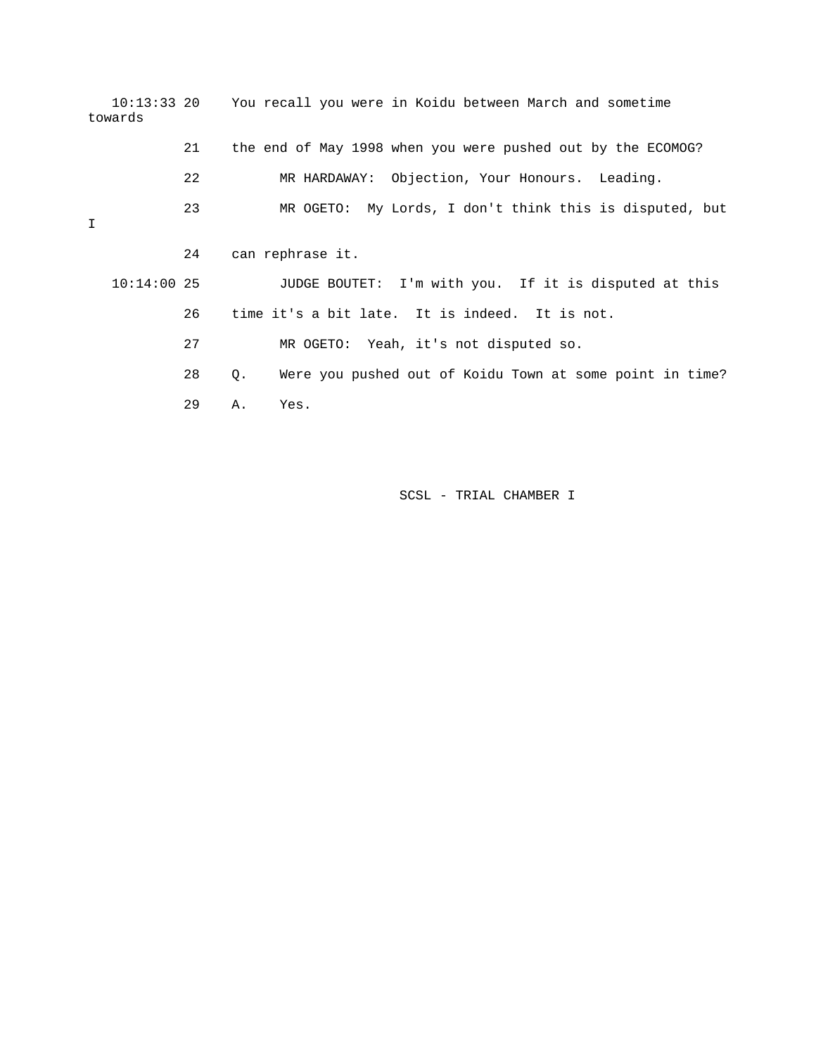10:13:33 20 You recall you were in Koidu between March and sometime towards

21 the end of May 1998 when you were pushed out by the ECOMOG?

22 MR HARDAWAY: Objection, Your Honours. Leading.

23 MR OGETO: My Lords, I don't think this is disputed, but I

24 can rephrase it.

10:14:00 25 JUDGE BOUTET: I'm with you. If it is disputed at this

26 time it's a bit late. It is indeed. It is not.

27 MR OGETO: Yeah, it's not disputed so.

28 Q. Were you pushed out of Koidu Town at some point in time?

29 A. Yes.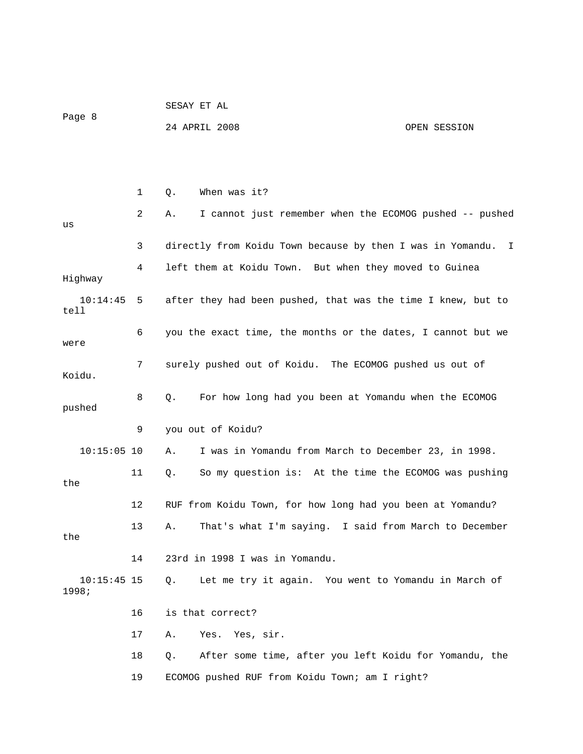1 Q. When was it?

2 A. I cannot just remember when the ECOMOG pushed -- pushed us

3 directly from Koidu Town because by then I was in Yomandu. I

4 left them at Koidu Town. But when they moved to Guinea Highway

10:14:45 5 after they had been pushed, that was the time I knew, but to tell

6 you the exact time, the months or the dates, I cannot but we were

7 surely pushed out of Koidu. The ECOMOG pushed us out of Koidu.

8 Q. For how long had you been at Yomandu when the ECOMOG pushed

9 you out of Koidu?

10:15:05 10 A. I was in Yomandu from March to December 23, in 1998.

11 Q. So my question is: At the time the ECOMOG was pushing the

12 RUF from Koidu Town, for how long had you been at Yomandu?

13 A. That's what I'm saying. I said from March to December the

14 23rd in 1998 I was in Yomandu.

10:15:45 15 Q. Let me try it again. You went to Yomandu in March of 1998;

16 is that correct?

17 A. Yes. Yes, sir.

18 Q. After some time, after you left Koidu for Yomandu, the

19 ECOMOG pushed RUF from Koidu Town; am I right?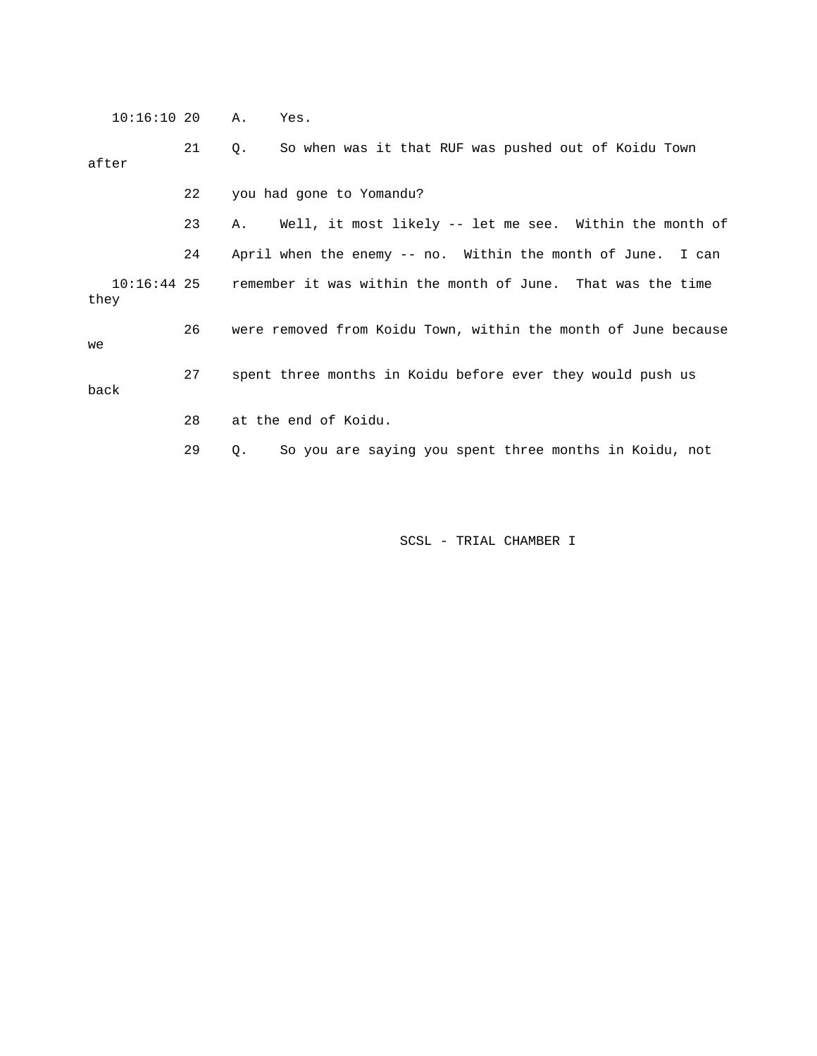10:16:10 20 A. Yes.

21 Q. So when was it that RUF was pushed out of Koidu Town after

22 you had gone to Yomandu?

23 A. Well, it most likely -- let me see. Within the month of

24 April when the enemy -- no. Within the month of June. I can

10:16:44 25 remember it was within the month of June. That was the time they

26 were removed from Koidu Town, within the month of June because we

27 spent three months in Koidu before ever they would push us back

28 at the end of Koidu.

29 Q. So you are saying you spent three months in Koidu, not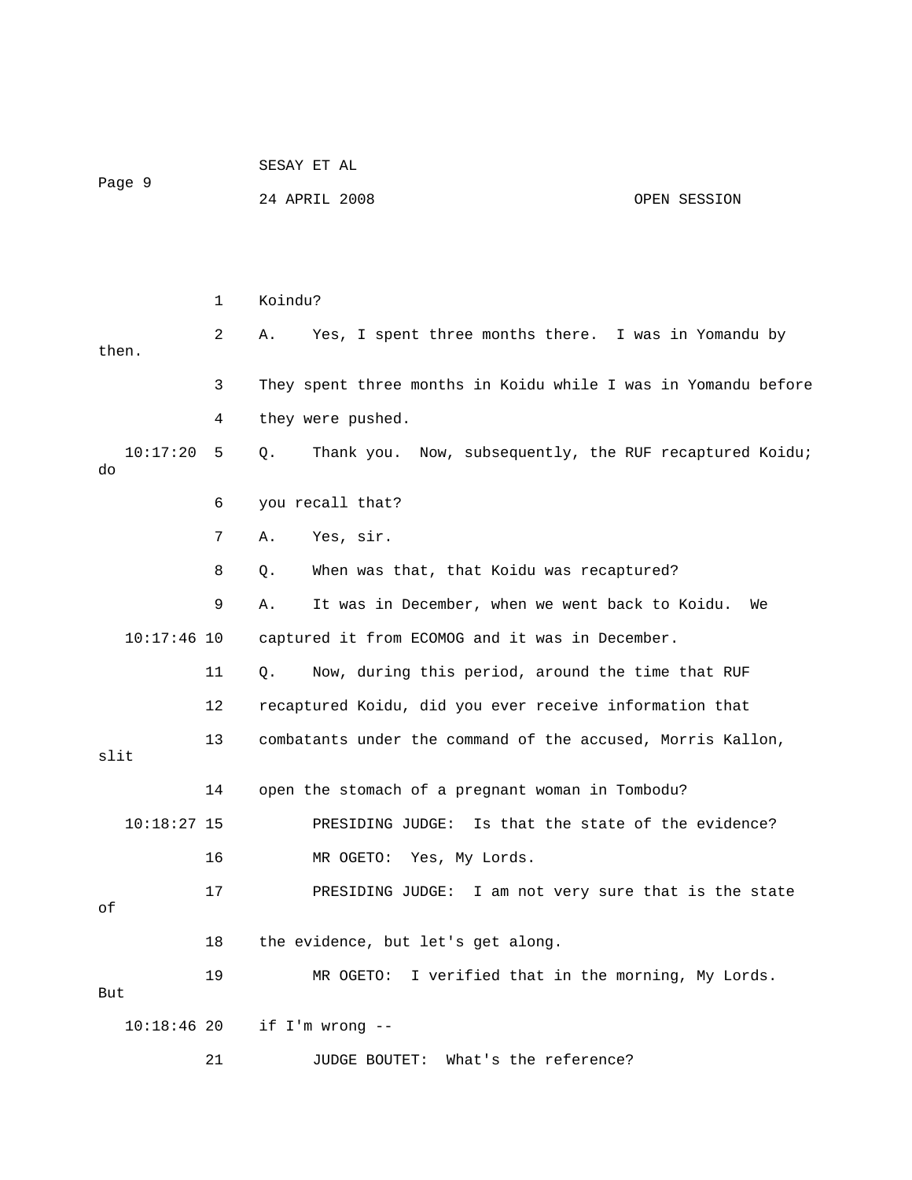1 Koindu?

2 A. Yes, I spent three months there. I was in Yomandu by then.

3 They spent three months in Koidu while I was in Yomandu before

4 they were pushed.

10:17:20 5 Q. Thank you. Now, subsequently, the RUF recaptured Koidu; do

6 you recall that?

7 A. Yes, sir.

8 Q. When was that, that Koidu was recaptured?

9 A. It was in December, when we went back to Koidu. We

10:17:46 10 captured it from ECOMOG and it was in December.

11 Q. Now, during this period, around the time that RUF

12 recaptured Koidu, did you ever receive information that

13 combatants under the command of the accused, Morris Kallon, slit

14 open the stomach of a pregnant woman in Tombodu?

10:18:27 15 PRESIDING JUDGE: Is that the state of the evidence?

16 MR OGETO: Yes, My Lords.

17 PRESIDING JUDGE: I am not very sure that is the state of

18 the evidence, but let's get along.

19 MR OGETO: I verified that in the morning, My Lords. But

10:18:46 20 if I'm wrong --

21 JUDGE BOUTET: What's the reference?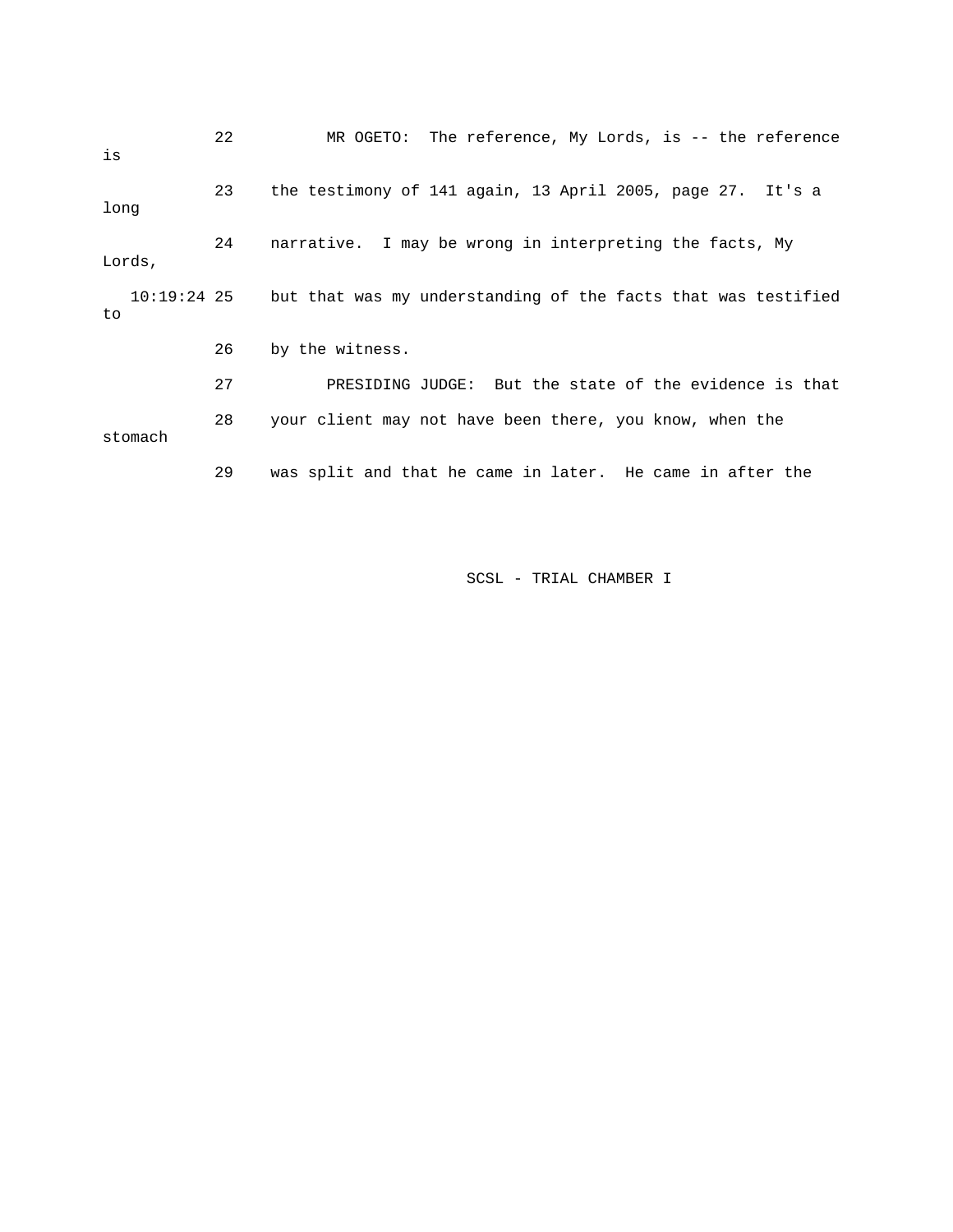22 MR OGETO: The reference, My Lords, is -- the reference is

23 the testimony of 141 again, 13 April 2005, page 27. It's a long

24 narrative. I may be wrong in interpreting the facts, My Lords,

10:19:24 25 but that was my understanding of the facts that was testified to

26 by the witness.

27 PRESIDING JUDGE: But the state of the evidence is that

28 your client may not have been there, you know, when the stomach

29 was split and that he came in later. He came in after the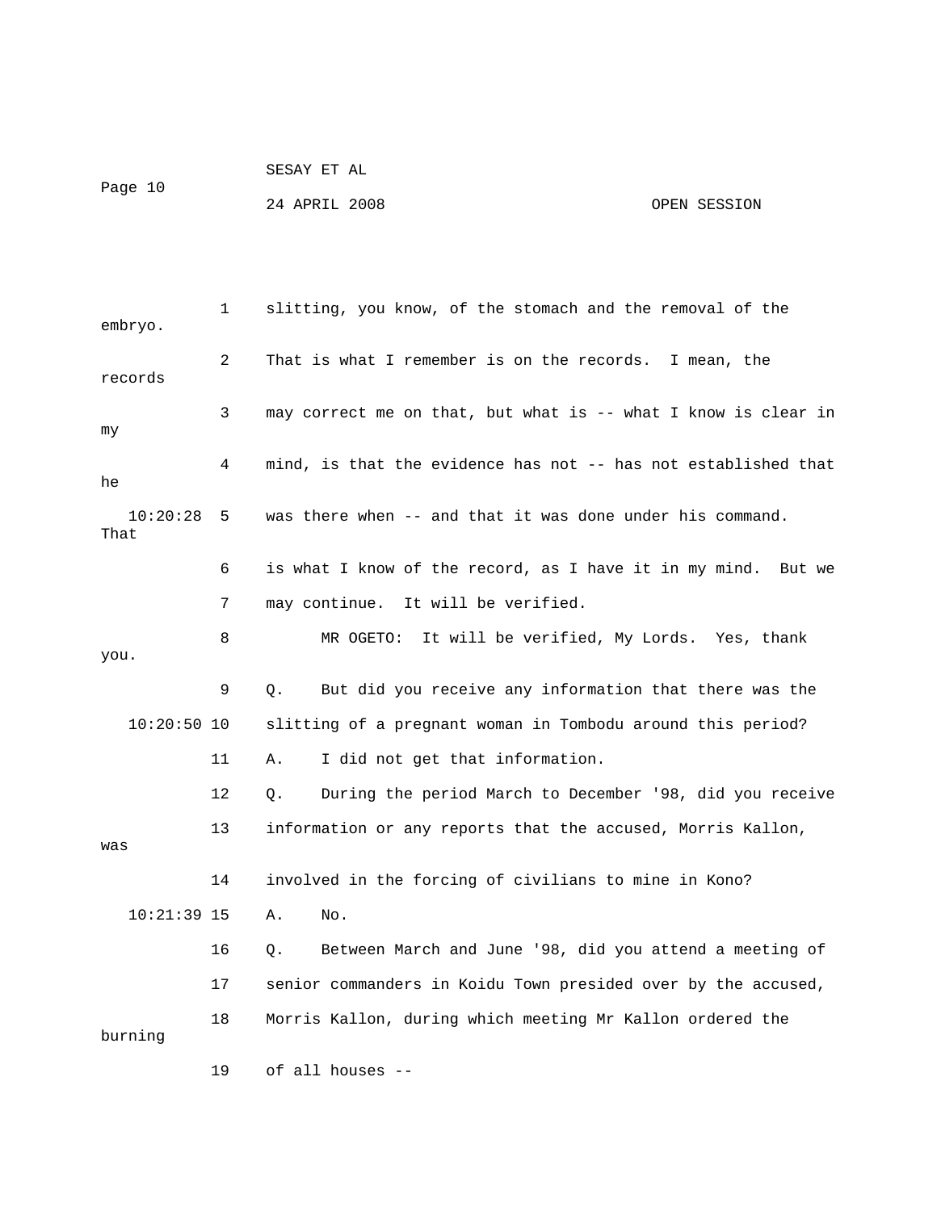slitting, you know, of the stomach and the removal of the embryo.

That is what I remember is on the records. I mean, the records may correct me on that, but what is -- what I know is clear in my mind, is that the evidence has not -- has not established that he was there when -- and that it was done under his command. That is what I know of the record, as I have it in my mind. But we may continue. It will be verified.

MR OGETO: It will be verified, My Lords. Yes, thank you.

Q. But did you receive any information that there was the slitting of a pregnant woman in Tombodu around this period?

A. I did not get that information.

Q. During the period March to December '98, did you receive information or any reports that the accused, Morris Kallon, was involved in the forcing of civilians to mine in Kono?

A. No.

Q. Between March and June '98, did you attend a meeting of senior commanders in Koidu Town presided over by the accused, Morris Kallon, during which meeting Mr Kallon ordered the burning of all houses --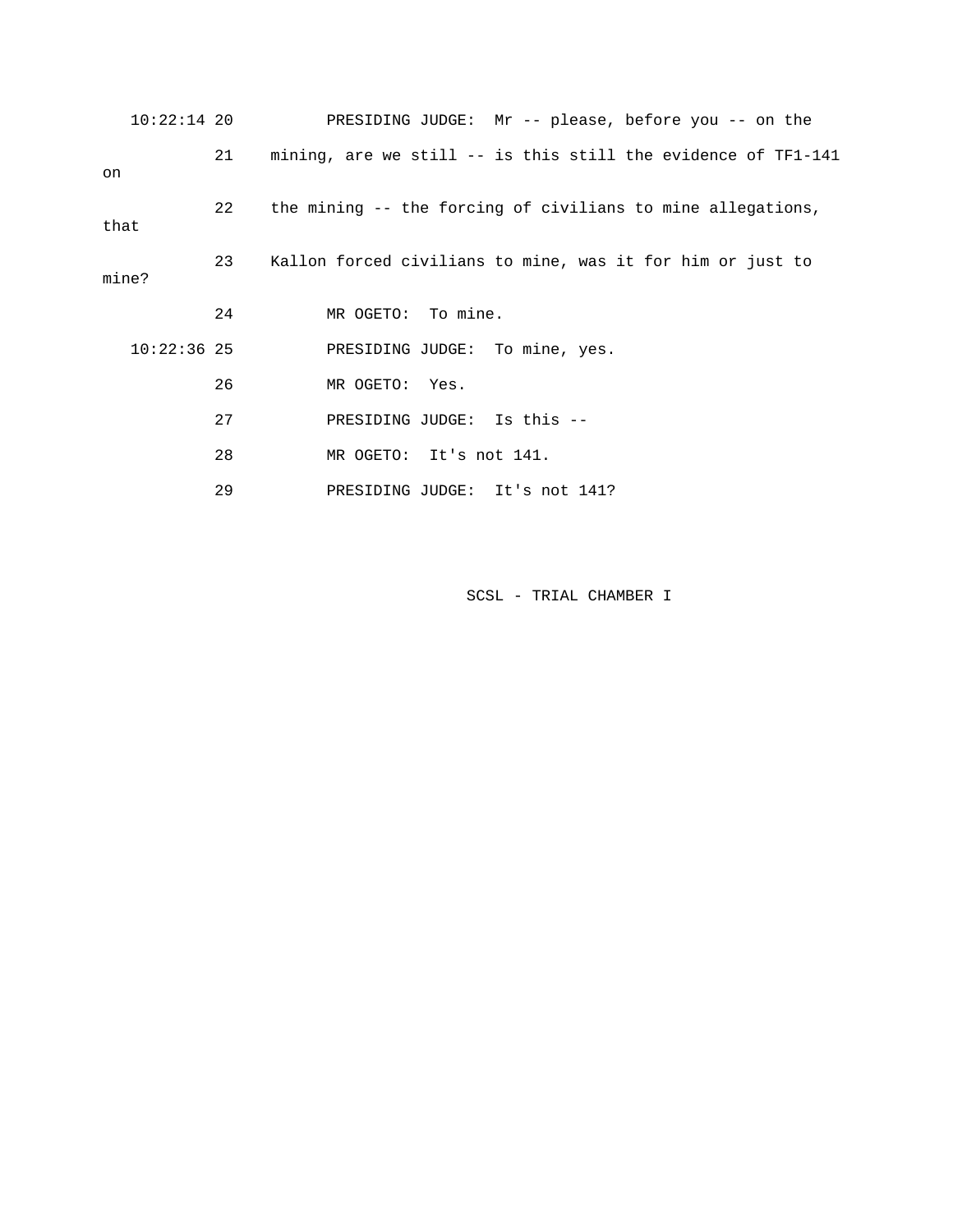10:22:14 20 PRESIDING JUDGE: Mr -- please, before you -- on the

21 mining, are we still -- is this still the evidence of TF1-141 on

22 the mining -- the forcing of civilians to mine allegations, that

23 Kallon forced civilians to mine, was it for him or just to mine?

24 MR OGETO: To mine.

10:22:36 25 PRESIDING JUDGE: To mine, yes.

26 MR OGETO: Yes.

27 PRESIDING JUDGE: Is this --

28 MR OGETO: It's not 141.

29 PRESIDING JUDGE: It's not 141?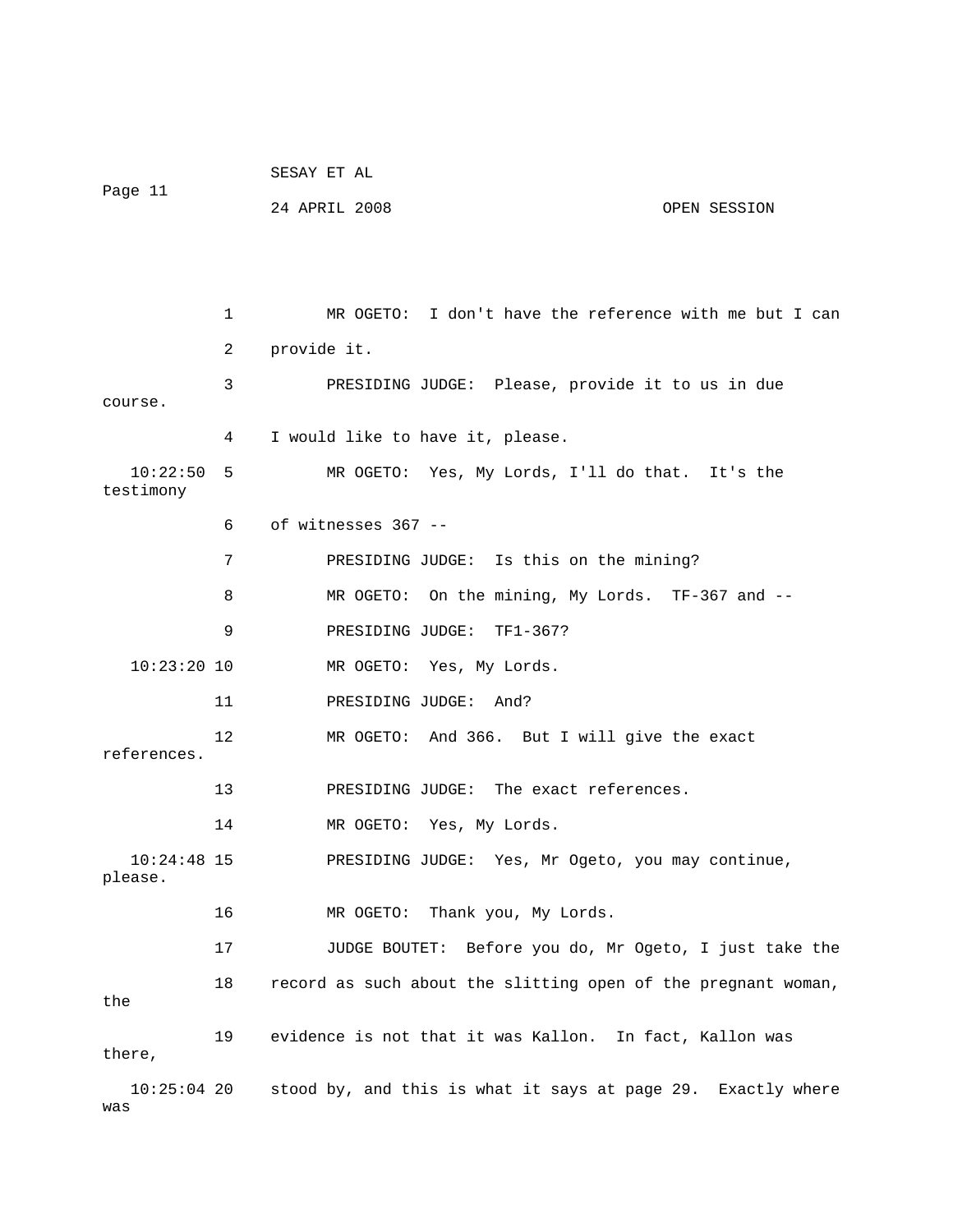1 MR OGETO: I don't have the reference with me but I can

2 provide it.

3 PRESIDING JUDGE: Please, provide it to us in due course.

4 I would like to have it, please.

10:22:50 5 MR OGETO: Yes, My Lords, I'll do that. It's the testimony

6 of witnesses 367 --

7 PRESIDING JUDGE: Is this on the mining?

8 MR OGETO: On the mining, My Lords. TF-367 and --

9 PRESIDING JUDGE: TF1-367?

10:23:20 10 MR OGETO: Yes, My Lords.

11 PRESIDING JUDGE: And?

12 MR OGETO: And 366. But I will give the exact references.

13 PRESIDING JUDGE: The exact references.

14 MR OGETO: Yes, My Lords.

10:24:48 15 PRESIDING JUDGE: Yes, Mr Ogeto, you may continue, please.

16 MR OGETO: Thank you, My Lords.

17 JUDGE BOUTET: Before you do, Mr Ogeto, I just take the

18 record as such about the slitting open of the pregnant woman, the

19 evidence is not that it was Kallon. In fact, Kallon was there,

10:25:04 20 stood by, and this is what it says at page 29. Exactly where was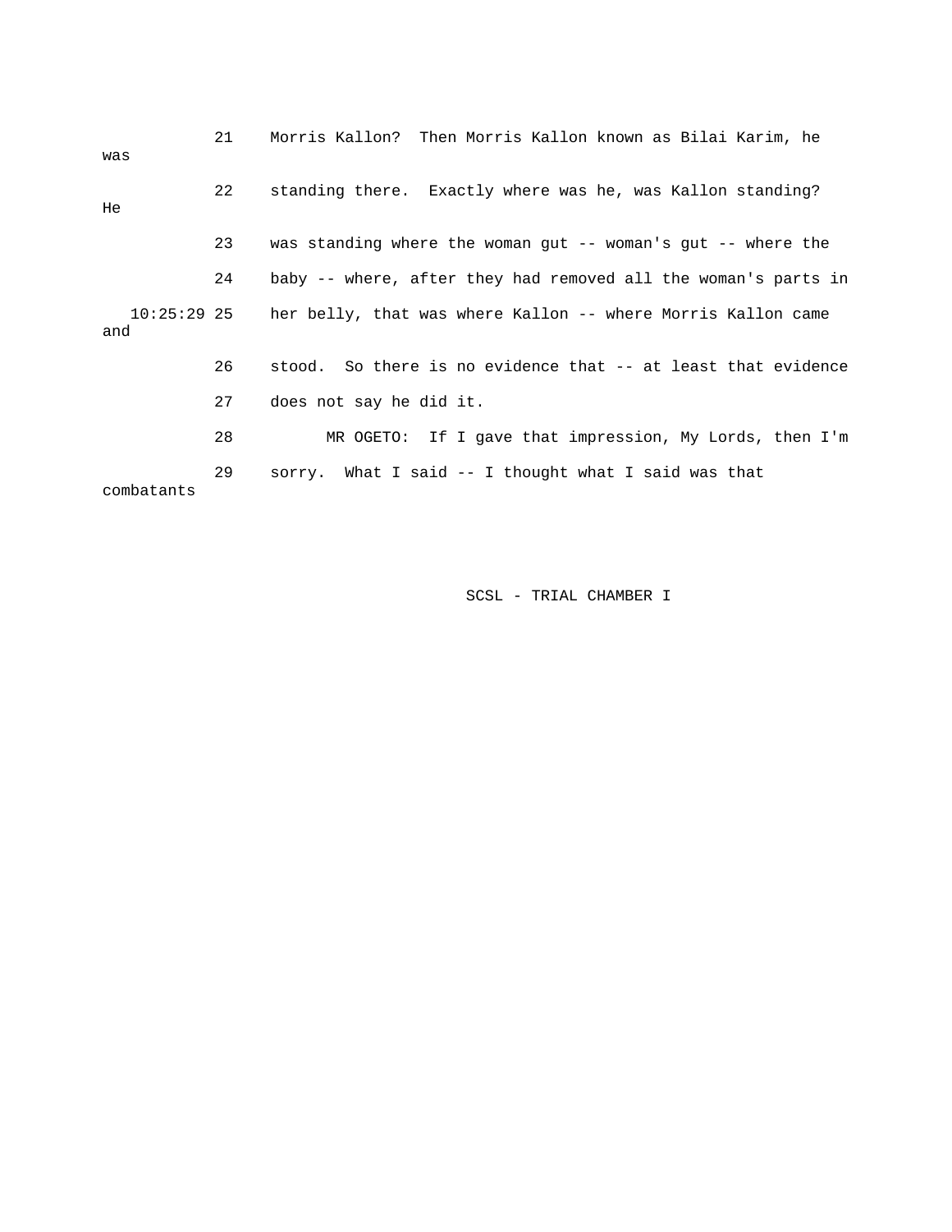21 Morris Kallon? Then Morris Kallon known as Bilai Karim, he was

22 standing there. Exactly where was he, was Kallon standing? He

23 was standing where the woman gut -- woman's gut -- where the

24 baby -- where, after they had removed all the woman's parts in

10:25:29 25 her belly, that was where Kallon -- where Morris Kallon came and

26 stood. So there is no evidence that -- at least that evidence

27 does not say he did it.

28 MR OGETO: If I gave that impression, My Lords, then I'm

29 sorry. What I said -- I thought what I said was that combatants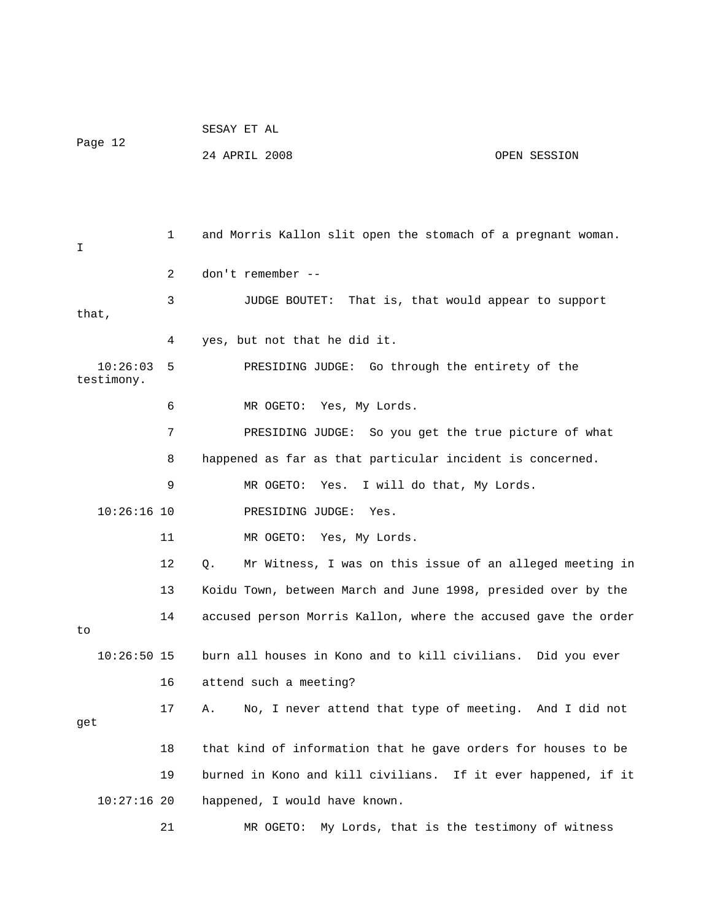1 and Morris Kallon slit open the stomach of a pregnant woman. I

2 don't remember --

3 JUDGE BOUTET: That is, that would appear to support that,

4 yes, but not that he did it.

10:26:03 5 PRESIDING JUDGE: Go through the entirety of the testimony.

6 MR OGETO: Yes, My Lords.

7 PRESIDING JUDGE: So you get the true picture of what

8 happened as far as that particular incident is concerned.

9 MR OGETO: Yes. I will do that, My Lords.

10:26:16 10 PRESIDING JUDGE: Yes.

11 MR OGETO: Yes, My Lords.

12 Q. Mr Witness, I was on this issue of an alleged meeting in

13 Koidu Town, between March and June 1998, presided over by the

14 accused person Morris Kallon, where the accused gave the order to

10:26:50 15 burn all houses in Kono and to kill civilians. Did you ever

16 attend such a meeting?

17 A. No, I never attend that type of meeting. And I did not get

18 that kind of information that he gave orders for houses to be

19 burned in Kono and kill civilians. If it ever happened, if it

10:27:16 20 happened, I would have known.

21 MR OGETO: My Lords, that is the testimony of witness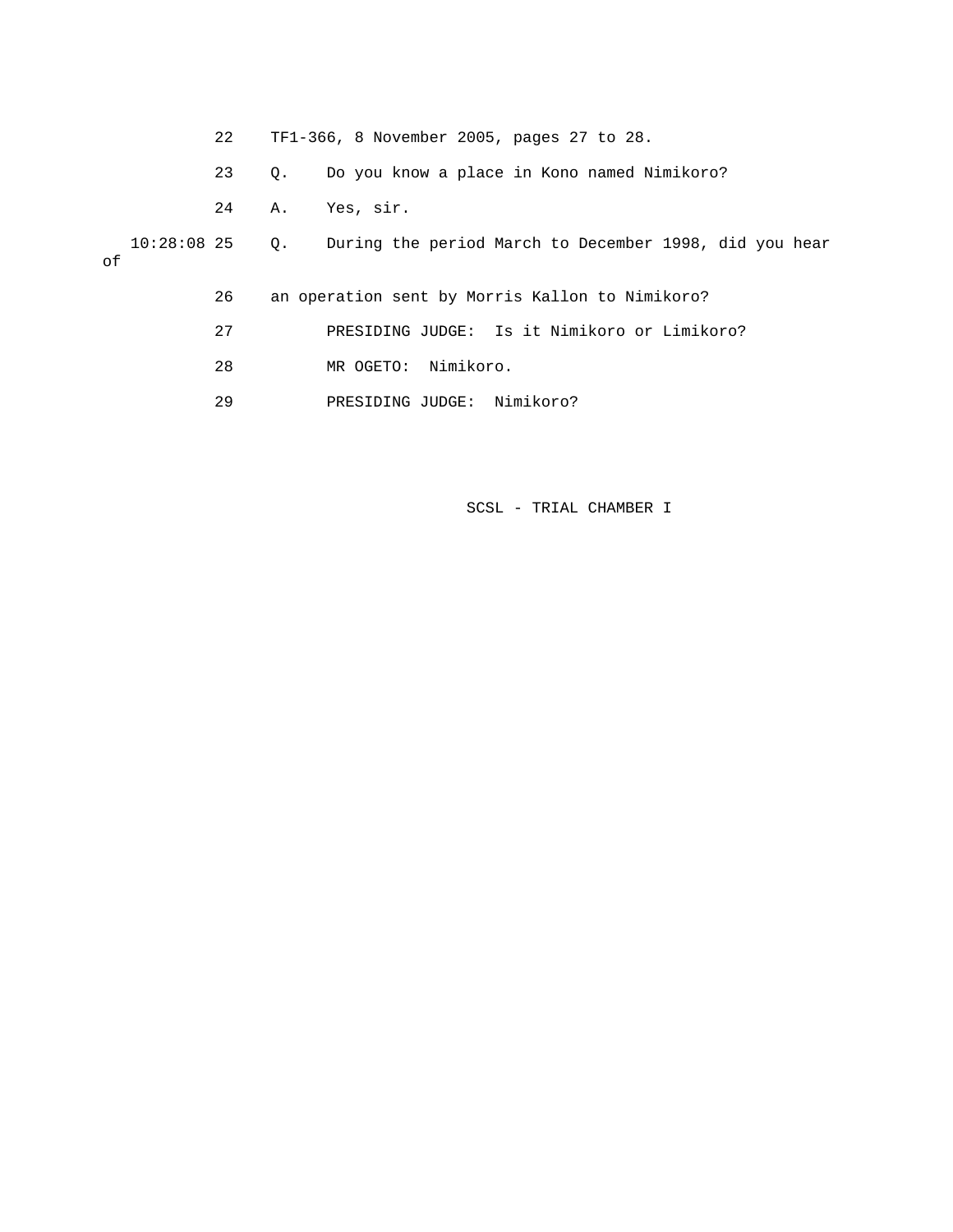22 TF1-366, 8 November 2005, pages 27 to 28.

23 Q. Do you know a place in Kono named Nimikoro?

24 A. Yes, sir.

10:28:08 25 Q. During the period March to December 1998, did you hear of

26 an operation sent by Morris Kallon to Nimikoro?

27 PRESIDING JUDGE: Is it Nimikoro or Limikoro?

28 MR OGETO: Nimikoro.

29 PRESIDING JUDGE: Nimikoro?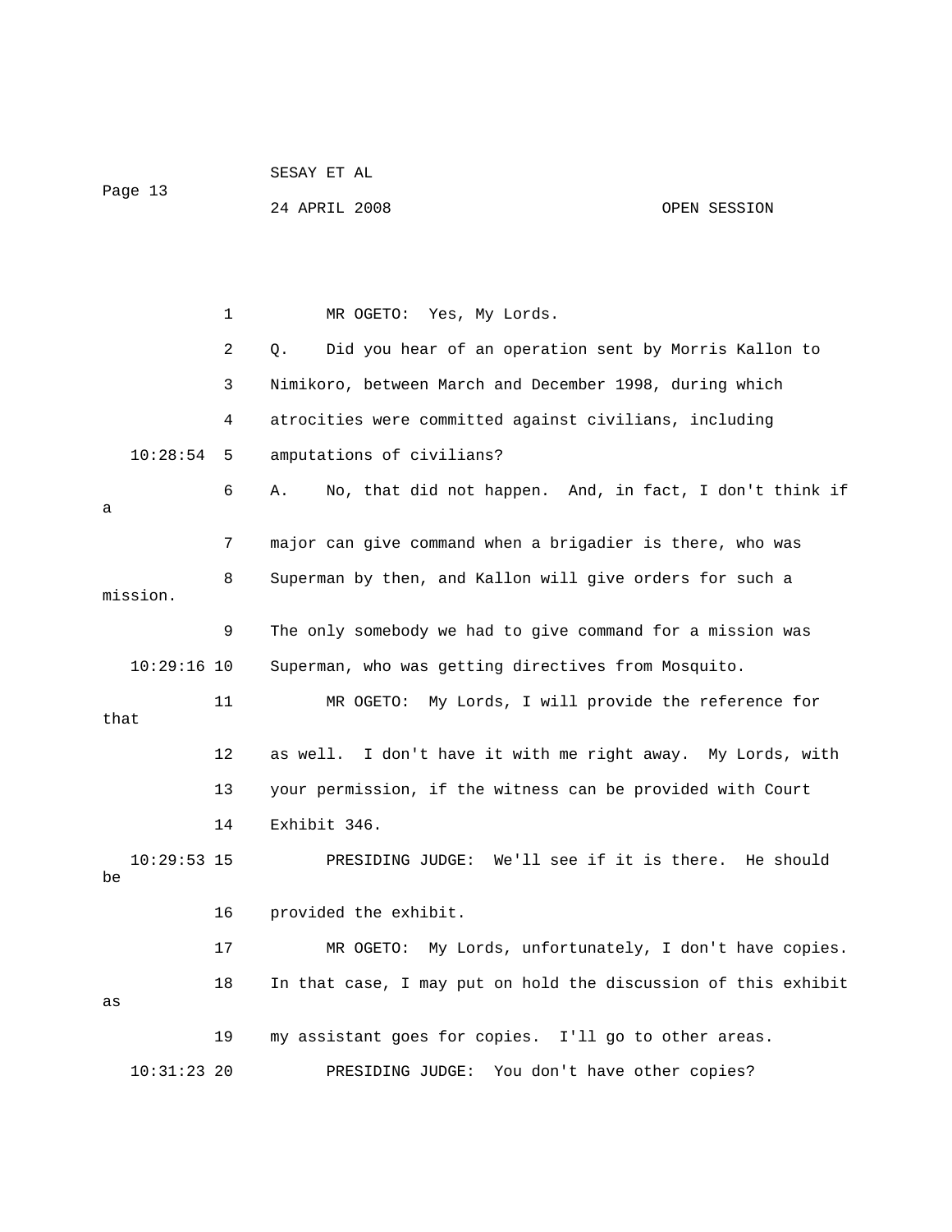1 MR OGETO: Yes, My Lords.

2 Q. Did you hear of an operation sent by Morris Kallon to

3 Nimikoro, between March and December 1998, during which

4 atrocities were committed against civilians, including

10:28:54 5 amputations of civilians?

6 A. No, that did not happen. And, in fact, I don't think if a

7 major can give command when a brigadier is there, who was

8 Superman by then, and Kallon will give orders for such a mission.

9 The only somebody we had to give command for a mission was

10:29:16 10 Superman, who was getting directives from Mosquito.

11 MR OGETO: My Lords, I will provide the reference for that

12 as well. I don't have it with me right away. My Lords, with

13 your permission, if the witness can be provided with Court

14 Exhibit 346.

10:29:53 15 PRESIDING JUDGE: We'll see if it is there. He should be

16 provided the exhibit.

17 MR OGETO: My Lords, unfortunately, I don't have copies.

18 In that case, I may put on hold the discussion of this exhibit as

19 my assistant goes for copies. I'll go to other areas.

10:31:23 20 PRESIDING JUDGE: You don't have other copies?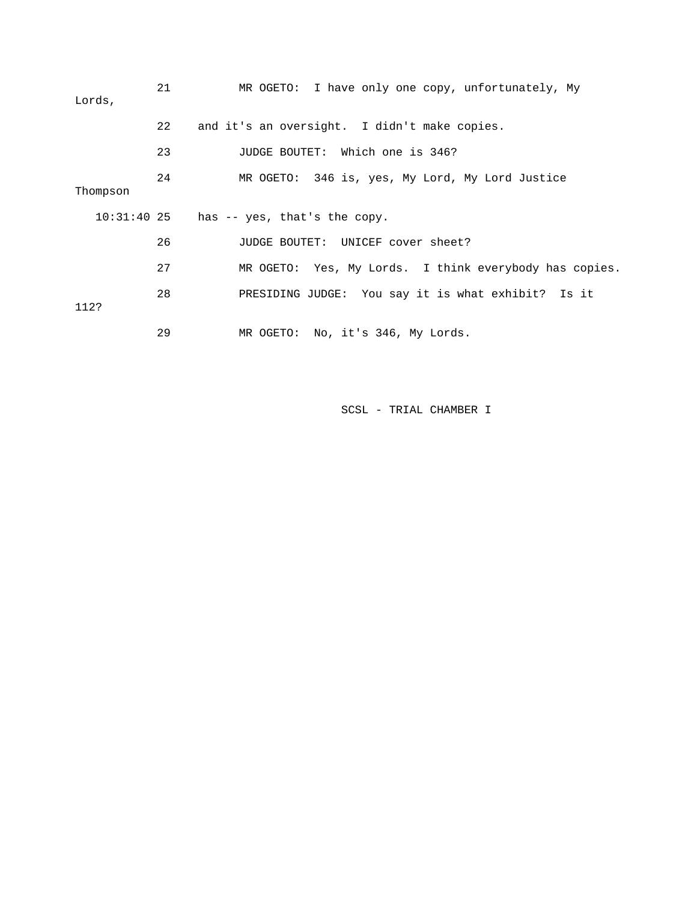21 MR OGETO: I have only one copy, unfortunately, My Lords,

22 and it's an oversight. I didn't make copies.

23 JUDGE BOUTET: Which one is 346?

24 MR OGETO: 346 is, yes, My Lord, My Lord Justice Thompson

10:31:40 25 has -- yes, that's the copy.

26 JUDGE BOUTET: UNICEF cover sheet?

27 MR OGETO: Yes, My Lords. I think everybody has copies.

28 PRESIDING JUDGE: You say it is what exhibit? Is it 112?

29 MR OGETO: No, it's 346, My Lords.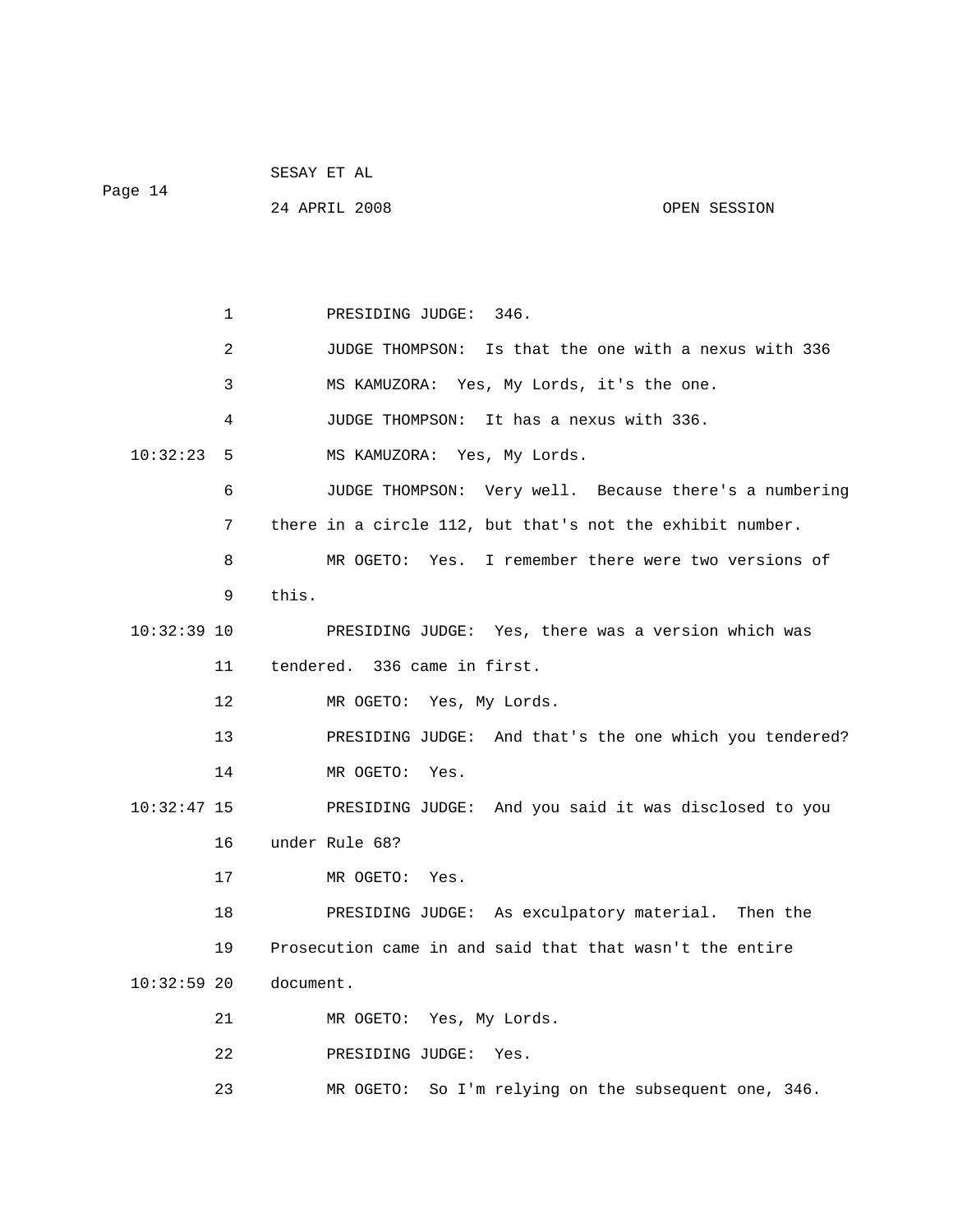PRESIDING JUDGE: 346.

JUDGE THOMPSON: Is that the one with a nexus with 336

MS KAMUZORA: Yes, My Lords, it's the one.

JUDGE THOMPSON: It has a nexus with 336.

MS KAMUZORA: Yes, My Lords.

JUDGE THOMPSON: Very well. Because there's a numbering there in a circle 112, but that's not the exhibit number.

MR OGETO: Yes. I remember there were two versions of this.

PRESIDING JUDGE: Yes, there was a version which was tendered. 336 came in first.

MR OGETO: Yes, My Lords.

PRESIDING JUDGE: And that's the one which you tendered?

MR OGETO: Yes.

PRESIDING JUDGE: And you said it was disclosed to you under Rule 68?

MR OGETO: Yes.

PRESIDING JUDGE: As exculpatory material. Then the Prosecution came in and said that that wasn't the entire document.

MR OGETO: Yes, My Lords.

PRESIDING JUDGE: Yes.

MR OGETO: So I'm relying on the subsequent one, 346.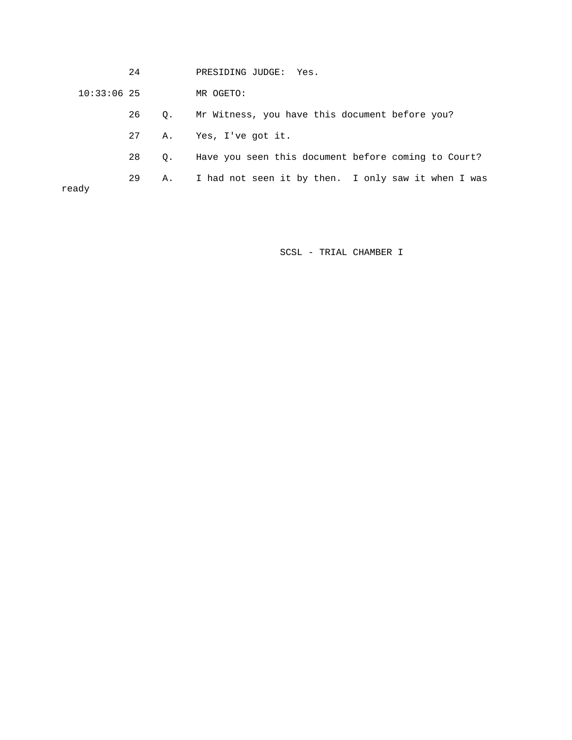24 PRESIDING JUDGE: Yes.

10:33:06 25 MR OGETO:

26 Q. Mr Witness, you have this document before you?

27 A. Yes, I've got it.

28 Q. Have you seen this document before coming to Court?

29 A. I had not seen it by then. I only saw it when I was ready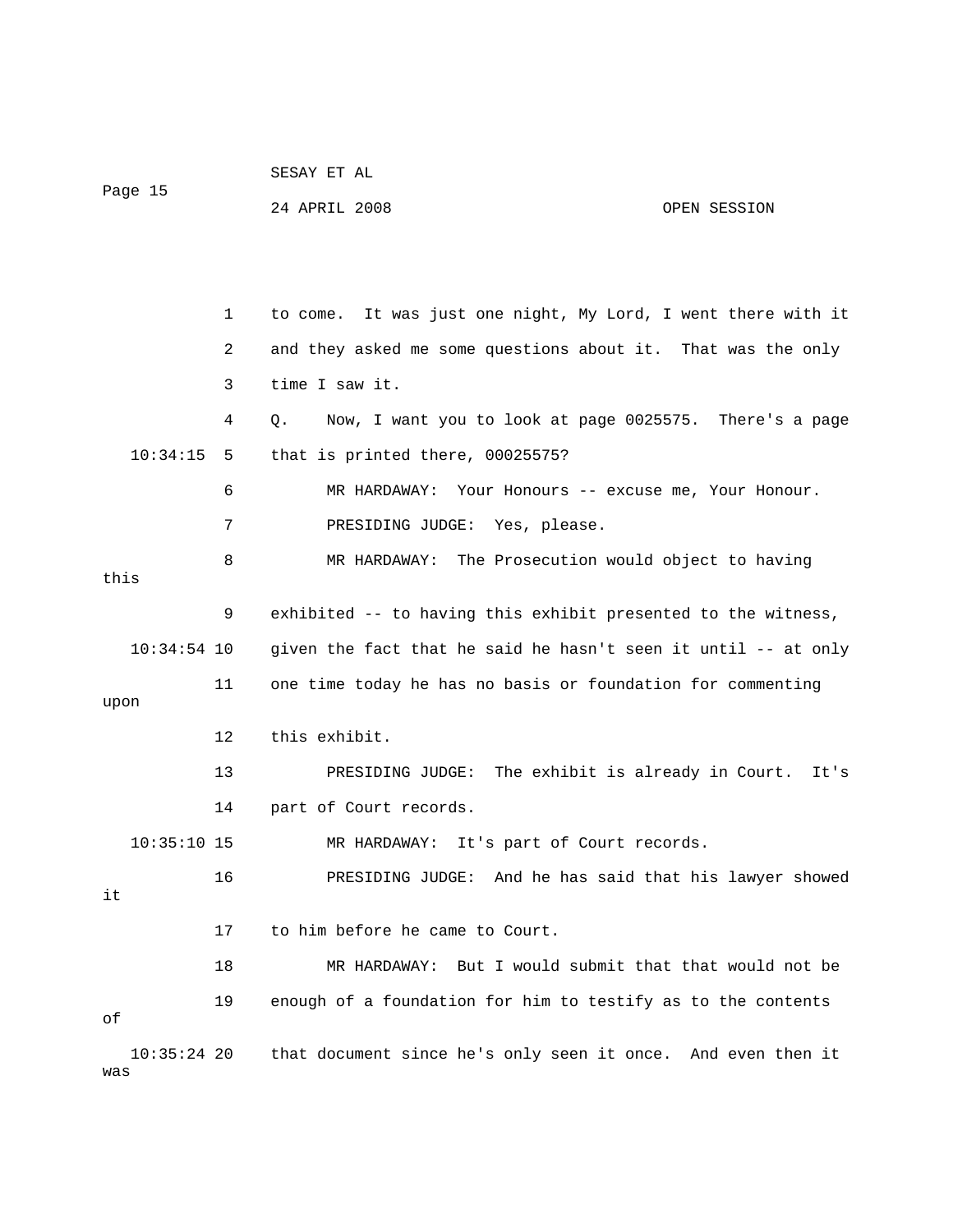to come. It was just one night, My Lord, I went there with it and they asked me some questions about it. That was the only time I saw it.

Q. Now, I want you to look at page 0025575. There's a page that is printed there, 00025575?

MR HARDAWAY: Your Honours -- excuse me, Your Honour.

PRESIDING JUDGE: Yes, please.

MR HARDAWAY: The Prosecution would object to having this exhibited -- to having this exhibit presented to the witness, given the fact that he said he hasn't seen it until -- at only one time today he has no basis or foundation for commenting upon this exhibit.

PRESIDING JUDGE: The exhibit is already in Court. It's part of Court records.

MR HARDAWAY: It's part of Court records.

PRESIDING JUDGE: And he has said that his lawyer showed it to him before he came to Court.

MR HARDAWAY: But I would submit that that would not be enough of a foundation for him to testify as to the contents of that document since he's only seen it once. And even then it was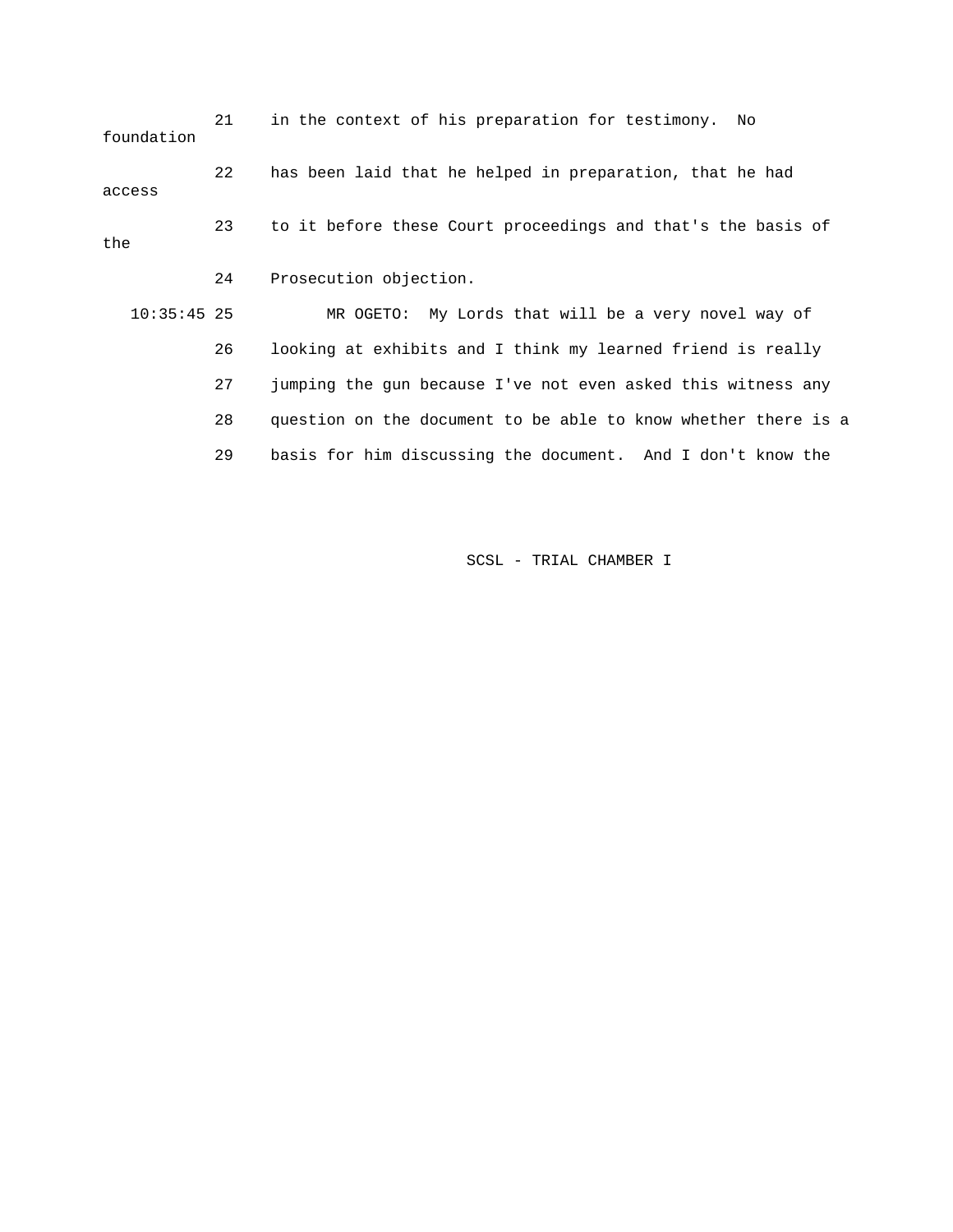21 in the context of his preparation for testimony. No foundation

22 has been laid that he helped in preparation, that he had access

23 to it before these Court proceedings and that's the basis of the

24 Prosecution objection.

10:35:45 25 MR OGETO: My Lords that will be a very novel way of

26 looking at exhibits and I think my learned friend is really

27 jumping the gun because I've not even asked this witness any

28 question on the document to be able to know whether there is a

29 basis for him discussing the document. And I don't know the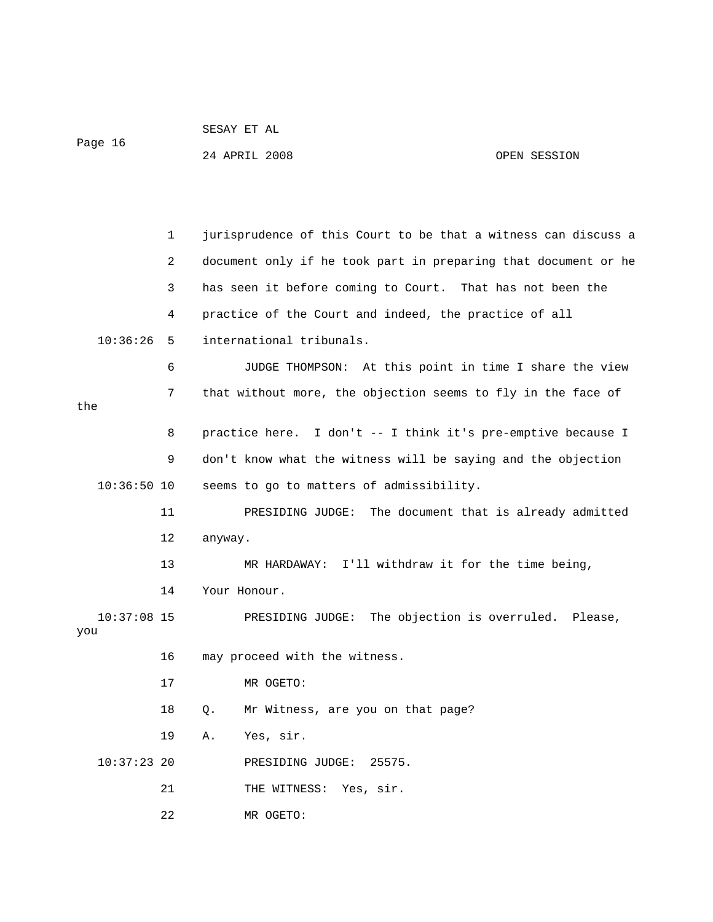jurisprudence of this Court to be that a witness can discuss a document only if he took part in preparing that document or he has seen it before coming to Court. That has not been the practice of the Court and indeed, the practice of all international tribunals.

JUDGE THOMPSON: At this point in time I share the view that without more, the objection seems to fly in the face of the practice here. I don't -- I think it's pre-emptive because I don't know what the witness will be saying and the objection seems to go to matters of admissibility.

PRESIDING JUDGE: The document that is already admitted anyway.

MR HARDAWAY: I'll withdraw it for the time being, Your Honour.

PRESIDING JUDGE: The objection is overruled. Please, you may proceed with the witness.

MR OGETO:

Q. Mr Witness, are you on that page?

A. Yes, sir.

PRESIDING JUDGE: 25575.

THE WITNESS: Yes, sir.

MR OGETO: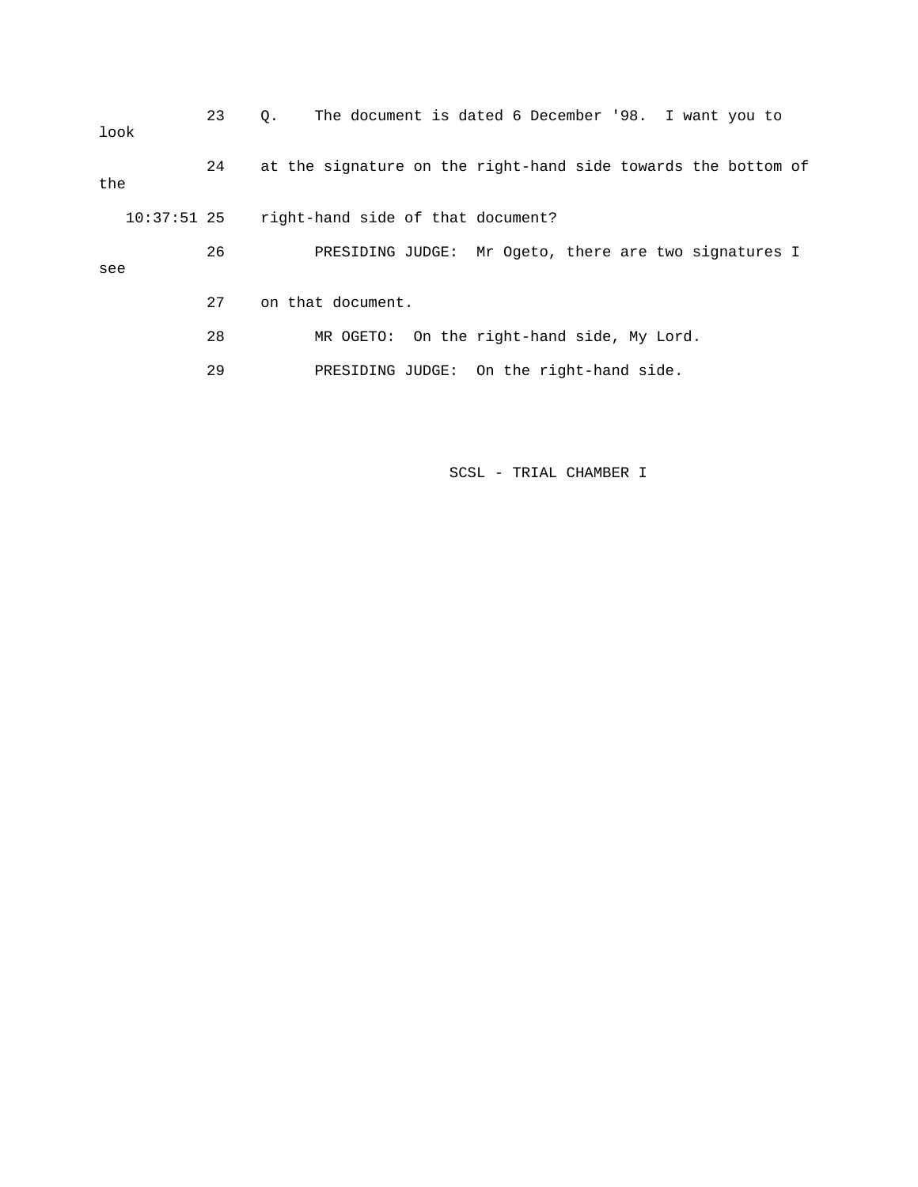23 Q. The document is dated 6 December '98. I want you to look

24 at the signature on the right-hand side towards the bottom of the

10:37:51 25 right-hand side of that document?

26 PRESIDING JUDGE: Mr Ogeto, there are two signatures I see

27 on that document.

28 MR OGETO: On the right-hand side, My Lord.

29 PRESIDING JUDGE: On the right-hand side.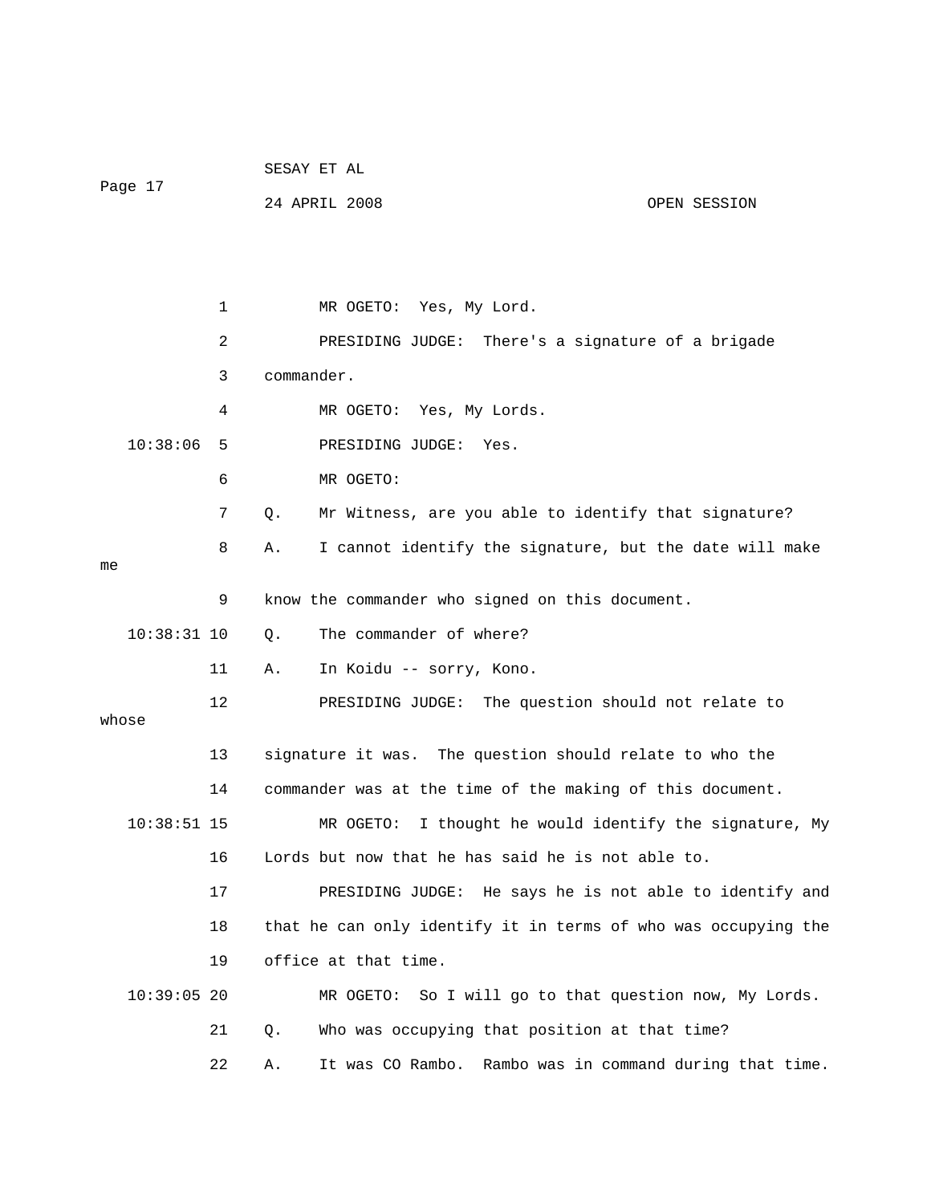MR OGETO: Yes, My Lord.

PRESIDING JUDGE: There's a signature of a brigade commander.

MR OGETO: Yes, My Lords.

PRESIDING JUDGE: Yes.

MR OGETO:

Q. Mr Witness, are you able to identify that signature?

A. I cannot identify the signature, but the date will make me know the commander who signed on this document.

Q. The commander of where?

A. In Koidu -- sorry, Kono.

PRESIDING JUDGE: The question should not relate to whose signature it was. The question should relate to who the commander was at the time of the making of this document.

MR OGETO: I thought he would identify the signature, My Lords but now that he has said he is not able to.

PRESIDING JUDGE: He says he is not able to identify and that he can only identify it in terms of who was occupying the office at that time.

MR OGETO: So I will go to that question now, My Lords.

Q. Who was occupying that position at that time?

A. It was CO Rambo. Rambo was in command during that time.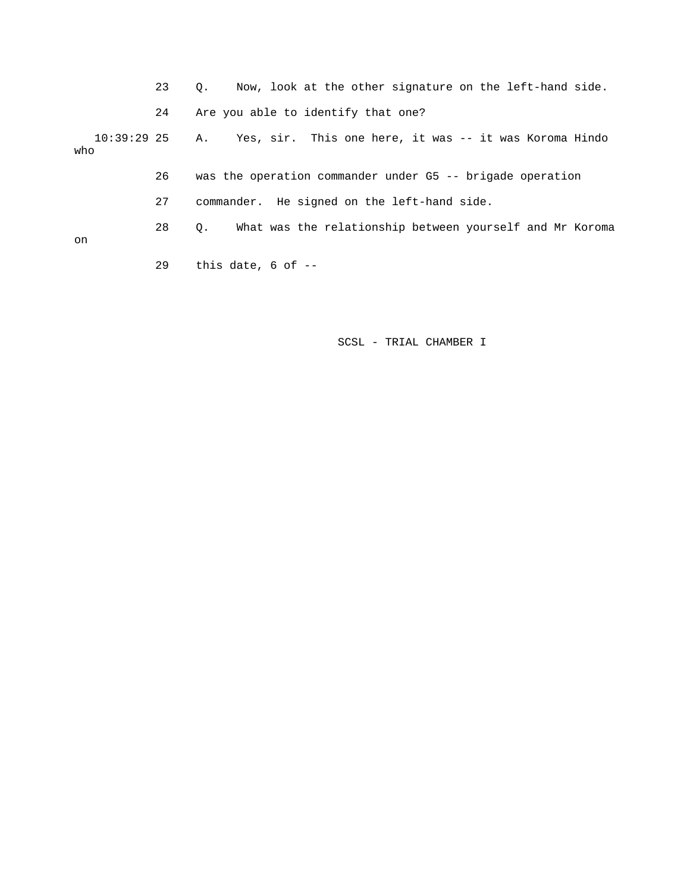23 Q. Now, look at the other signature on the left-hand side.

24 Are you able to identify that one?

10:39:29 25 A. Yes, sir. This one here, it was -- it was Koroma Hindo who

26 was the operation commander under G5 -- brigade operation

27 commander. He signed on the left-hand side.

28 Q. What was the relationship between yourself and Mr Koroma on

29 this date, 6 of --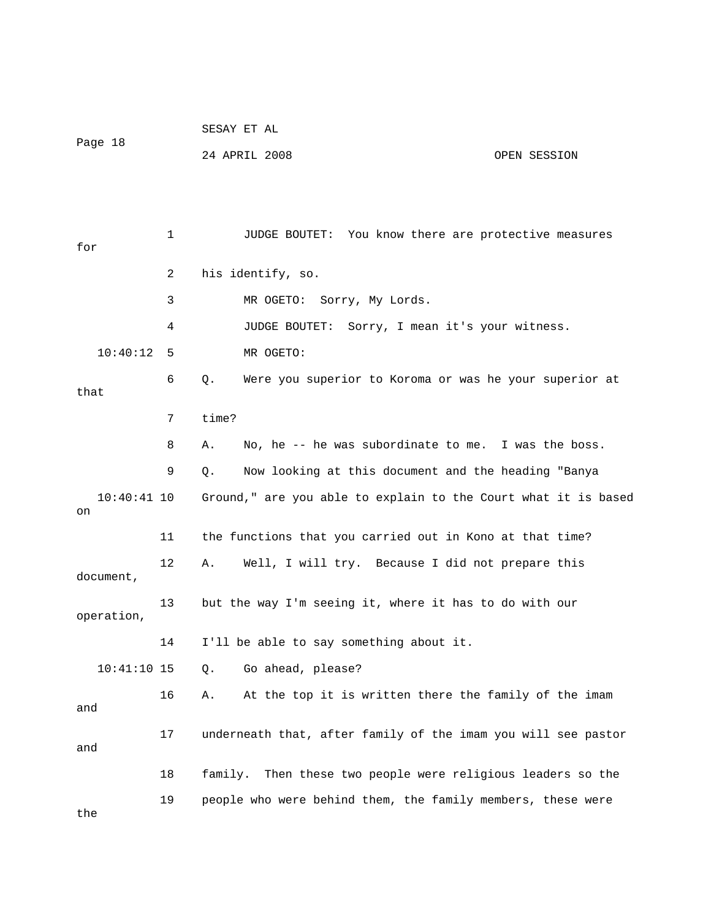1 JUDGE BOUTET: You know there are protective measures for

2 his identify, so.

3 MR OGETO: Sorry, My Lords.

4 JUDGE BOUTET: Sorry, I mean it's your witness.

10:40:12 5 MR OGETO:

6 Q. Were you superior to Koroma or was he your superior at that

7 time?

8 A. No, he -- he was subordinate to me. I was the boss.

9 Q. Now looking at this document and the heading "Banya

10:40:41 10 Ground," are you able to explain to the Court what it is based on

11 the functions that you carried out in Kono at that time?

12 A. Well, I will try. Because I did not prepare this document,

13 but the way I'm seeing it, where it has to do with our operation,

14 I'll be able to say something about it.

10:41:10 15 Q. Go ahead, please?

16 A. At the top it is written there the family of the imam and

17 underneath that, after family of the imam you will see pastor and

18 family. Then these two people were religious leaders so the

19 people who were behind them, the family members, these were the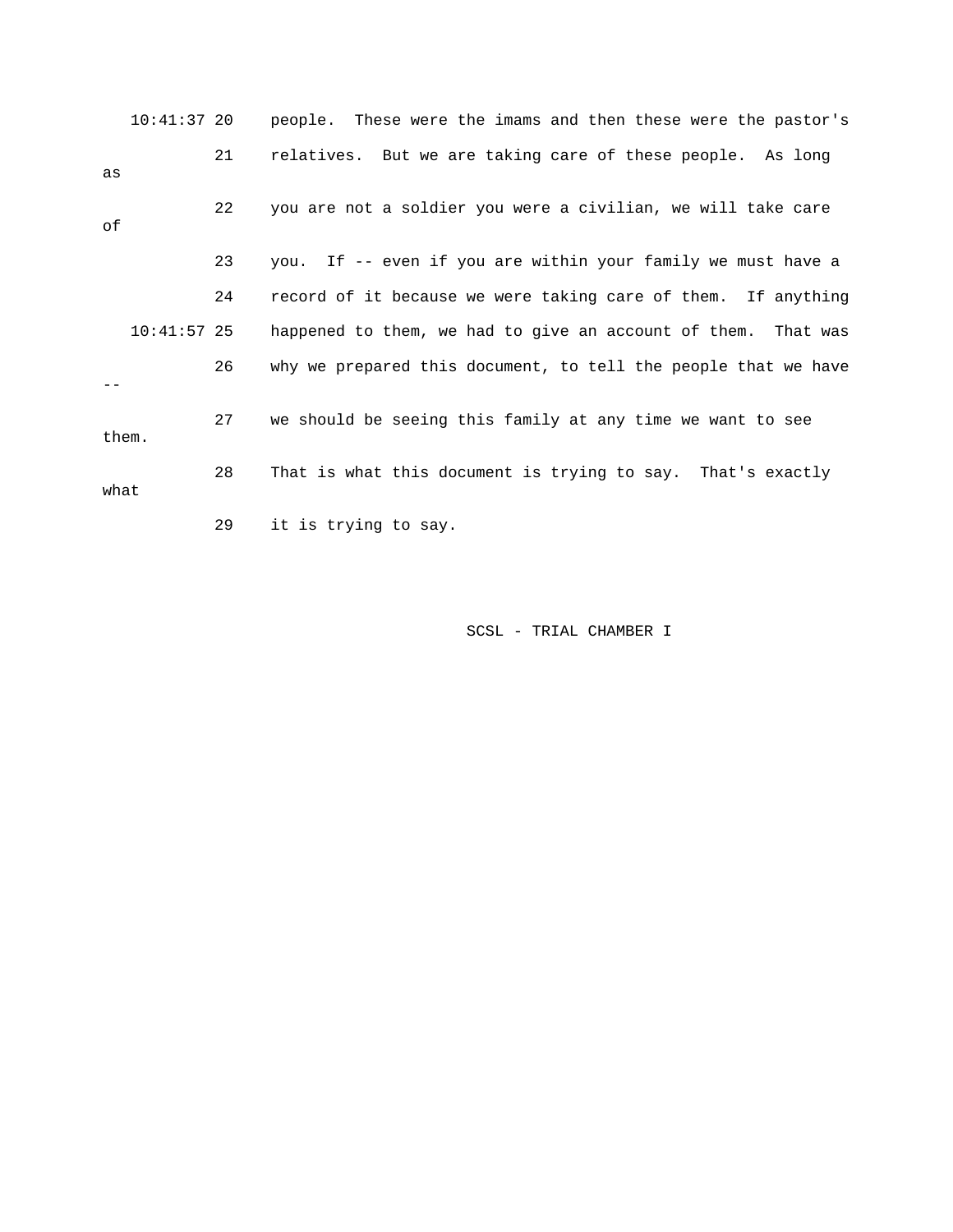10:41:37 20 people. These were the imams and then these were the pastor's

21 relatives. But we are taking care of these people. As long as

22 you are not a soldier you were a civilian, we will take care of

23 you. If -- even if you are within your family we must have a

24 record of it because we were taking care of them. If anything

10:41:57 25 happened to them, we had to give an account of them. That was

26 why we prepared this document, to tell the people that we have --

27 we should be seeing this family at any time we want to see them.

28 That is what this document is trying to say. That's exactly what

29 it is trying to say.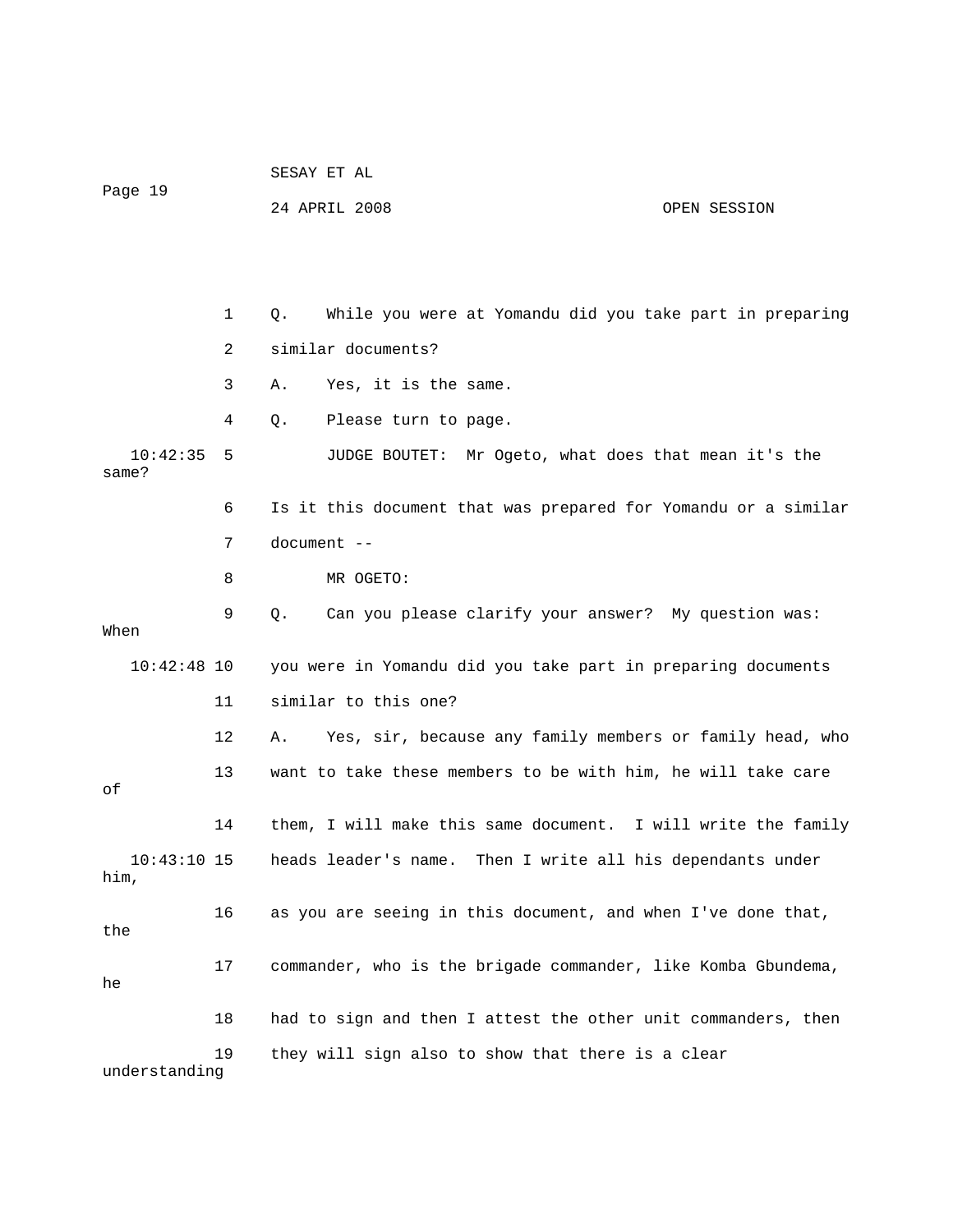1 Q. While you were at Yomandu did you take part in preparing

2 similar documents?

3 A. Yes, it is the same.

4 Q. Please turn to page.

10:42:35 5 JUDGE BOUTET: Mr Ogeto, what does that mean it's the same?

6 Is it this document that was prepared for Yomandu or a similar

7 document --

8 MR OGETO:

9 Q. Can you please clarify your answer? My question was: When

10:42:48 10 you were in Yomandu did you take part in preparing documents

11 similar to this one?

12 A. Yes, sir, because any family members or family head, who

13 want to take these members to be with him, he will take care of

14 them, I will make this same document. I will write the family

10:43:10 15 heads leader's name. Then I write all his dependants under him,

16 as you are seeing in this document, and when I've done that, the

17 commander, who is the brigade commander, like Komba Gbundema, he

18 had to sign and then I attest the other unit commanders, then

19 they will sign also to show that there is a clear understanding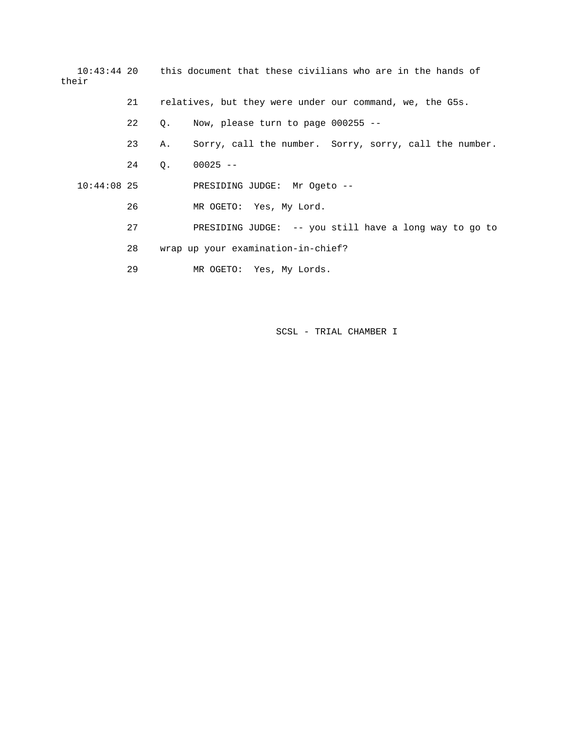10:43:44 20 this document that these civilians who are in the hands of their

21 relatives, but they were under our command, we, the G5s.

22 Q. Now, please turn to page 000255 --

23 A. Sorry, call the number. Sorry, sorry, call the number.

24 Q. 00025 --

10:44:08 25 PRESIDING JUDGE: Mr Ogeto --

26 MR OGETO: Yes, My Lord.

27 PRESIDING JUDGE: -- you still have a long way to go to

28 wrap up your examination-in-chief?

29 MR OGETO: Yes, My Lords.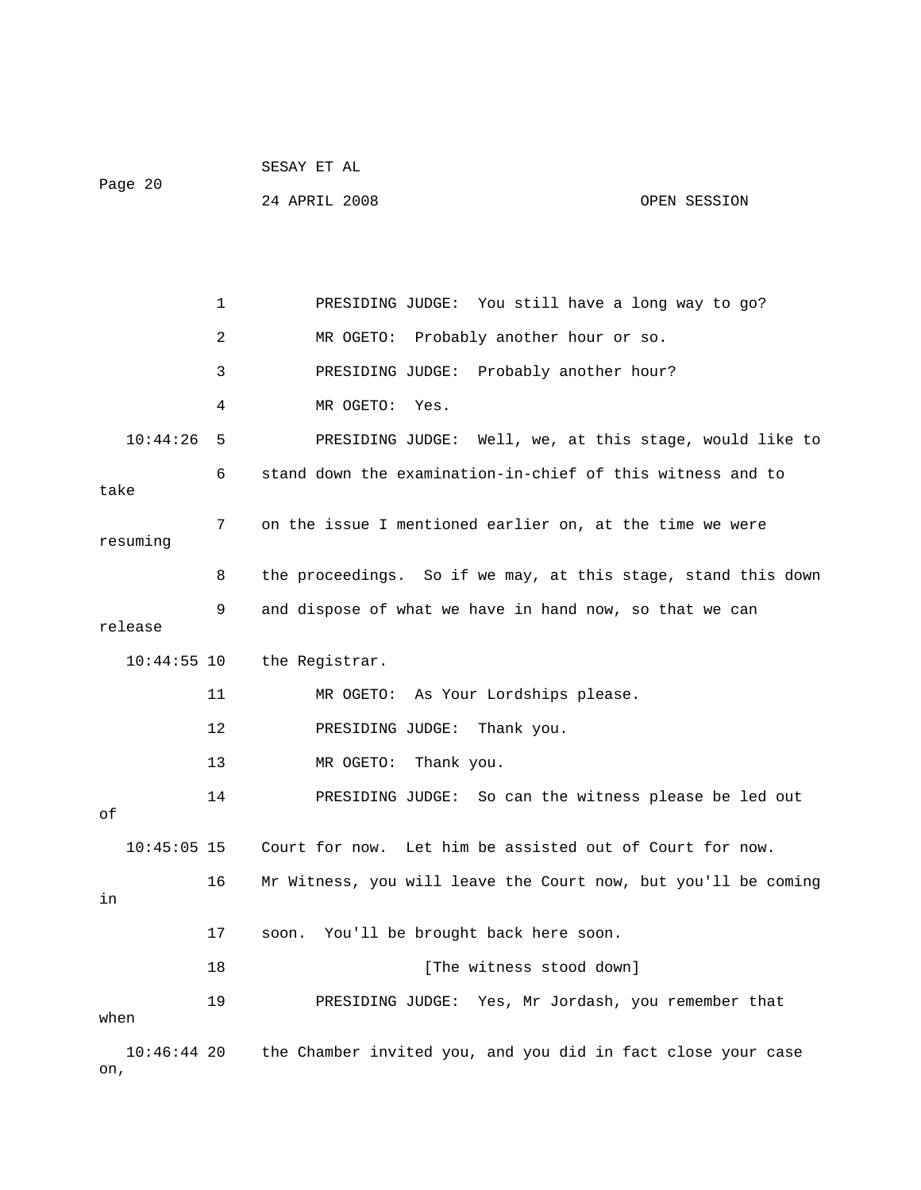1 PRESIDING JUDGE: You still have a long way to go?

2 MR OGETO: Probably another hour or so.

3 PRESIDING JUDGE: Probably another hour?

4 MR OGETO: Yes.

10:44:26 5 PRESIDING JUDGE: Well, we, at this stage, would like to

6 stand down the examination-in-chief of this witness and to take

7 on the issue I mentioned earlier on, at the time we were resuming

8 the proceedings. So if we may, at this stage, stand this down

9 and dispose of what we have in hand now, so that we can release

10:44:55 10 the Registrar.

11 MR OGETO: As Your Lordships please.

12 PRESIDING JUDGE: Thank you.

13 MR OGETO: Thank you.

14 PRESIDING JUDGE: So can the witness please be led out of

10:45:05 15 Court for now. Let him be assisted out of Court for now.

16 Mr Witness, you will leave the Court now, but you'll be coming in

17 soon. You'll be brought back here soon.

18 [The witness stood down]

19 PRESIDING JUDGE: Yes, Mr Jordash, you remember that when

10:46:44 20 the Chamber invited you, and you did in fact close your case on,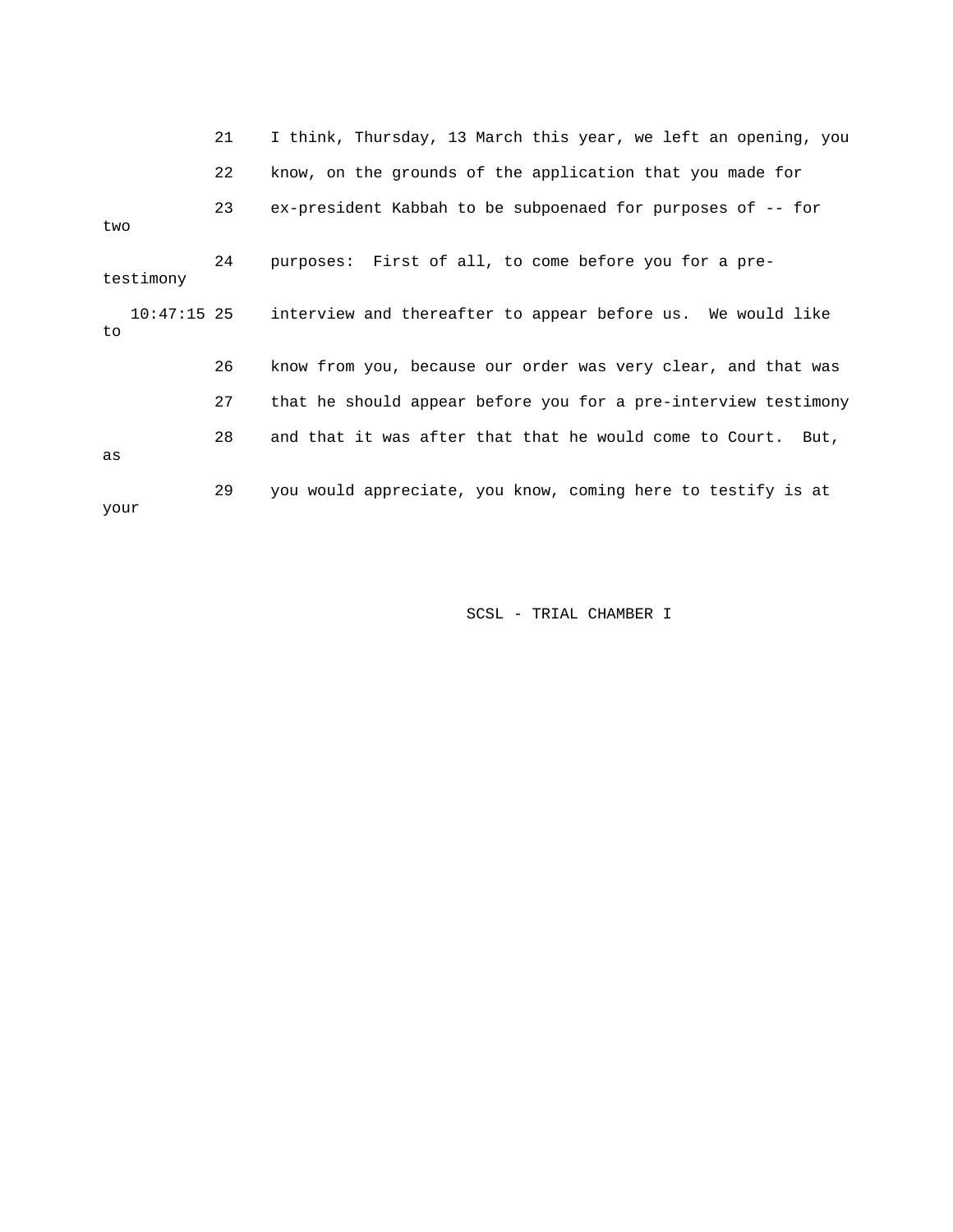21 I think, Thursday, 13 March this year, we left an opening, you

22 know, on the grounds of the application that you made for

23 ex-president Kabbah to be subpoenaed for purposes of -- for two

24 purposes: First of all, to come before you for a pre-testimony

10:47:15 25 interview and thereafter to appear before us. We would like to

26 know from you, because our order was very clear, and that was

27 that he should appear before you for a pre-interview testimony

28 and that it was after that that he would come to Court. But, as

29 you would appreciate, you know, coming here to testify is at your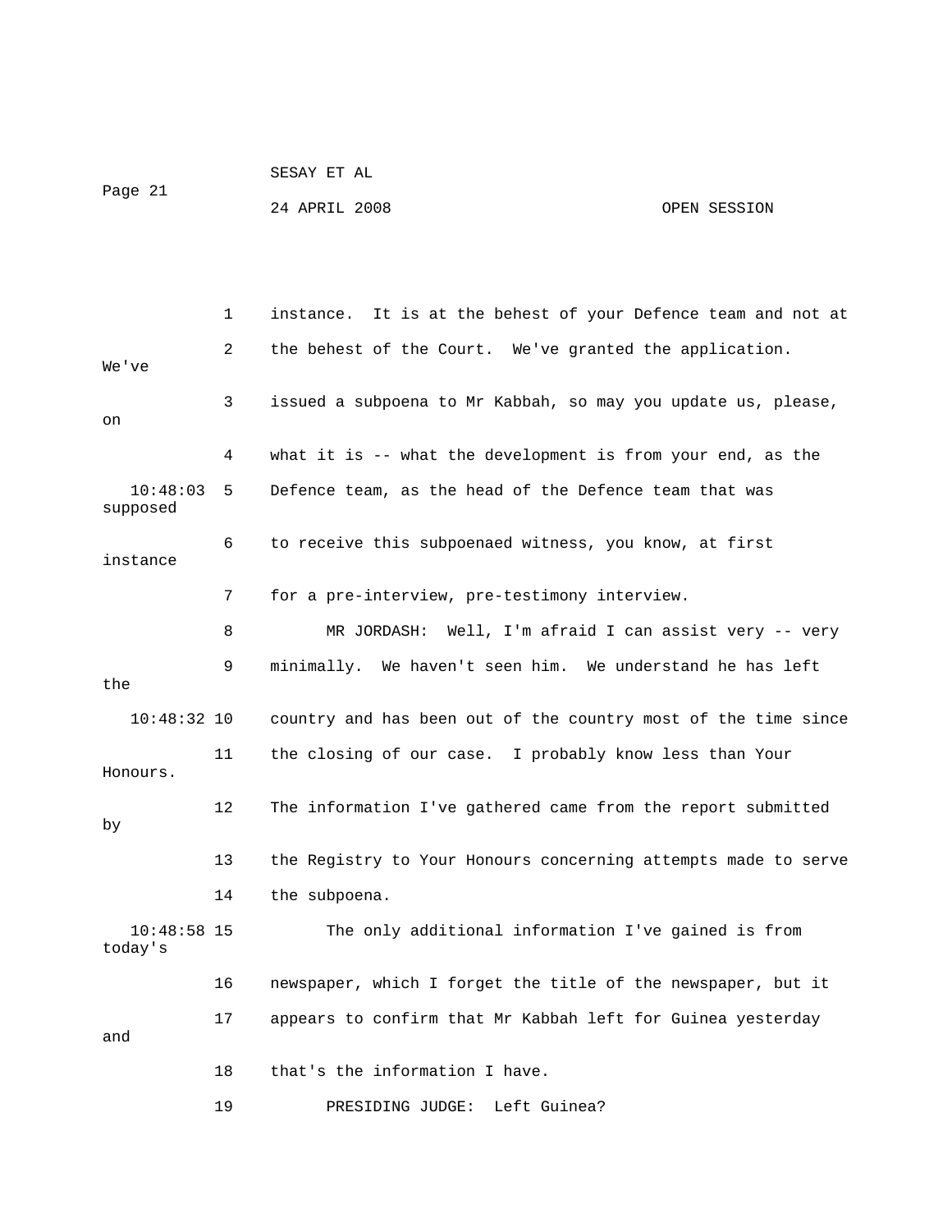instance. It is at the behest of your Defence team and not at the behest of the Court. We've granted the application. We've issued a subpoena to Mr Kabbah, so may you update us, please, on what it is -- what the development is from your end, as the Defence team, as the head of the Defence team that was supposed to receive this subpoenaed witness, you know, at first instance for a pre-interview, pre-testimony interview.

MR JORDASH: Well, I'm afraid I can assist very -- very minimally. We haven't seen him. We understand he has left the country and has been out of the country most of the time since the closing of our case. I probably know less than Your Honours. The information I've gathered came from the report submitted by the Registry to Your Honours concerning attempts made to serve the subpoena.

The only additional information I've gained is from today's newspaper, which I forget the title of the newspaper, but it appears to confirm that Mr Kabbah left for Guinea yesterday and that's the information I have.

PRESIDING JUDGE: Left Guinea?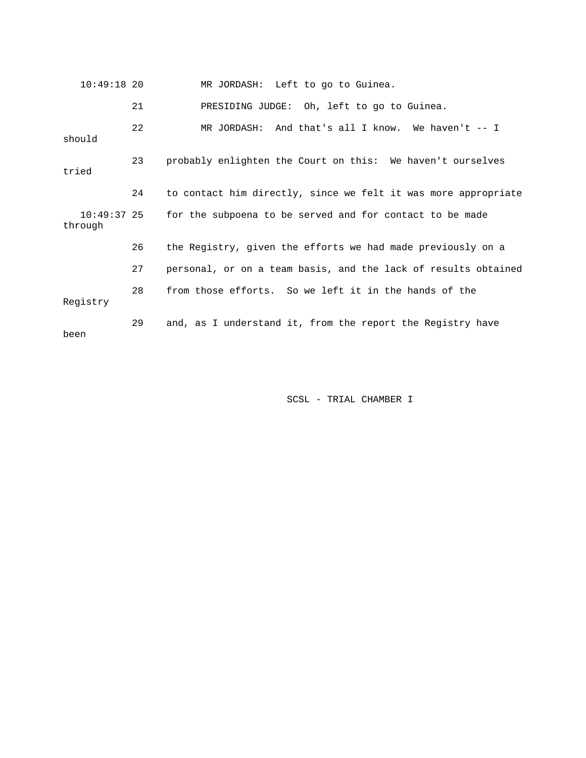10:49:18 20 MR JORDASH: Left to go to Guinea.

21 PRESIDING JUDGE: Oh, left to go to Guinea.

22 MR JORDASH: And that's all I know. We haven't -- I should

23 probably enlighten the Court on this: We haven't ourselves tried

24 to contact him directly, since we felt it was more appropriate

10:49:37 25 for the subpoena to be served and for contact to be made through

26 the Registry, given the efforts we had made previously on a

27 personal, or on a team basis, and the lack of results obtained

28 from those efforts. So we left it in the hands of the Registry

29 and, as I understand it, from the report the Registry have been

SCSL - TRIAL CHAMBER I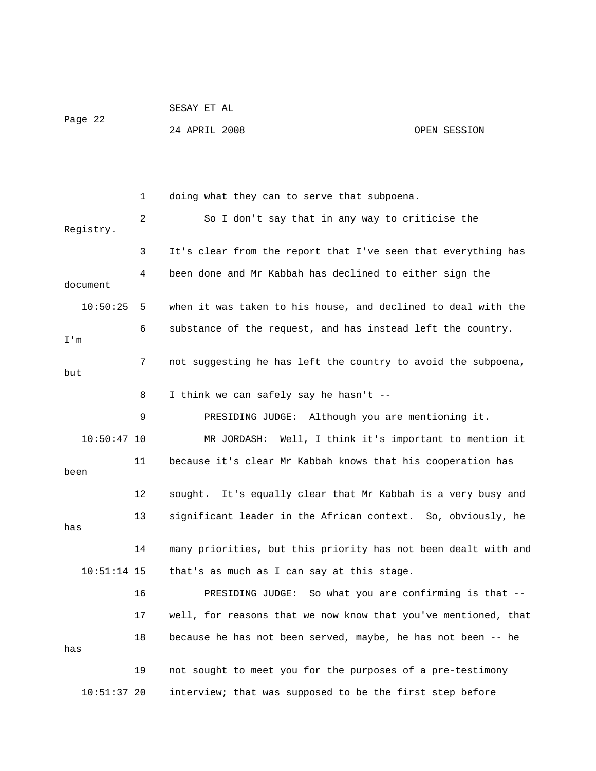doing what they can to serve that subpoena.

So I don't say that in any way to criticise the Registry. It's clear from the report that I've seen that everything has been done and Mr Kabbah has declined to either sign the document when it was taken to his house, and declined to deal with the substance of the request, and has instead left the country. I'm not suggesting he has left the country to avoid the subpoena, but I think we can safely say he hasn't --

PRESIDING JUDGE: Although you are mentioning it.

MR JORDASH: Well, I think it's important to mention it because it's clear Mr Kabbah knows that his cooperation has been sought. It's equally clear that Mr Kabbah is a very busy and significant leader in the African context. So, obviously, he has many priorities, but this priority has not been dealt with and that's as much as I can say at this stage.

PRESIDING JUDGE: So what you are confirming is that -- well, for reasons that we now know that you've mentioned, that because he has not been served, maybe, he has not been -- he has not sought to meet you for the purposes of a pre-testimony interview; that was supposed to be the first step before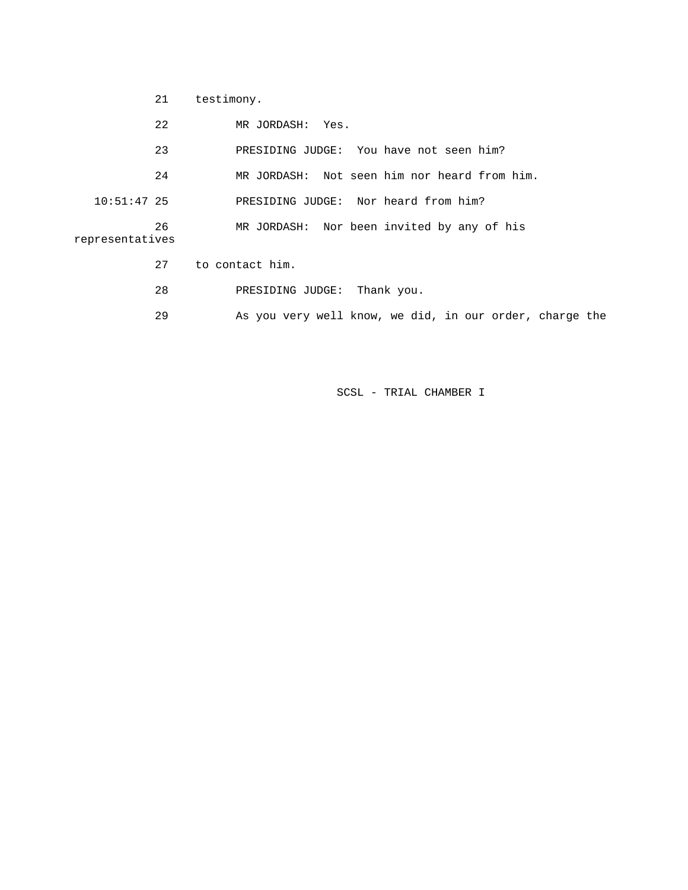21 testimony.

22 MR JORDASH: Yes.

23 PRESIDING JUDGE: You have not seen him?

24 MR JORDASH: Not seen him nor heard from him.

10:51:47 25 PRESIDING JUDGE: Nor heard from him?

26 MR JORDASH: Nor been invited by any of his representatives

27 to contact him.

28 PRESIDING JUDGE: Thank you.

29 As you very well know, we did, in our order, charge the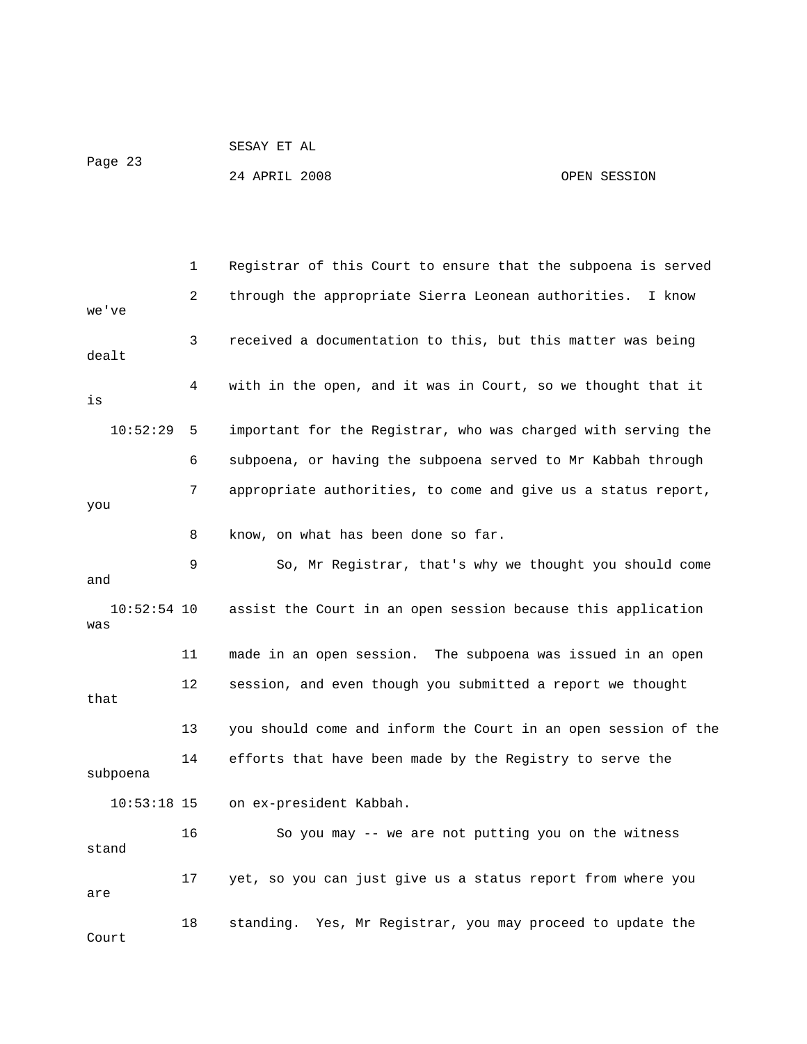Registrar of this Court to ensure that the subpoena is served through the appropriate Sierra Leonean authorities. I know we've received a documentation to this, but this matter was being dealt with in the open, and it was in Court, so we thought that it is important for the Registrar, who was charged with serving the subpoena, or having the subpoena served to Mr Kabbah through appropriate authorities, to come and give us a status report, you know, on what has been done so far.

So, Mr Registrar, that's why we thought you should come and assist the Court in an open session because this application was made in an open session. The subpoena was issued in an open session, and even though you submitted a report we thought that you should come and inform the Court in an open session of the efforts that have been made by the Registry to serve the subpoena on ex-president Kabbah.

So you may -- we are not putting you on the witness stand yet, so you can just give us a status report from where you are standing. Yes, Mr Registrar, you may proceed to update the Court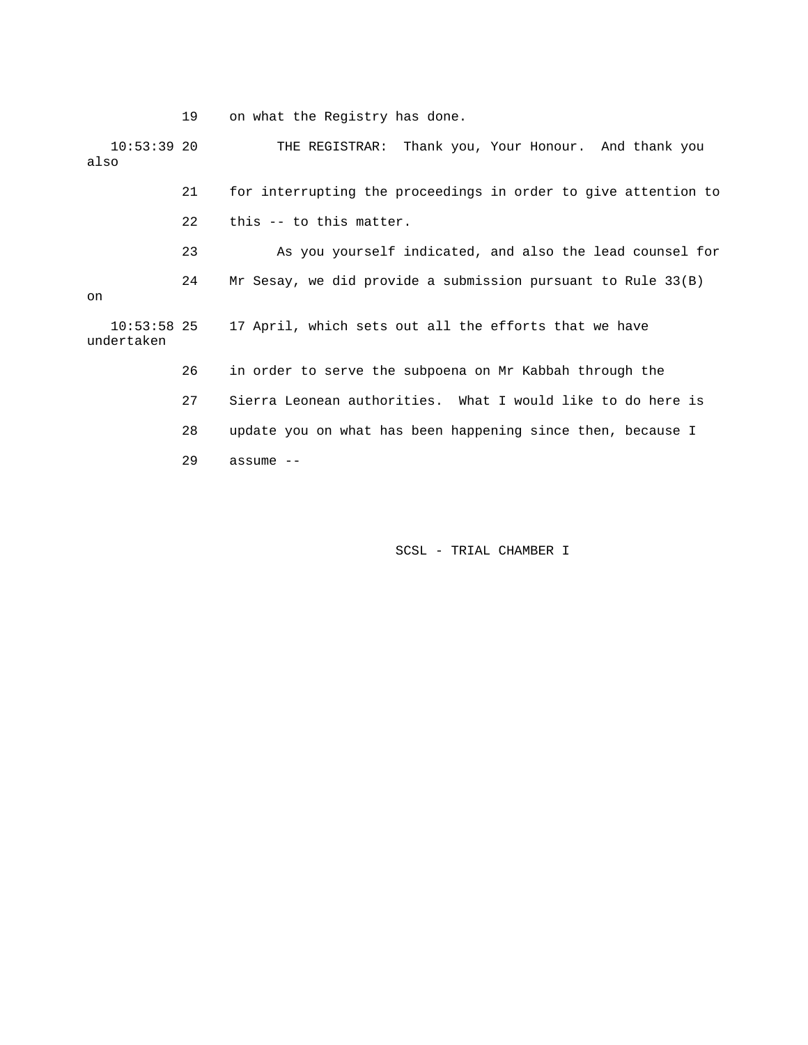19 on what the Registry has done.

10:53:39 20 THE REGISTRAR: Thank you, Your Honour. And thank you also

21 for interrupting the proceedings in order to give attention to

22 this -- to this matter.

23 As you yourself indicated, and also the lead counsel for

24 Mr Sesay, we did provide a submission pursuant to Rule 33(B) on

10:53:58 25 17 April, which sets out all the efforts that we have undertaken

26 in order to serve the subpoena on Mr Kabbah through the

27 Sierra Leonean authorities. What I would like to do here is

28 update you on what has been happening since then, because I

29 assume --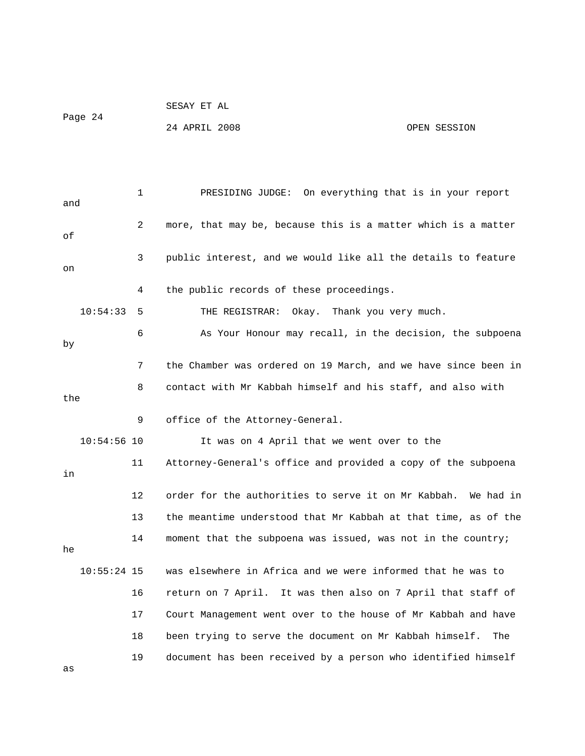PRESIDING JUDGE: On everything that is in your report and more, that may be, because this is a matter which is a matter of public interest, and we would like all the details to feature on the public records of these proceedings.

THE REGISTRAR: Okay. Thank you very much.

As Your Honour may recall, in the decision, the subpoena by the Chamber was ordered on 19 March, and we have since been in contact with Mr Kabbah himself and his staff, and also with the office of the Attorney-General.

It was on 4 April that we went over to the Attorney-General's office and provided a copy of the subpoena in order for the authorities to serve it on Mr Kabbah. We had in the meantime understood that Mr Kabbah at that time, as of the moment that the subpoena was issued, was not in the country; he was elsewhere in Africa and we were informed that he was to return on 7 April. It was then also on 7 April that staff of Court Management went over to the house of Mr Kabbah and have been trying to serve the document on Mr Kabbah himself. The document has been received by a person who identified himself as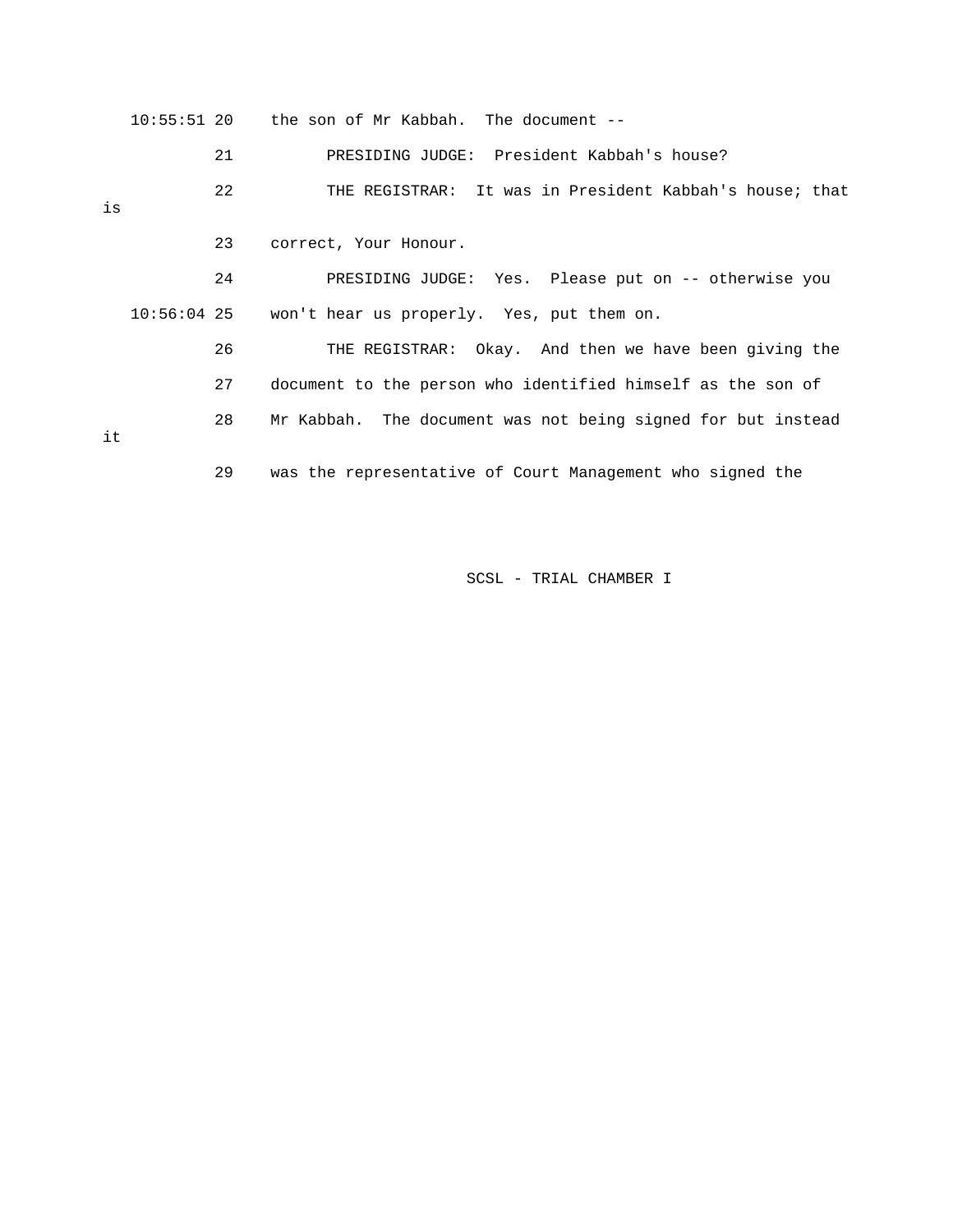10:55:51 20 the son of Mr Kabbah. The document --

21 PRESIDING JUDGE: President Kabbah's house?

22 THE REGISTRAR: It was in President Kabbah's house; that is

23 correct, Your Honour.

24 PRESIDING JUDGE: Yes. Please put on -- otherwise you

10:56:04 25 won't hear us properly. Yes, put them on.

26 THE REGISTRAR: Okay. And then we have been giving the

27 document to the person who identified himself as the son of

28 Mr Kabbah. The document was not being signed for but instead it

29 was the representative of Court Management who signed the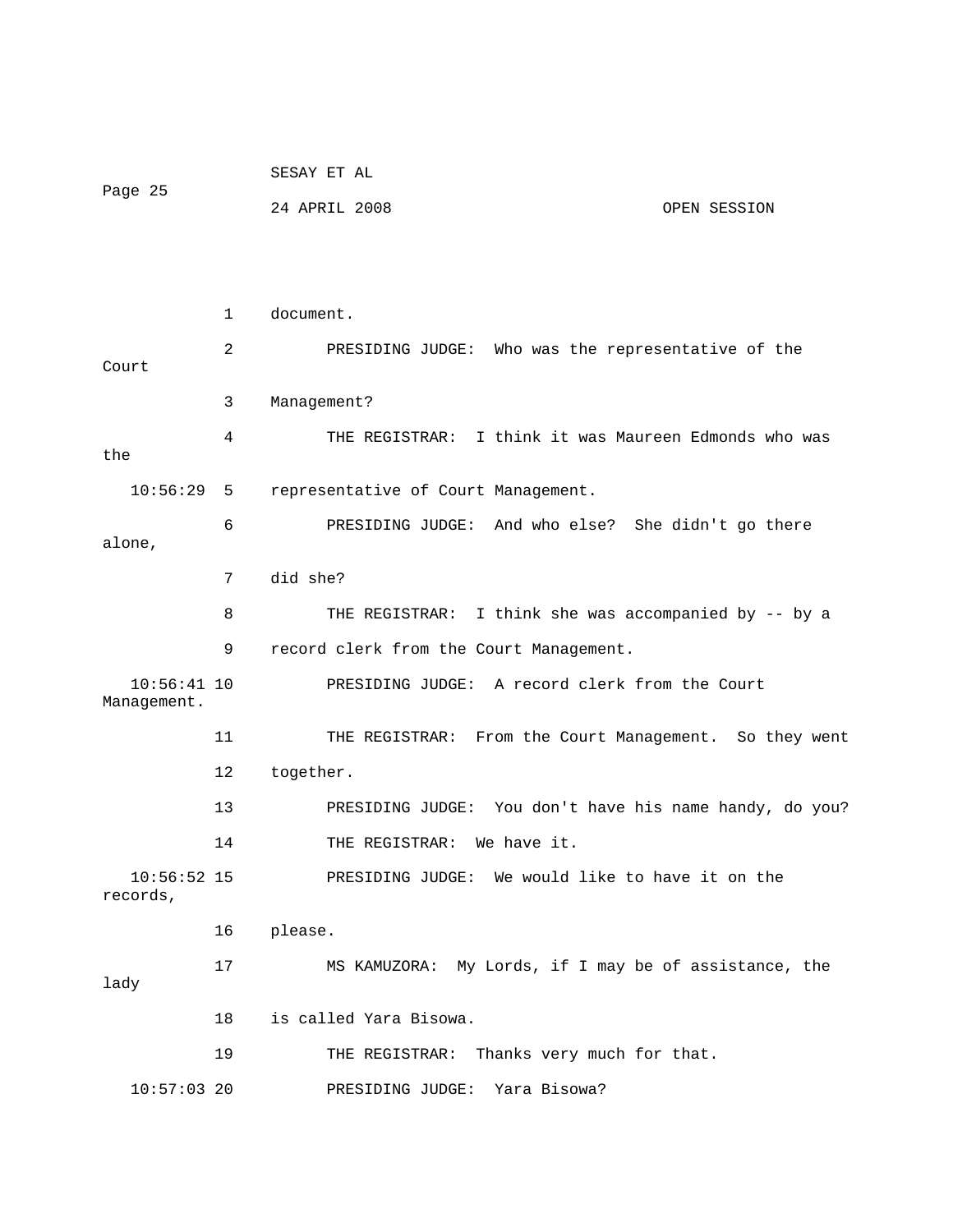1 document.

2 PRESIDING JUDGE: Who was the representative of the Court

3 Management?

4 THE REGISTRAR: I think it was Maureen Edmonds who was the

10:56:29 5 representative of Court Management.

6 PRESIDING JUDGE: And who else? She didn't go there alone,

7 did she?

8 THE REGISTRAR: I think she was accompanied by -- by a

9 record clerk from the Court Management.

10:56:41 10 PRESIDING JUDGE: A record clerk from the Court Management.

11 THE REGISTRAR: From the Court Management. So they went

12 together.

13 PRESIDING JUDGE: You don't have his name handy, do you?

14 THE REGISTRAR: We have it.

10:56:52 15 PRESIDING JUDGE: We would like to have it on the records,

16 please.

17 MS KAMUZORA: My Lords, if I may be of assistance, the lady

18 is called Yara Bisowa.

19 THE REGISTRAR: Thanks very much for that.

10:57:03 20 PRESIDING JUDGE: Yara Bisowa?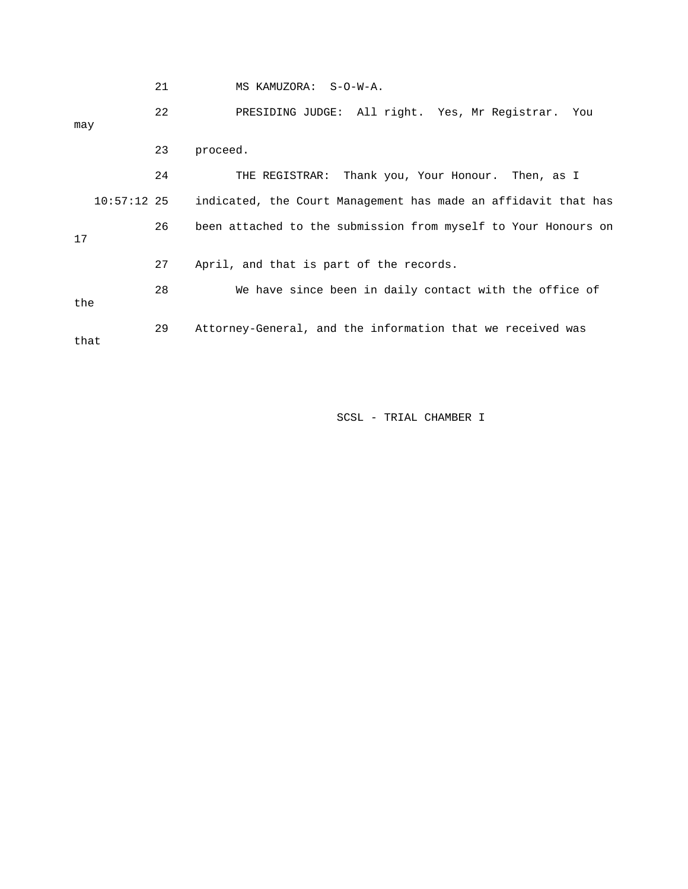21 MS KAMUZORA: S-O-W-A.

22 PRESIDING JUDGE: All right. Yes, Mr Registrar. You may

23 proceed.

24 THE REGISTRAR: Thank you, Your Honour. Then, as I

10:57:12 25 indicated, the Court Management has made an affidavit that has

26 been attached to the submission from myself to Your Honours on 17

27 April, and that is part of the records.

28 We have since been in daily contact with the office of the

29 Attorney-General, and the information that we received was that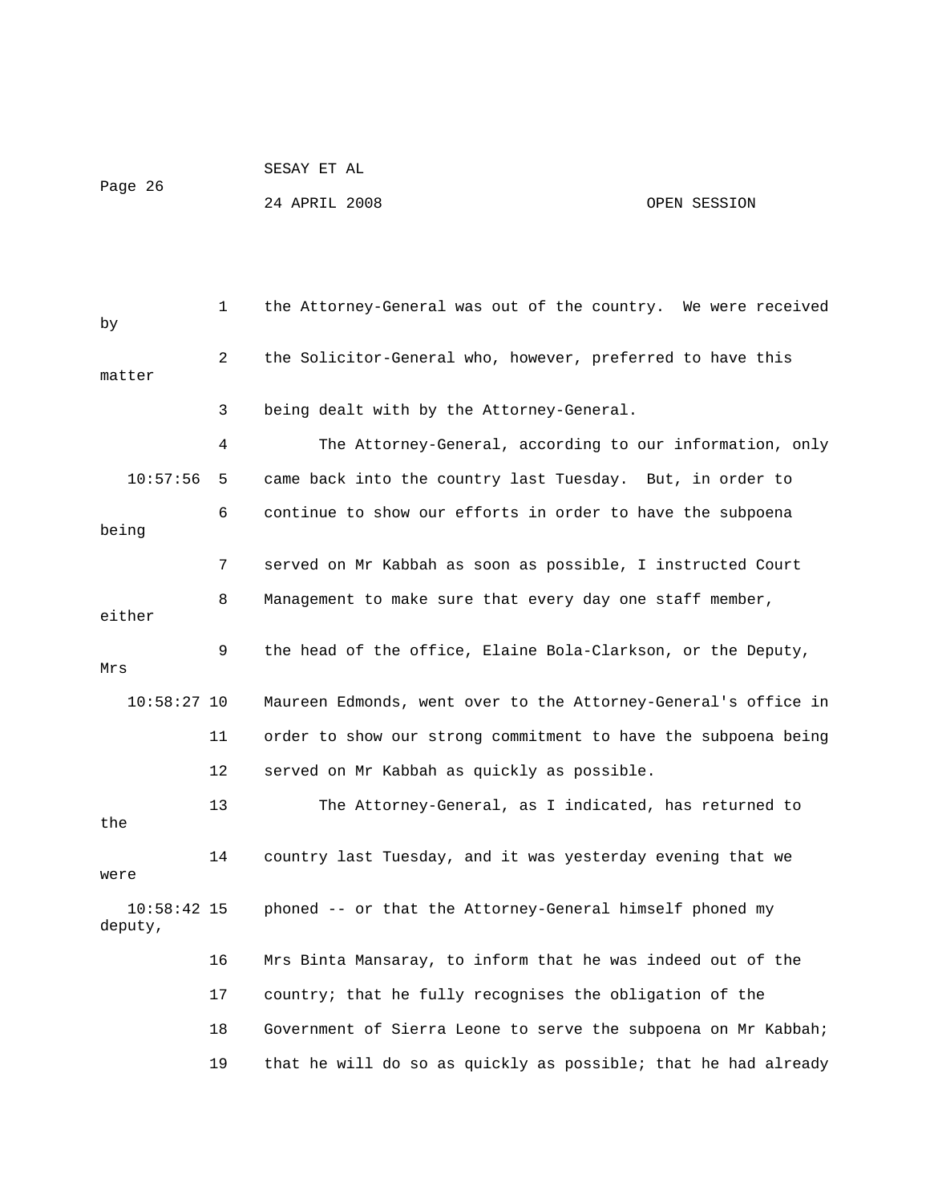1 the Attorney-General was out of the country. We were received by

2 the Solicitor-General who, however, preferred to have this matter

3 being dealt with by the Attorney-General.

4 The Attorney-General, according to our information, only

10:57:56 5 came back into the country last Tuesday. But, in order to

6 continue to show our efforts in order to have the subpoena being

7 served on Mr Kabbah as soon as possible, I instructed Court

8 Management to make sure that every day one staff member, either

9 the head of the office, Elaine Bola-Clarkson, or the Deputy, Mrs

10:58:27 10 Maureen Edmonds, went over to the Attorney-General's office in

11 order to show our strong commitment to have the subpoena being

12 served on Mr Kabbah as quickly as possible.

13 The Attorney-General, as I indicated, has returned to the

14 country last Tuesday, and it was yesterday evening that we were

10:58:42 15 phoned -- or that the Attorney-General himself phoned my deputy,

16 Mrs Binta Mansaray, to inform that he was indeed out of the

17 country; that he fully recognises the obligation of the

18 Government of Sierra Leone to serve the subpoena on Mr Kabbah;

19 that he will do so as quickly as possible; that he had already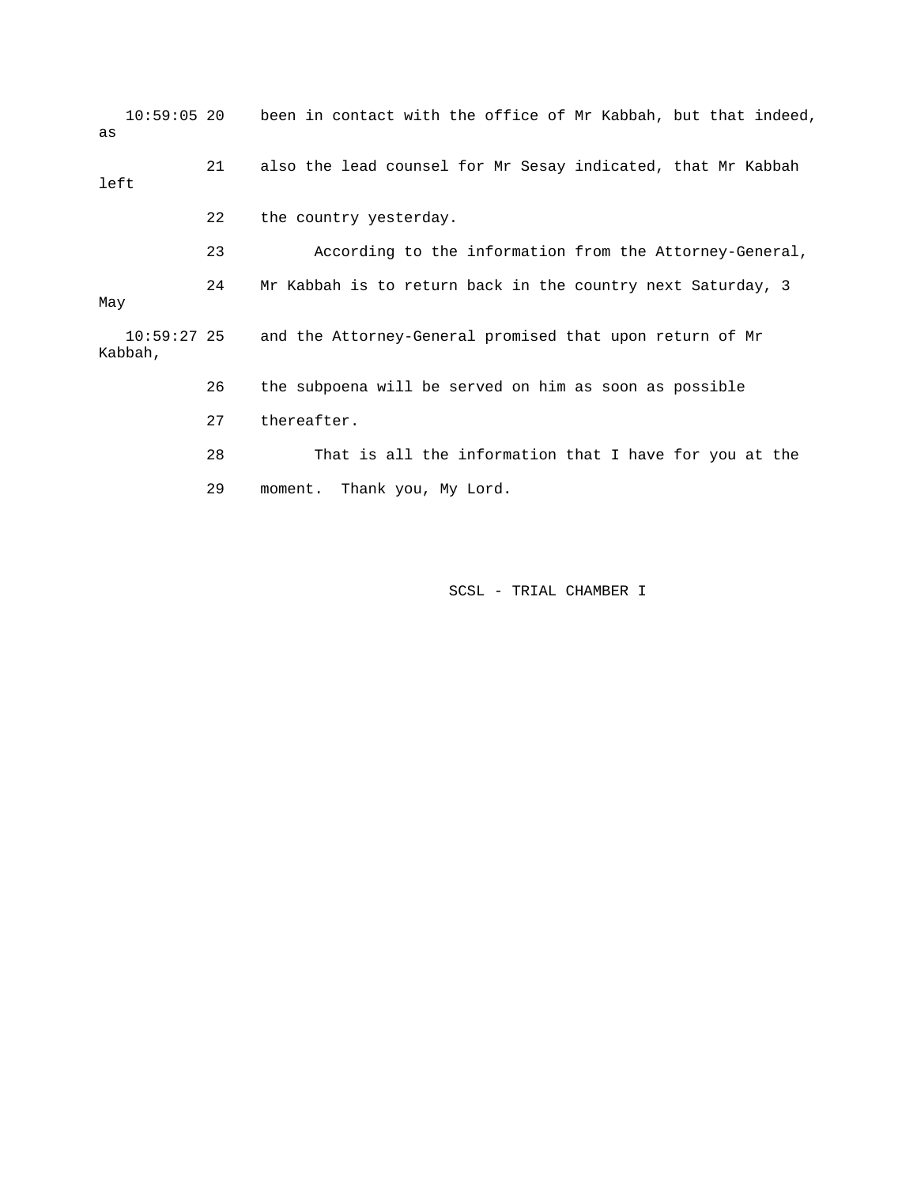10:59:05 20 been in contact with the office of Mr Kabbah, but that indeed, as

21 also the lead counsel for Mr Sesay indicated, that Mr Kabbah left

22 the country yesterday.

23 According to the information from the Attorney-General,

24 Mr Kabbah is to return back in the country next Saturday, 3 May

10:59:27 25 and the Attorney-General promised that upon return of Mr Kabbah,

26 the subpoena will be served on him as soon as possible

27 thereafter.

28 That is all the information that I have for you at the

29 moment. Thank you, My Lord.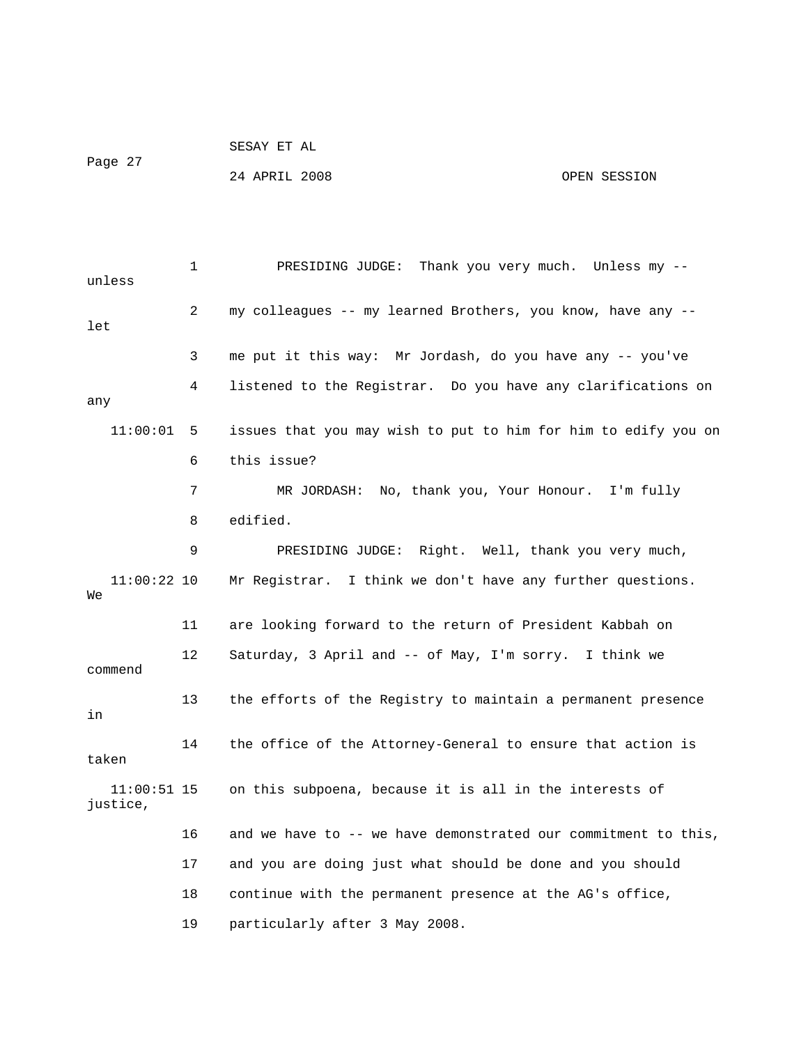PRESIDING JUDGE: Thank you very much. Unless my -- unless my colleagues -- my learned Brothers, you know, have any -- let me put it this way: Mr Jordash, do you have any -- you've listened to the Registrar. Do you have any clarifications on any issues that you may wish to put to him for him to edify you on this issue?

MR JORDASH: No, thank you, Your Honour. I'm fully edified.

PRESIDING JUDGE: Right. Well, thank you very much, Mr Registrar. I think we don't have any further questions. We are looking forward to the return of President Kabbah on Saturday, 3 April and -- of May, I'm sorry. I think we commend the efforts of the Registry to maintain a permanent presence in the office of the Attorney-General to ensure that action is taken on this subpoena, because it is all in the interests of justice, and we have to -- we have demonstrated our commitment to this, and you are doing just what should be done and you should continue with the permanent presence at the AG's office, particularly after 3 May 2008.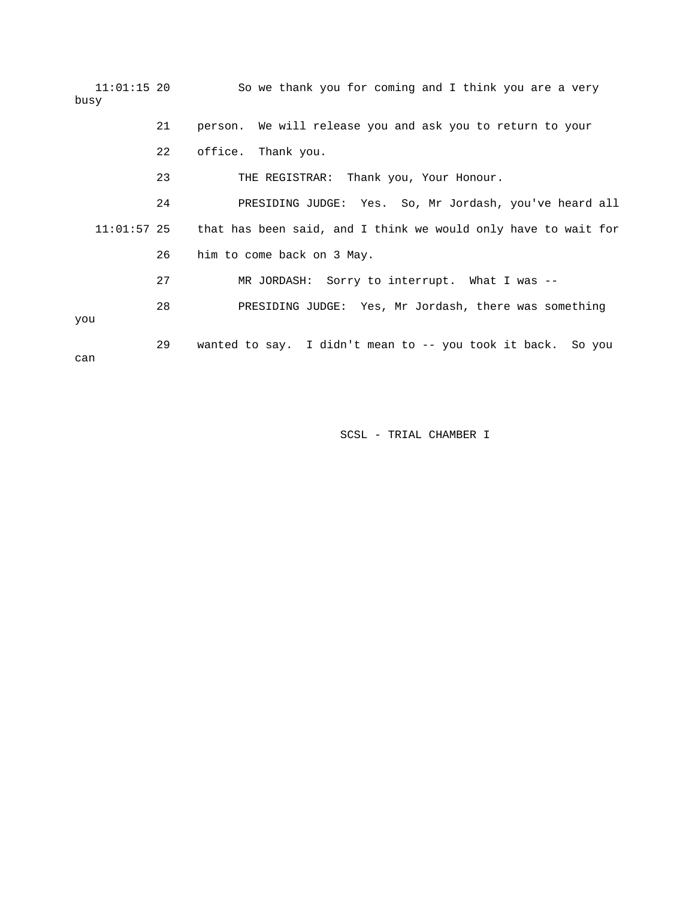11:01:15 20 So we thank you for coming and I think you are a very busy

21 person. We will release you and ask you to return to your

22 office. Thank you.

23 THE REGISTRAR: Thank you, Your Honour.

24 PRESIDING JUDGE: Yes. So, Mr Jordash, you've heard all

11:01:57 25 that has been said, and I think we would only have to wait for

26 him to come back on 3 May.

27 MR JORDASH: Sorry to interrupt. What I was --

28 PRESIDING JUDGE: Yes, Mr Jordash, there was something you

29 wanted to say. I didn't mean to -- you took it back. So you can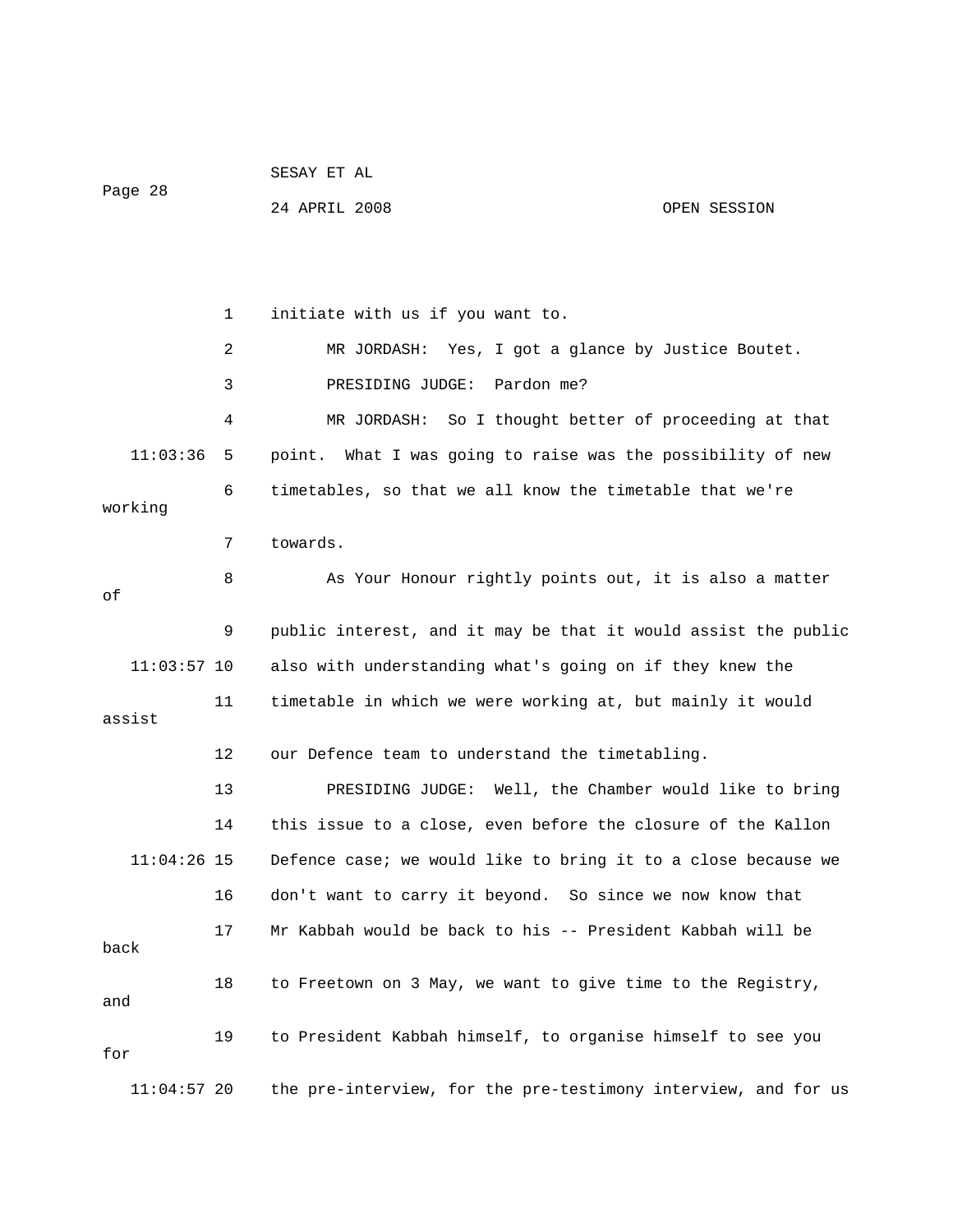initiate with us if you want to.

MR JORDASH: Yes, I got a glance by Justice Boutet.

PRESIDING JUDGE: Pardon me?

MR JORDASH: So I thought better of proceeding at that point. What I was going to raise was the possibility of new timetables, so that we all know the timetable that we're working towards.

As Your Honour rightly points out, it is also a matter of public interest, and it may be that it would assist the public also with understanding what's going on if they knew the timetable in which we were working at, but mainly it would assist our Defence team to understand the timetabling.

PRESIDING JUDGE: Well, the Chamber would like to bring this issue to a close, even before the closure of the Kallon Defence case; we would like to bring it to a close because we don't want to carry it beyond. So since we now know that Mr Kabbah would be back to his -- President Kabbah will be back to Freetown on 3 May, we want to give time to the Registry, and to President Kabbah himself, to organise himself to see you for the pre-interview, for the pre-testimony interview, and for us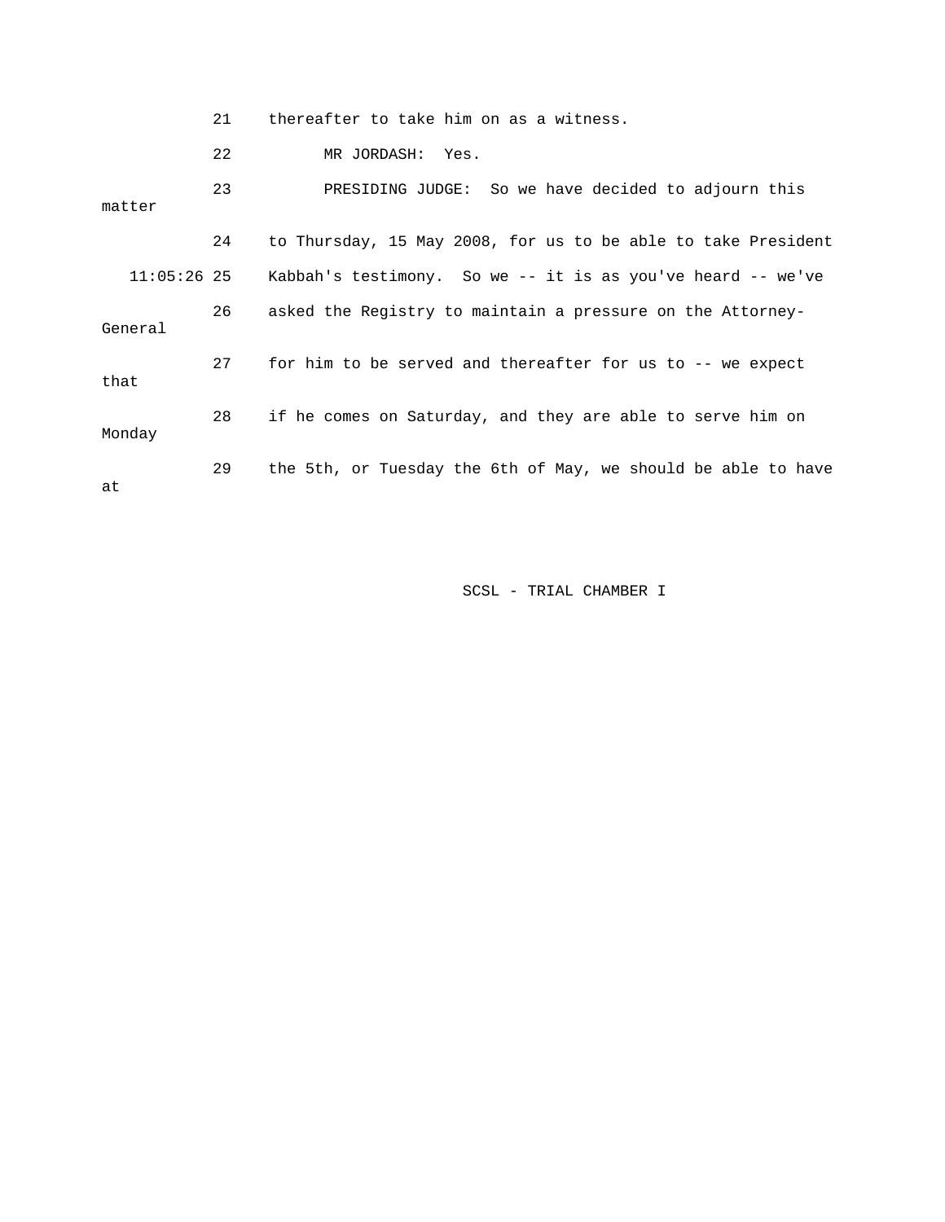21 thereafter to take him on as a witness.

22 MR JORDASH: Yes.

23 PRESIDING JUDGE: So we have decided to adjourn this matter

24 to Thursday, 15 May 2008, for us to be able to take President

11:05:26 25 Kabbah's testimony. So we -- it is as you've heard -- we've

26 asked the Registry to maintain a pressure on the Attorney-General

27 for him to be served and thereafter for us to -- we expect that

28 if he comes on Saturday, and they are able to serve him on Monday

29 the 5th, or Tuesday the 6th of May, we should be able to have at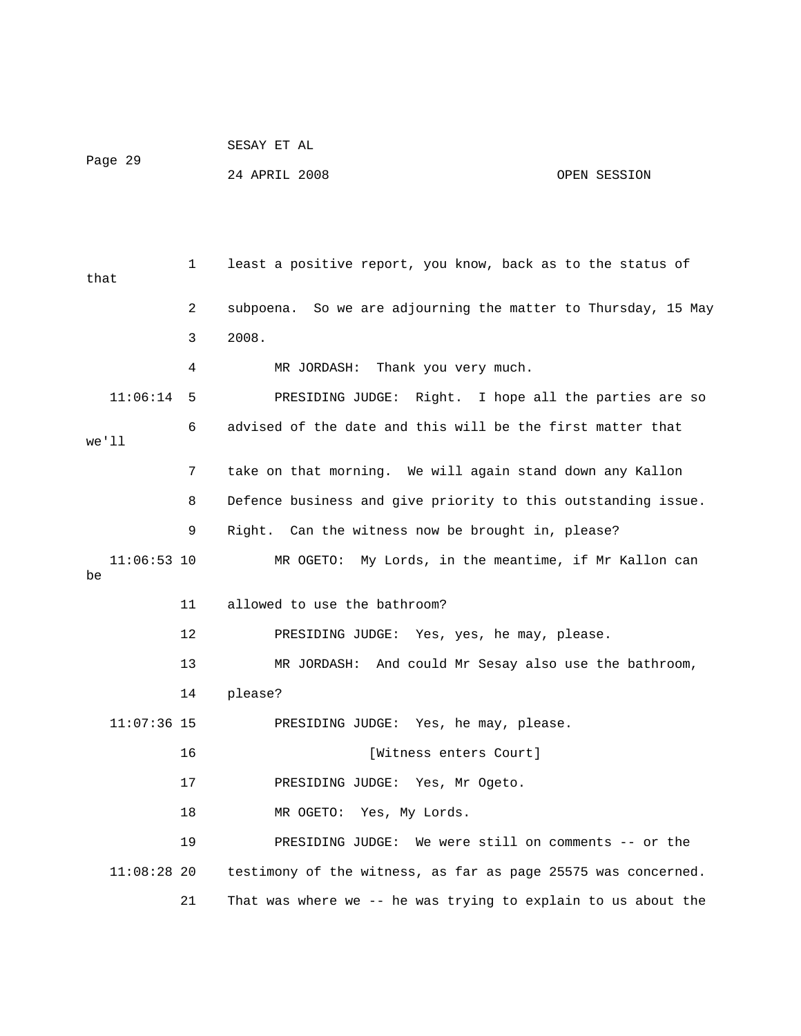1 least a positive report, you know, back as to the status of that

2 subpoena. So we are adjourning the matter to Thursday, 15 May

3 2008.

4 MR JORDASH: Thank you very much.

11:06:14 5 PRESIDING JUDGE: Right. I hope all the parties are so

6 advised of the date and this will be the first matter that we'll

7 take on that morning. We will again stand down any Kallon

8 Defence business and give priority to this outstanding issue.

9 Right. Can the witness now be brought in, please?

11:06:53 10 MR OGETO: My Lords, in the meantime, if Mr Kallon can be

11 allowed to use the bathroom?

12 PRESIDING JUDGE: Yes, yes, he may, please.

13 MR JORDASH: And could Mr Sesay also use the bathroom,

14 please?

11:07:36 15 PRESIDING JUDGE: Yes, he may, please.

16 [Witness enters Court]

17 PRESIDING JUDGE: Yes, Mr Ogeto.

18 MR OGETO: Yes, My Lords.

19 PRESIDING JUDGE: We were still on comments -- or the

11:08:28 20 testimony of the witness, as far as page 25575 was concerned.

21 That was where we -- he was trying to explain to us about the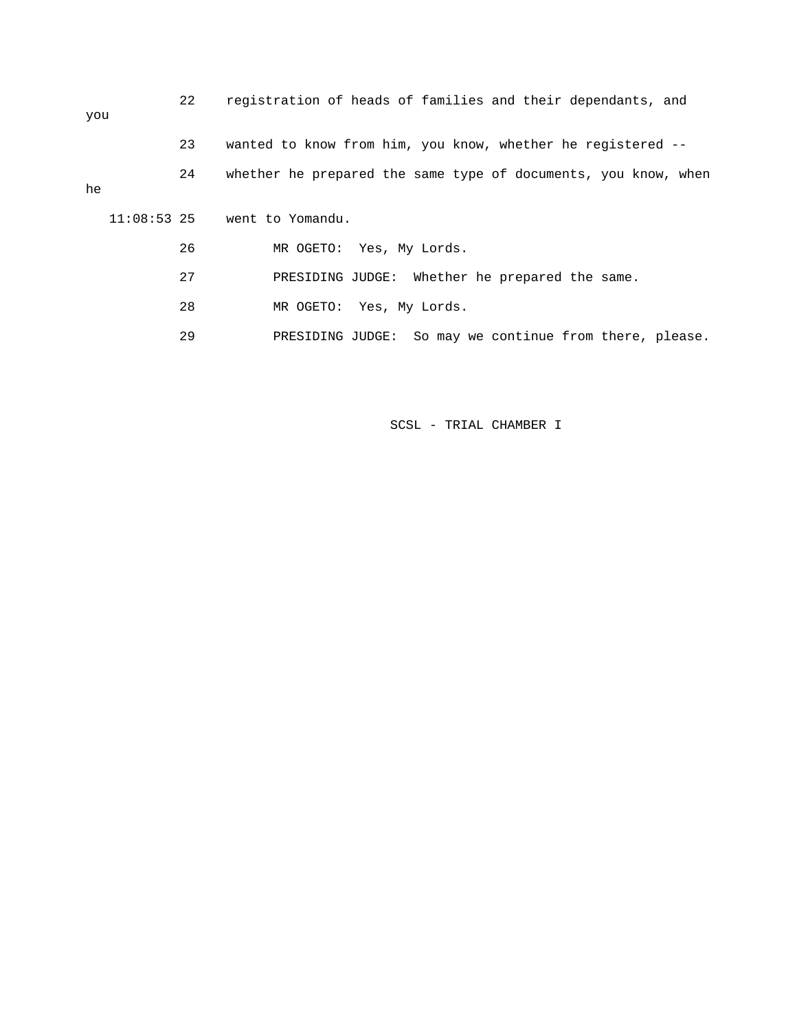registration of heads of families and their dependants, and you

wanted to know from him, you know, whether he registered --

whether he prepared the same type of documents, you know, when he

went to Yomandu.

MR OGETO: Yes, My Lords.

PRESIDING JUDGE: Whether he prepared the same.

MR OGETO: Yes, My Lords.

PRESIDING JUDGE: So may we continue from there, please.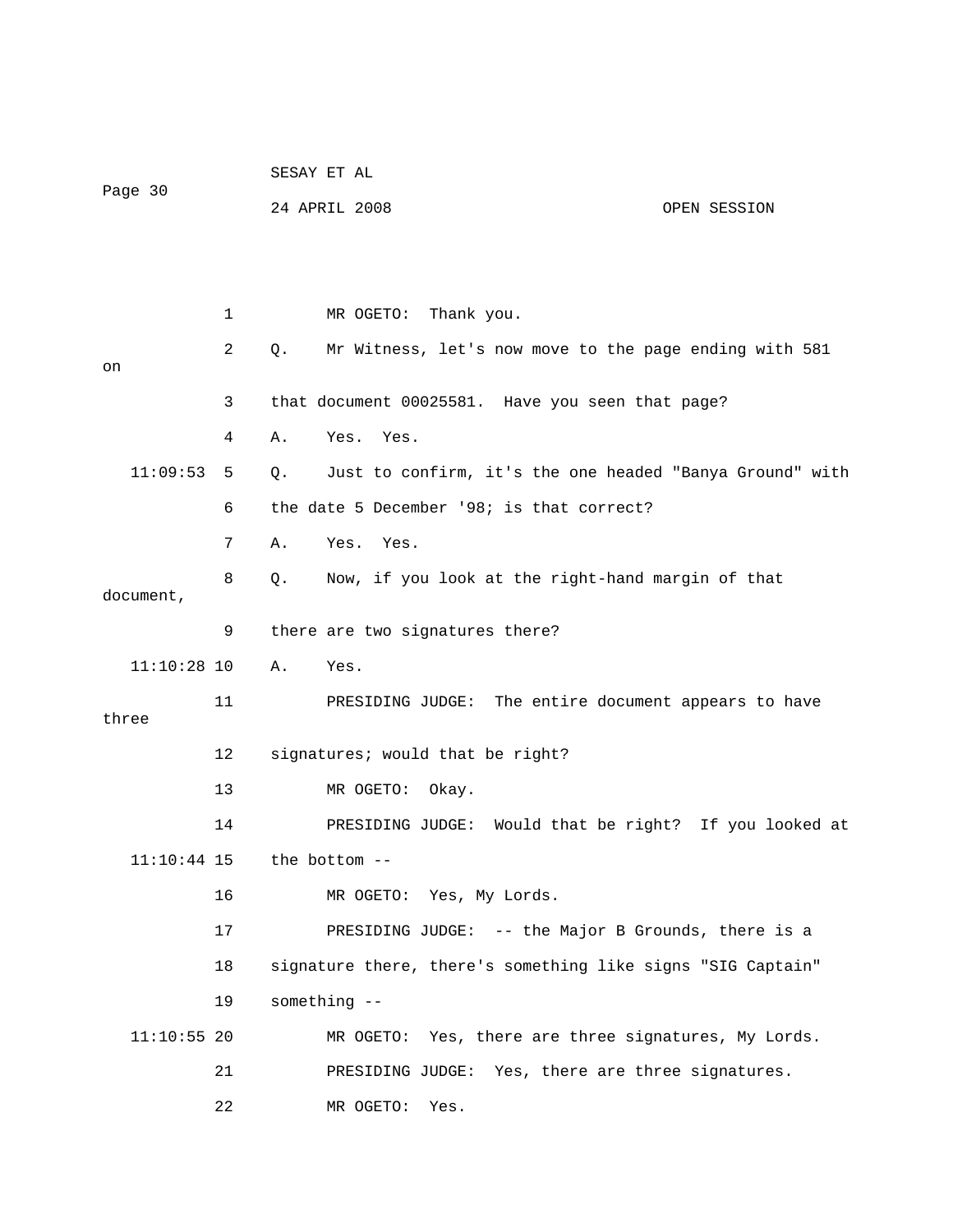1 MR OGETO: Thank you.

2 Q. Mr Witness, let's now move to the page ending with 581 on

3 that document 00025581. Have you seen that page?

4 A. Yes. Yes.

11:09:53 5 Q. Just to confirm, it's the one headed "Banya Ground" with

6 the date 5 December '98; is that correct?

7 A. Yes. Yes.

8 Q. Now, if you look at the right-hand margin of that document,

9 there are two signatures there?

11:10:28 10 A. Yes.

11 PRESIDING JUDGE: The entire document appears to have three

12 signatures; would that be right?

13 MR OGETO: Okay.

14 PRESIDING JUDGE: Would that be right? If you looked at

11:10:44 15 the bottom --

16 MR OGETO: Yes, My Lords.

17 PRESIDING JUDGE: -- the Major B Grounds, there is a

18 signature there, there's something like signs "SIG Captain"

19 something --

11:10:55 20 MR OGETO: Yes, there are three signatures, My Lords.

21 PRESIDING JUDGE: Yes, there are three signatures.

22 MR OGETO: Yes.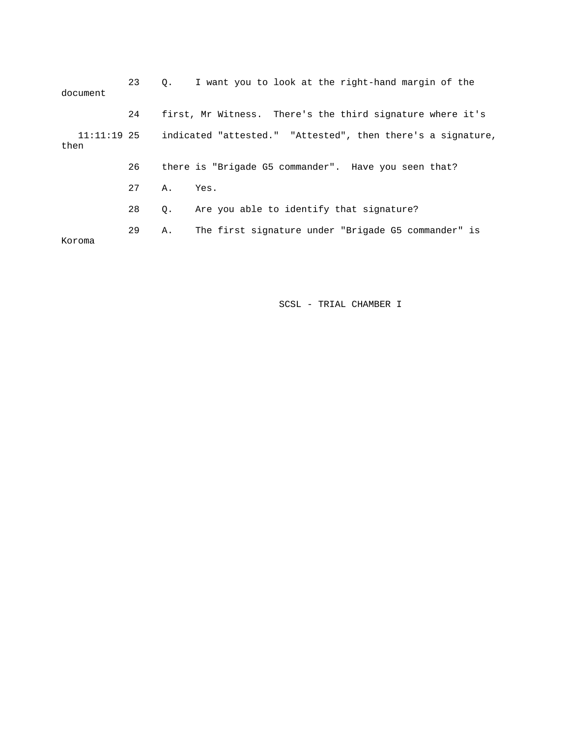23 Q. I want you to look at the right-hand margin of the document

24 first, Mr Witness. There's the third signature where it's

11:11:19 25 indicated "attested." "Attested", then there's a signature, then

26 there is "Brigade G5 commander". Have you seen that?

27 A. Yes.

28 Q. Are you able to identify that signature?

29 A. The first signature under "Brigade G5 commander" is Koroma

SCSL - TRIAL CHAMBER I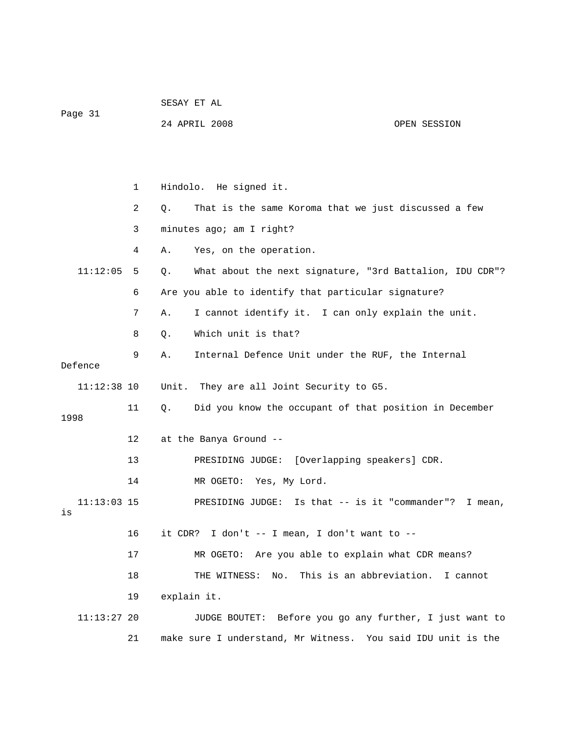1 Hindolo. He signed it.

2 Q. That is the same Koroma that we just discussed a few

3 minutes ago; am I right?

4 A. Yes, on the operation.

11:12:05 5 Q. What about the next signature, "3rd Battalion, IDU CDR"?

6 Are you able to identify that particular signature?

7 A. I cannot identify it. I can only explain the unit.

8 Q. Which unit is that?

9 A. Internal Defence Unit under the RUF, the Internal Defence

11:12:38 10 Unit. They are all Joint Security to G5.

11 Q. Did you know the occupant of that position in December 1998

12 at the Banya Ground --

13 PRESIDING JUDGE: [Overlapping speakers] CDR.

14 MR OGETO: Yes, My Lord.

11:13:03 15 PRESIDING JUDGE: Is that -- is it "commander"? I mean, is

16 it CDR? I don't -- I mean, I don't want to --

17 MR OGETO: Are you able to explain what CDR means?

18 THE WITNESS: No. This is an abbreviation. I cannot

19 explain it.

11:13:27 20 JUDGE BOUTET: Before you go any further, I just want to

21 make sure I understand, Mr Witness. You said IDU unit is the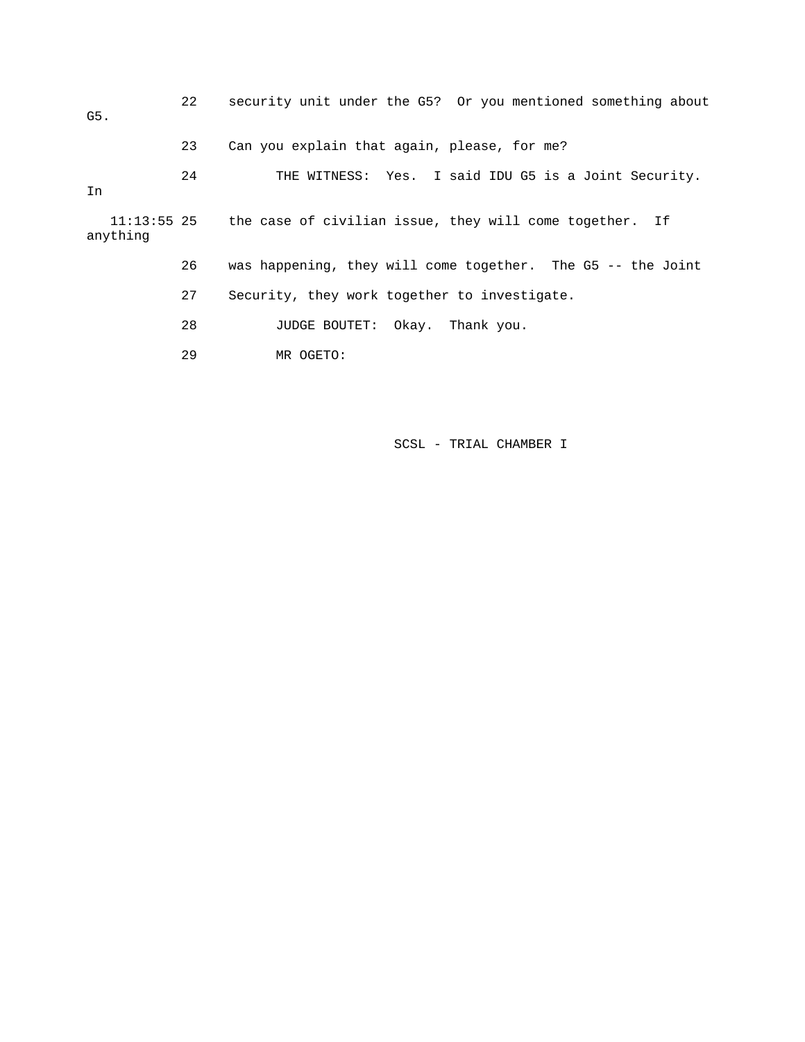22 security unit under the G5? Or you mentioned something about G5.

23 Can you explain that again, please, for me?

24 THE WITNESS: Yes. I said IDU G5 is a Joint Security. In

11:13:55 25 the case of civilian issue, they will come together. If anything

26 was happening, they will come together. The G5 -- the Joint

27 Security, they work together to investigate.

28 JUDGE BOUTET: Okay. Thank you.

29 MR OGETO: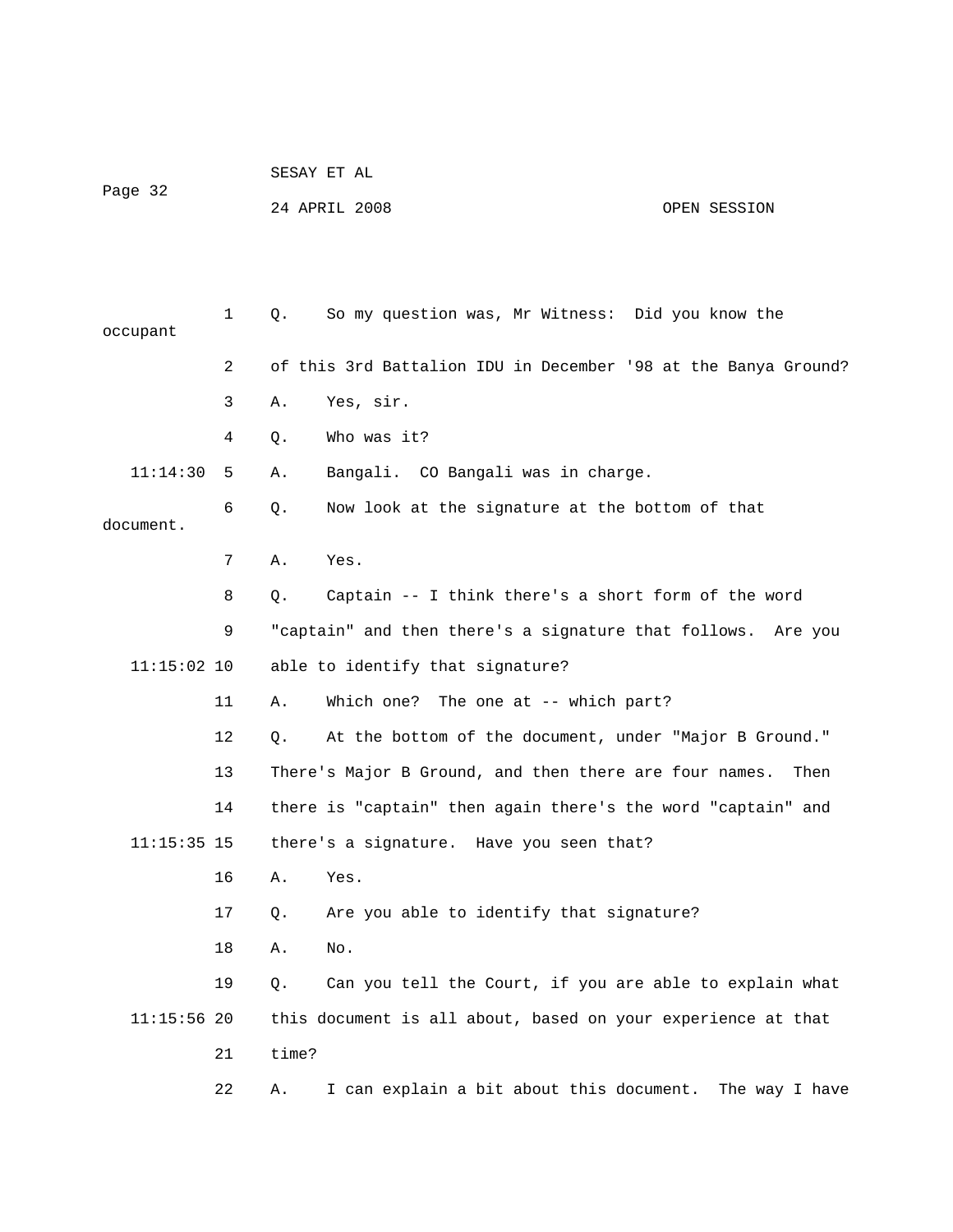1 Q. So my question was, Mr Witness: Did you know the occupant

2 of this 3rd Battalion IDU in December '98 at the Banya Ground?

3 A. Yes, sir.

4 Q. Who was it?

11:14:30 5 A. Bangali. CO Bangali was in charge.

6 Q. Now look at the signature at the bottom of that document.

7 A. Yes.

8 Q. Captain -- I think there's a short form of the word

9 "captain" and then there's a signature that follows. Are you

11:15:02 10 able to identify that signature?

11 A. Which one? The one at -- which part?

12 Q. At the bottom of the document, under "Major B Ground."

13 There's Major B Ground, and then there are four names. Then

14 there is "captain" then again there's the word "captain" and

11:15:35 15 there's a signature. Have you seen that?

16 A. Yes.

17 Q. Are you able to identify that signature?

18 A. No.

19 Q. Can you tell the Court, if you are able to explain what

11:15:56 20 this document is all about, based on your experience at that

21 time?

22 A. I can explain a bit about this document. The way I have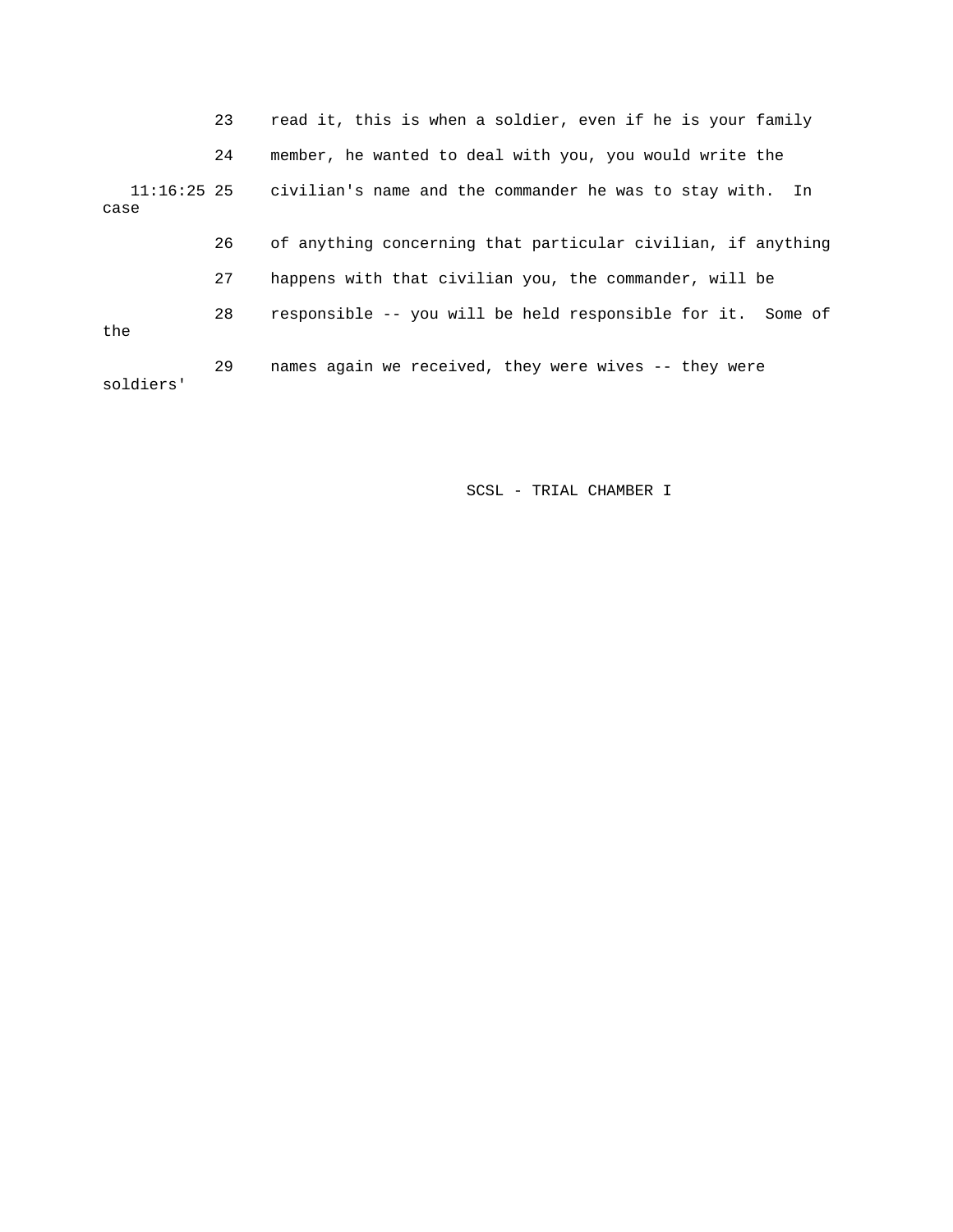23 read it, this is when a soldier, even if he is your family

24 member, he wanted to deal with you, you would write the

11:16:25 25 civilian's name and the commander he was to stay with. In case

26 of anything concerning that particular civilian, if anything

27 happens with that civilian you, the commander, will be

28 responsible -- you will be held responsible for it. Some of the

29 names again we received, they were wives -- they were soldiers'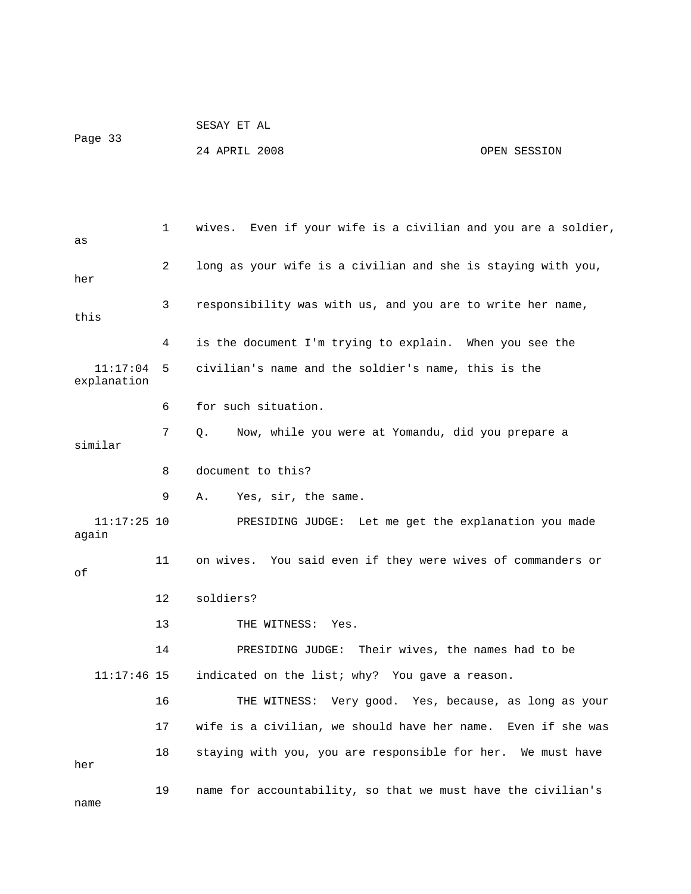wives. Even if your wife is a civilian and you are a soldier, as long as your wife is a civilian and she is staying with you, her responsibility was with us, and you are to write her name, this is the document I'm trying to explain. When you see the civilian's name and the soldier's name, this is the explanation for such situation.

Q. Now, while you were at Yomandu, did you prepare a similar document to this?

A. Yes, sir, the same.

PRESIDING JUDGE: Let me get the explanation you made again on wives. You said even if they were wives of commanders or of soldiers?

THE WITNESS: Yes.

PRESIDING JUDGE: Their wives, the names had to be indicated on the list; why? You gave a reason.

THE WITNESS: Very good. Yes, because, as long as your wife is a civilian, we should have her name. Even if she was staying with you, you are responsible for her. We must have her name for accountability, so that we must have the civilian's name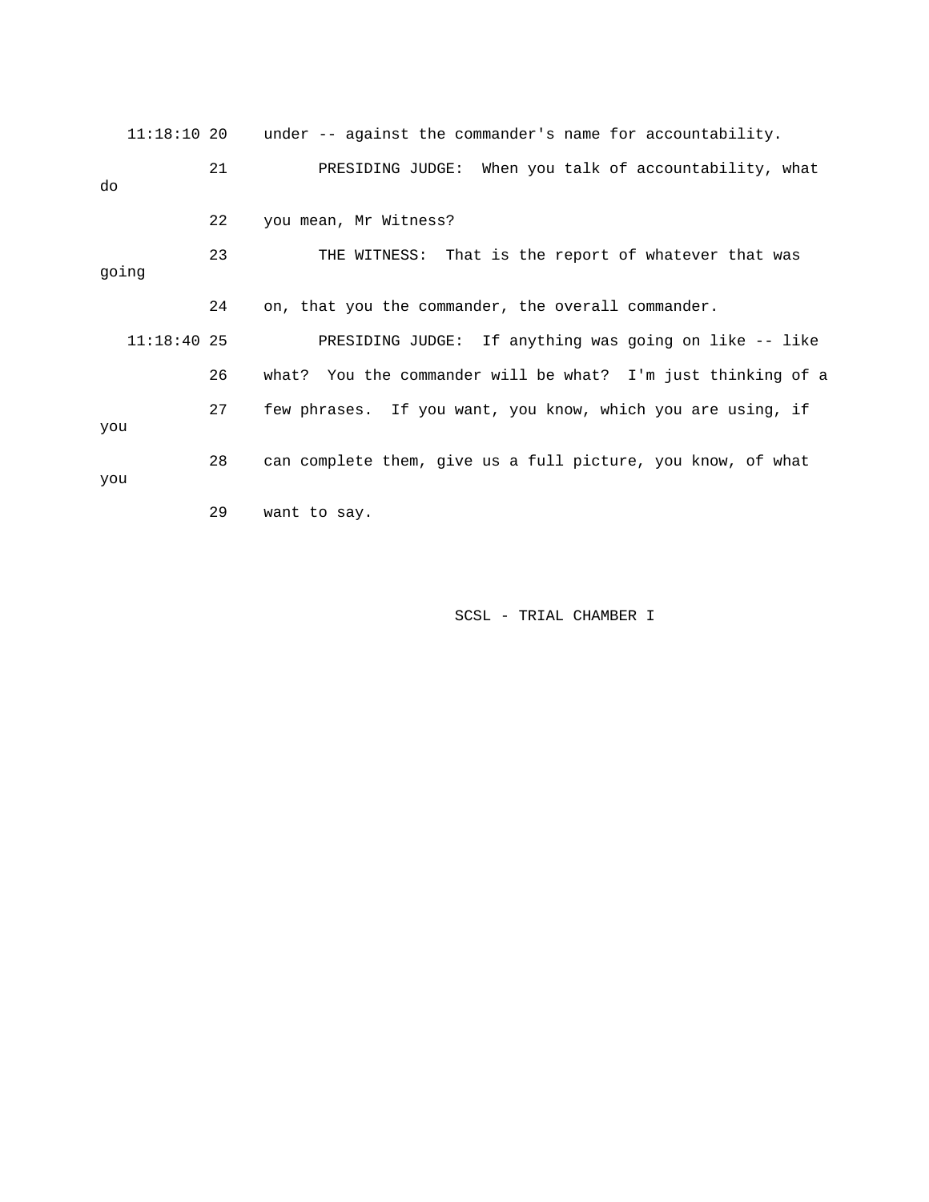11:18:10 20 under -- against the commander's name for accountability.

21 PRESIDING JUDGE: When you talk of accountability, what do

22 you mean, Mr Witness?

23 THE WITNESS: That is the report of whatever that was going

24 on, that you the commander, the overall commander.

11:18:40 25 PRESIDING JUDGE: If anything was going on like -- like

26 what? You the commander will be what? I'm just thinking of a

27 few phrases. If you want, you know, which you are using, if you

28 can complete them, give us a full picture, you know, of what you

29 want to say.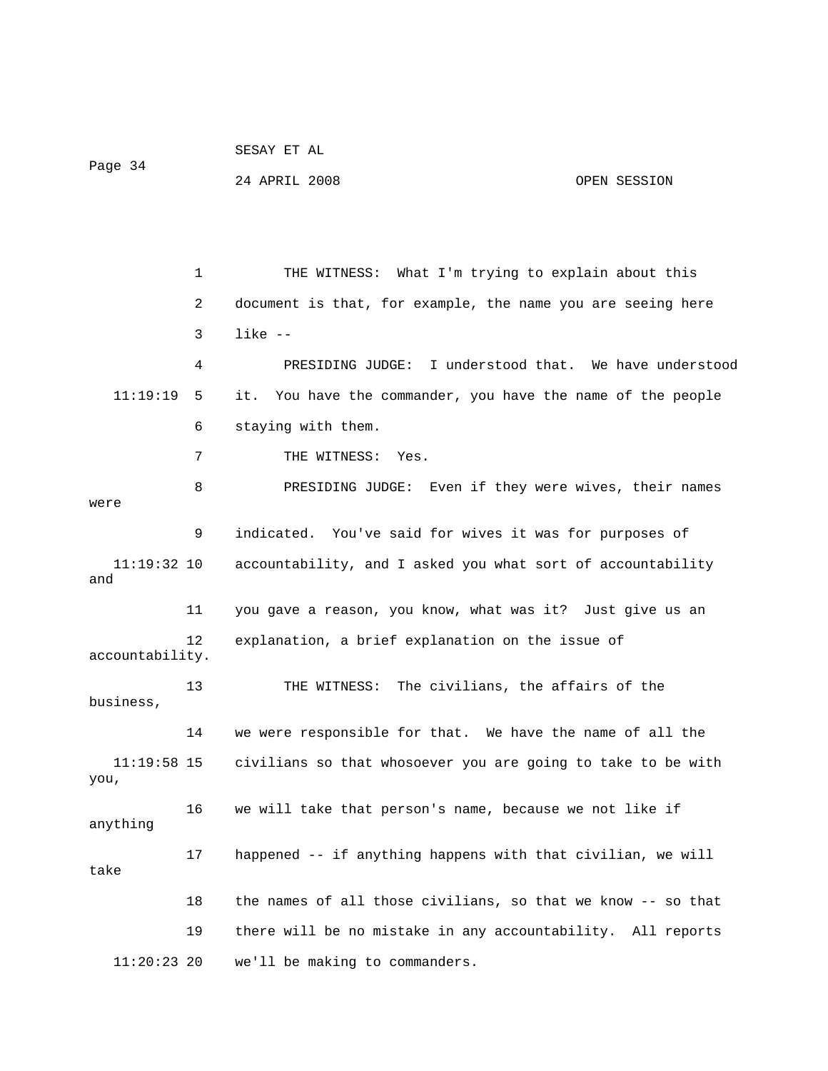1 THE WITNESS: What I'm trying to explain about this

2 document is that, for example, the name you are seeing here

3 like --

4 PRESIDING JUDGE: I understood that. We have understood

11:19:19 5 it. You have the commander, you have the name of the people

6 staying with them.

7 THE WITNESS: Yes.

8 PRESIDING JUDGE: Even if they were wives, their names were

9 indicated. You've said for wives it was for purposes of

11:19:32 10 accountability, and I asked you what sort of accountability and

11 you gave a reason, you know, what was it? Just give us an

12 explanation, a brief explanation on the issue of accountability.

13 THE WITNESS: The civilians, the affairs of the business,

14 we were responsible for that. We have the name of all the

11:19:58 15 civilians so that whosoever you are going to take to be with you,

16 we will take that person's name, because we not like if anything

17 happened -- if anything happens with that civilian, we will take

18 the names of all those civilians, so that we know -- so that

19 there will be no mistake in any accountability. All reports

11:20:23 20 we'll be making to commanders.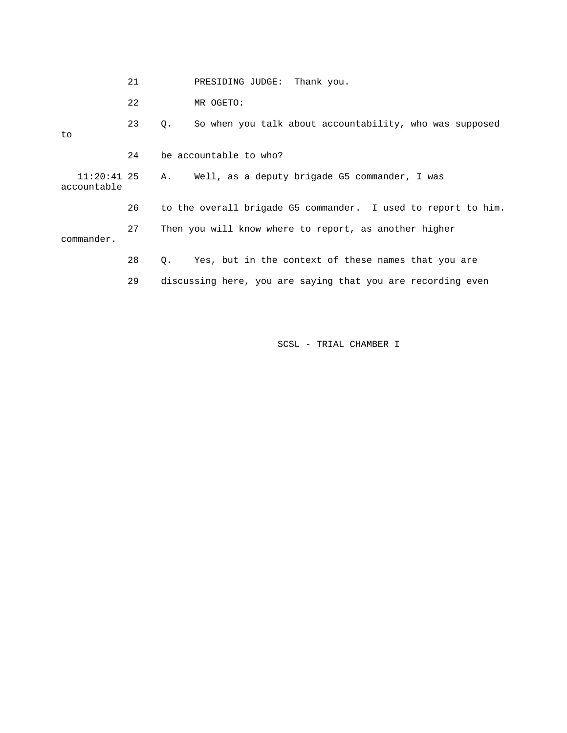21 PRESIDING JUDGE: Thank you.

22 MR OGETO:

23 Q. So when you talk about accountability, who was supposed to

24 be accountable to who?

11:20:41 25 A. Well, as a deputy brigade G5 commander, I was accountable

26 to the overall brigade G5 commander. I used to report to him.

27 Then you will know where to report, as another higher commander.

28 Q. Yes, but in the context of these names that you are

29 discussing here, you are saying that you are recording even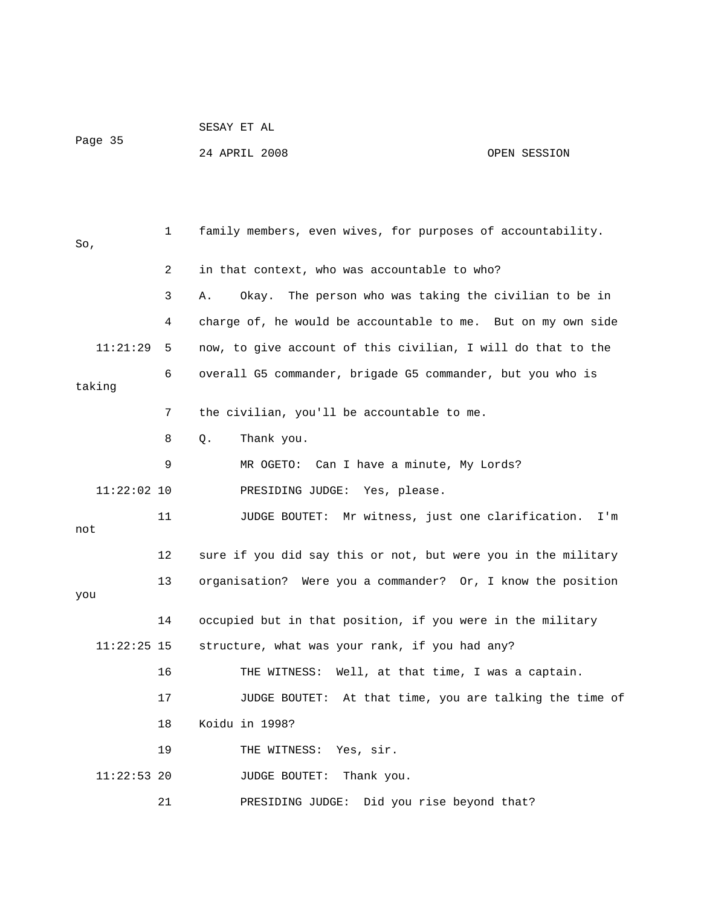family members, even wives, for purposes of accountability. So, in that context, who was accountable to who?

A. Okay. The person who was taking the civilian to be in charge of, he would be accountable to me. But on my own side now, to give account of this civilian, I will do that to the overall G5 commander, brigade G5 commander, but you who is taking the civilian, you'll be accountable to me.

Q. Thank you.

MR OGETO: Can I have a minute, My Lords?

PRESIDING JUDGE: Yes, please.

JUDGE BOUTET: Mr witness, just one clarification. I'm not sure if you did say this or not, but were you in the military organisation? Were you a commander? Or, I know the position you occupied but in that position, if you were in the military structure, what was your rank, if you had any?

THE WITNESS: Well, at that time, I was a captain.

JUDGE BOUTET: At that time, you are talking the time of Koidu in 1998?

THE WITNESS: Yes, sir.

JUDGE BOUTET: Thank you.

PRESIDING JUDGE: Did you rise beyond that?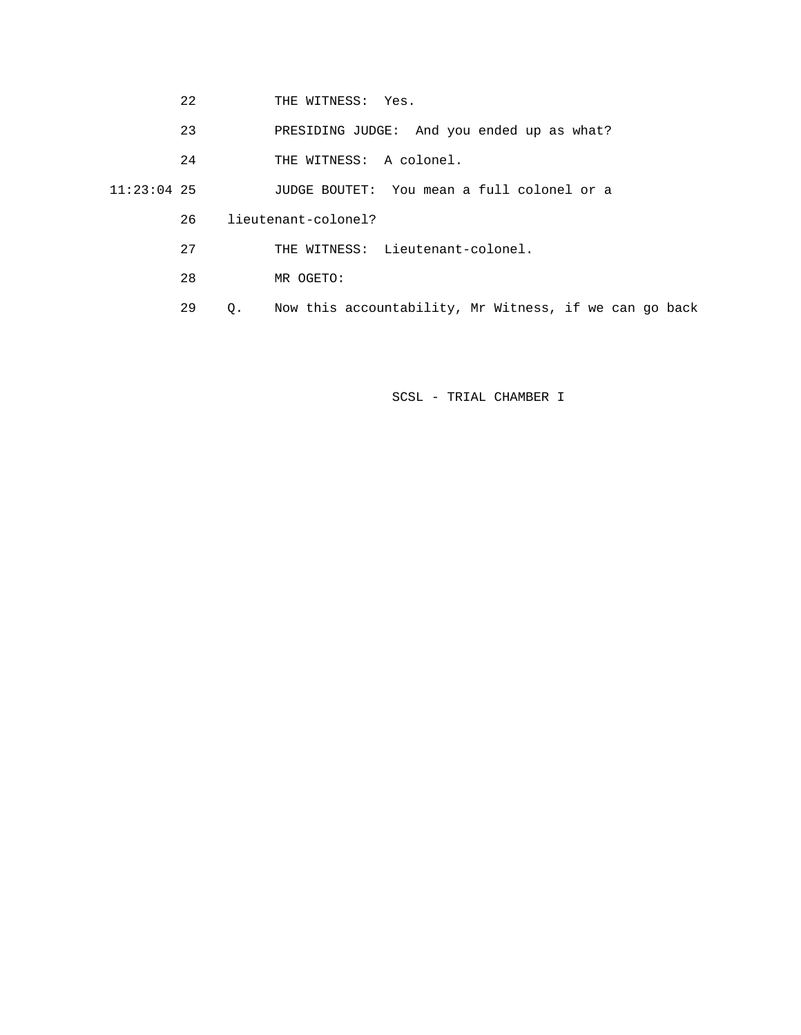22 THE WITNESS: Yes.

23 PRESIDING JUDGE: And you ended up as what?

24 THE WITNESS: A colonel.

11:23:04 25 JUDGE BOUTET: You mean a full colonel or a

26 lieutenant-colonel?

27 THE WITNESS: Lieutenant-colonel.

28 MR OGETO:

29 Q. Now this accountability, Mr Witness, if we can go back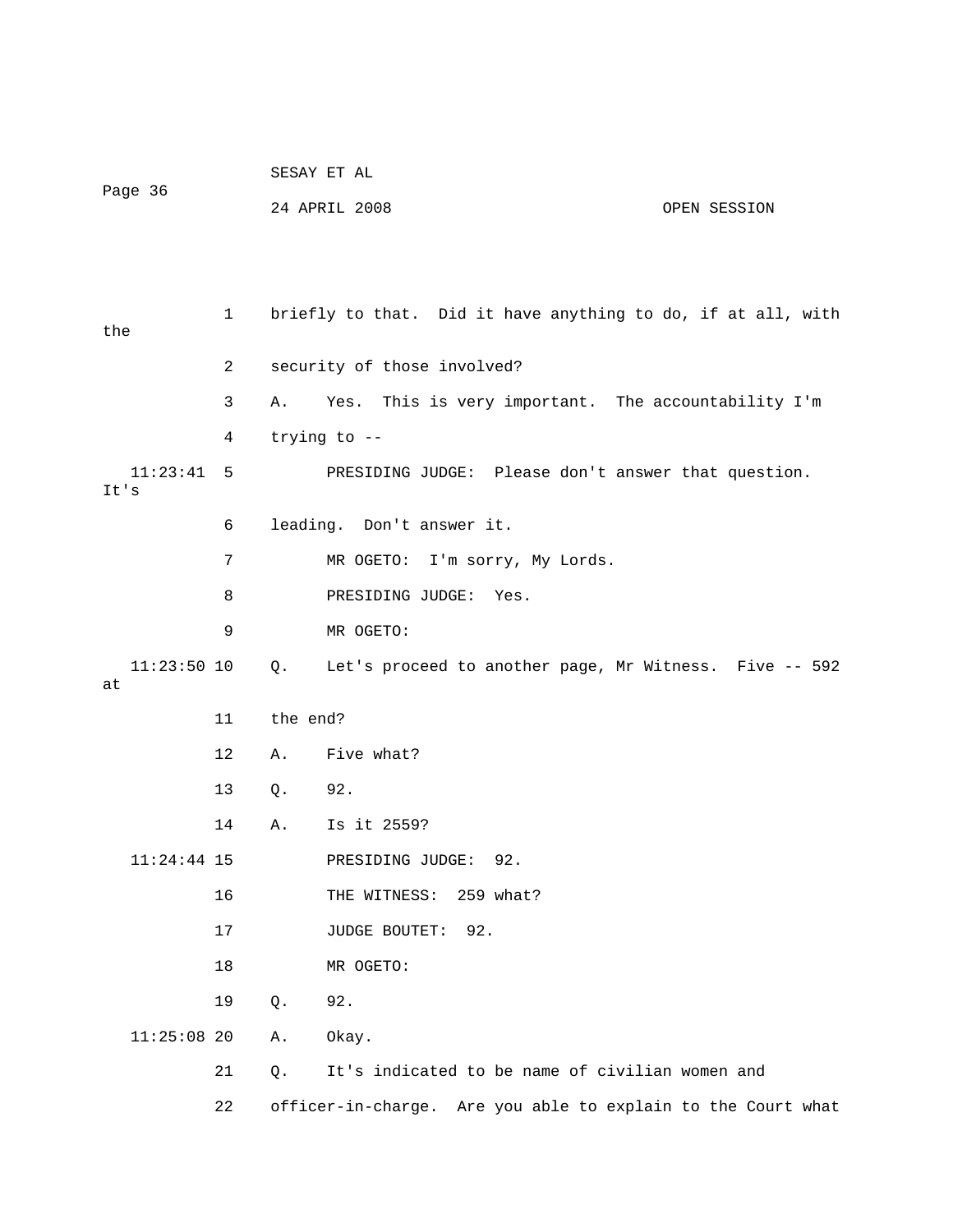1 briefly to that. Did it have anything to do, if at all, with the

2 security of those involved?

3 A. Yes. This is very important. The accountability I'm

4 trying to --

11:23:41 5 PRESIDING JUDGE: Please don't answer that question. It's

6 leading. Don't answer it.

7 MR OGETO: I'm sorry, My Lords.

8 PRESIDING JUDGE: Yes.

9 MR OGETO:

11:23:50 10 Q. Let's proceed to another page, Mr Witness. Five -- 592 at

11 the end?

12 A. Five what?

13 Q. 92.

14 A. Is it 2559?

11:24:44 15 PRESIDING JUDGE: 92.

16 THE WITNESS: 259 what?

17 JUDGE BOUTET: 92.

18 MR OGETO:

19 Q. 92.

11:25:08 20 A. Okay.

21 Q. It's indicated to be name of civilian women and

22 officer-in-charge. Are you able to explain to the Court what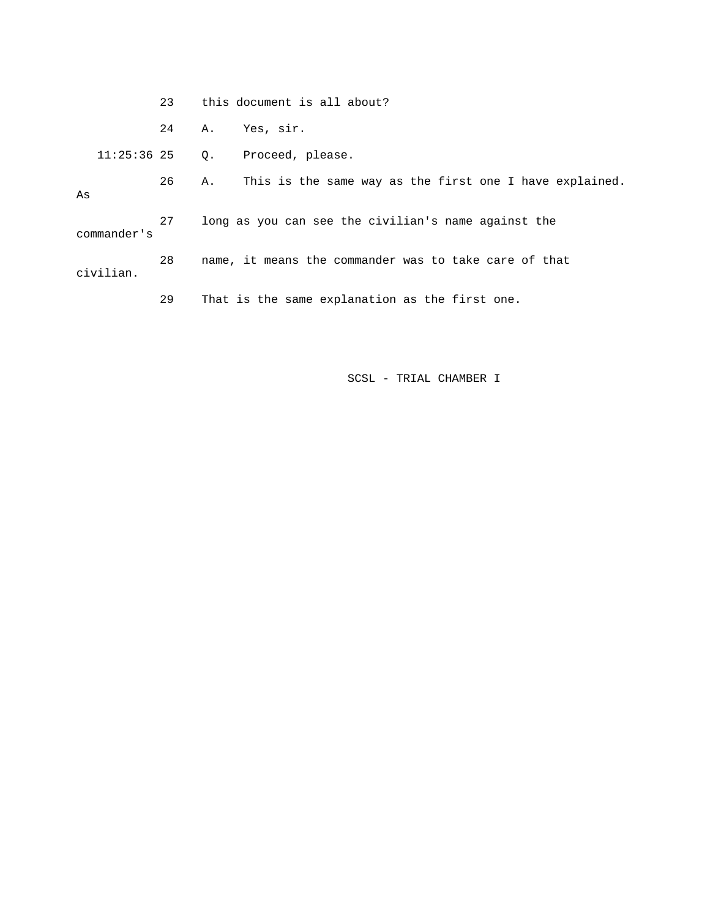23 this document is all about?

24 A. Yes, sir.

11:25:36 25 Q. Proceed, please.

26 A. This is the same way as the first one I have explained. As

27 long as you can see the civilian's name against the commander's

28 name, it means the commander was to take care of that civilian.

29 That is the same explanation as the first one.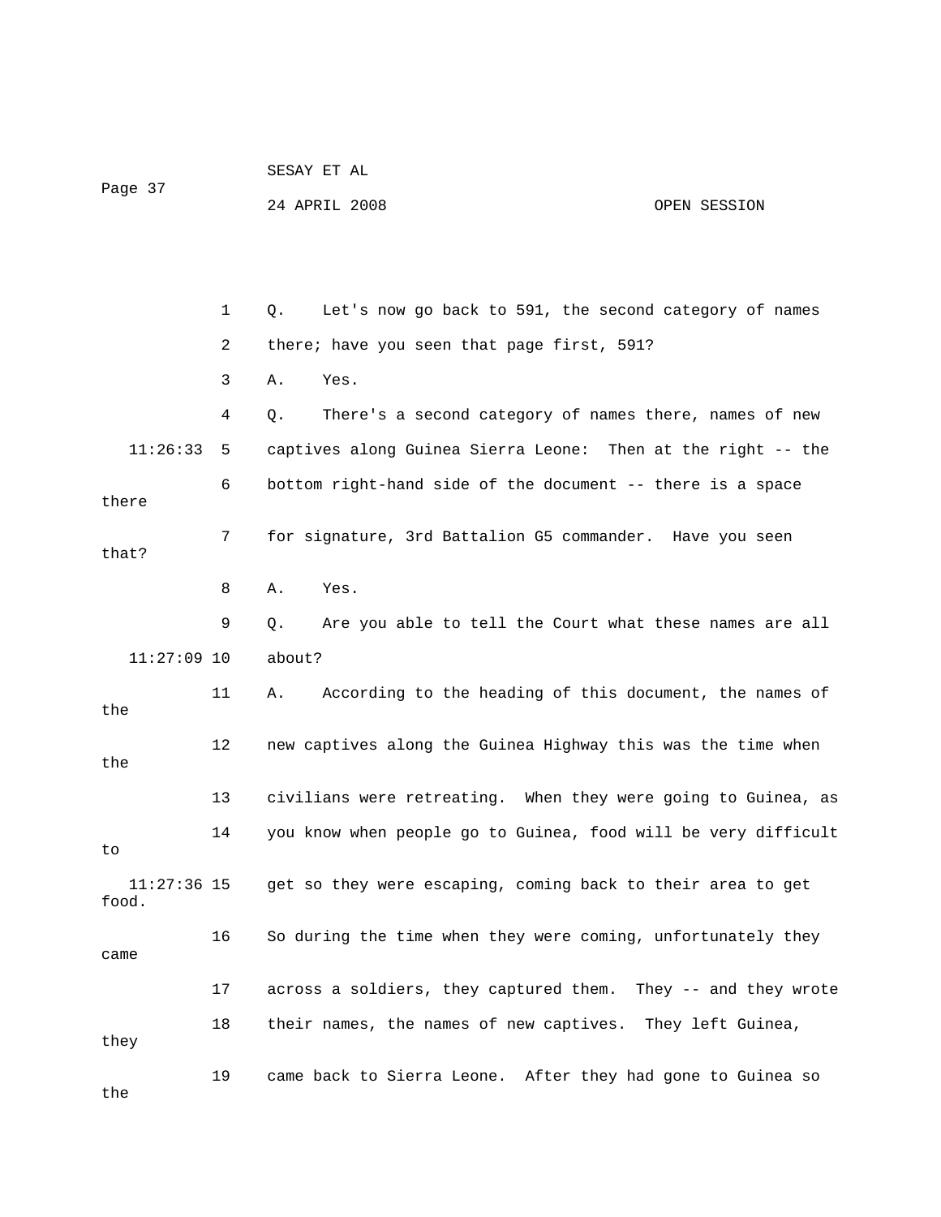1 Q. Let's now go back to 591, the second category of names

2 there; have you seen that page first, 591?

3 A. Yes.

4 Q. There's a second category of names there, names of new

11:26:33 5 captives along Guinea Sierra Leone: Then at the right -- the

6 bottom right-hand side of the document -- there is a space there

7 for signature, 3rd Battalion G5 commander. Have you seen that?

8 A. Yes.

9 Q. Are you able to tell the Court what these names are all

11:27:09 10 about?

11 A. According to the heading of this document, the names of the

12 new captives along the Guinea Highway this was the time when the

13 civilians were retreating. When they were going to Guinea, as

14 you know when people go to Guinea, food will be very difficult to

11:27:36 15 get so they were escaping, coming back to their area to get food.

16 So during the time when they were coming, unfortunately they came

17 across a soldiers, they captured them. They -- and they wrote

18 their names, the names of new captives. They left Guinea, they

19 came back to Sierra Leone. After they had gone to Guinea so the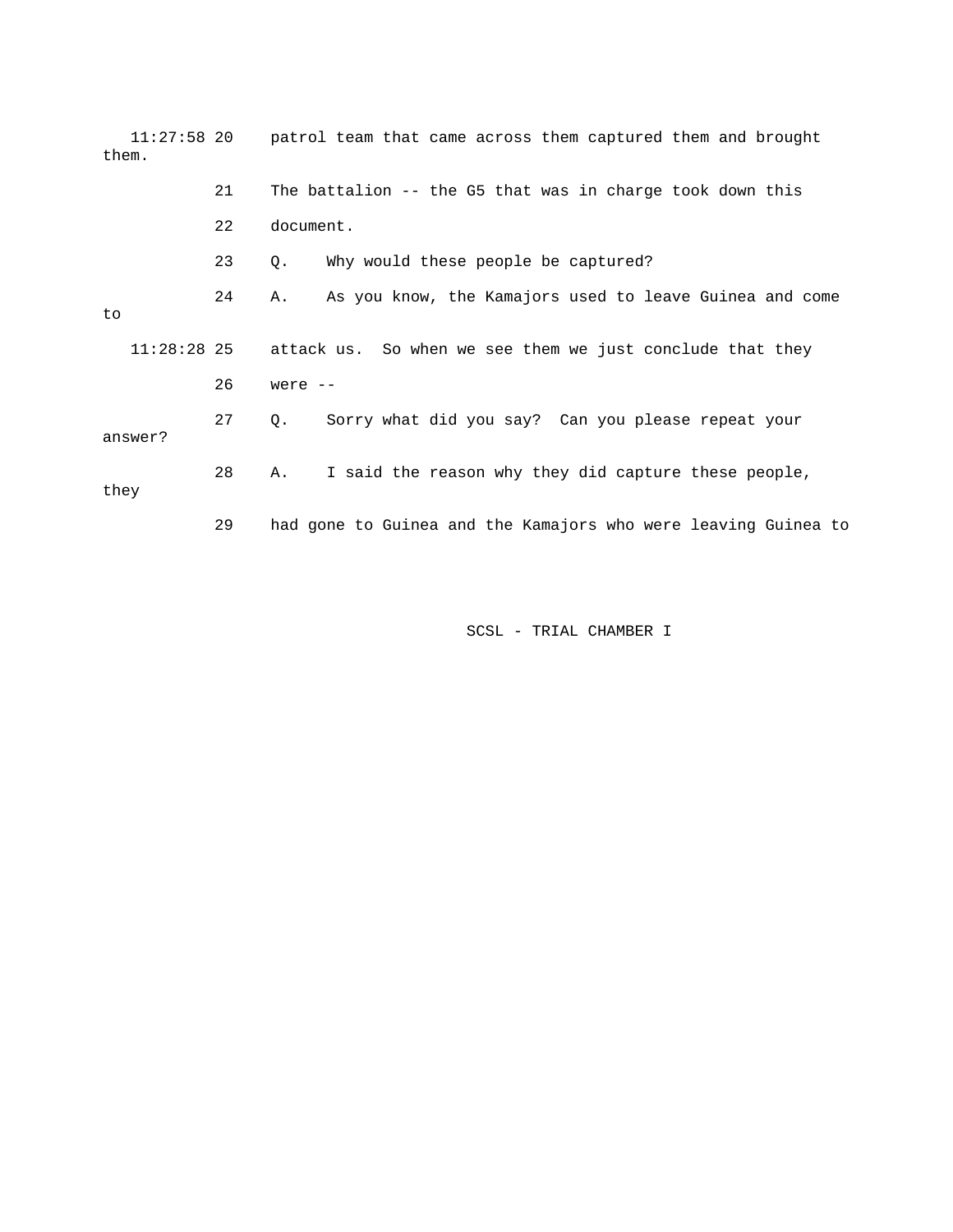11:27:58 20 patrol team that came across them captured them and brought them.

21 The battalion -- the G5 that was in charge took down this

22 document.

23 Q. Why would these people be captured?

24 A. As you know, the Kamajors used to leave Guinea and come to

11:28:28 25 attack us. So when we see them we just conclude that they

26 were --

27 Q. Sorry what did you say? Can you please repeat your answer?

28 A. I said the reason why they did capture these people, they

29 had gone to Guinea and the Kamajors who were leaving Guinea to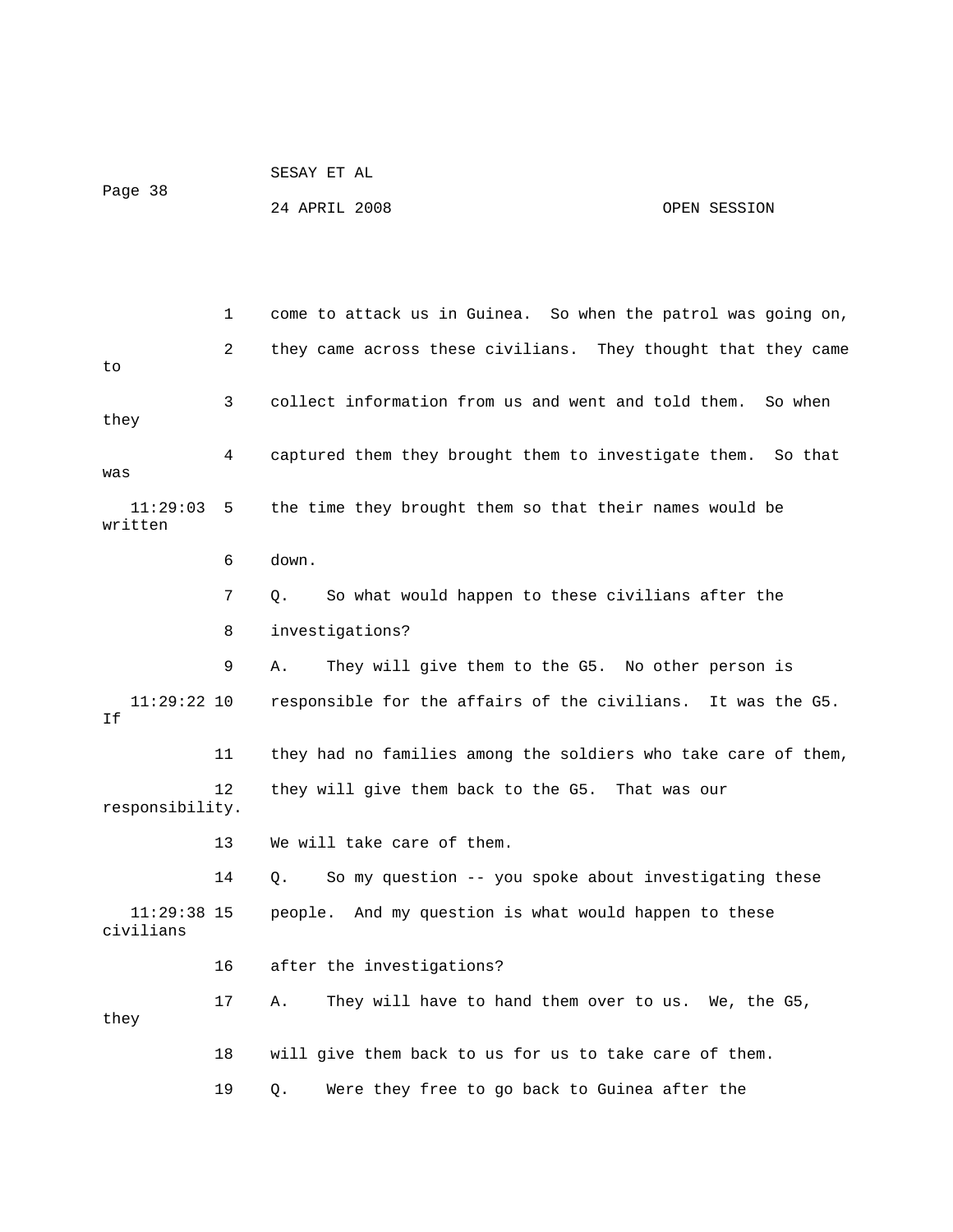1 come to attack us in Guinea. So when the patrol was going on,

2 they came across these civilians. They thought that they came to

3 collect information from us and went and told them. So when they

4 captured them they brought them to investigate them. So that was

11:29:03 5 the time they brought them so that their names would be written

6 down.

7 Q. So what would happen to these civilians after the

8 investigations?

9 A. They will give them to the G5. No other person is

11:29:22 10 responsible for the affairs of the civilians. It was the G5. If

11 they had no families among the soldiers who take care of them,

12 they will give them back to the G5. That was our responsibility.

13 We will take care of them.

14 Q. So my question -- you spoke about investigating these

11:29:38 15 people. And my question is what would happen to these civilians

16 after the investigations?

17 A. They will have to hand them over to us. We, the G5, they

18 will give them back to us for us to take care of them.

19 Q. Were they free to go back to Guinea after the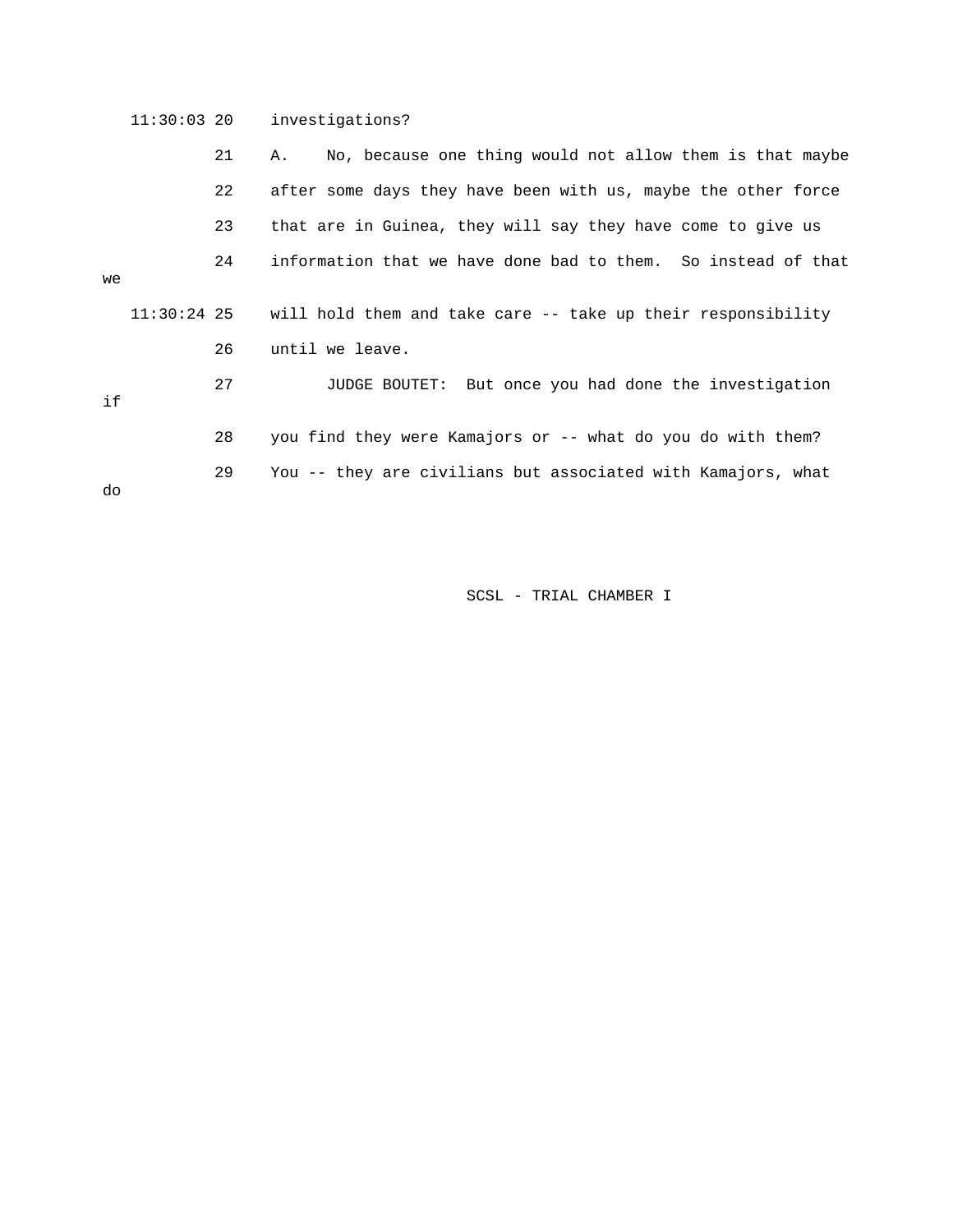11:30:03 20 investigations?

21 A. No, because one thing would not allow them is that maybe

22 after some days they have been with us, maybe the other force

23 that are in Guinea, they will say they have come to give us

24 information that we have done bad to them. So instead of that we

11:30:24 25 will hold them and take care -- take up their responsibility

26 until we leave.

27 JUDGE BOUTET: But once you had done the investigation if

28 you find they were Kamajors or -- what do you do with them?

29 You -- they are civilians but associated with Kamajors, what do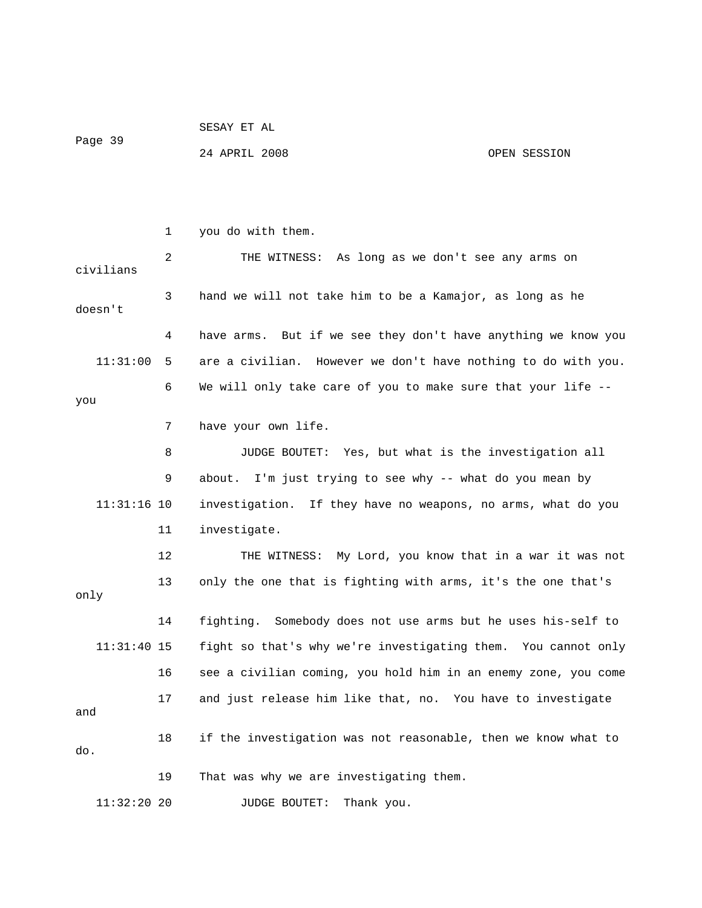you do with them.

THE WITNESS: As long as we don't see any arms on civilians hand we will not take him to be a Kamajor, as long as he doesn't have arms. But if we see they don't have anything we know you are a civilian. However we don't have nothing to do with you. We will only take care of you to make sure that your life -- you have your own life.

JUDGE BOUTET: Yes, but what is the investigation all about. I'm just trying to see why -- what do you mean by investigation. If they have no weapons, no arms, what do you investigate.

THE WITNESS: My Lord, you know that in a war it was not only the one that is fighting with arms, it's the one that's only fighting. Somebody does not use arms but he uses his-self to fight so that's why we're investigating them. You cannot only see a civilian coming, you hold him in an enemy zone, you come and just release him like that, no. You have to investigate and if the investigation was not reasonable, then we know what to do. That was why we are investigating them.

JUDGE BOUTET: Thank you.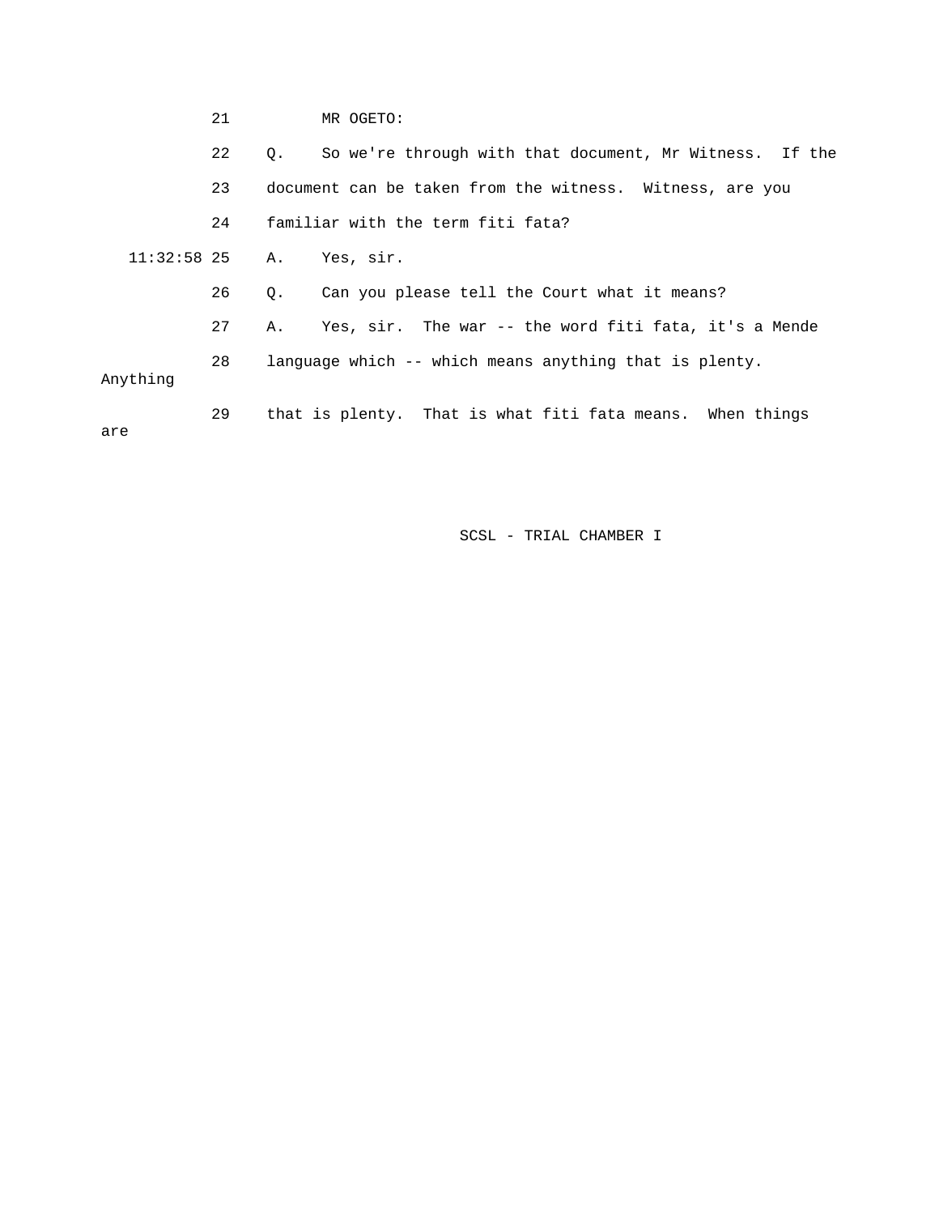21 MR OGETO:

22 Q. So we're through with that document, Mr Witness. If the

23 document can be taken from the witness. Witness, are you

24 familiar with the term fiti fata?

11:32:58 25 A. Yes, sir.

26 Q. Can you please tell the Court what it means?

27 A. Yes, sir. The war -- the word fiti fata, it's a Mende

28 language which -- which means anything that is plenty. Anything

29 that is plenty. That is what fiti fata means. When things are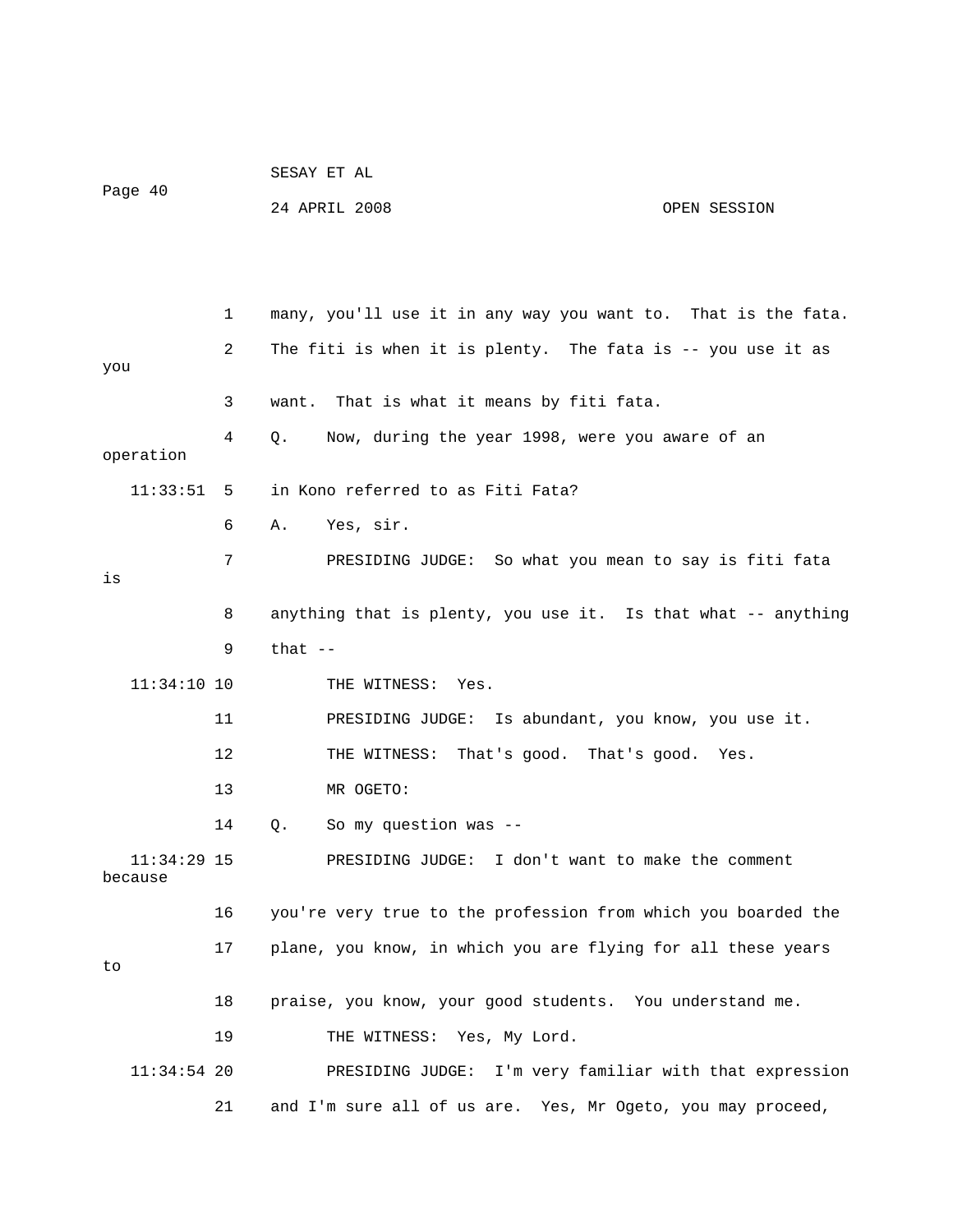1 many, you'll use it in any way you want to. That is the fata.

2 The fiti is when it is plenty. The fata is -- you use it as you

3 want. That is what it means by fiti fata.

4 Q. Now, during the year 1998, were you aware of an operation

11:33:51 5 in Kono referred to as Fiti Fata?

6 A. Yes, sir.

7 PRESIDING JUDGE: So what you mean to say is fiti fata is

8 anything that is plenty, you use it. Is that what -- anything

9 that --

11:34:10 10 THE WITNESS: Yes.

11 PRESIDING JUDGE: Is abundant, you know, you use it.

12 THE WITNESS: That's good. That's good. Yes.

13 MR OGETO:

14 Q. So my question was --

11:34:29 15 PRESIDING JUDGE: I don't want to make the comment because

16 you're very true to the profession from which you boarded the

17 plane, you know, in which you are flying for all these years to

18 praise, you know, your good students. You understand me.

19 THE WITNESS: Yes, My Lord.

11:34:54 20 PRESIDING JUDGE: I'm very familiar with that expression

21 and I'm sure all of us are. Yes, Mr Ogeto, you may proceed,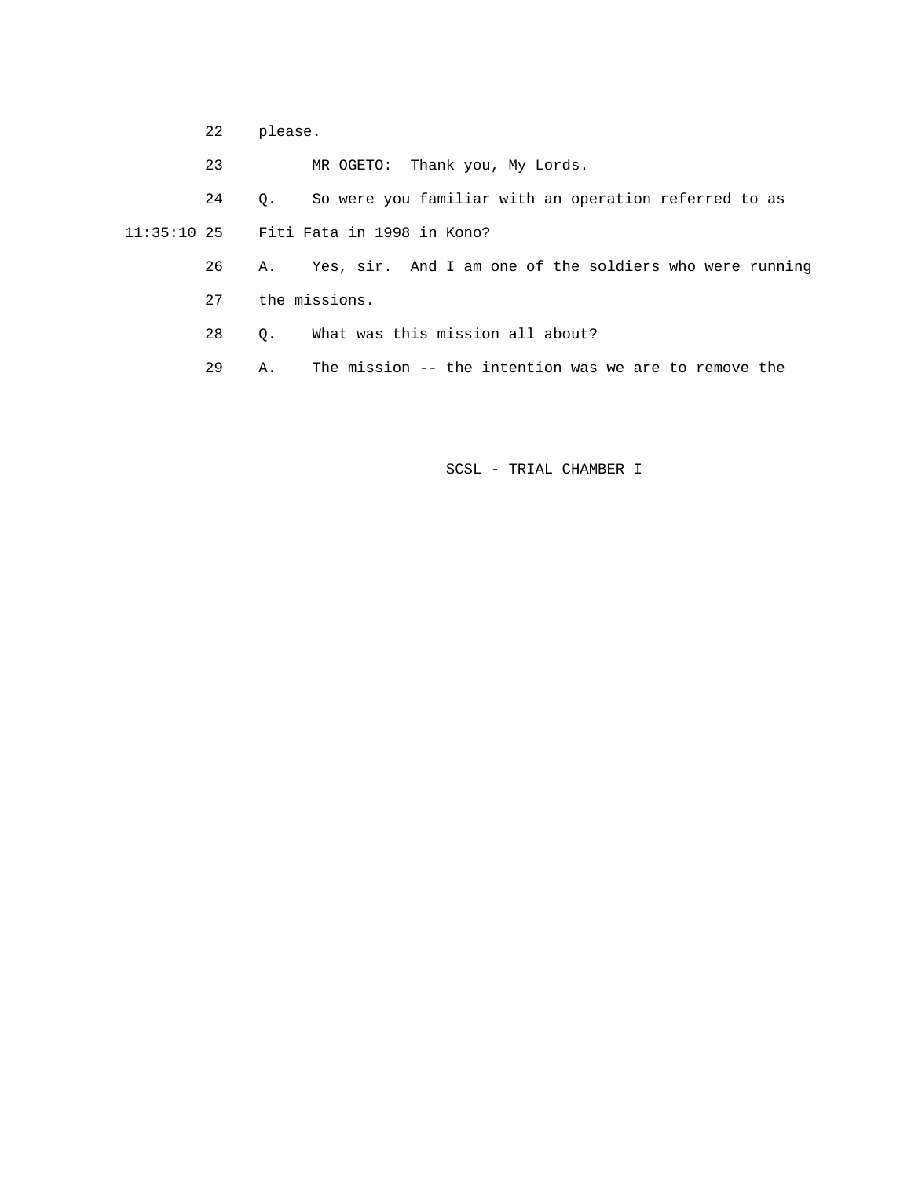22 please.

23 MR OGETO: Thank you, My Lords.

24 Q. So were you familiar with an operation referred to as

11:35:10 25 Fiti Fata in 1998 in Kono?

26 A. Yes, sir. And I am one of the soldiers who were running

27 the missions.

28 Q. What was this mission all about?

29 A. The mission -- the intention was we are to remove the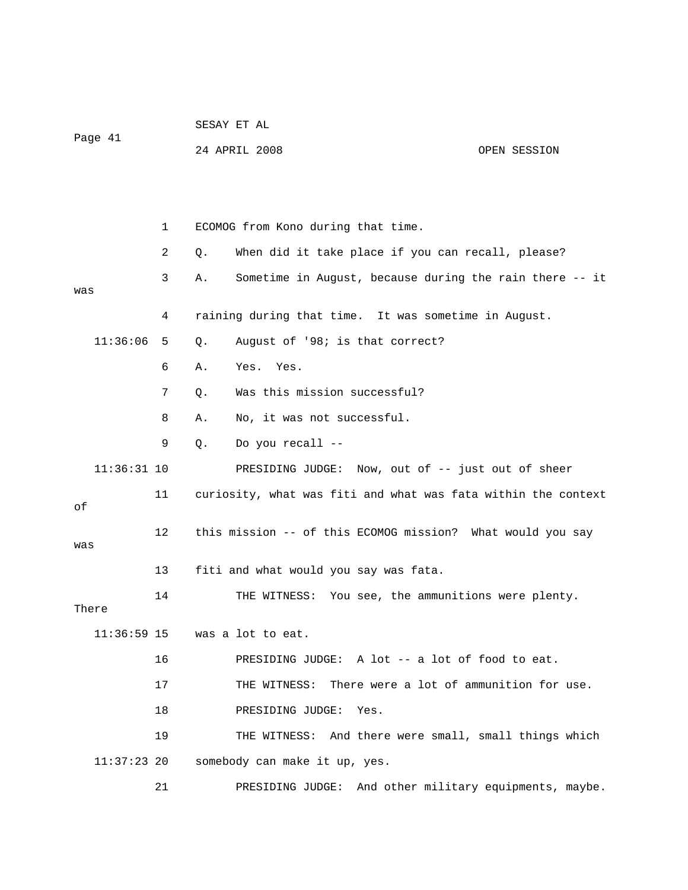1 ECOMOG from Kono during that time.

2 Q. When did it take place if you can recall, please?

3 A. Sometime in August, because during the rain there -- it was

4 raining during that time. It was sometime in August.

11:36:06 5 Q. August of '98; is that correct?

6 A. Yes. Yes.

7 Q. Was this mission successful?

8 A. No, it was not successful.

9 Q. Do you recall --

11:36:31 10 PRESIDING JUDGE: Now, out of -- just out of sheer

11 curiosity, what was fiti and what was fata within the context of

12 this mission -- of this ECOMOG mission? What would you say was

13 fiti and what would you say was fata.

14 THE WITNESS: You see, the ammunitions were plenty. There

11:36:59 15 was a lot to eat.

16 PRESIDING JUDGE: A lot -- a lot of food to eat.

17 THE WITNESS: There were a lot of ammunition for use.

18 PRESIDING JUDGE: Yes.

19 THE WITNESS: And there were small, small things which

11:37:23 20 somebody can make it up, yes.

21 PRESIDING JUDGE: And other military equipments, maybe.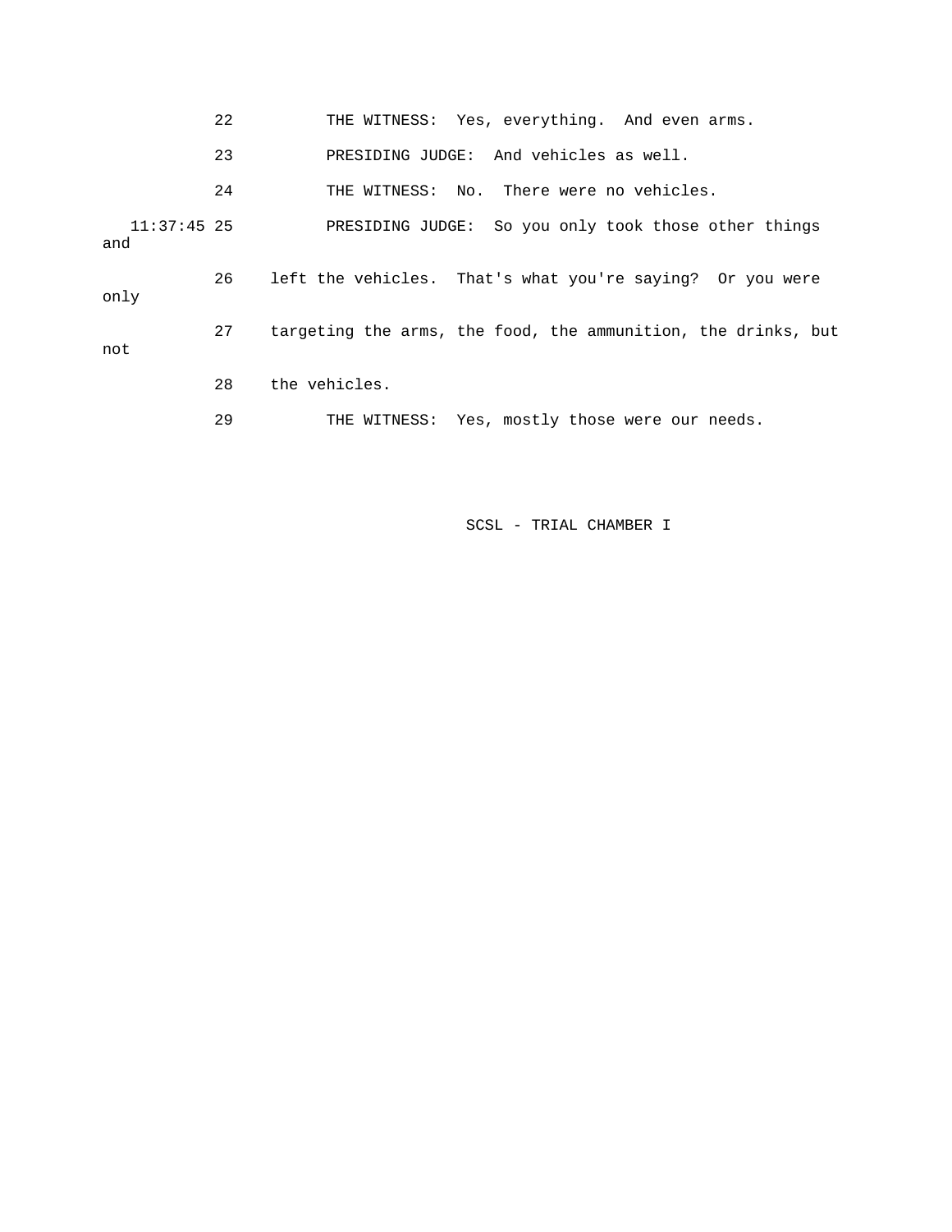22 THE WITNESS: Yes, everything. And even arms.

23 PRESIDING JUDGE: And vehicles as well.

24 THE WITNESS: No. There were no vehicles.

11:37:45 25 PRESIDING JUDGE: So you only took those other things and

26 left the vehicles. That's what you're saying? Or you were only

27 targeting the arms, the food, the ammunition, the drinks, but not

28 the vehicles.

29 THE WITNESS: Yes, mostly those were our needs.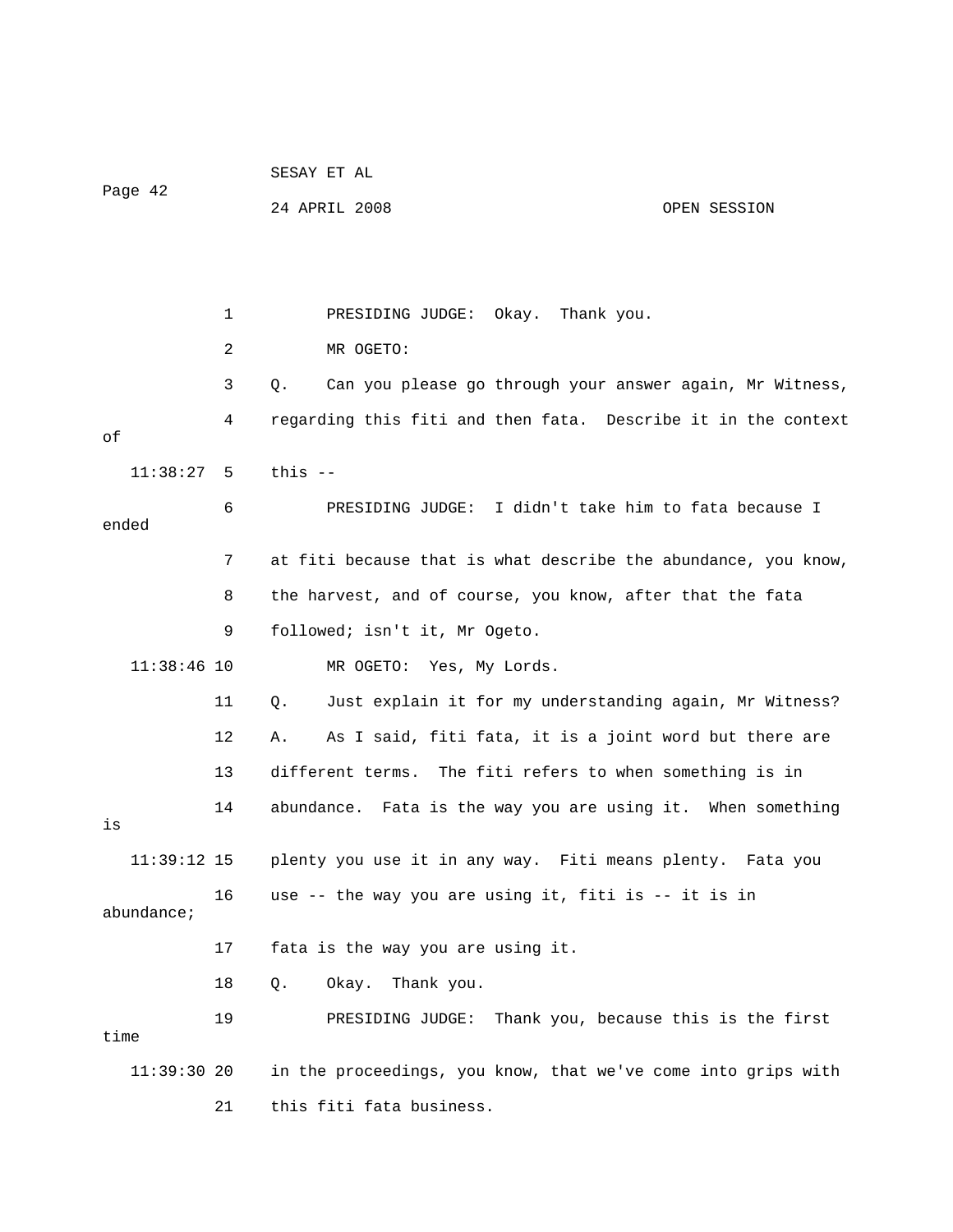1 PRESIDING JUDGE: Okay. Thank you.

2 MR OGETO:

3 Q. Can you please go through your answer again, Mr Witness,

4 regarding this fiti and then fata. Describe it in the context of

11:38:27 5 this --

6 PRESIDING JUDGE: I didn't take him to fata because I ended

7 at fiti because that is what describe the abundance, you know,

8 the harvest, and of course, you know, after that the fata

9 followed; isn't it, Mr Ogeto.

11:38:46 10 MR OGETO: Yes, My Lords.

11 Q. Just explain it for my understanding again, Mr Witness?

12 A. As I said, fiti fata, it is a joint word but there are

13 different terms. The fiti refers to when something is in

14 abundance. Fata is the way you are using it. When something is

11:39:12 15 plenty you use it in any way. Fiti means plenty. Fata you

16 use -- the way you are using it, fiti is -- it is in abundance;

17 fata is the way you are using it.

18 Q. Okay. Thank you.

19 PRESIDING JUDGE: Thank you, because this is the first time

11:39:30 20 in the proceedings, you know, that we've come into grips with

21 this fiti fata business.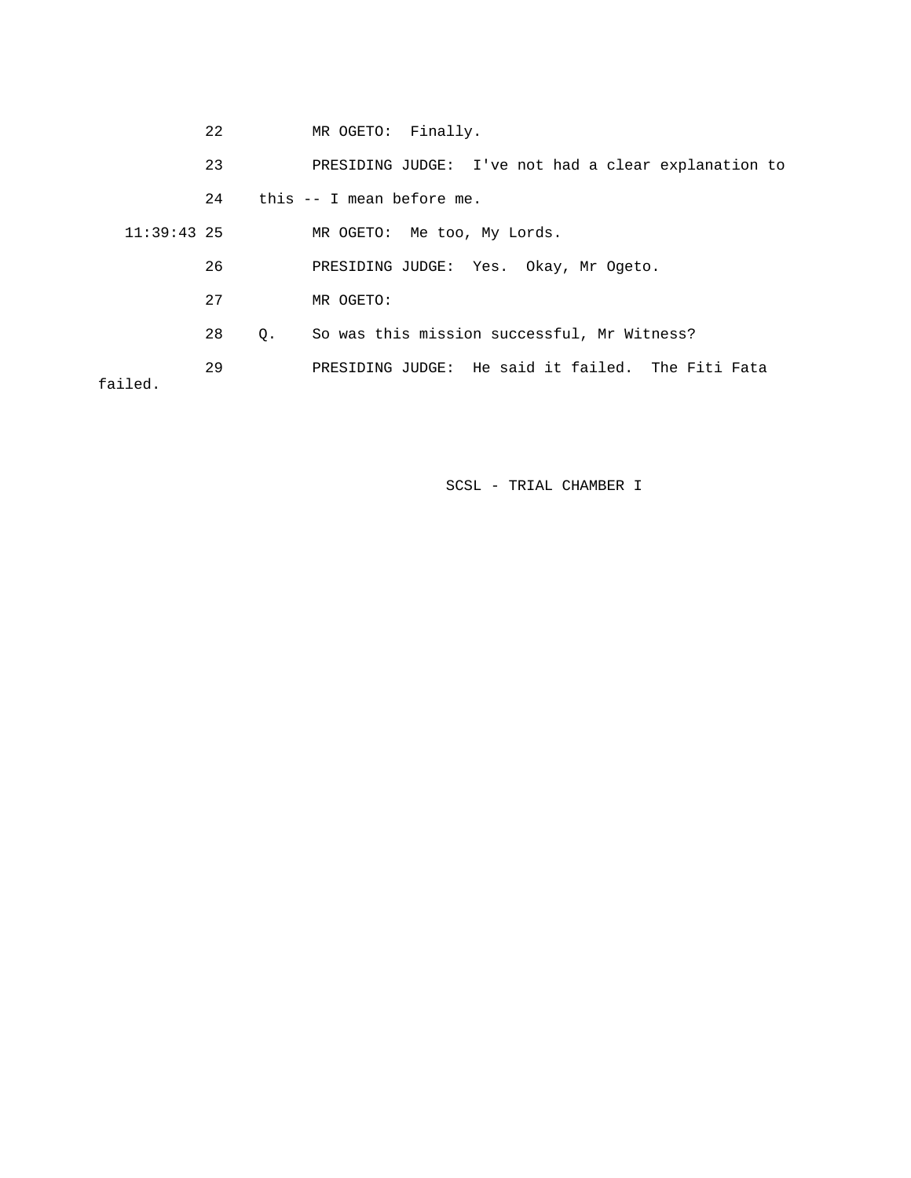22 MR OGETO: Finally.

23 PRESIDING JUDGE: I've not had a clear explanation to

24 this -- I mean before me.

11:39:43 25 MR OGETO: Me too, My Lords.

26 PRESIDING JUDGE: Yes. Okay, Mr Ogeto.

27 MR OGETO:

28 Q. So was this mission successful, Mr Witness?

29 PRESIDING JUDGE: He said it failed. The Fiti Fata failed.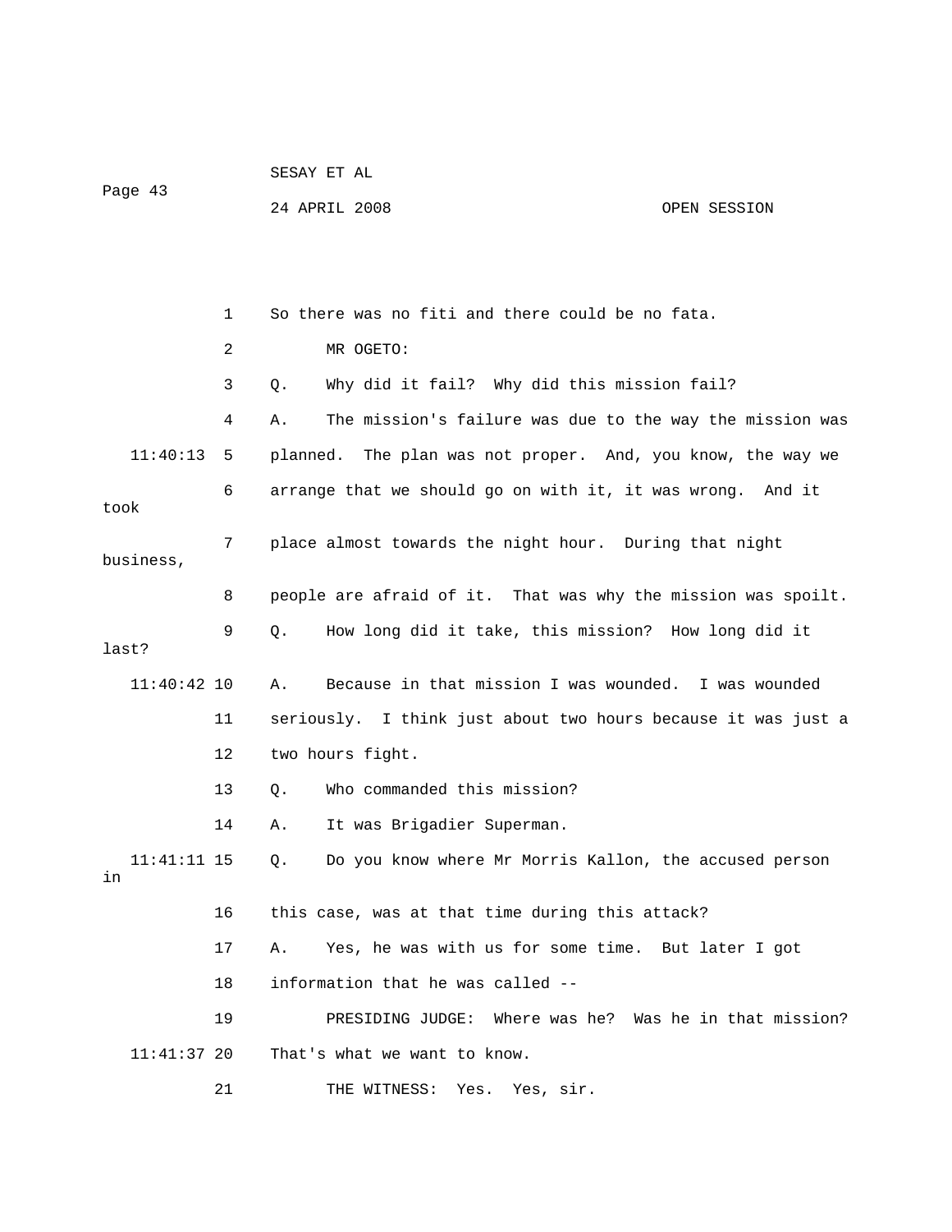So there was no fiti and there could be no fata.

MR OGETO:

Q. Why did it fail? Why did this mission fail?

A. The mission's failure was due to the way the mission was planned. The plan was not proper. And, you know, the way we arrange that we should go on with it, it was wrong. And it took place almost towards the night hour. During that night business, people are afraid of it. That was why the mission was spoilt.

Q. How long did it take, this mission? How long did it last?

A. Because in that mission I was wounded. I was wounded seriously. I think just about two hours because it was just a two hours fight.

Q. Who commanded this mission?

A. It was Brigadier Superman.

Q. Do you know where Mr Morris Kallon, the accused person in this case, was at that time during this attack?

A. Yes, he was with us for some time. But later I got information that he was called --

PRESIDING JUDGE: Where was he? Was he in that mission? That's what we want to know.

THE WITNESS: Yes. Yes, sir.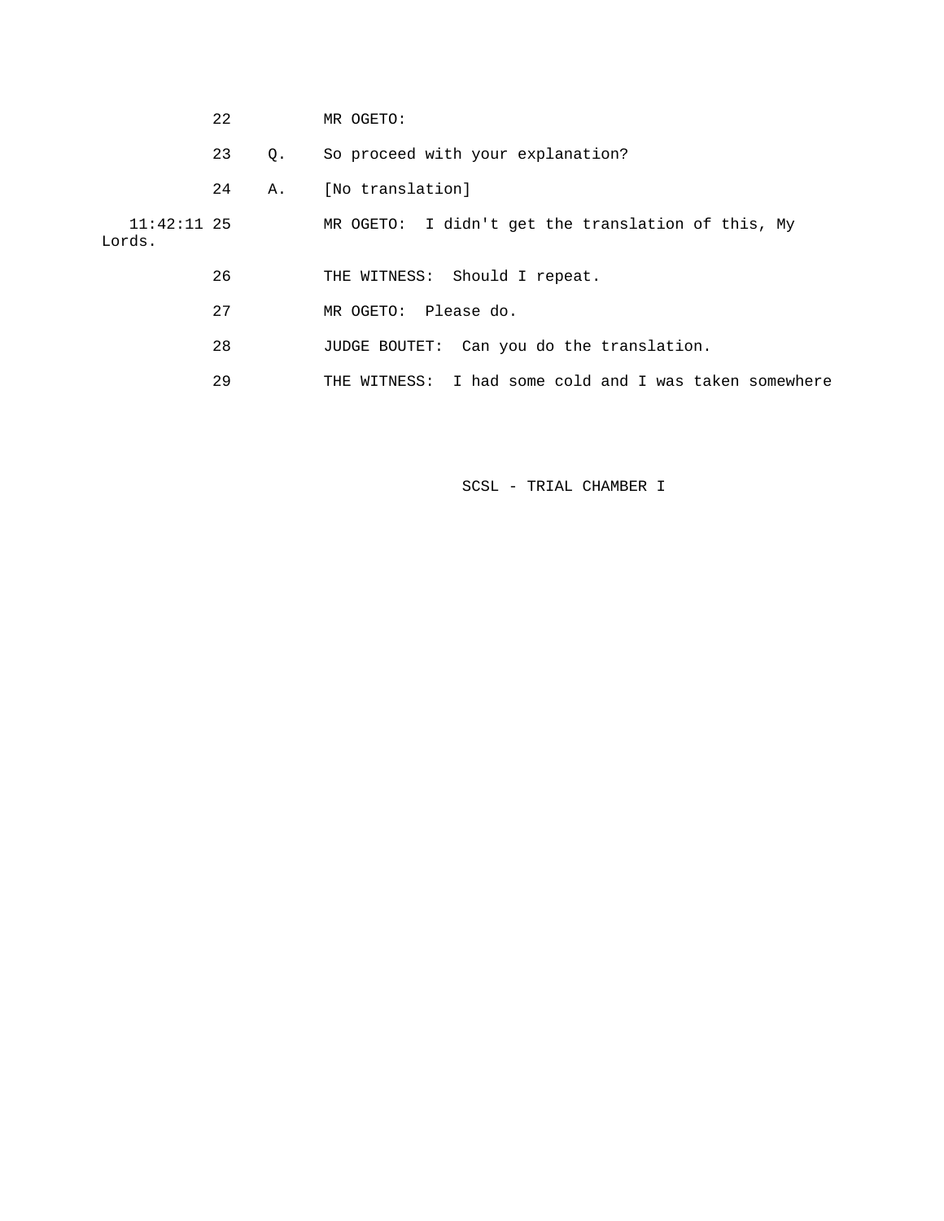22 MR OGETO:

23 Q. So proceed with your explanation?

24 A. [No translation]

11:42:11 25 MR OGETO: I didn't get the translation of this, My Lords.

26 THE WITNESS: Should I repeat.

27 MR OGETO: Please do.

28 JUDGE BOUTET: Can you do the translation.

29 THE WITNESS: I had some cold and I was taken somewhere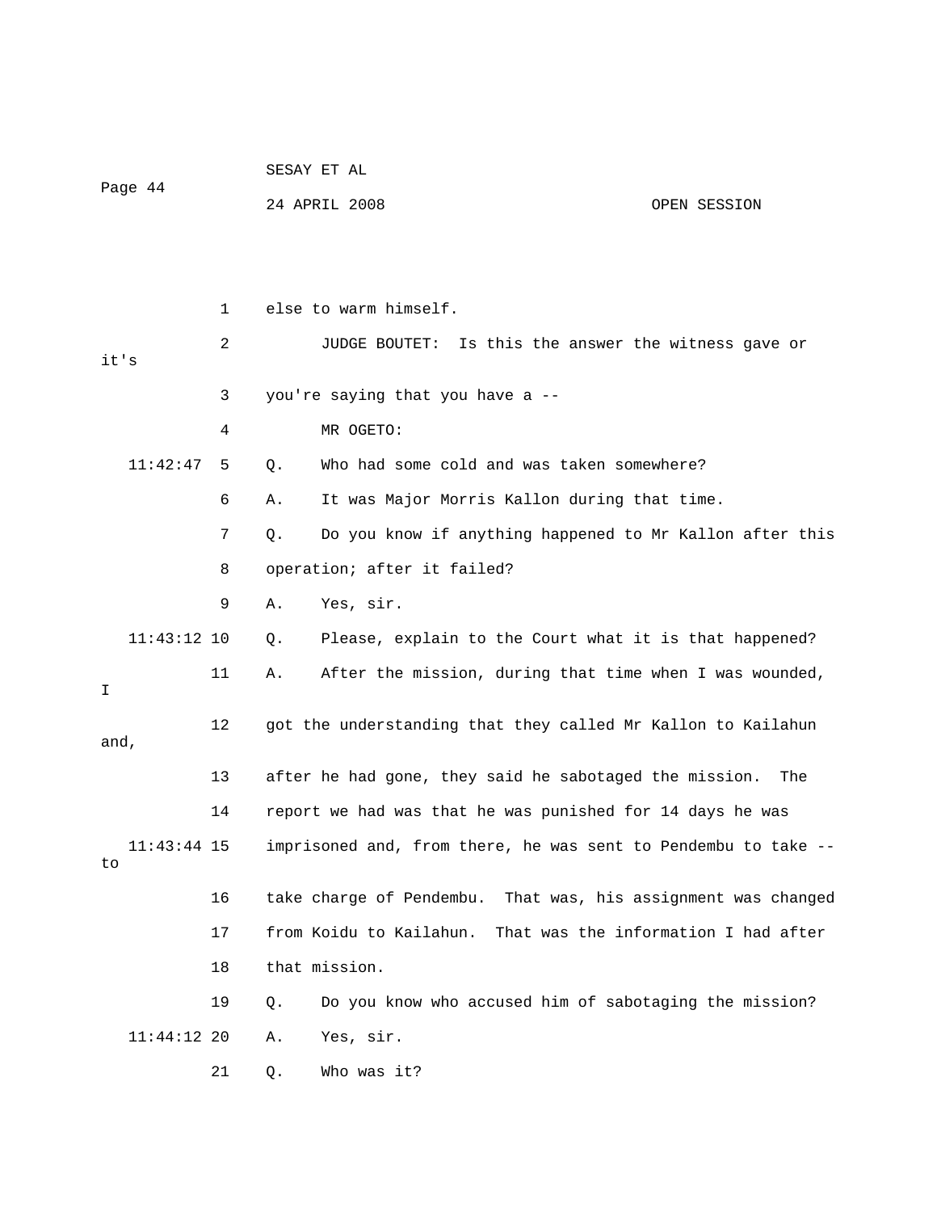else to warm himself.

JUDGE BOUTET: Is this the answer the witness gave or it's you're saying that you have a --

MR OGETO:

Q. Who had some cold and was taken somewhere?

A. It was Major Morris Kallon during that time.

Q. Do you know if anything happened to Mr Kallon after this operation; after it failed?

A. Yes, sir.

Q. Please, explain to the Court what it is that happened?

A. After the mission, during that time when I was wounded, I got the understanding that they called Mr Kallon to Kailahun and, after he had gone, they said he sabotaged the mission. The report we had was that he was punished for 14 days he was imprisoned and, from there, he was sent to Pendembu to take -- to take charge of Pendembu. That was, his assignment was changed from Koidu to Kailahun. That was the information I had after that mission.

Q. Do you know who accused him of sabotaging the mission?

A. Yes, sir.

Q. Who was it?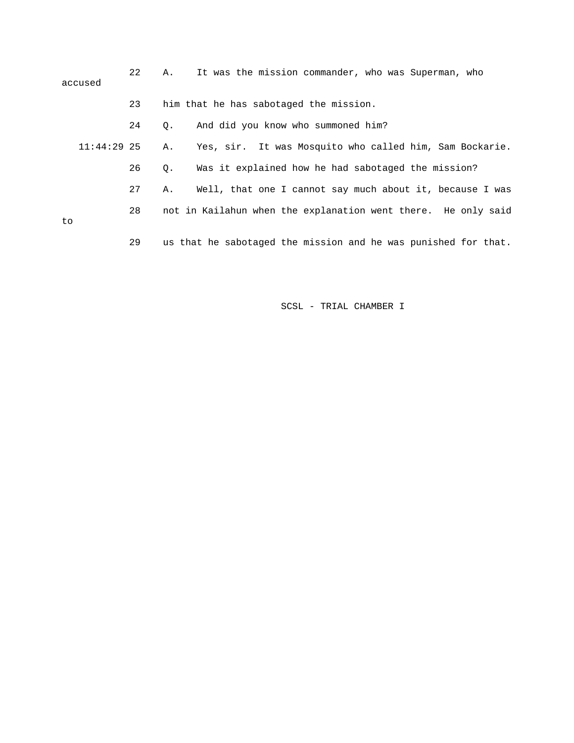22 A. It was the mission commander, who was Superman, who accused

23 him that he has sabotaged the mission.

24 Q. And did you know who summoned him?

11:44:29 25 A. Yes, sir. It was Mosquito who called him, Sam Bockarie.

26 Q. Was it explained how he had sabotaged the mission?

27 A. Well, that one I cannot say much about it, because I was

28 not in Kailahun when the explanation went there. He only said to

29 us that he sabotaged the mission and he was punished for that.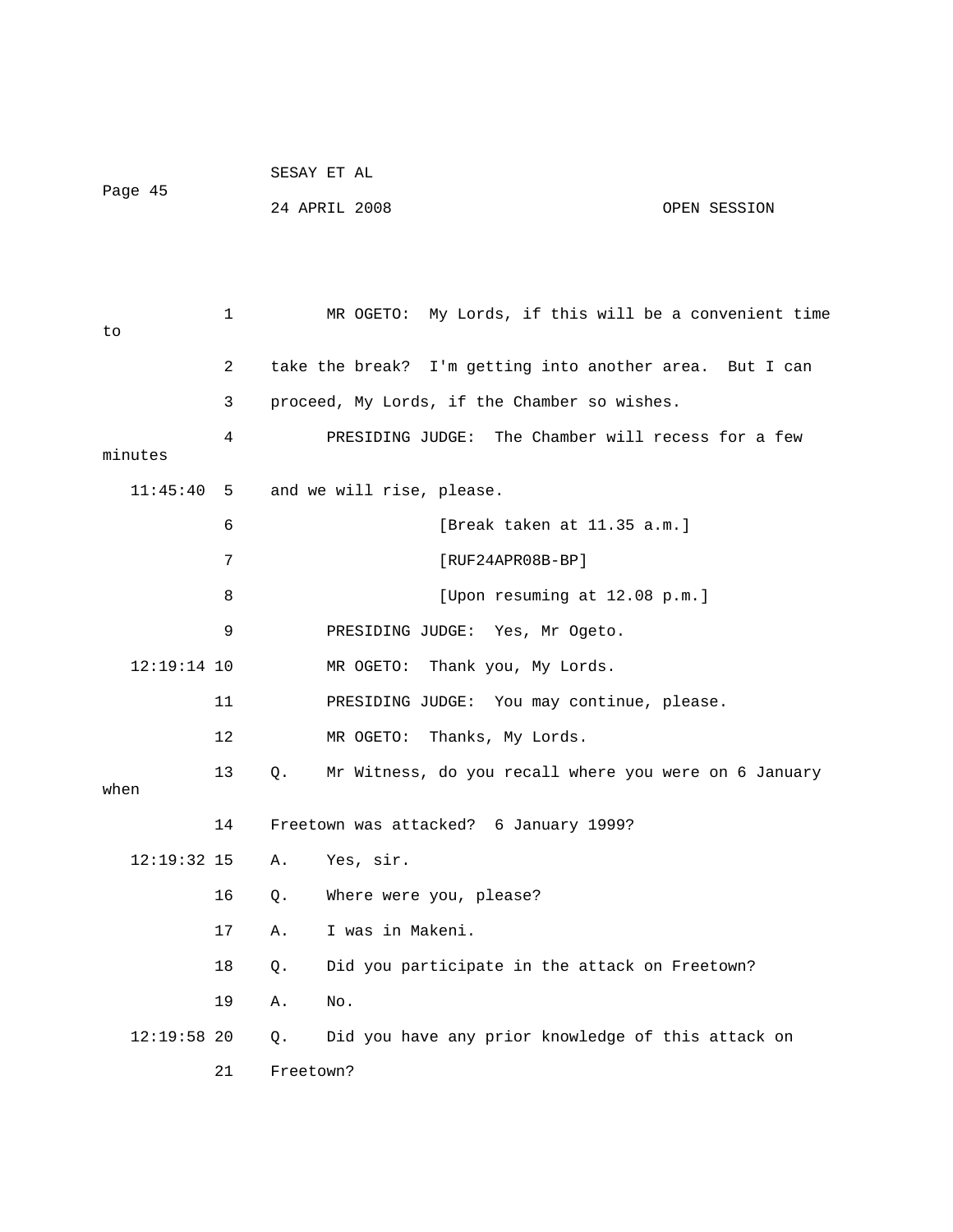MR OGETO: My Lords, if this will be a convenient time to take the break? I'm getting into another area. But I can proceed, My Lords, if the Chamber so wishes.

PRESIDING JUDGE: The Chamber will recess for a few minutes and we will rise, please.

[Break taken at 11.35 a.m.]

[RUF24APR08B-BP]

[Upon resuming at 12.08 p.m.]

PRESIDING JUDGE: Yes, Mr Ogeto.

MR OGETO: Thank you, My Lords.

PRESIDING JUDGE: You may continue, please.

MR OGETO: Thanks, My Lords.

Q. Mr Witness, do you recall where you were on 6 January when Freetown was attacked? 6 January 1999?

A. Yes, sir.

Q. Where were you, please?

A. I was in Makeni.

Q. Did you participate in the attack on Freetown?

A. No.

Q. Did you have any prior knowledge of this attack on Freetown?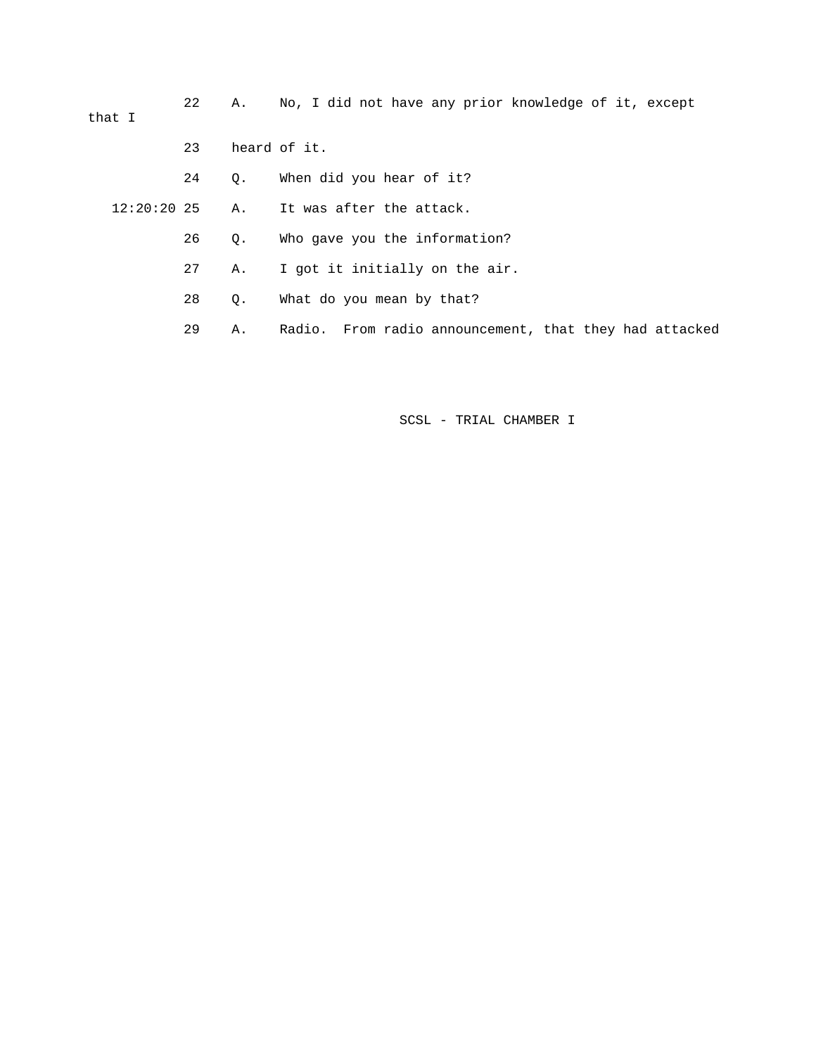22 A. No, I did not have any prior knowledge of it, except that I

23 heard of it.

24 Q. When did you hear of it?

12:20:20 25 A. It was after the attack.

26 Q. Who gave you the information?

27 A. I got it initially on the air.

28 Q. What do you mean by that?

29 A. Radio. From radio announcement, that they had attacked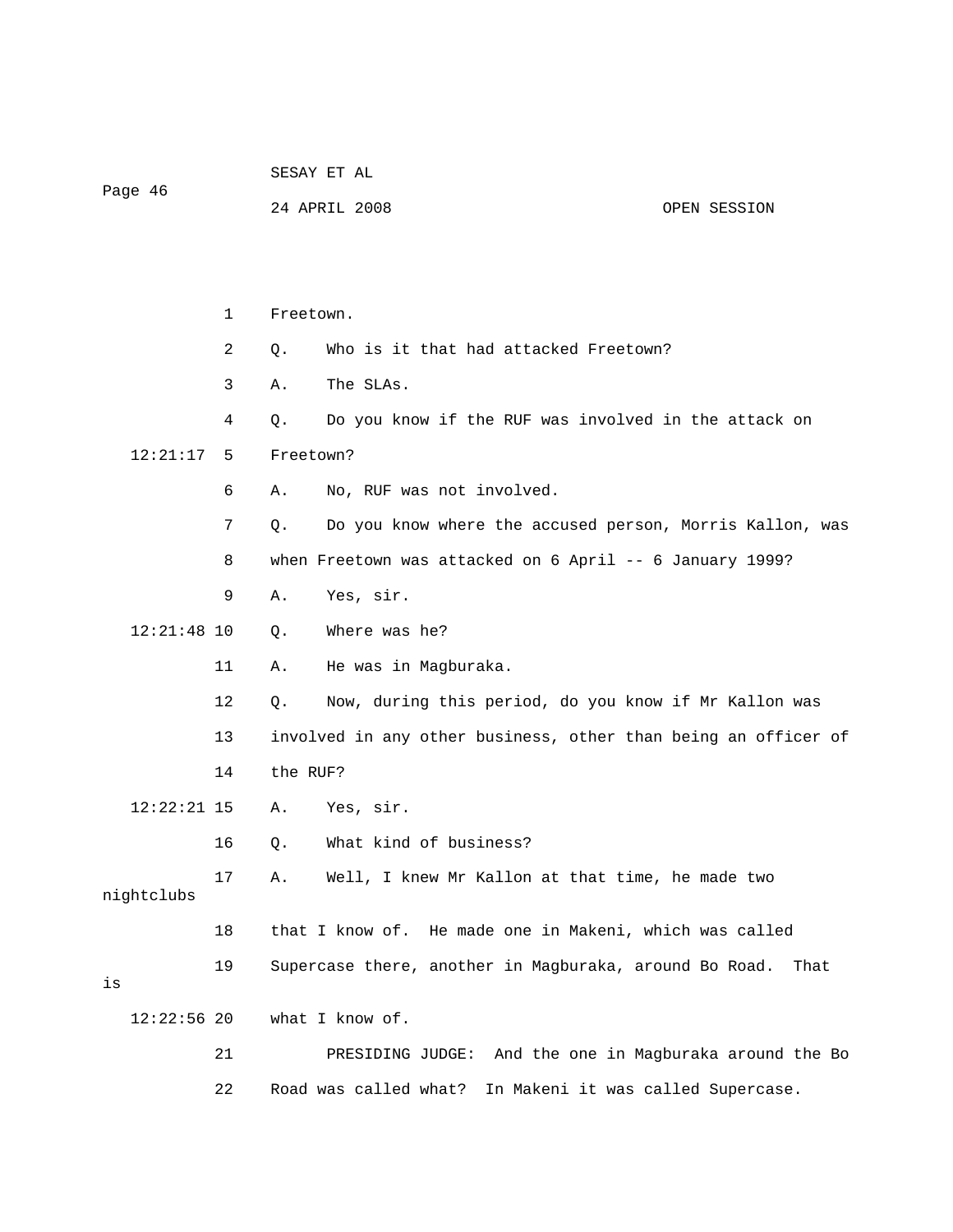Freetown.

Q. Who is it that had attacked Freetown?

A. The SLAs.

Q. Do you know if the RUF was involved in the attack on Freetown?

A. No, RUF was not involved.

Q. Do you know where the accused person, Morris Kallon, was when Freetown was attacked on 6 April -- 6 January 1999?

A. Yes, sir.

Q. Where was he?

A. He was in Magburaka.

Q. Now, during this period, do you know if Mr Kallon was involved in any other business, other than being an officer of the RUF?

A. Yes, sir.

Q. What kind of business?

A. Well, I knew Mr Kallon at that time, he made two nightclubs that I know of. He made one in Makeni, which was called Supercase there, another in Magburaka, around Bo Road. That is what I know of.

PRESIDING JUDGE: And the one in Magburaka around the Bo Road was called what? In Makeni it was called Supercase.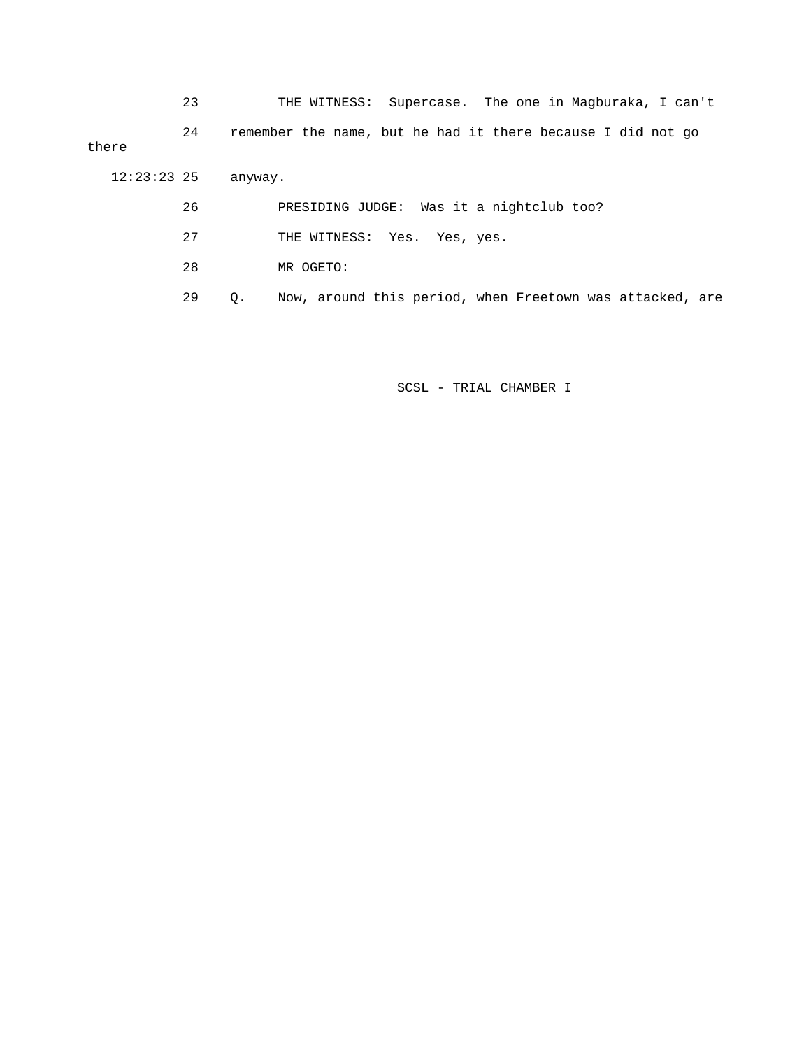23 THE WITNESS: Supercase. The one in Magburaka, I can't

24 remember the name, but he had it there because I did not go there

12:23:23 25 anyway.

26 PRESIDING JUDGE: Was it a nightclub too?

27 THE WITNESS: Yes. Yes, yes.

28 MR OGETO:

29 Q. Now, around this period, when Freetown was attacked, are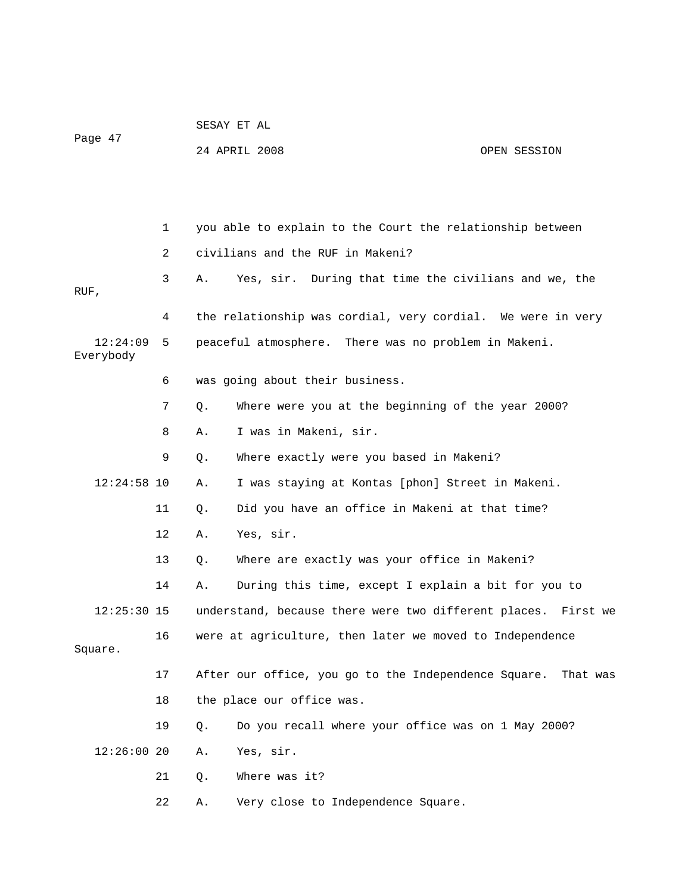you able to explain to the Court the relationship between civilians and the RUF in Makeni?

A. Yes, sir. During that time the civilians and we, the RUF, the relationship was cordial, very cordial. We were in very peaceful atmosphere. There was no problem in Makeni. Everybody was going about their business.

Q. Where were you at the beginning of the year 2000?

A. I was in Makeni, sir.

Q. Where exactly were you based in Makeni?

A. I was staying at Kontas [phon] Street in Makeni.

Q. Did you have an office in Makeni at that time?

A. Yes, sir.

Q. Where are exactly was your office in Makeni?

A. During this time, except I explain a bit for you to understand, because there were two different places. First we were at agriculture, then later we moved to Independence Square. After our office, you go to the Independence Square. That was the place our office was.

Q. Do you recall where your office was on 1 May 2000?

A. Yes, sir.

Q. Where was it?

A. Very close to Independence Square.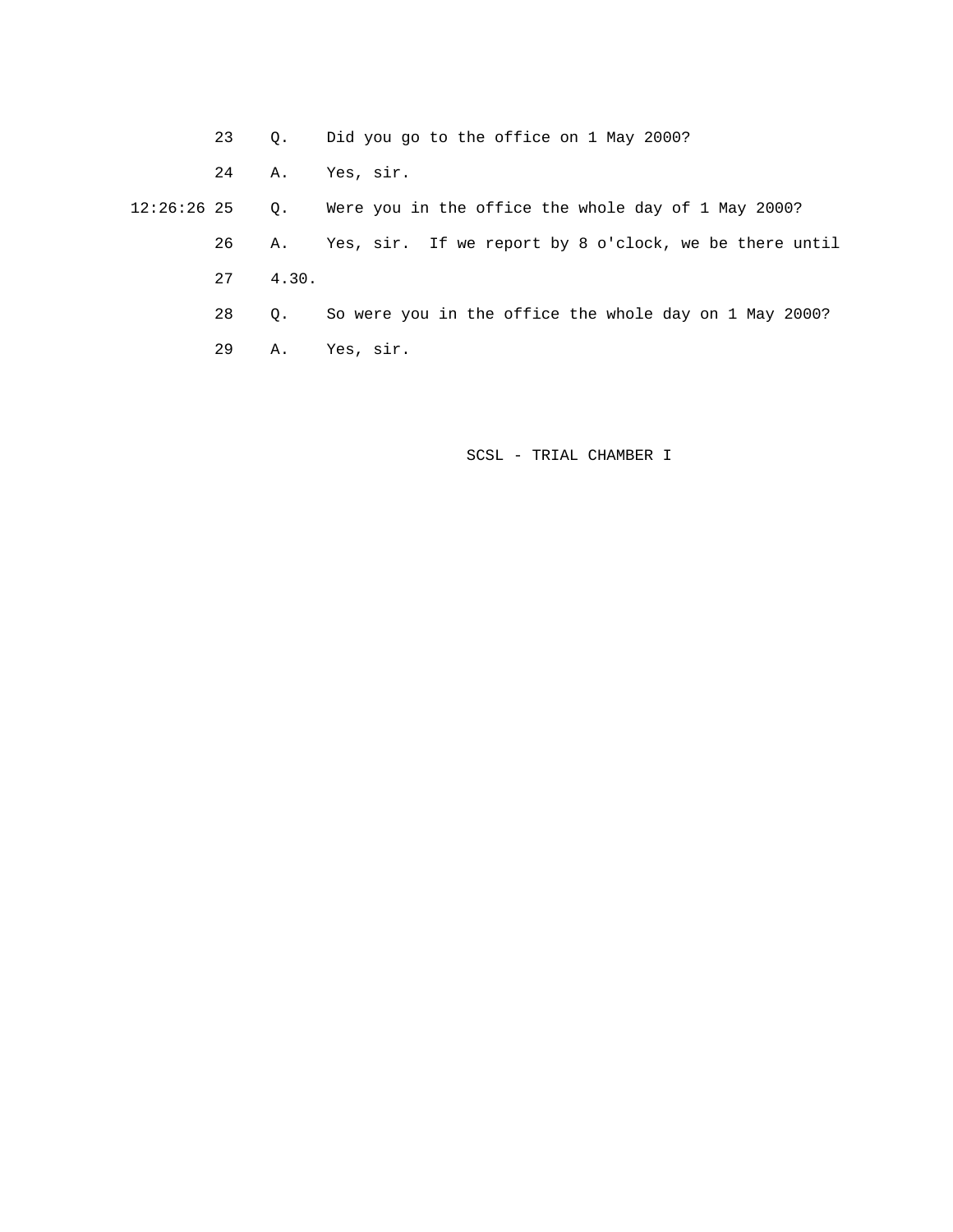23 Q. Did you go to the office on 1 May 2000?

24 A. Yes, sir.

12:26:26 25 Q. Were you in the office the whole day of 1 May 2000?

26 A. Yes, sir. If we report by 8 o'clock, we be there until

27 4.30.

28 Q. So were you in the office the whole day on 1 May 2000?

29 A. Yes, sir.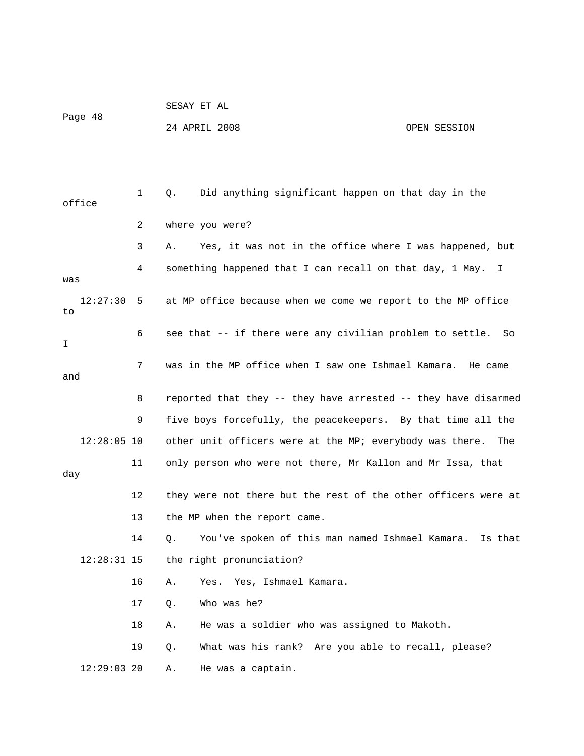Q. Did anything significant happen on that day in the office where you were?

A. Yes, it was not in the office where I was happened, but something happened that I can recall on that day, 1 May. I was at MP office because when we come we report to the MP office to see that -- if there were any civilian problem to settle. So I was in the MP office when I saw one Ishmael Kamara. He came and reported that they -- they have arrested -- they have disarmed five boys forcefully, the peacekeepers. By that time all the other unit officers were at the MP; everybody was there. The only person who were not there, Mr Kallon and Mr Issa, that day they were not there but the rest of the other officers were at the MP when the report came.

Q. You've spoken of this man named Ishmael Kamara. Is that the right pronunciation?

A. Yes. Yes, Ishmael Kamara.

Q. Who was he?

A. He was a soldier who was assigned to Makoth.

Q. What was his rank? Are you able to recall, please?

A. He was a captain.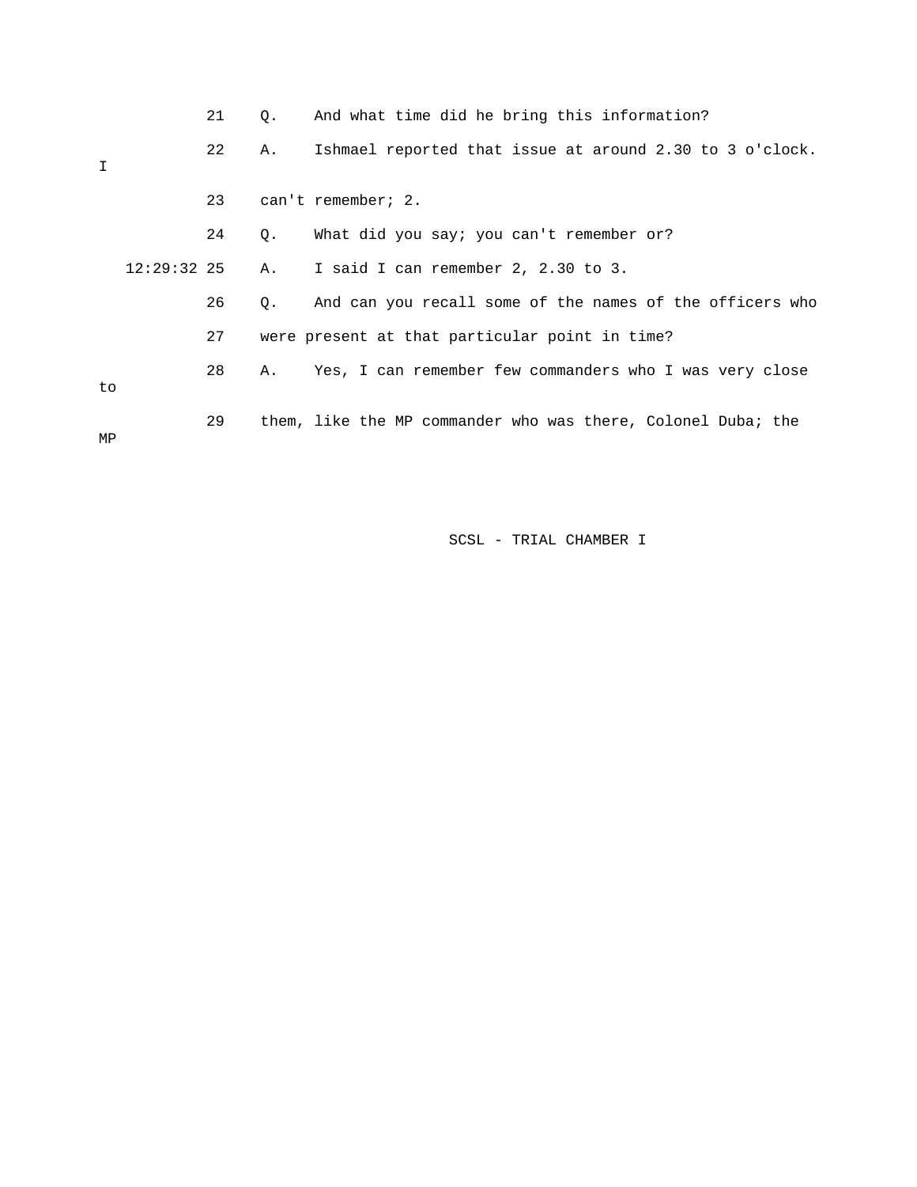21 Q. And what time did he bring this information?

22 A. Ishmael reported that issue at around 2.30 to 3 o'clock. I

23 can't remember; 2.

24 Q. What did you say; you can't remember or?

12:29:32 25 A. I said I can remember 2, 2.30 to 3.

26 Q. And can you recall some of the names of the officers who

27 were present at that particular point in time?

28 A. Yes, I can remember few commanders who I was very close to

29 them, like the MP commander who was there, Colonel Duba; the MP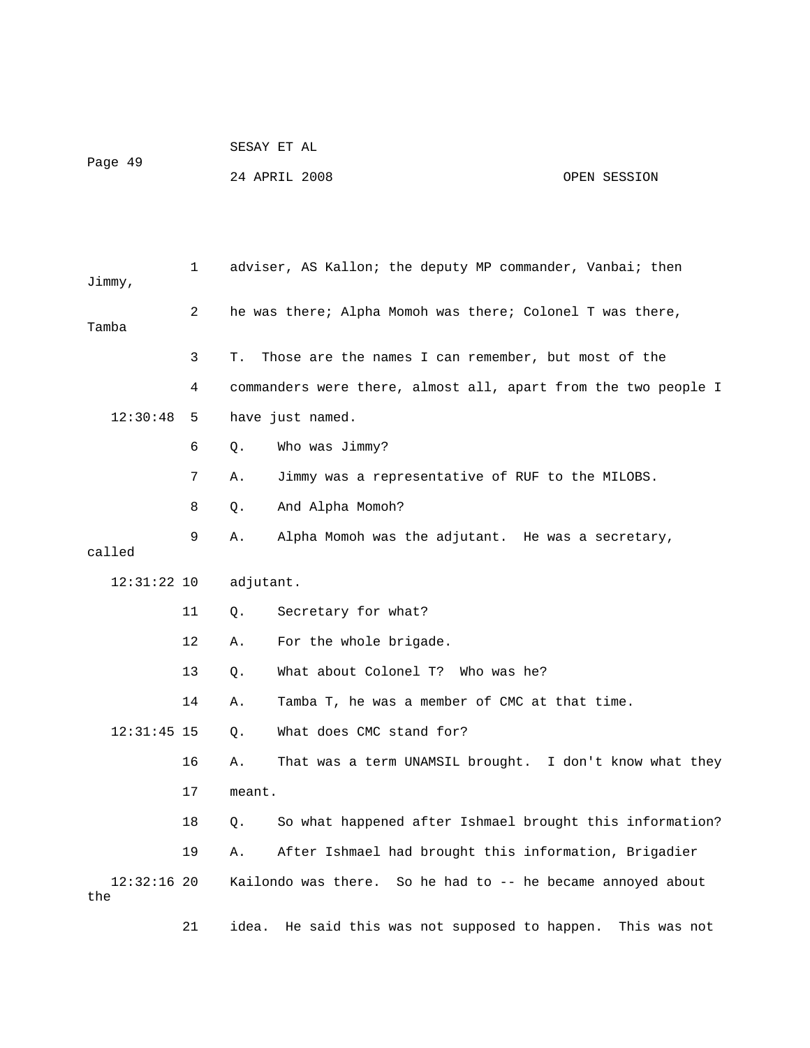adviser, AS Kallon; the deputy MP commander, Vanbai; then Jimmy, he was there; Alpha Momoh was there; Colonel T was there, Tamba T. Those are the names I can remember, but most of the commanders were there, almost all, apart from the two people I have just named.

Q. Who was Jimmy?

A. Jimmy was a representative of RUF to the MILOBS.

Q. And Alpha Momoh?

A. Alpha Momoh was the adjutant. He was a secretary, called adjutant.

Q. Secretary for what?

A. For the whole brigade.

Q. What about Colonel T? Who was he?

A. Tamba T, he was a member of CMC at that time.

Q. What does CMC stand for?

A. That was a term UNAMSIL brought. I don't know what they meant.

Q. So what happened after Ishmael brought this information?

A. After Ishmael had brought this information, Brigadier Kailondo was there. So he had to -- he became annoyed about the idea. He said this was not supposed to happen. This was not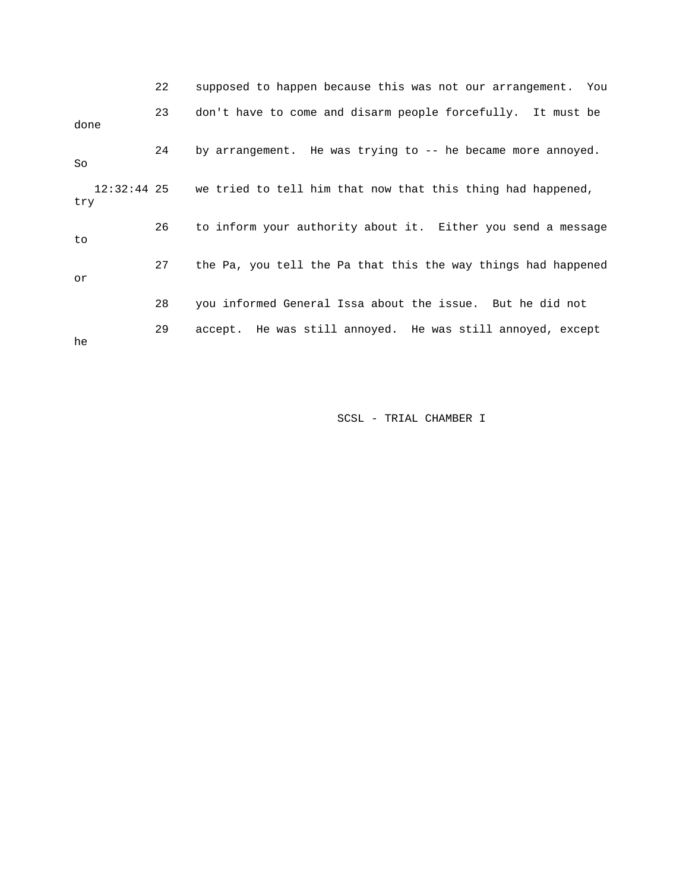22 supposed to happen because this was not our arrangement. You

23 don't have to come and disarm people forcefully. It must be done

24 by arrangement. He was trying to -- he became more annoyed. So

12:32:44 25 we tried to tell him that now that this thing had happened, try

26 to inform your authority about it. Either you send a message to

27 the Pa, you tell the Pa that this the way things had happened or

28 you informed General Issa about the issue. But he did not

29 accept. He was still annoyed. He was still annoyed, except he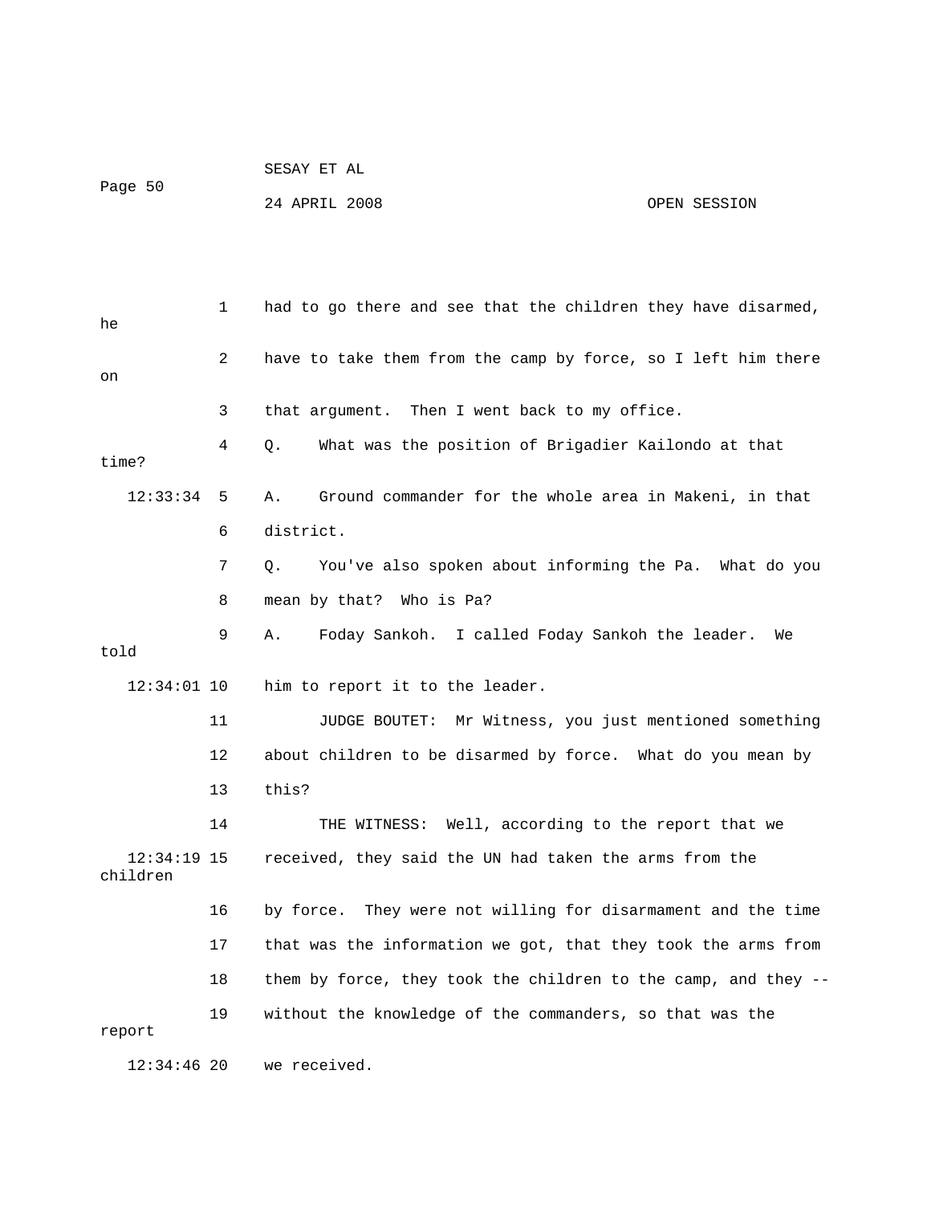had to go there and see that the children they have disarmed, he have to take them from the camp by force, so I left him there on that argument. Then I went back to my office.

Q. What was the position of Brigadier Kailondo at that time?

A. Ground commander for the whole area in Makeni, in that district.

Q. You've also spoken about informing the Pa. What do you mean by that? Who is Pa?

A. Foday Sankoh. I called Foday Sankoh the leader. We told him to report it to the leader.

JUDGE BOUTET: Mr Witness, you just mentioned something about children to be disarmed by force. What do you mean by this?

THE WITNESS: Well, according to the report that we received, they said the UN had taken the arms from the children by force. They were not willing for disarmament and the time that was the information we got, that they took the arms from them by force, they took the children to the camp, and they -- without the knowledge of the commanders, so that was the report we received.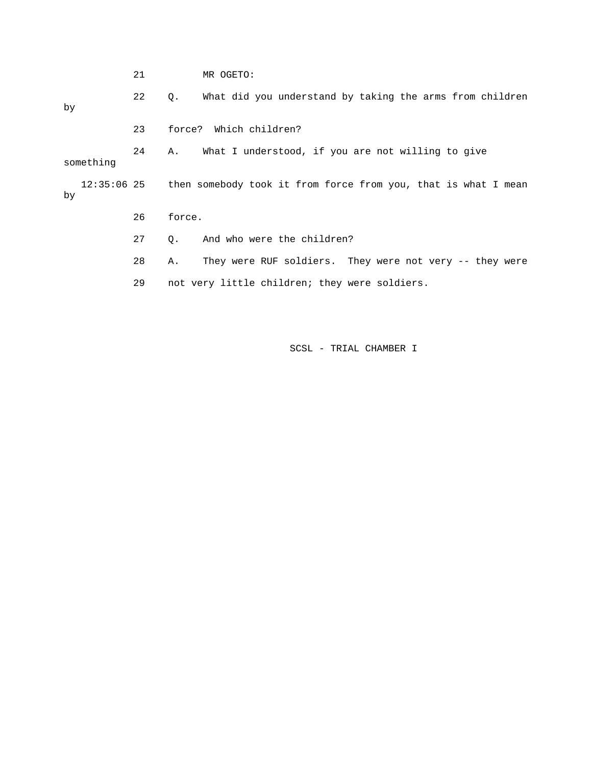21 MR OGETO:

22 Q. What did you understand by taking the arms from children by

23 force? Which children?

24 A. What I understood, if you are not willing to give something

12:35:06 25 then somebody took it from force from you, that is what I mean by

26 force.

27 Q. And who were the children?

28 A. They were RUF soldiers. They were not very -- they were

29 not very little children; they were soldiers.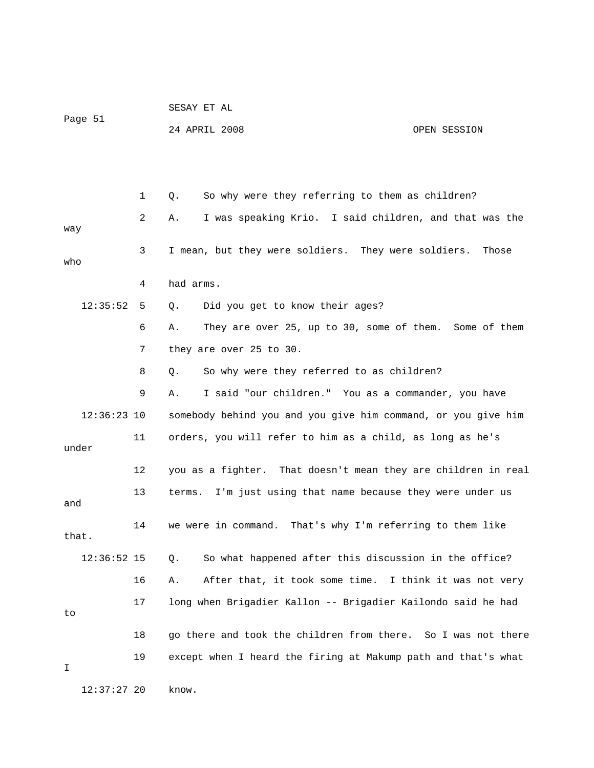Q. So why were they referring to them as children?

A. I was speaking Krio. I said children, and that was the way I mean, but they were soldiers. They were soldiers. Those who had arms.

Q. Did you get to know their ages?

A. They are over 25, up to 30, some of them. Some of them they are over 25 to 30.

Q. So why were they referred to as children?

A. I said "our children." You as a commander, you have somebody behind you and you give him command, or you give him orders, you will refer to him as a child, as long as he's under you as a fighter. That doesn't mean they are children in real terms. I'm just using that name because they were under us and we were in command. That's why I'm referring to them like that.

Q. So what happened after this discussion in the office?

A. After that, it took some time. I think it was not very long when Brigadier Kallon -- Brigadier Kailondo said he had to go there and took the children from there. So I was not there except when I heard the firing at Makump path and that's what I know.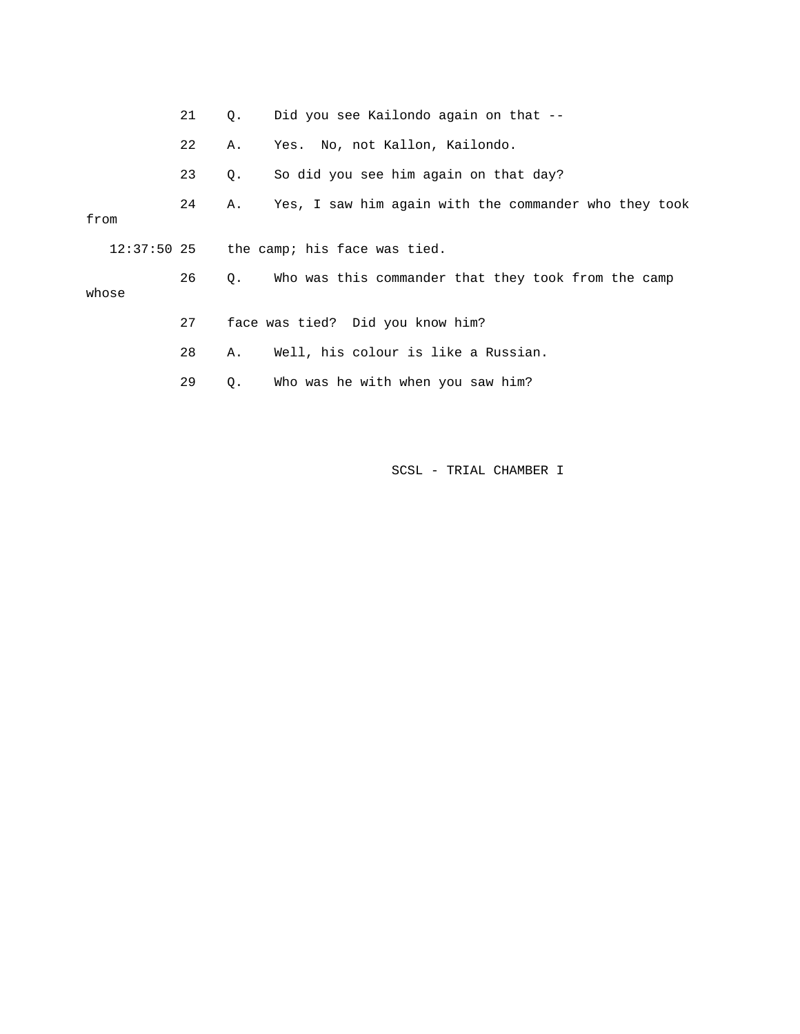21 Q. Did you see Kailondo again on that --

22 A. Yes. No, not Kallon, Kailondo.

23 Q. So did you see him again on that day?

24 A. Yes, I saw him again with the commander who they took from

12:37:50 25 the camp; his face was tied.

26 Q. Who was this commander that they took from the camp whose

27 face was tied? Did you know him?

28 A. Well, his colour is like a Russian.

29 Q. Who was he with when you saw him?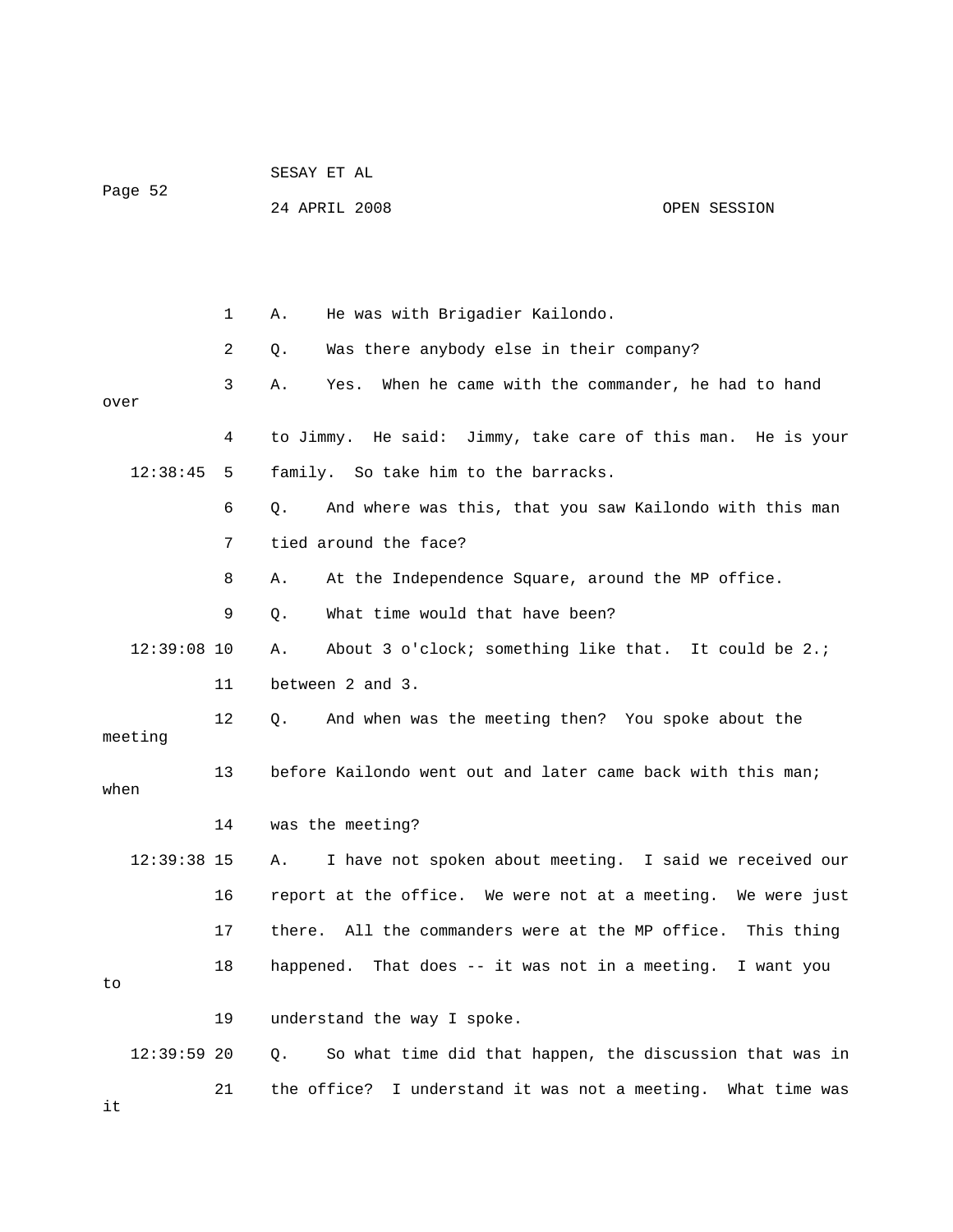A. He was with Brigadier Kailondo.

Q. Was there anybody else in their company?

A. Yes. When he came with the commander, he had to hand over to Jimmy. He said: Jimmy, take care of this man. He is your family. So take him to the barracks.

Q. And where was this, that you saw Kailondo with this man tied around the face?

A. At the Independence Square, around the MP office.

Q. What time would that have been?

A. About 3 o'clock; something like that. It could be 2.; between 2 and 3.

Q. And when was the meeting then? You spoke about the meeting before Kailondo went out and later came back with this man; when was the meeting?

A. I have not spoken about meeting. I said we received our report at the office. We were not at a meeting. We were just there. All the commanders were at the MP office. This thing happened. That does -- it was not in a meeting. I want you to understand the way I spoke.

Q. So what time did that happen, the discussion that was in the office? I understand it was not a meeting. What time was it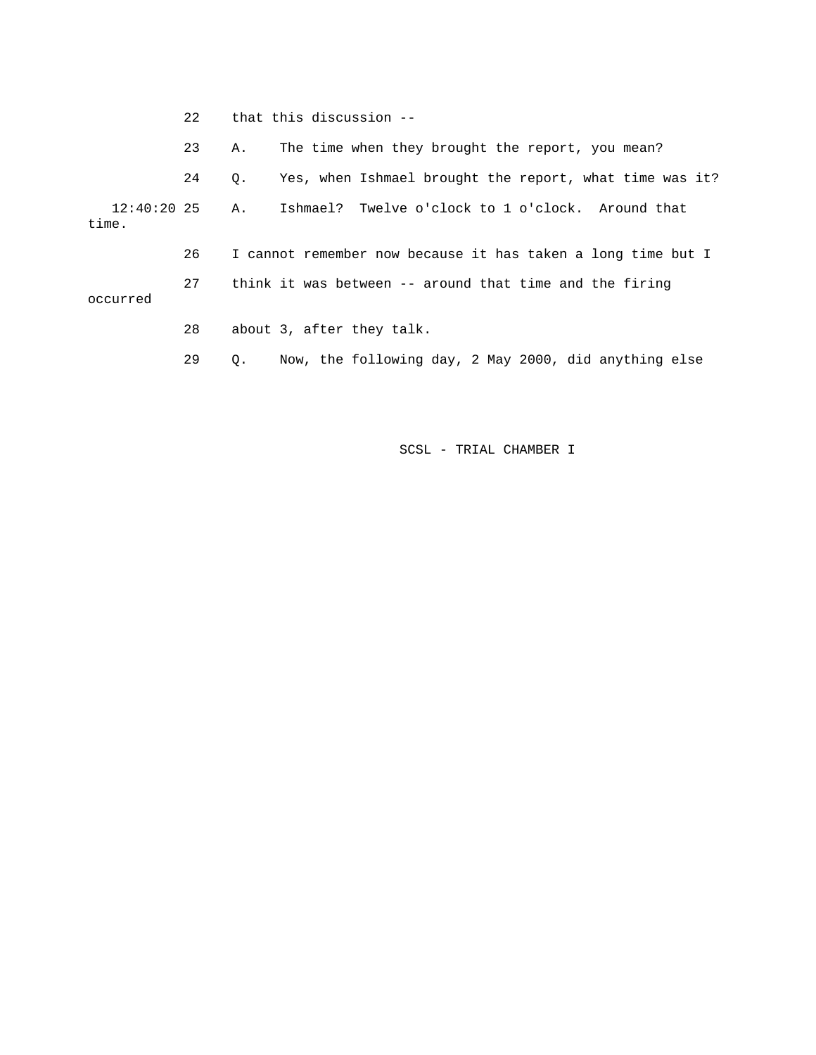22 that this discussion --

23 A. The time when they brought the report, you mean?

24 Q. Yes, when Ishmael brought the report, what time was it?

12:40:20 25 A. Ishmael? Twelve o'clock to 1 o'clock. Around that time.

26 I cannot remember now because it has taken a long time but I

27 think it was between -- around that time and the firing occurred

28 about 3, after they talk.

29 Q. Now, the following day, 2 May 2000, did anything else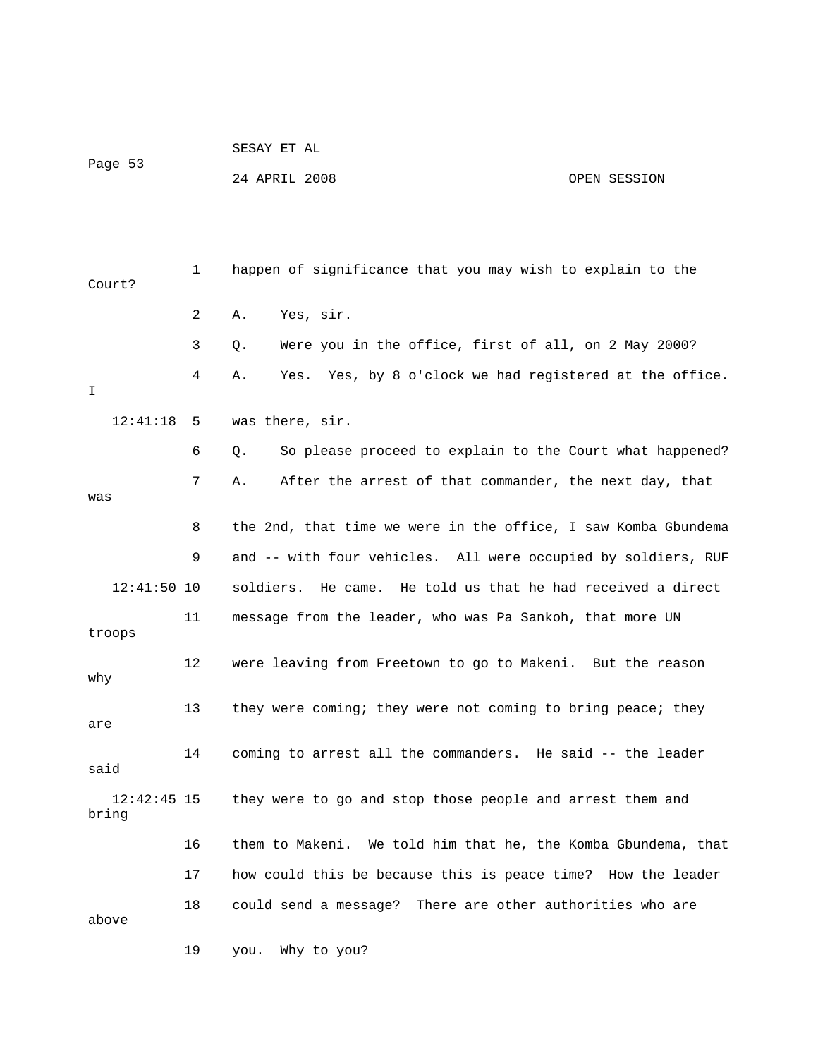happen of significance that you may wish to explain to the Court?

A. Yes, sir.

Q. Were you in the office, first of all, on 2 May 2000?

A. Yes. Yes, by 8 o'clock we had registered at the office. I was there, sir.

Q. So please proceed to explain to the Court what happened?

A. After the arrest of that commander, the next day, that was the 2nd, that time we were in the office, I saw Komba Gbundema and -- with four vehicles. All were occupied by soldiers, RUF soldiers. He came. He told us that he had received a direct message from the leader, who was Pa Sankoh, that more UN troops were leaving from Freetown to go to Makeni. But the reason why they were coming; they were not coming to bring peace; they are coming to arrest all the commanders. He said -- the leader said they were to go and stop those people and arrest them and bring them to Makeni. We told him that he, the Komba Gbundema, that how could this be because this is peace time? How the leader could send a message? There are other authorities who are above you. Why to you?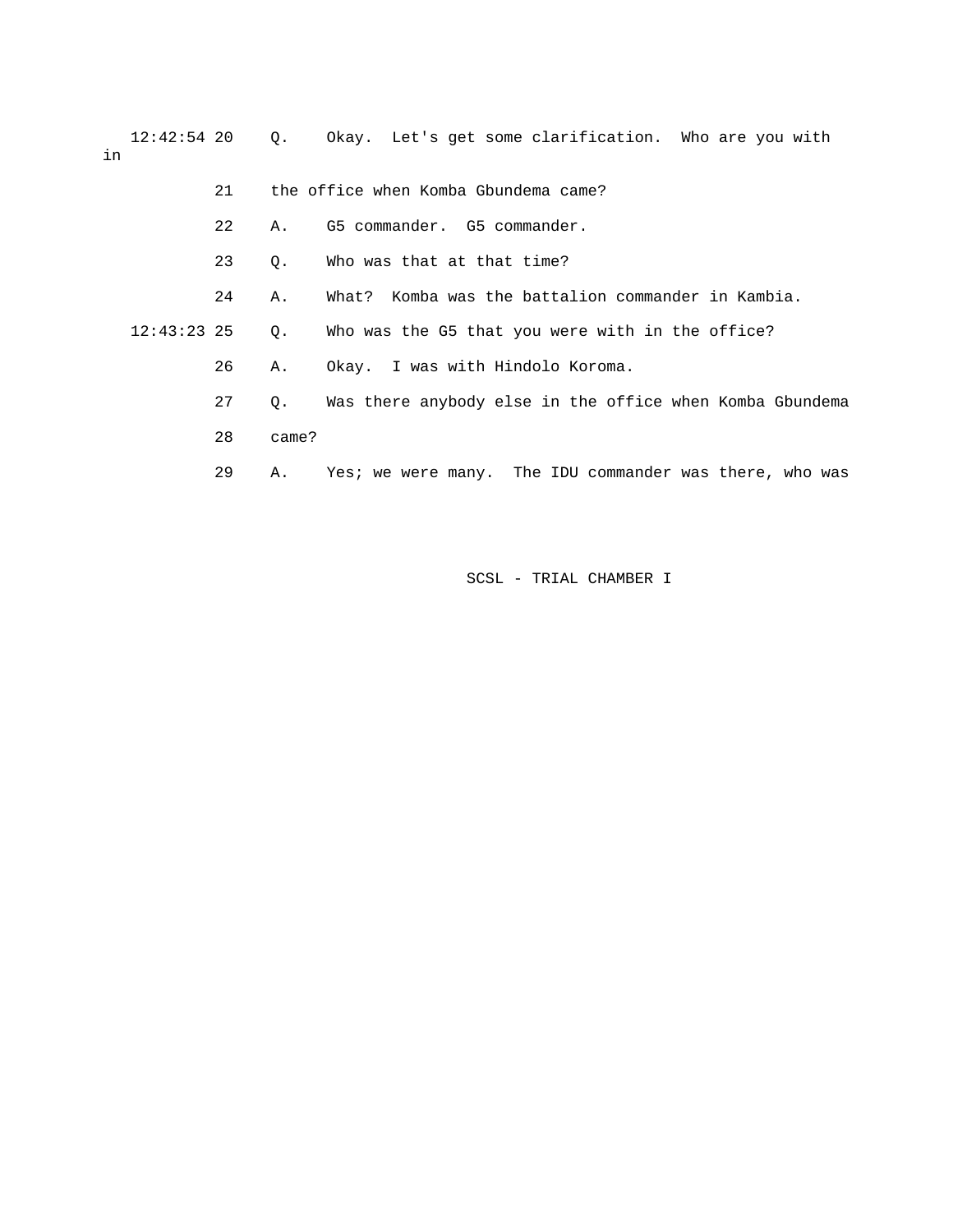12:42:54 20 Q. Okay. Let's get some clarification. Who are you with in

21 the office when Komba Gbundema came?

22 A. G5 commander. G5 commander.

23 Q. Who was that at that time?

24 A. What? Komba was the battalion commander in Kambia.

12:43:23 25 Q. Who was the G5 that you were with in the office?

26 A. Okay. I was with Hindolo Koroma.

27 Q. Was there anybody else in the office when Komba Gbundema

28 came?

29 A. Yes; we were many. The IDU commander was there, who was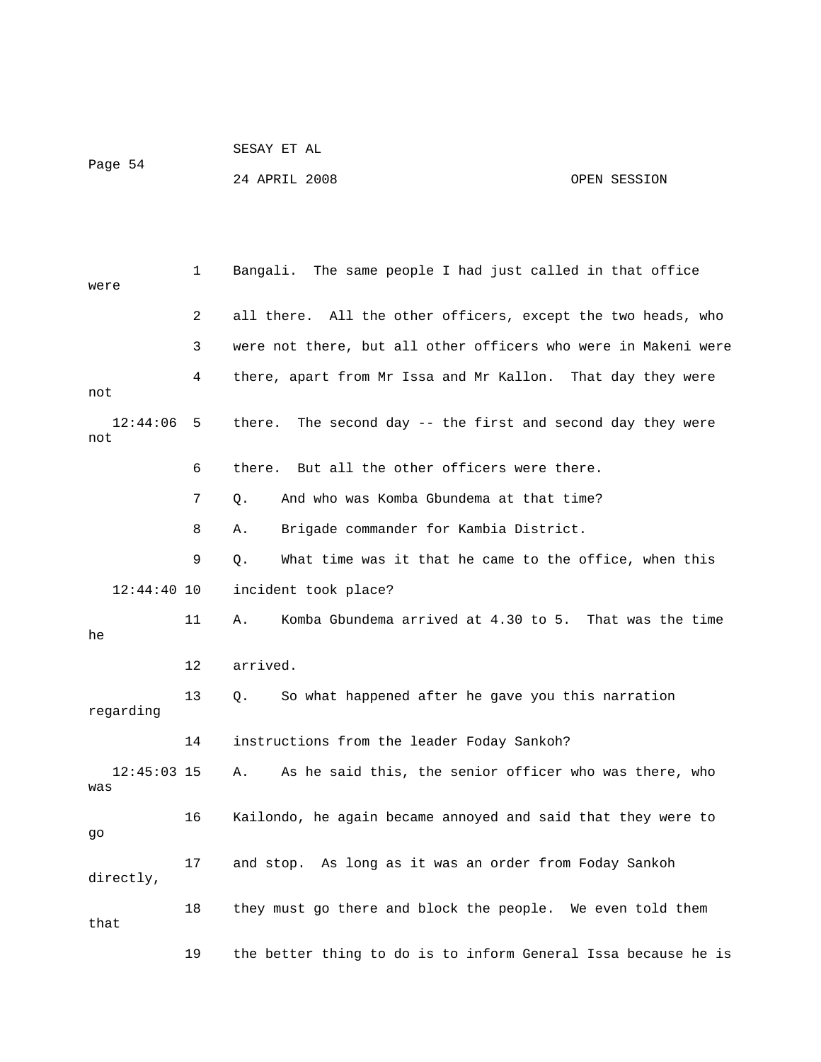1 Bangali. The same people I had just called in that office were

2 all there. All the other officers, except the two heads, who

3 were not there, but all other officers who were in Makeni were

4 there, apart from Mr Issa and Mr Kallon. That day they were not

12:44:06 5 there. The second day -- the first and second day they were not

6 there. But all the other officers were there.

7 Q. And who was Komba Gbundema at that time?

8 A. Brigade commander for Kambia District.

9 Q. What time was it that he came to the office, when this

12:44:40 10 incident took place?

11 A. Komba Gbundema arrived at 4.30 to 5. That was the time he

12 arrived.

13 Q. So what happened after he gave you this narration regarding

14 instructions from the leader Foday Sankoh?

12:45:03 15 A. As he said this, the senior officer who was there, who was

16 Kailondo, he again became annoyed and said that they were to go

17 and stop. As long as it was an order from Foday Sankoh directly,

18 they must go there and block the people. We even told them that

19 the better thing to do is to inform General Issa because he is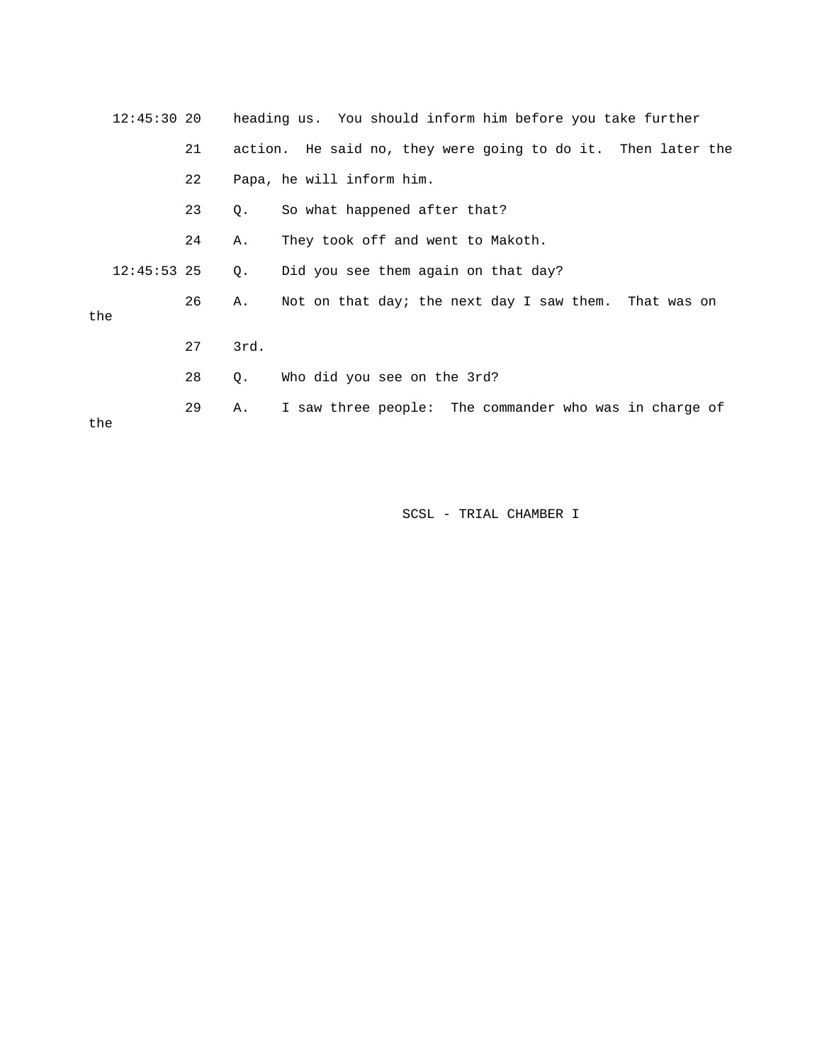12:45:30 20 heading us. You should inform him before you take further

21 action. He said no, they were going to do it. Then later the

22 Papa, he will inform him.

23 Q. So what happened after that?

24 A. They took off and went to Makoth.

12:45:53 25 Q. Did you see them again on that day?

26 A. Not on that day; the next day I saw them. That was on the

27 3rd.

28 Q. Who did you see on the 3rd?

29 A. I saw three people: The commander who was in charge of the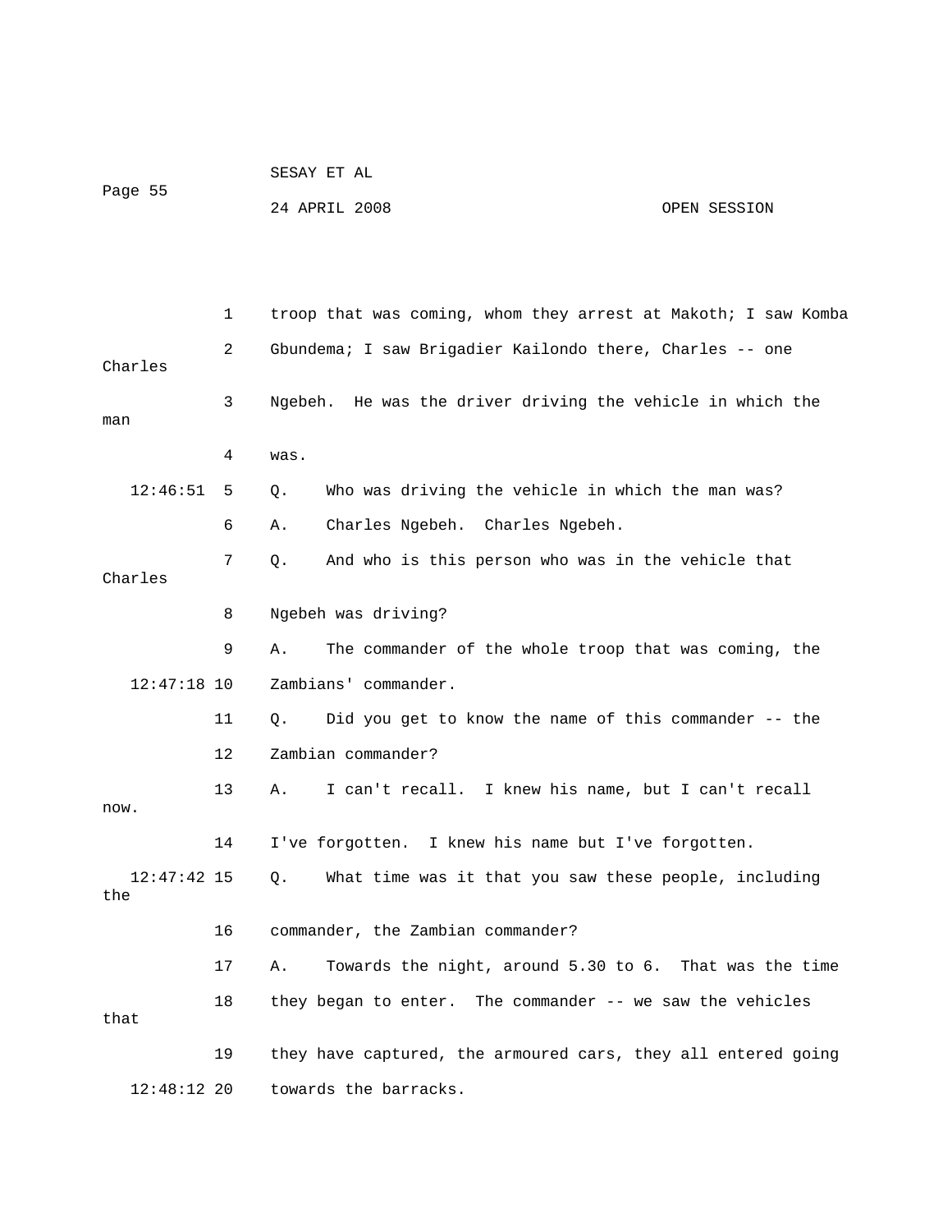troop that was coming, whom they arrest at Makoth; I saw Komba Gbundema; I saw Brigadier Kailondo there, Charles -- one Charles Ngebeh. He was the driver driving the vehicle in which the man was.

Q. Who was driving the vehicle in which the man was?

A. Charles Ngebeh. Charles Ngebeh.

Q. And who is this person who was in the vehicle that Charles Ngebeh was driving?

A. The commander of the whole troop that was coming, the Zambians' commander.

Q. Did you get to know the name of this commander -- the Zambian commander?

A. I can't recall. I knew his name, but I can't recall now. I've forgotten. I knew his name but I've forgotten.

Q. What time was it that you saw these people, including the commander, the Zambian commander?

A. Towards the night, around 5.30 to 6. That was the time they began to enter. The commander -- we saw the vehicles that they have captured, the armoured cars, they all entered going towards the barracks.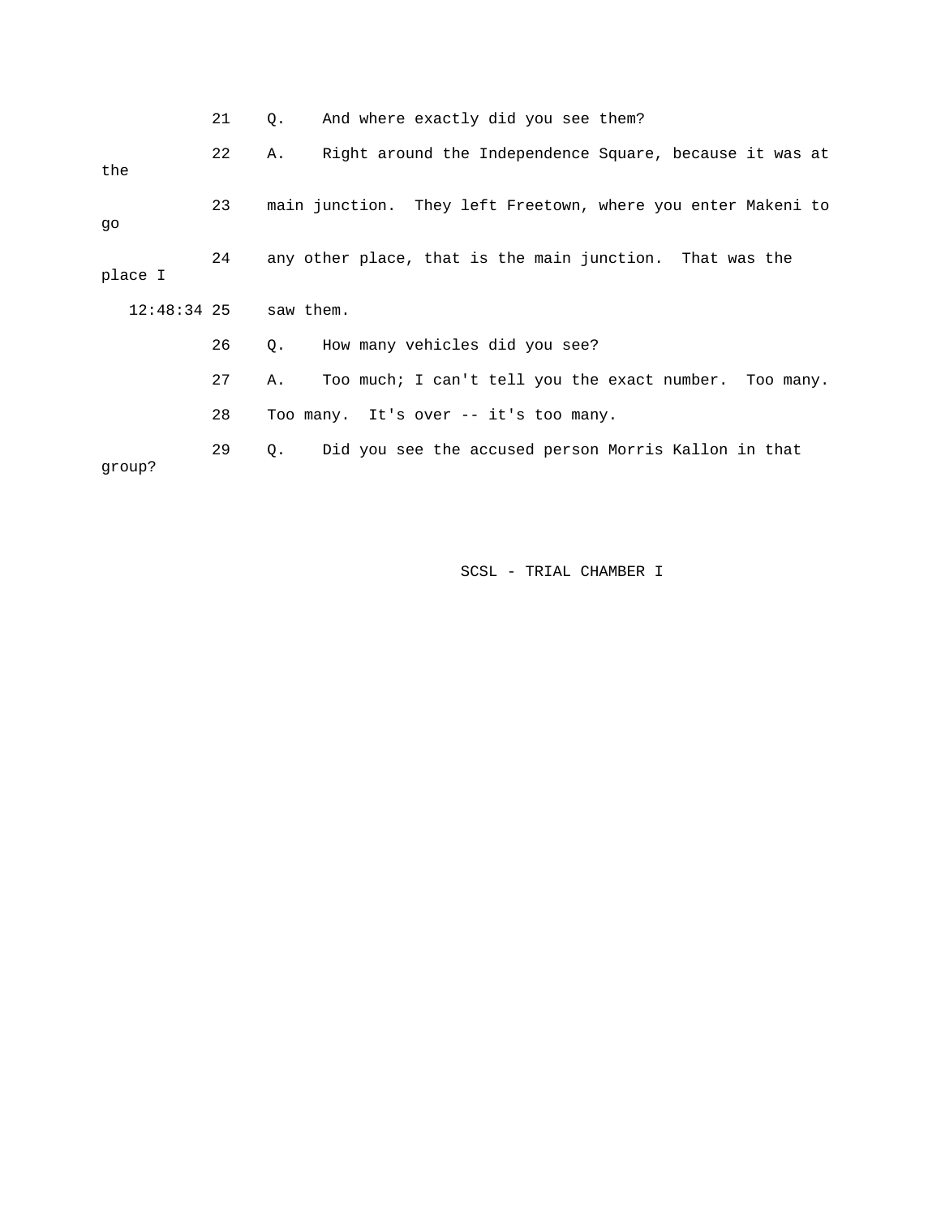21 Q. And where exactly did you see them?

22 A. Right around the Independence Square, because it was at the

23 main junction. They left Freetown, where you enter Makeni to go

24 any other place, that is the main junction. That was the place I

12:48:34 25 saw them.

26 Q. How many vehicles did you see?

27 A. Too much; I can't tell you the exact number. Too many.

28 Too many. It's over -- it's too many.

29 Q. Did you see the accused person Morris Kallon in that group?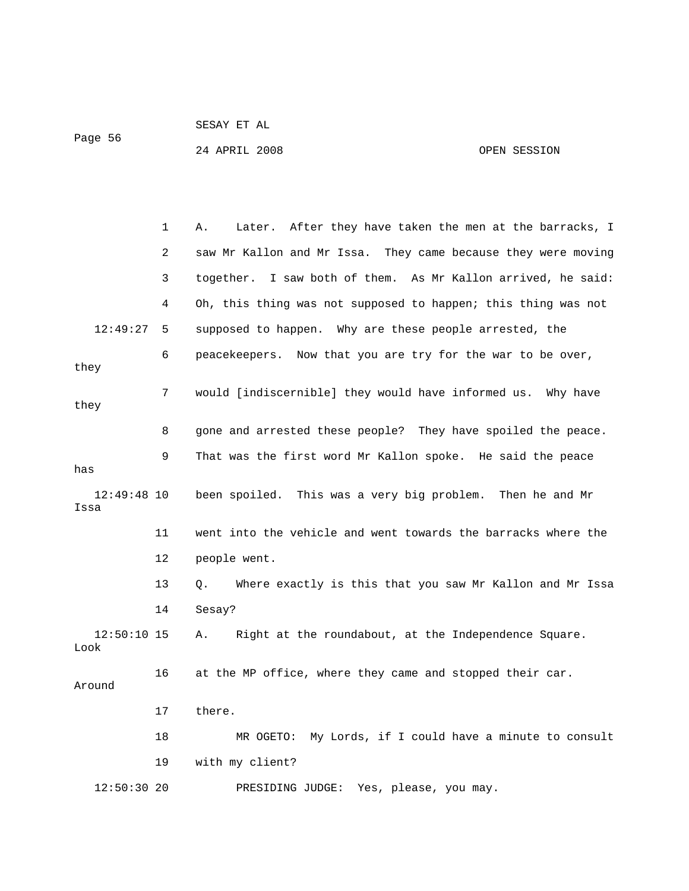1 A. Later. After they have taken the men at the barracks, I
2 saw Mr Kallon and Mr Issa. They came because they were moving
3 together. I saw both of them. As Mr Kallon arrived, he said:
4 Oh, this thing was not supposed to happen; this thing was not
12:49:27 5 supposed to happen. Why are these people arrested, the
6 peacekeepers. Now that you are try for the war to be over, they
7 would [indiscernible] they would have informed us. Why have they
8 gone and arrested these people? They have spoiled the peace.
9 That was the first word Mr Kallon spoke. He said the peace has
12:49:48 10 been spoiled. This was a very big problem. Then he and Mr Issa
11 went into the vehicle and went towards the barracks where the
12 people went.
13 Q. Where exactly is this that you saw Mr Kallon and Mr Issa
14 Sesay?
12:50:10 15 A. Right at the roundabout, at the Independence Square. Look
16 at the MP office, where they came and stopped their car. Around
17 there.
18 MR OGETO: My Lords, if I could have a minute to consult
19 with my client?
12:50:30 20 PRESIDING JUDGE: Yes, please, you may.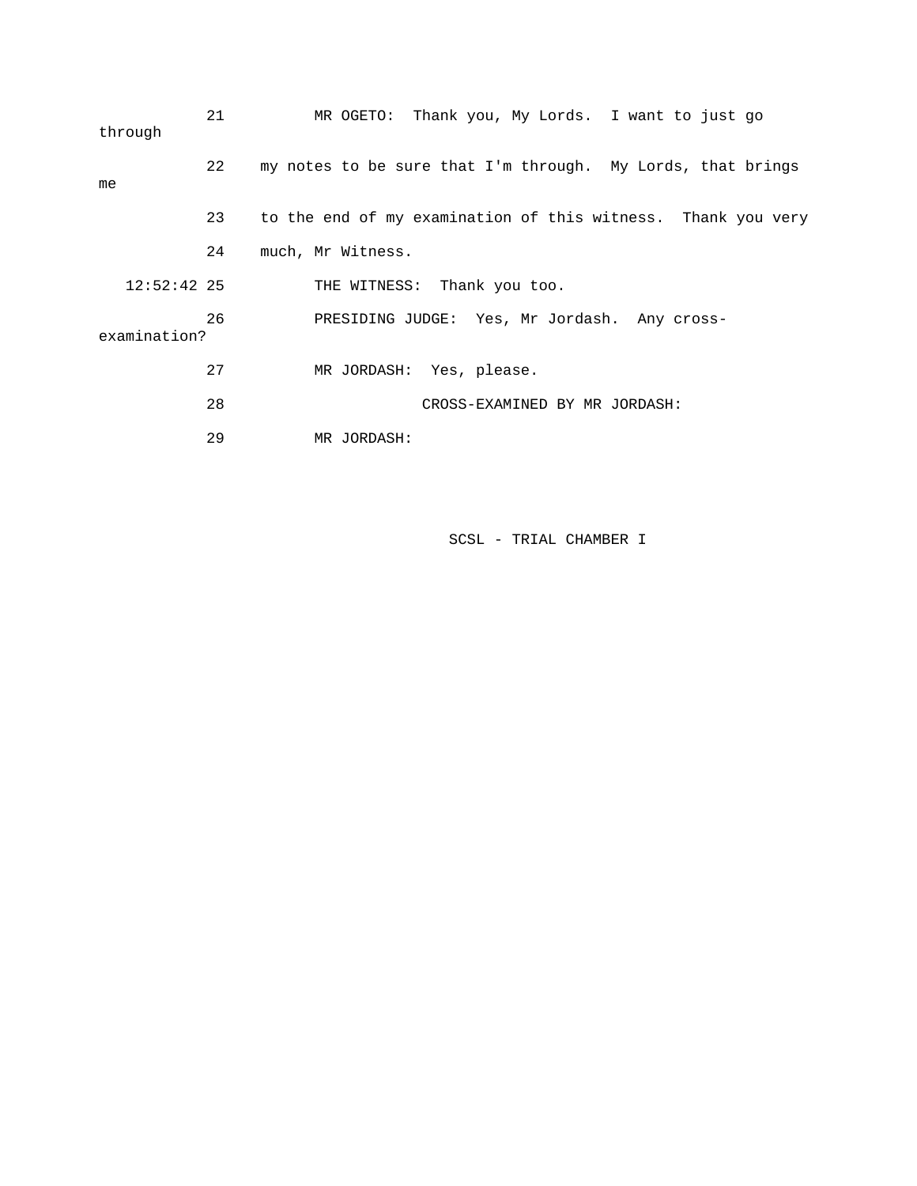21 MR OGETO: Thank you, My Lords. I want to just go through

22 my notes to be sure that I'm through. My Lords, that brings me

23 to the end of my examination of this witness. Thank you very

24 much, Mr Witness.

12:52:42 25 THE WITNESS: Thank you too.

26 PRESIDING JUDGE: Yes, Mr Jordash. Any cross-examination?

27 MR JORDASH: Yes, please.

28 CROSS-EXAMINED BY MR JORDASH:

29 MR JORDASH: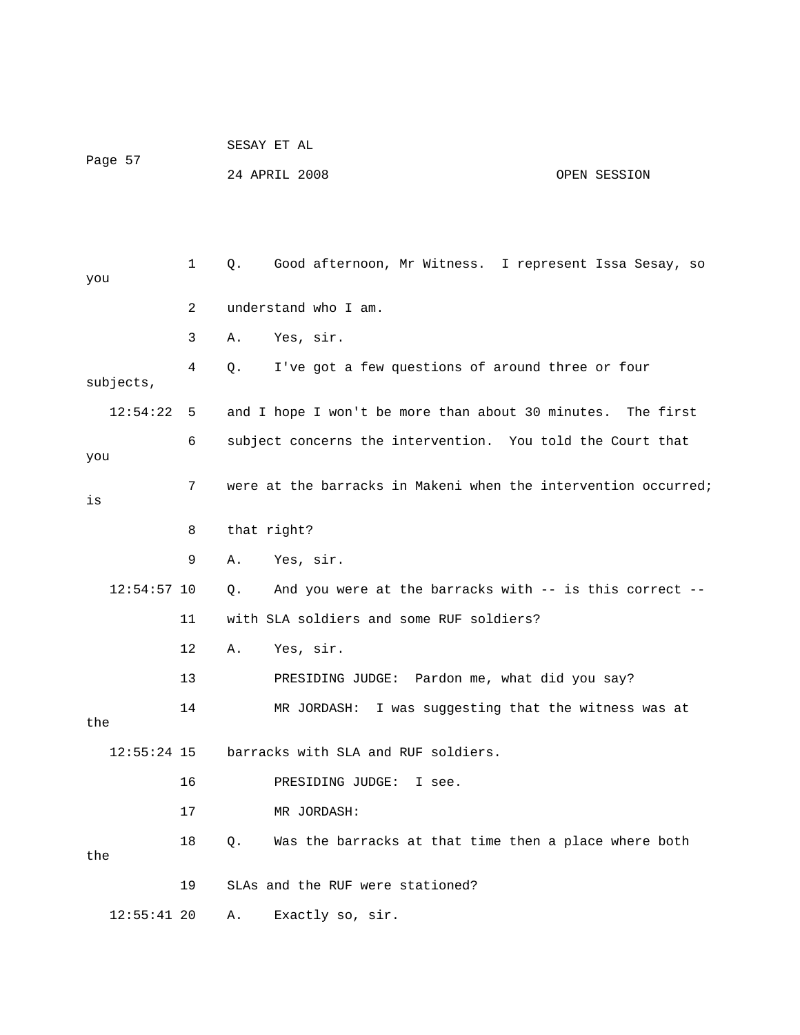Q. Good afternoon, Mr Witness. I represent Issa Sesay, so you understand who I am.

A. Yes, sir.

Q. I've got a few questions of around three or four subjects, and I hope I won't be more than about 30 minutes. The first subject concerns the intervention. You told the Court that you were at the barracks in Makeni when the intervention occurred; is that right?

A. Yes, sir.

Q. And you were at the barracks with -- is this correct -- with SLA soldiers and some RUF soldiers?

A. Yes, sir.

PRESIDING JUDGE: Pardon me, what did you say?

MR JORDASH: I was suggesting that the witness was at the barracks with SLA and RUF soldiers.

PRESIDING JUDGE: I see.

MR JORDASH:

Q. Was the barracks at that time then a place where both the SLAs and the RUF were stationed?

A. Exactly so, sir.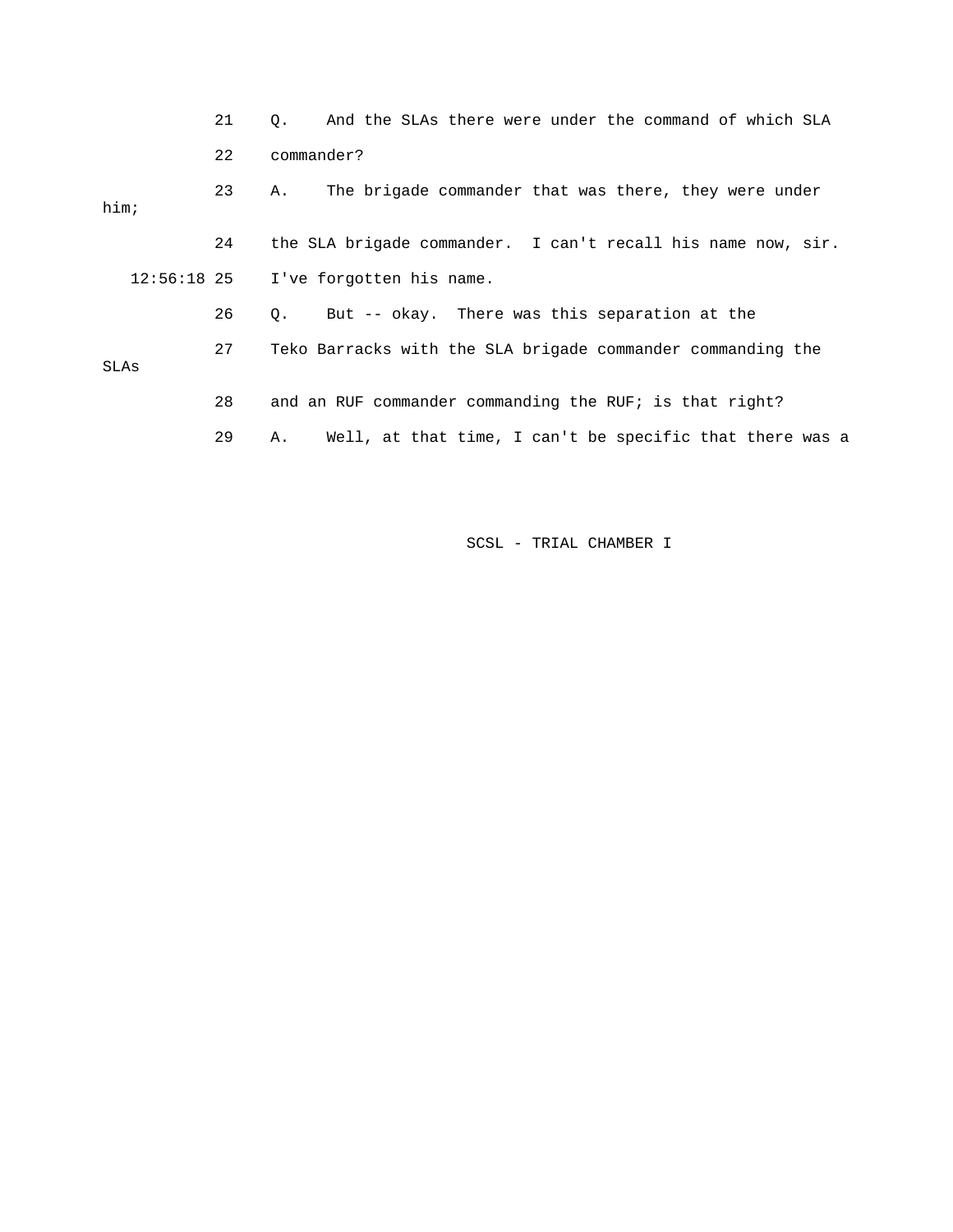21 Q. And the SLAs there were under the command of which SLA

22 commander?

23 A. The brigade commander that was there, they were under him;

24 the SLA brigade commander. I can't recall his name now, sir.

12:56:18 25 I've forgotten his name.

26 Q. But -- okay. There was this separation at the

27 Teko Barracks with the SLA brigade commander commanding the SLAs

28 and an RUF commander commanding the RUF; is that right?

29 A. Well, at that time, I can't be specific that there was a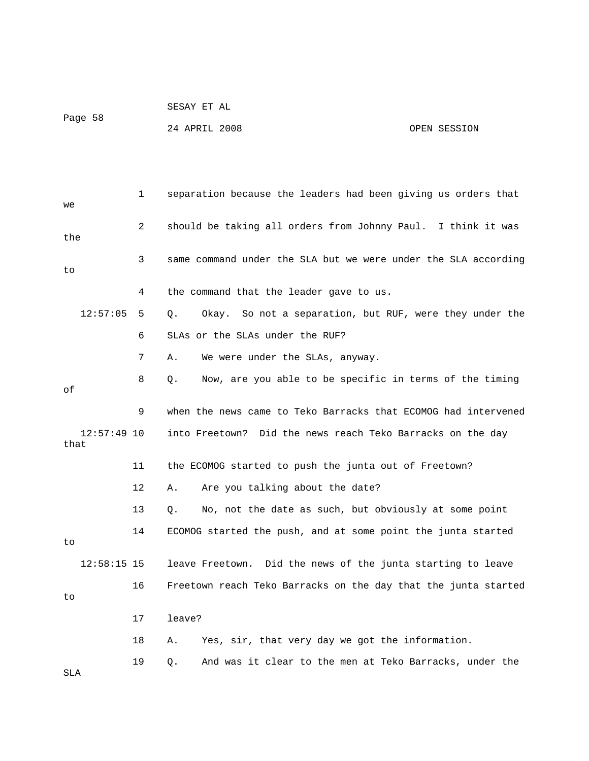1 separation because the leaders had been giving us orders that we

2 should be taking all orders from Johnny Paul. I think it was the

3 same command under the SLA but we were under the SLA according to

4 the command that the leader gave to us.

12:57:05 5 Q. Okay. So not a separation, but RUF, were they under the

6 SLAs or the SLAs under the RUF?

7 A. We were under the SLAs, anyway.

8 Q. Now, are you able to be specific in terms of the timing of

9 when the news came to Teko Barracks that ECOMOG had intervened

12:57:49 10 into Freetown? Did the news reach Teko Barracks on the day that

11 the ECOMOG started to push the junta out of Freetown?

12 A. Are you talking about the date?

13 Q. No, not the date as such, but obviously at some point

14 ECOMOG started the push, and at some point the junta started to

12:58:15 15 leave Freetown. Did the news of the junta starting to leave

16 Freetown reach Teko Barracks on the day that the junta started to

17 leave?

18 A. Yes, sir, that very day we got the information.

19 Q. And was it clear to the men at Teko Barracks, under the SLA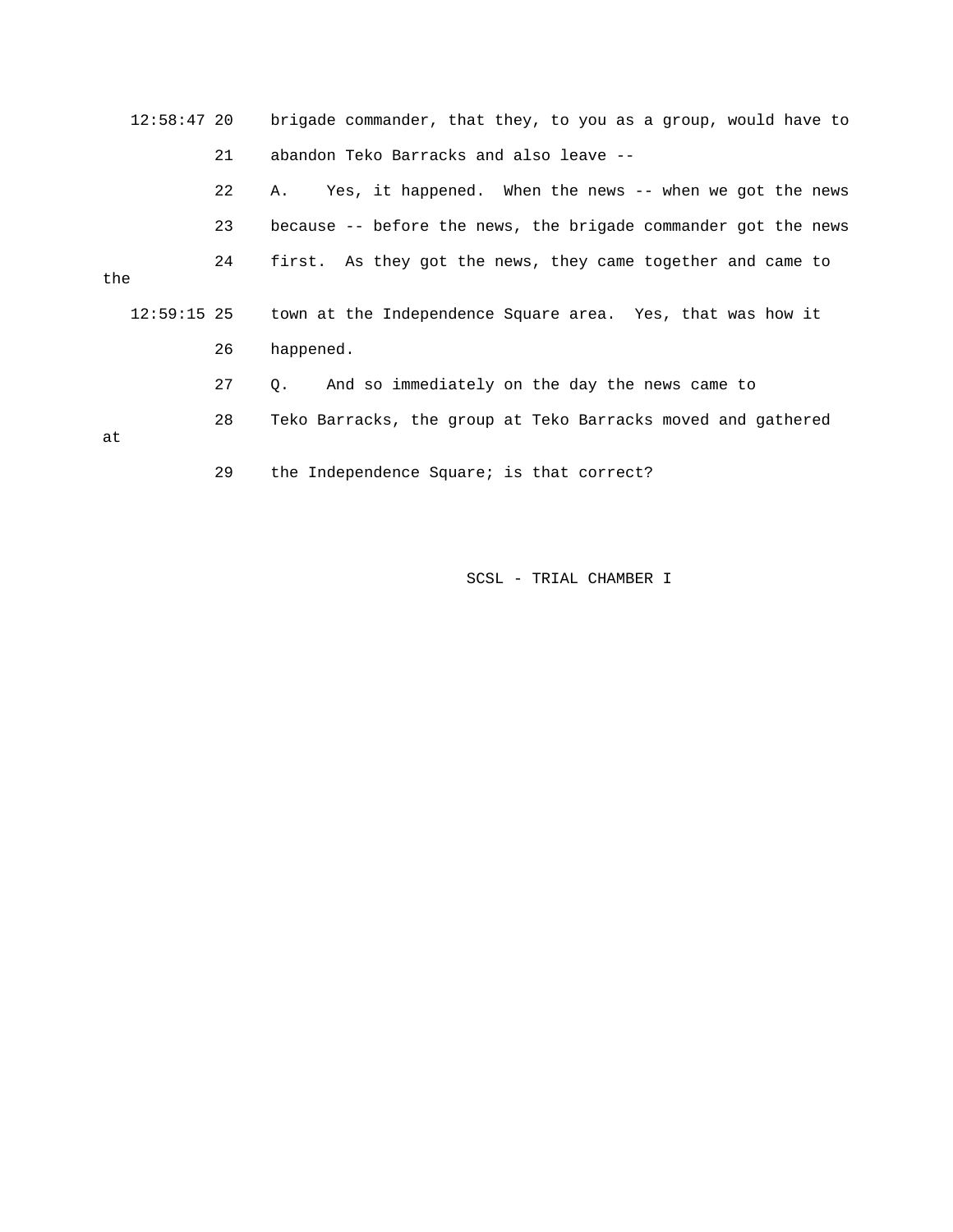12:58:47 20 brigade commander, that they, to you as a group, would have to

21 abandon Teko Barracks and also leave --

22 A. Yes, it happened. When the news -- when we got the news

23 because -- before the news, the brigade commander got the news

24 first. As they got the news, they came together and came to the

12:59:15 25 town at the Independence Square area. Yes, that was how it

26 happened.

27 Q. And so immediately on the day the news came to

28 Teko Barracks, the group at Teko Barracks moved and gathered at

29 the Independence Square; is that correct?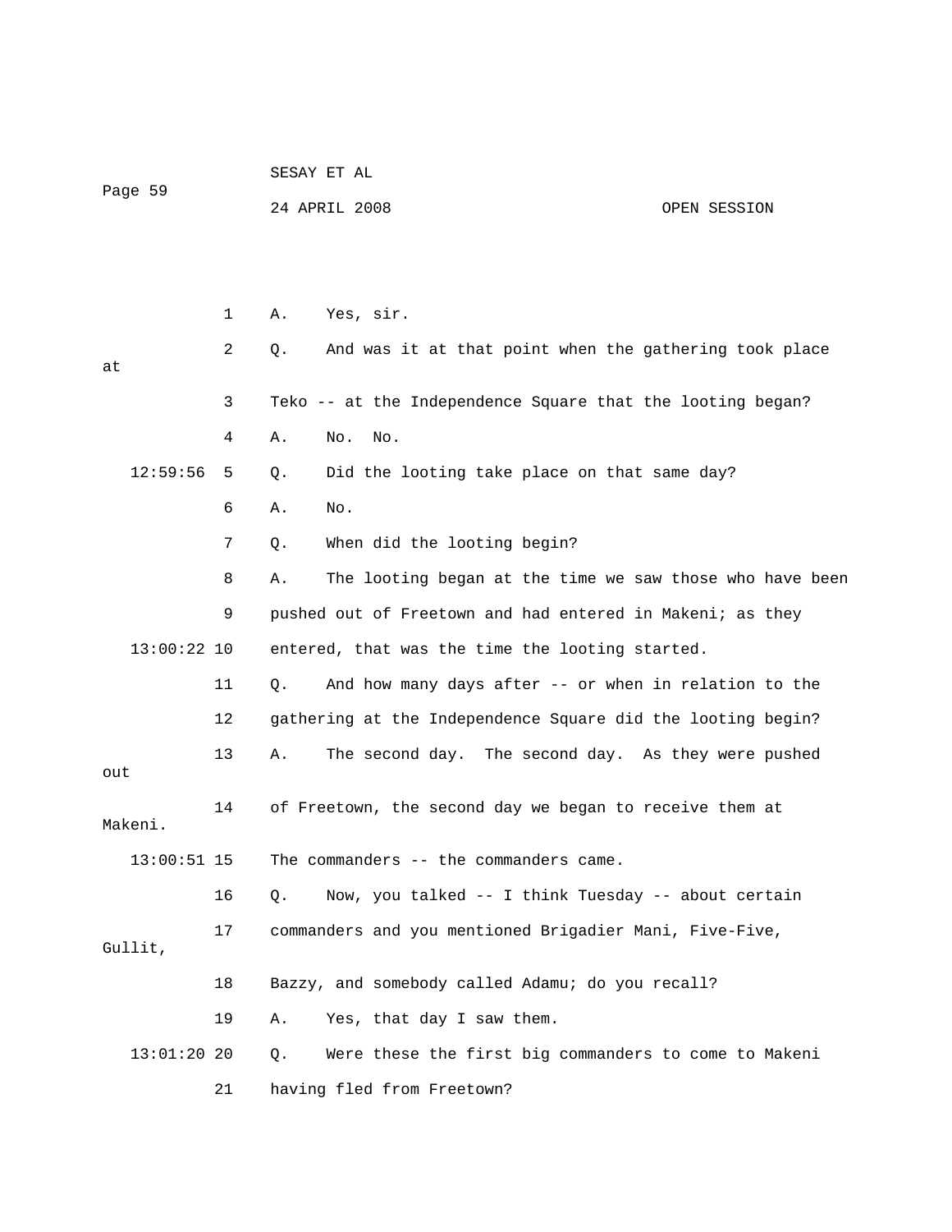1 A. Yes, sir.

2 Q. And was it at that point when the gathering took place at

3 Teko -- at the Independence Square that the looting began?

4 A. No. No.

12:59:56 5 Q. Did the looting take place on that same day?

6 A. No.

7 Q. When did the looting begin?

8 A. The looting began at the time we saw those who have been

9 pushed out of Freetown and had entered in Makeni; as they

13:00:22 10 entered, that was the time the looting started.

11 Q. And how many days after -- or when in relation to the

12 gathering at the Independence Square did the looting begin?

13 A. The second day. The second day. As they were pushed out

14 of Freetown, the second day we began to receive them at Makeni.

13:00:51 15 The commanders -- the commanders came.

16 Q. Now, you talked -- I think Tuesday -- about certain

17 commanders and you mentioned Brigadier Mani, Five-Five, Gullit,

18 Bazzy, and somebody called Adamu; do you recall?

19 A. Yes, that day I saw them.

13:01:20 20 Q. Were these the first big commanders to come to Makeni

21 having fled from Freetown?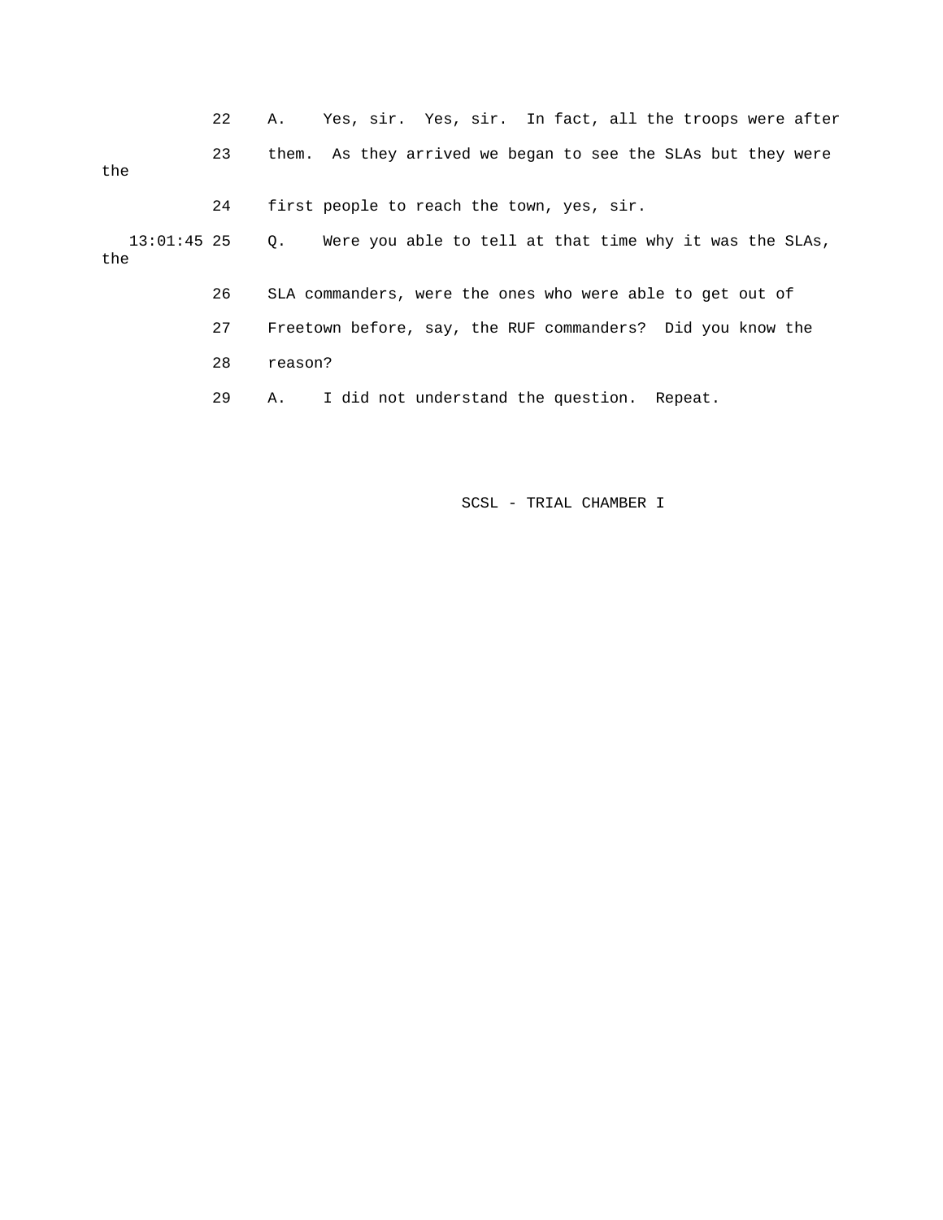22 A. Yes, sir. Yes, sir. In fact, all the troops were after

23 them. As they arrived we began to see the SLAs but they were the

24 first people to reach the town, yes, sir.

13:01:45 25 Q. Were you able to tell at that time why it was the SLAs, the

26 SLA commanders, were the ones who were able to get out of

27 Freetown before, say, the RUF commanders? Did you know the

28 reason?

29 A. I did not understand the question. Repeat.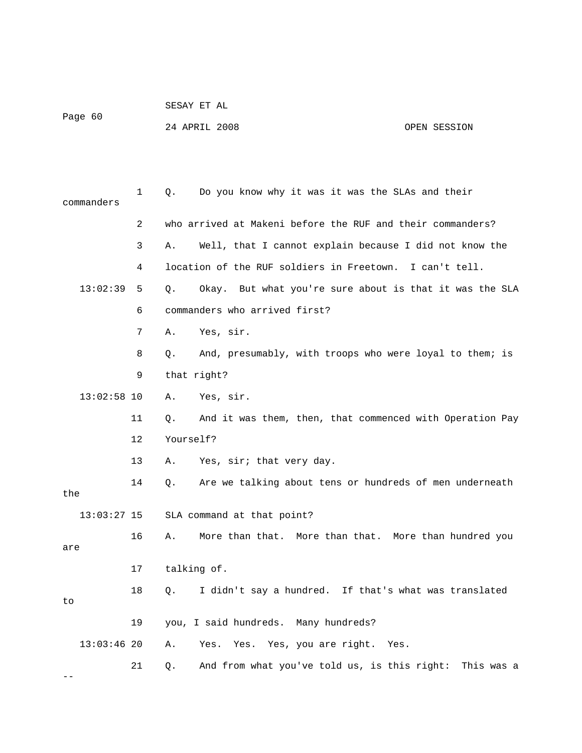Q. Do you know why it was it was the SLAs and their commanders who arrived at Makeni before the RUF and their commanders?

A. Well, that I cannot explain because I did not know the location of the RUF soldiers in Freetown. I can't tell.

Q. Okay. But what you're sure about is that it was the SLA commanders who arrived first?

A. Yes, sir.

Q. And, presumably, with troops who were loyal to them; is that right?

A. Yes, sir.

Q. And it was them, then, that commenced with Operation Pay Yourself?

A. Yes, sir; that very day.

Q. Are we talking about tens or hundreds of men underneath the SLA command at that point?

A. More than that. More than that. More than hundred you are talking of.

Q. I didn't say a hundred. If that's what was translated to you, I said hundreds. Many hundreds?

A. Yes. Yes. Yes, you are right. Yes.

Q. And from what you've told us, is this right: This was a --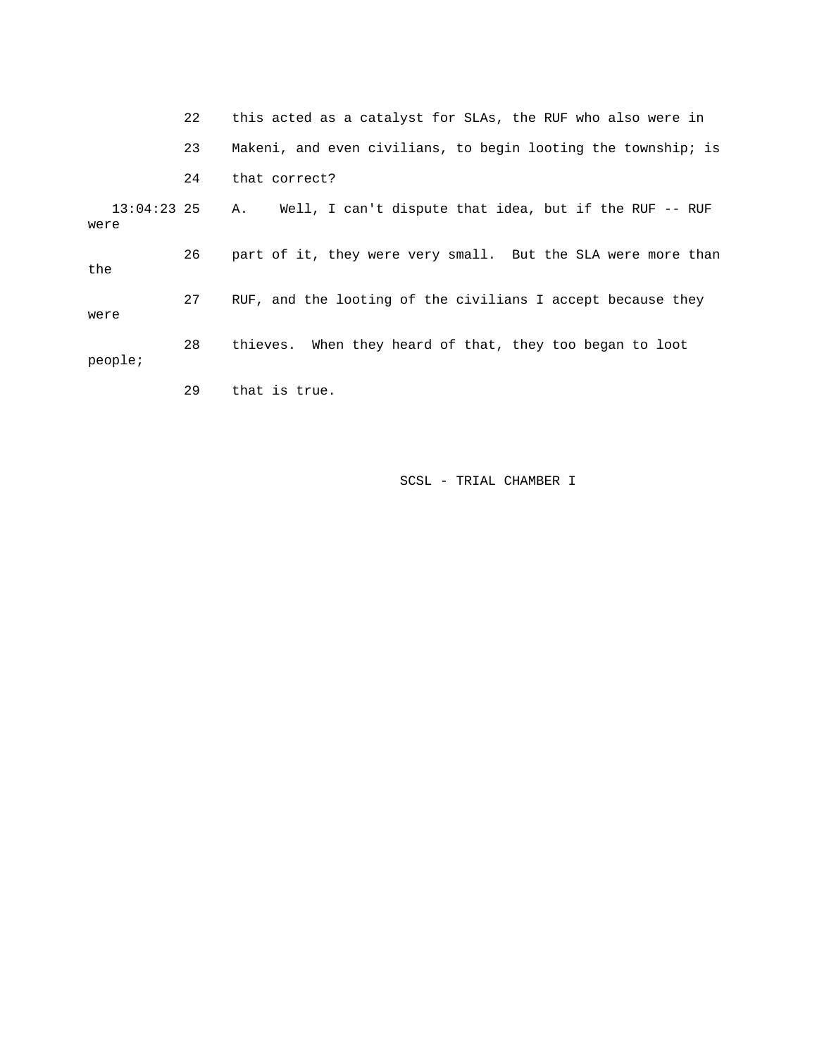22 this acted as a catalyst for SLAs, the RUF who also were in

23 Makeni, and even civilians, to begin looting the township; is

24 that correct?

13:04:23 25 A. Well, I can't dispute that idea, but if the RUF -- RUF were

26 part of it, they were very small. But the SLA were more than the

27 RUF, and the looting of the civilians I accept because they were

28 thieves. When they heard of that, they too began to loot people;

29 that is true.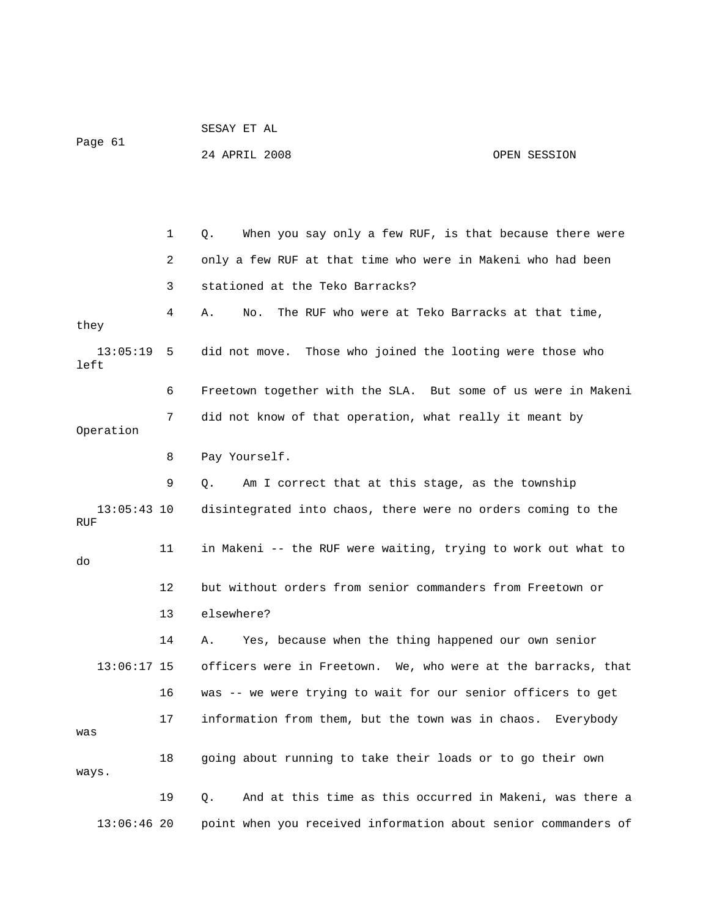Q. When you say only a few RUF, is that because there were only a few RUF at that time who were in Makeni who had been stationed at the Teko Barracks?

A. No. The RUF who were at Teko Barracks at that time, they did not move. Those who joined the looting were those who left Freetown together with the SLA. But some of us were in Makeni did not know of that operation, what really it meant by Operation Pay Yourself.

Q. Am I correct that at this stage, as the township disintegrated into chaos, there were no orders coming to the RUF in Makeni -- the RUF were waiting, trying to work out what to do but without orders from senior commanders from Freetown or elsewhere?

A. Yes, because when the thing happened our own senior officers were in Freetown. We, who were at the barracks, that was -- we were trying to wait for our senior officers to get information from them, but the town was in chaos. Everybody was going about running to take their loads or to go their own ways.

Q. And at this time as this occurred in Makeni, was there a point when you received information about senior commanders of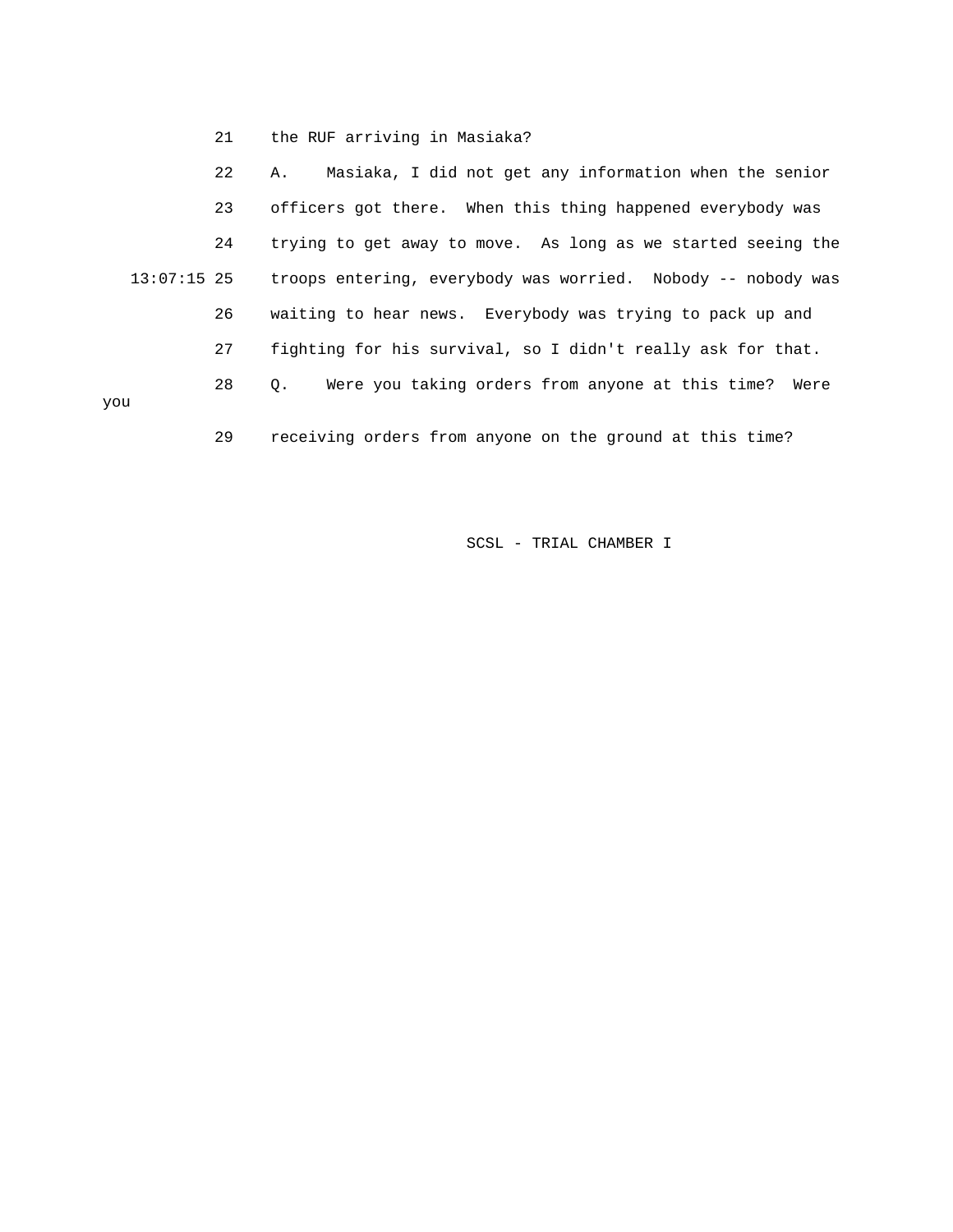21 the RUF arriving in Masiaka?

22 A. Masiaka, I did not get any information when the senior

23 officers got there. When this thing happened everybody was

24 trying to get away to move. As long as we started seeing the

13:07:15 25 troops entering, everybody was worried. Nobody -- nobody was

26 waiting to hear news. Everybody was trying to pack up and

27 fighting for his survival, so I didn't really ask for that.

28 Q. Were you taking orders from anyone at this time? Were you

29 receiving orders from anyone on the ground at this time?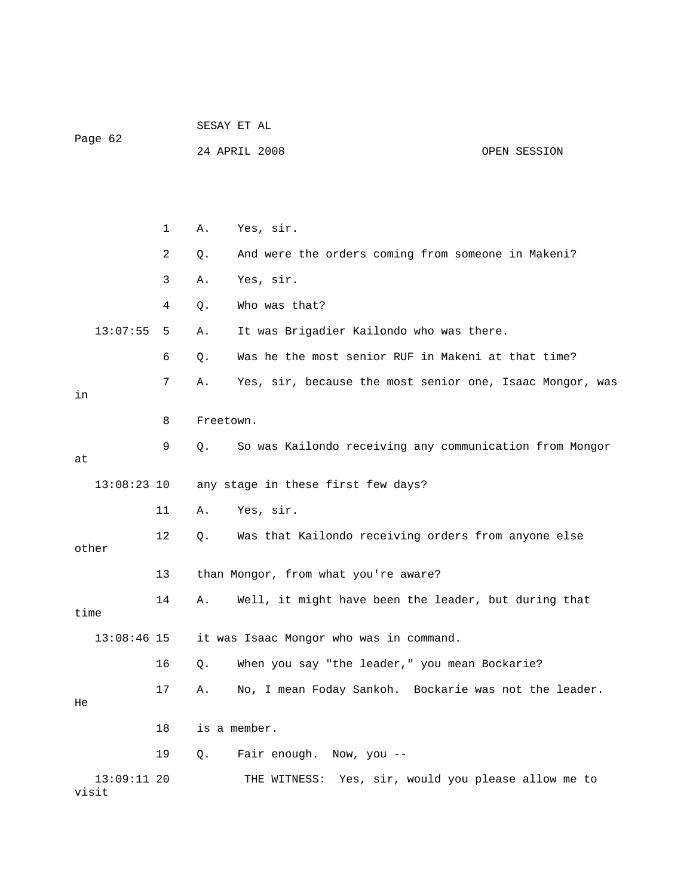1 A. Yes, sir.

2 Q. And were the orders coming from someone in Makeni?

3 A. Yes, sir.

4 Q. Who was that?

13:07:55 5 A. It was Brigadier Kailondo who was there.

6 Q. Was he the most senior RUF in Makeni at that time?

7 A. Yes, sir, because the most senior one, Isaac Mongor, was in

8 Freetown.

9 Q. So was Kailondo receiving any communication from Mongor at

13:08:23 10 any stage in these first few days?

11 A. Yes, sir.

12 Q. Was that Kailondo receiving orders from anyone else other

13 than Mongor, from what you're aware?

14 A. Well, it might have been the leader, but during that time

13:08:46 15 it was Isaac Mongor who was in command.

16 Q. When you say "the leader," you mean Bockarie?

17 A. No, I mean Foday Sankoh. Bockarie was not the leader. He

18 is a member.

19 Q. Fair enough. Now, you --

13:09:11 20 THE WITNESS: Yes, sir, would you please allow me to visit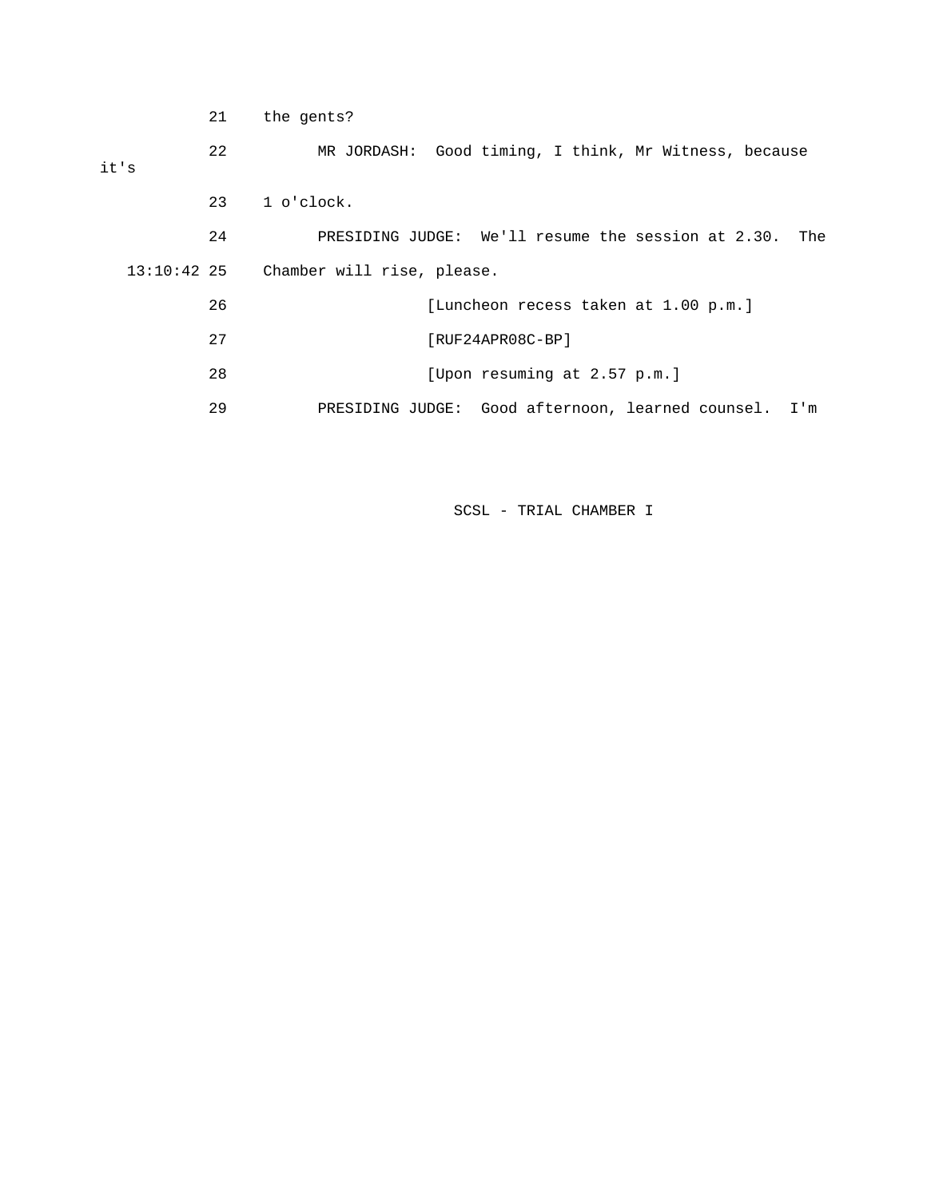21 the gents?

22 MR JORDASH: Good timing, I think, Mr Witness, because it's

23 1 o'clock.

24 PRESIDING JUDGE: We'll resume the session at 2.30. The

13:10:42 25 Chamber will rise, please.

26 [Luncheon recess taken at 1.00 p.m.]

27 [RUF24APR08C-BP]

28 [Upon resuming at 2.57 p.m.]

29 PRESIDING JUDGE: Good afternoon, learned counsel. I'm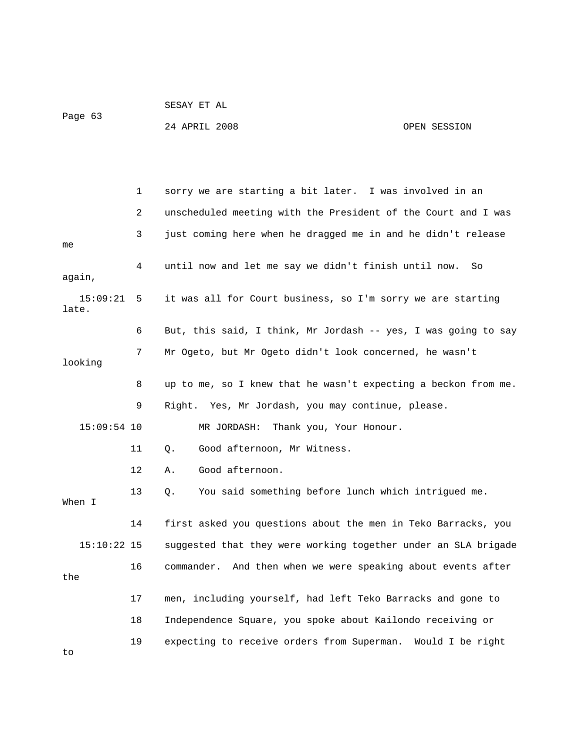sorry we are starting a bit later. I was involved in an unscheduled meeting with the President of the Court and I was just coming here when he dragged me in and he didn't release me until now and let me say we didn't finish until now. So again, it was all for Court business, so I'm sorry we are starting late.

But, this said, I think, Mr Jordash -- yes, I was going to say Mr Ogeto, but Mr Ogeto didn't look concerned, he wasn't looking up to me, so I knew that he wasn't expecting a beckon from me. Right. Yes, Mr Jordash, you may continue, please.

MR JORDASH: Thank you, Your Honour.

Q. Good afternoon, Mr Witness.

A. Good afternoon.

Q. You said something before lunch which intrigued me. When I first asked you questions about the men in Teko Barracks, you suggested that they were working together under an SLA brigade commander. And then when we were speaking about events after the men, including yourself, had left Teko Barracks and gone to Independence Square, you spoke about Kailondo receiving or expecting to receive orders from Superman. Would I be right to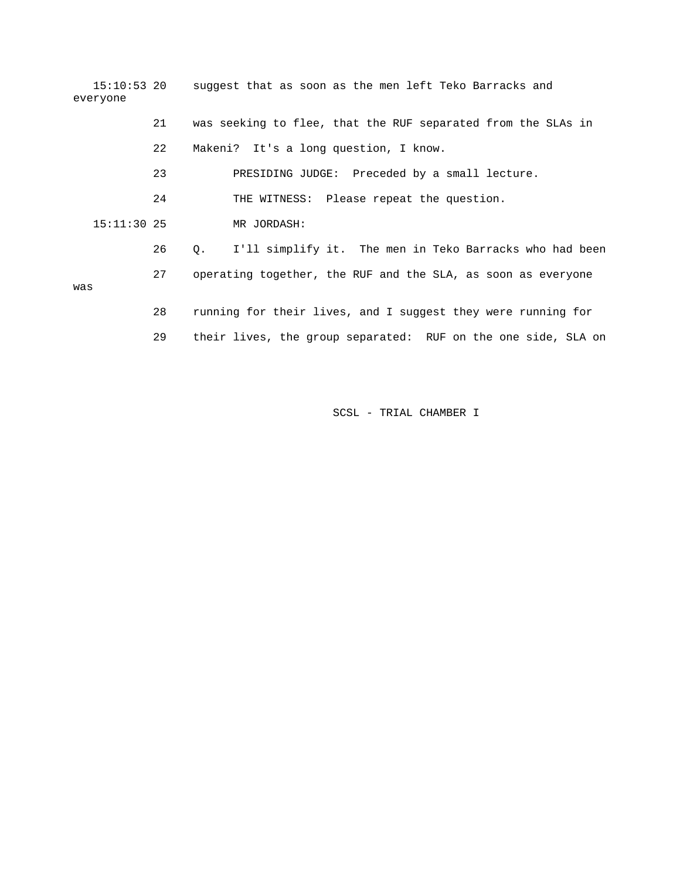15:10:53 20 suggest that as soon as the men left Teko Barracks and everyone

21 was seeking to flee, that the RUF separated from the SLAs in

22 Makeni? It's a long question, I know.

23 PRESIDING JUDGE: Preceded by a small lecture.

24 THE WITNESS: Please repeat the question.

15:11:30 25 MR JORDASH:

26 Q. I'll simplify it. The men in Teko Barracks who had been

27 operating together, the RUF and the SLA, as soon as everyone was

28 running for their lives, and I suggest they were running for

29 their lives, the group separated: RUF on the one side, SLA on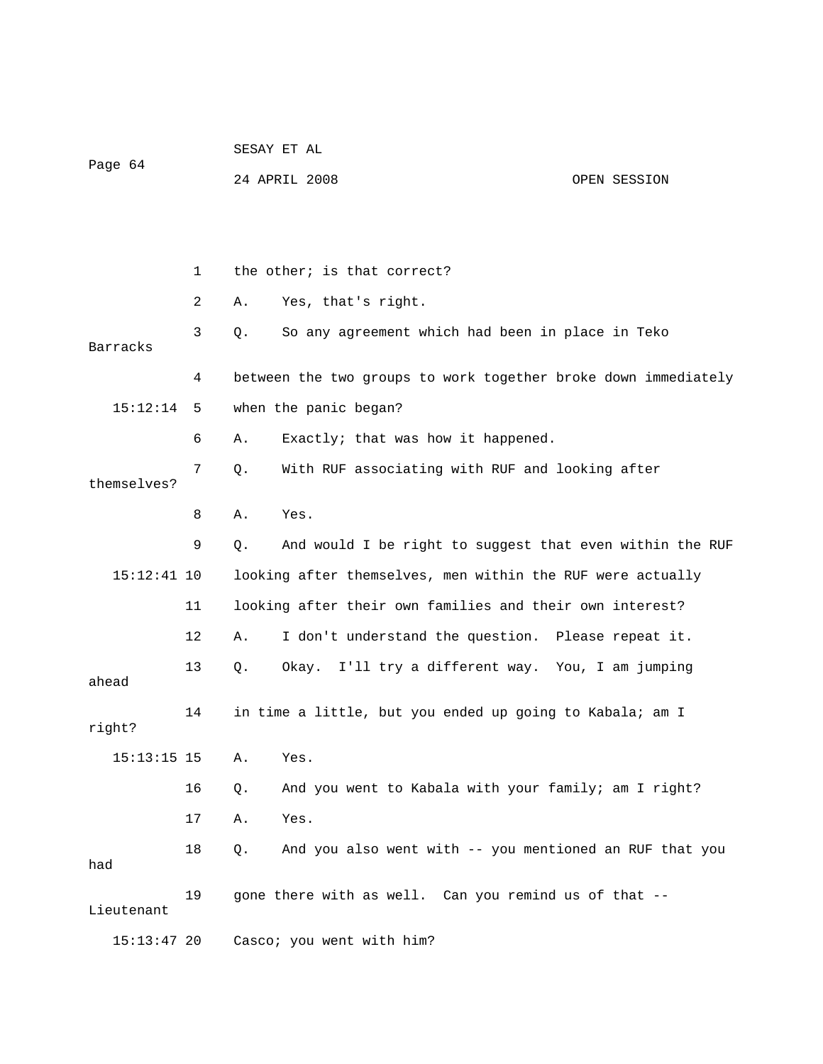1 the other; is that correct?

2 A. Yes, that's right.

3 Q. So any agreement which had been in place in Teko Barracks

4 between the two groups to work together broke down immediately

15:12:14 5 when the panic began?

6 A. Exactly; that was how it happened.

7 Q. With RUF associating with RUF and looking after themselves?

8 A. Yes.

9 Q. And would I be right to suggest that even within the RUF

15:12:41 10 looking after themselves, men within the RUF were actually

11 looking after their own families and their own interest?

12 A. I don't understand the question. Please repeat it.

13 Q. Okay. I'll try a different way. You, I am jumping ahead

14 in time a little, but you ended up going to Kabala; am I right?

15:13:15 15 A. Yes.

16 Q. And you went to Kabala with your family; am I right?

17 A. Yes.

18 Q. And you also went with -- you mentioned an RUF that you had

19 gone there with as well. Can you remind us of that -- Lieutenant

15:13:47 20 Casco; you went with him?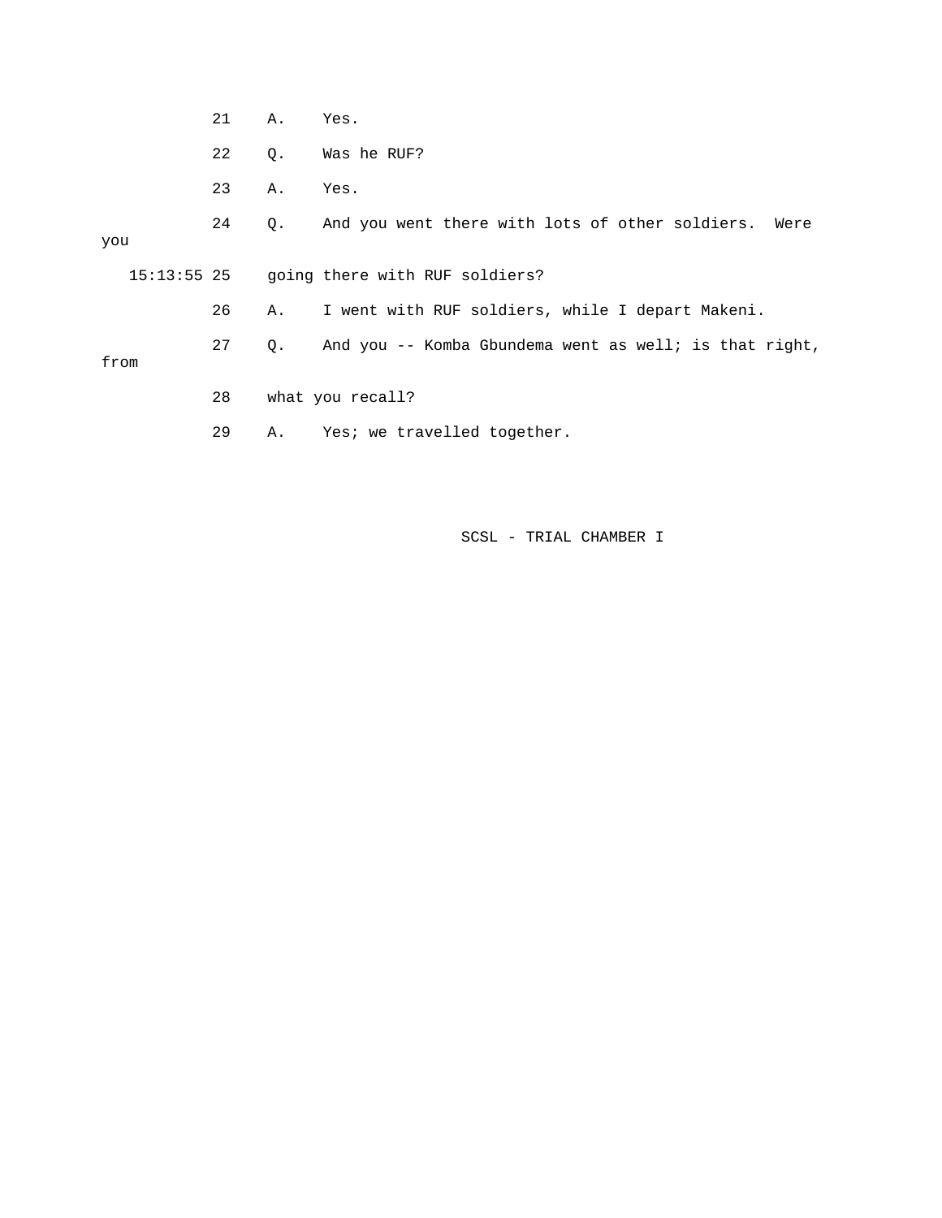21 A. Yes.

22 Q. Was he RUF?

23 A. Yes.

24 Q. And you went there with lots of other soldiers. Were you

15:13:55 25 going there with RUF soldiers?

26 A. I went with RUF soldiers, while I depart Makeni.

27 Q. And you -- Komba Gbundema went as well; is that right, from

28 what you recall?

29 A. Yes; we travelled together.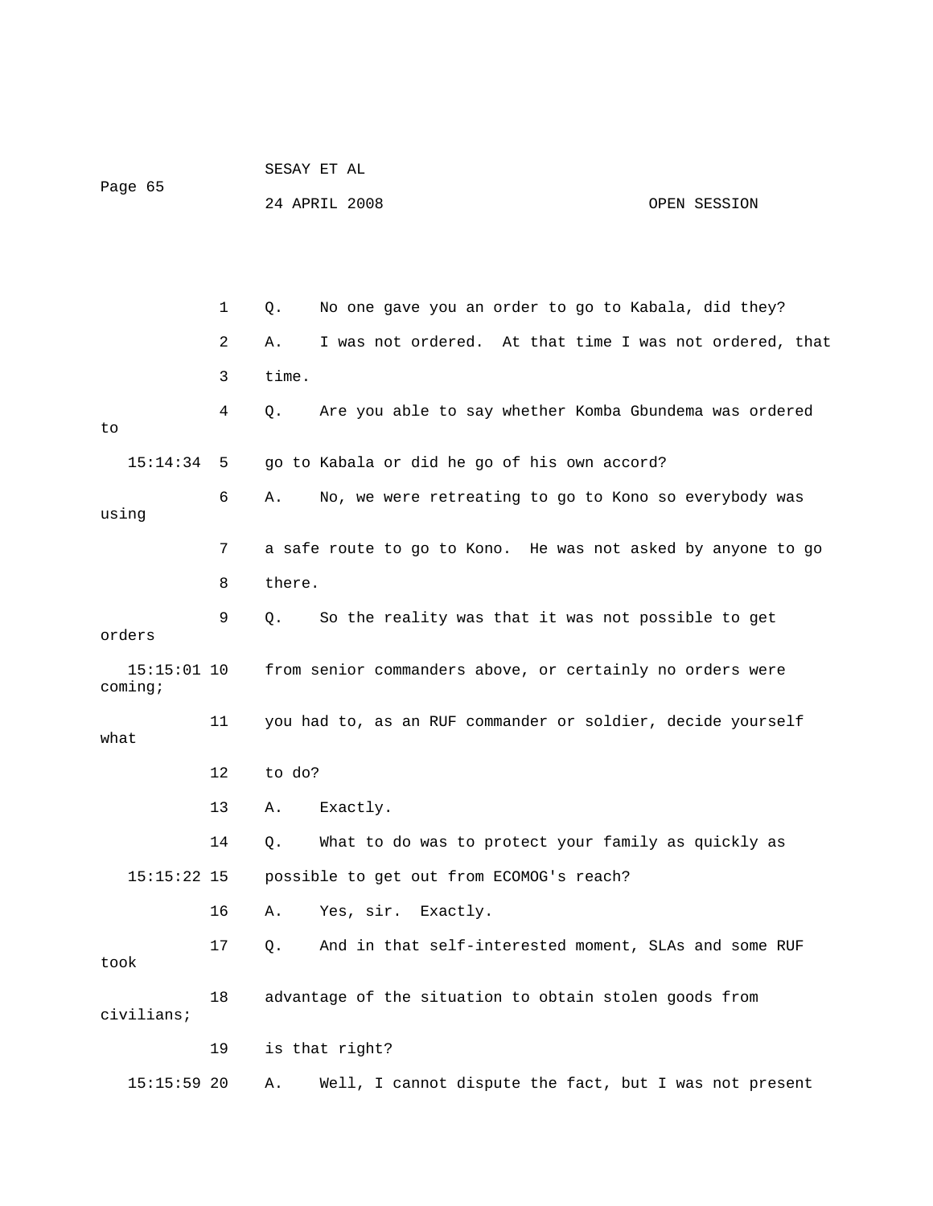1 Q. No one gave you an order to go to Kabala, did they?

2 A. I was not ordered. At that time I was not ordered, that

3 time.

4 Q. Are you able to say whether Komba Gbundema was ordered to

15:14:34 5 go to Kabala or did he go of his own accord?

6 A. No, we were retreating to go to Kono so everybody was using

7 a safe route to go to Kono. He was not asked by anyone to go

8 there.

9 Q. So the reality was that it was not possible to get orders

15:15:01 10 from senior commanders above, or certainly no orders were coming;

11 you had to, as an RUF commander or soldier, decide yourself what

12 to do?

13 A. Exactly.

14 Q. What to do was to protect your family as quickly as

15:15:22 15 possible to get out from ECOMOG's reach?

16 A. Yes, sir. Exactly.

17 Q. And in that self-interested moment, SLAs and some RUF took

18 advantage of the situation to obtain stolen goods from civilians;

19 is that right?

15:15:59 20 A. Well, I cannot dispute the fact, but I was not present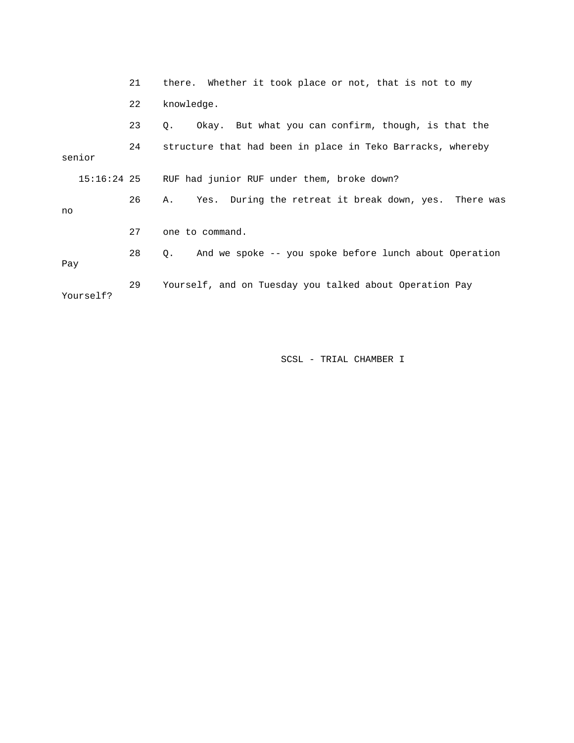21 there. Whether it took place or not, that is not to my

22 knowledge.

23 Q. Okay. But what you can confirm, though, is that the

24 structure that had been in place in Teko Barracks, whereby senior

15:16:24 25 RUF had junior RUF under them, broke down?

26 A. Yes. During the retreat it break down, yes. There was no

27 one to command.

28 Q. And we spoke -- you spoke before lunch about Operation Pay

29 Yourself, and on Tuesday you talked about Operation Pay Yourself?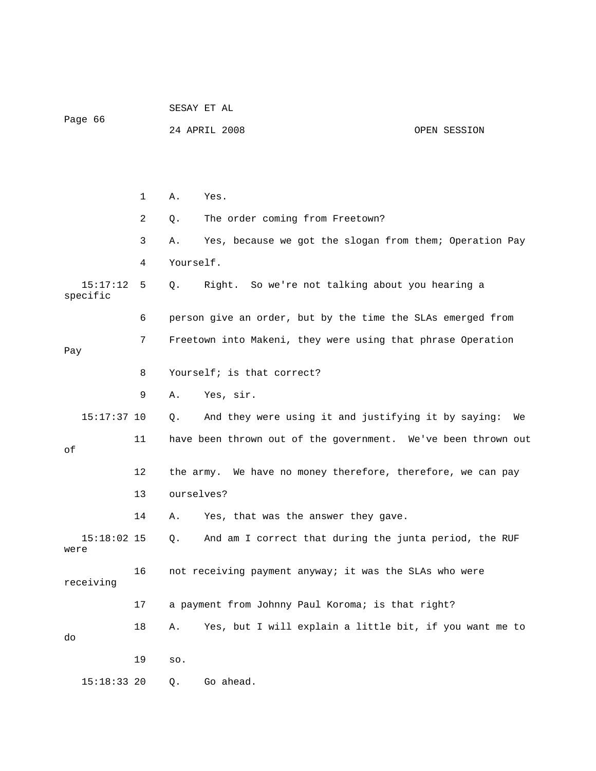A. Yes.

Q. The order coming from Freetown?

A. Yes, because we got the slogan from them; Operation Pay Yourself.

Q. Right. So we're not talking about you hearing a specific person give an order, but by the time the SLAs emerged from Freetown into Makeni, they were using that phrase Operation Pay Yourself; is that correct?

A. Yes, sir.

Q. And they were using it and justifying it by saying: We have been thrown out of the government. We've been thrown out of the army. We have no money therefore, therefore, we can pay ourselves?

A. Yes, that was the answer they gave.

Q. And am I correct that during the junta period, the RUF were not receiving payment anyway; it was the SLAs who were receiving a payment from Johnny Paul Koroma; is that right?

A. Yes, but I will explain a little bit, if you want me to do so.

Q. Go ahead.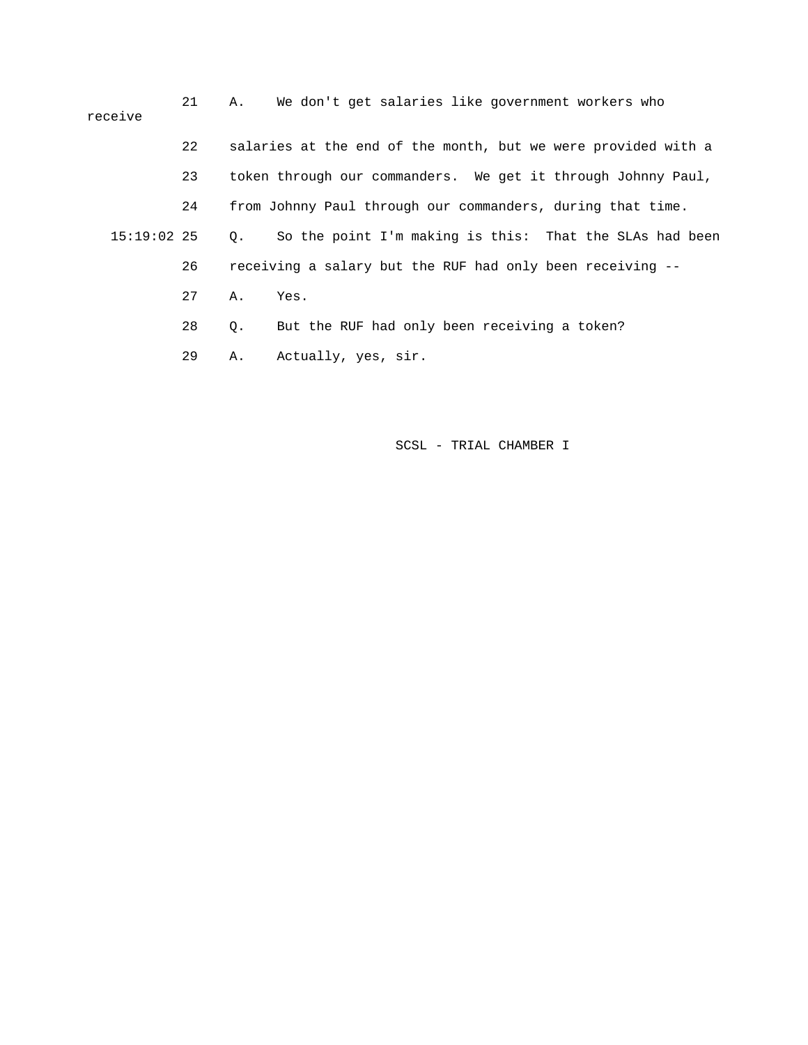21 A. We don't get salaries like government workers who receive

22 salaries at the end of the month, but we were provided with a

23 token through our commanders. We get it through Johnny Paul,

24 from Johnny Paul through our commanders, during that time.

15:19:02 25 Q. So the point I'm making is this: That the SLAs had been

26 receiving a salary but the RUF had only been receiving --

27 A. Yes.

28 Q. But the RUF had only been receiving a token?

29 A. Actually, yes, sir.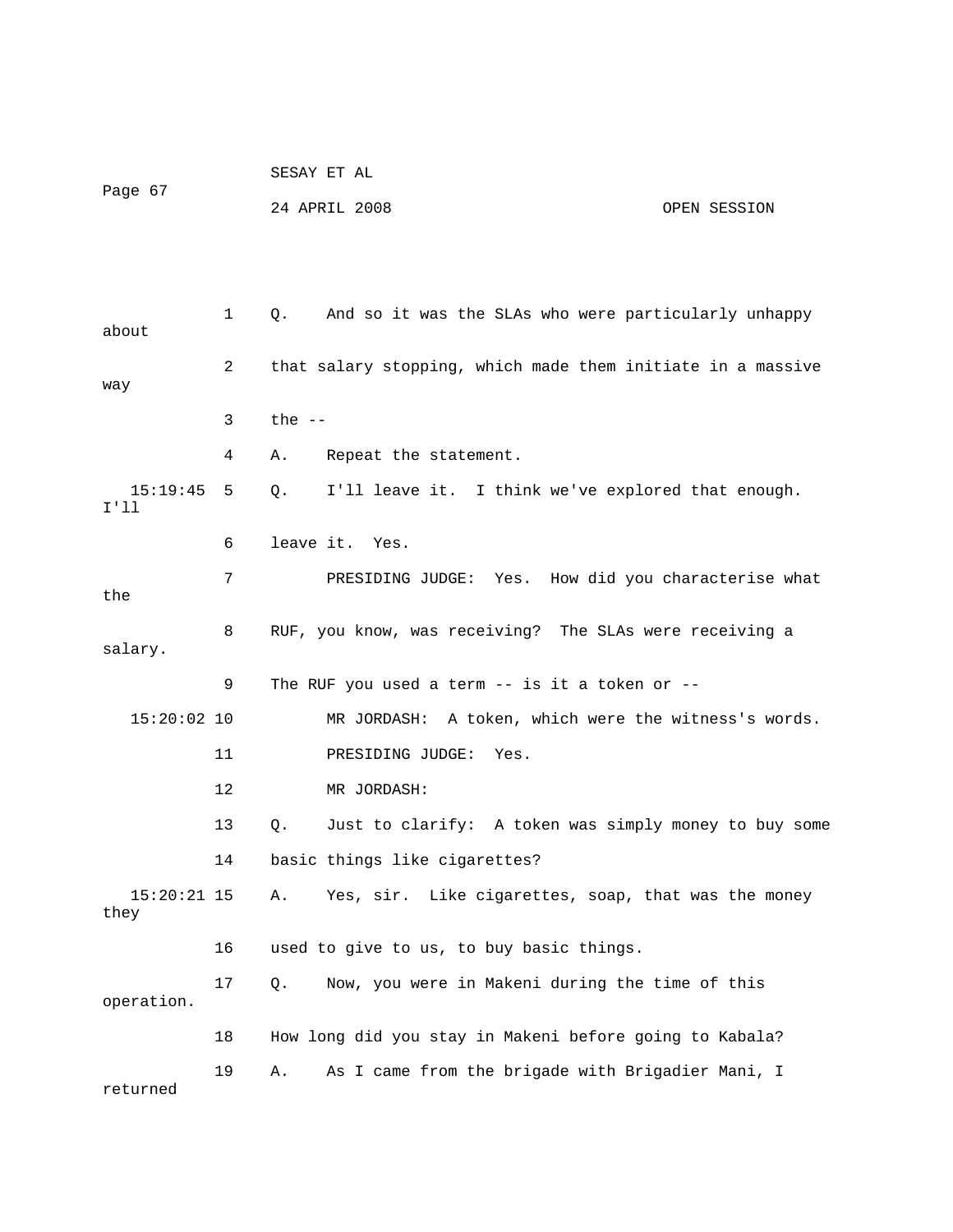1 Q. And so it was the SLAs who were particularly unhappy about

2 that salary stopping, which made them initiate in a massive way

3 the --

4 A. Repeat the statement.

15:19:45 5 Q. I'll leave it. I think we've explored that enough. I'll

6 leave it. Yes.

7 PRESIDING JUDGE: Yes. How did you characterise what the

8 RUF, you know, was receiving? The SLAs were receiving a salary.

9 The RUF you used a term -- is it a token or --

15:20:02 10 MR JORDASH: A token, which were the witness's words.

11 PRESIDING JUDGE: Yes.

12 MR JORDASH:

13 Q. Just to clarify: A token was simply money to buy some

14 basic things like cigarettes?

15:20:21 15 A. Yes, sir. Like cigarettes, soap, that was the money they

16 used to give to us, to buy basic things.

17 Q. Now, you were in Makeni during the time of this operation.

18 How long did you stay in Makeni before going to Kabala?

19 A. As I came from the brigade with Brigadier Mani, I returned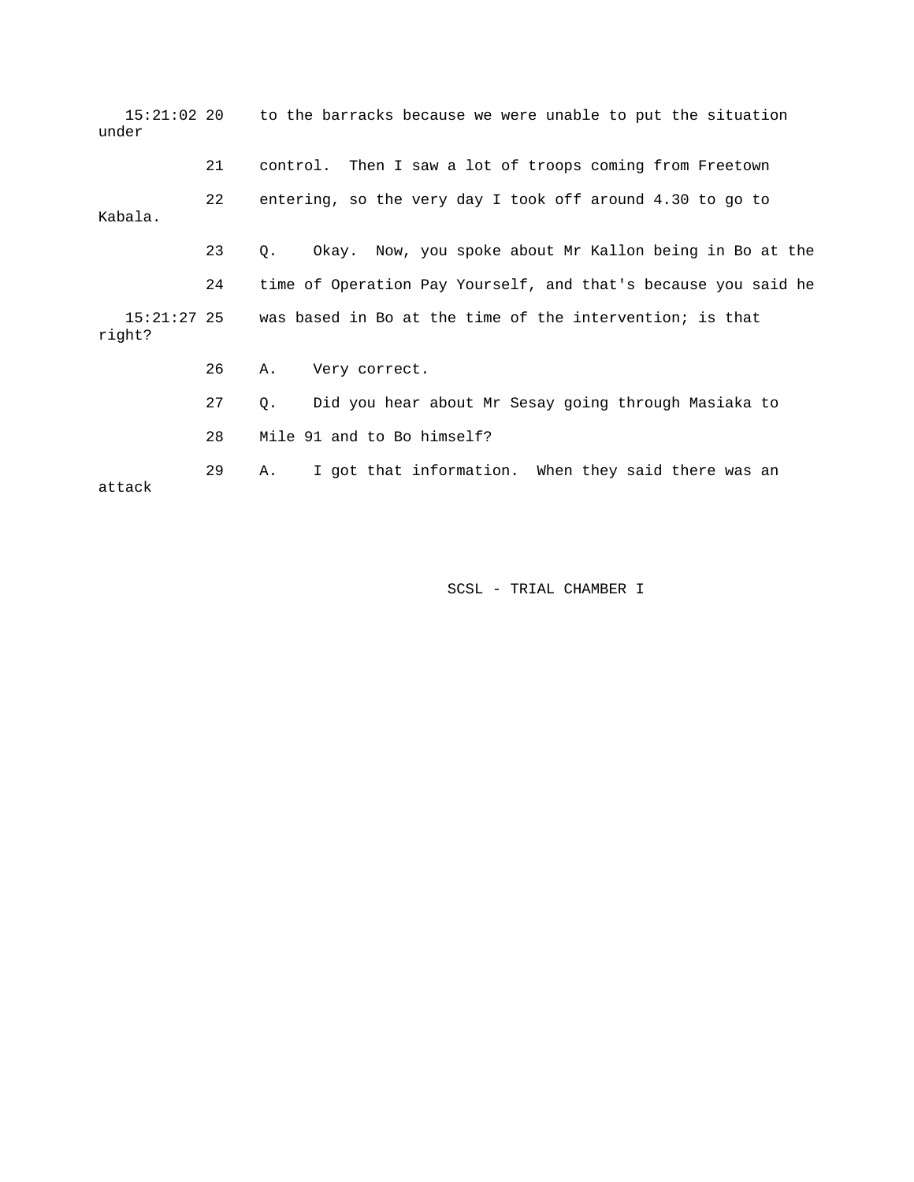15:21:02 20 to the barracks because we were unable to put the situation under

21 control. Then I saw a lot of troops coming from Freetown

22 entering, so the very day I took off around 4.30 to go to Kabala.

23 Q. Okay. Now, you spoke about Mr Kallon being in Bo at the

24 time of Operation Pay Yourself, and that's because you said he

15:21:27 25 was based in Bo at the time of the intervention; is that right?

26 A. Very correct.

27 Q. Did you hear about Mr Sesay going through Masiaka to

28 Mile 91 and to Bo himself?

29 A. I got that information. When they said there was an attack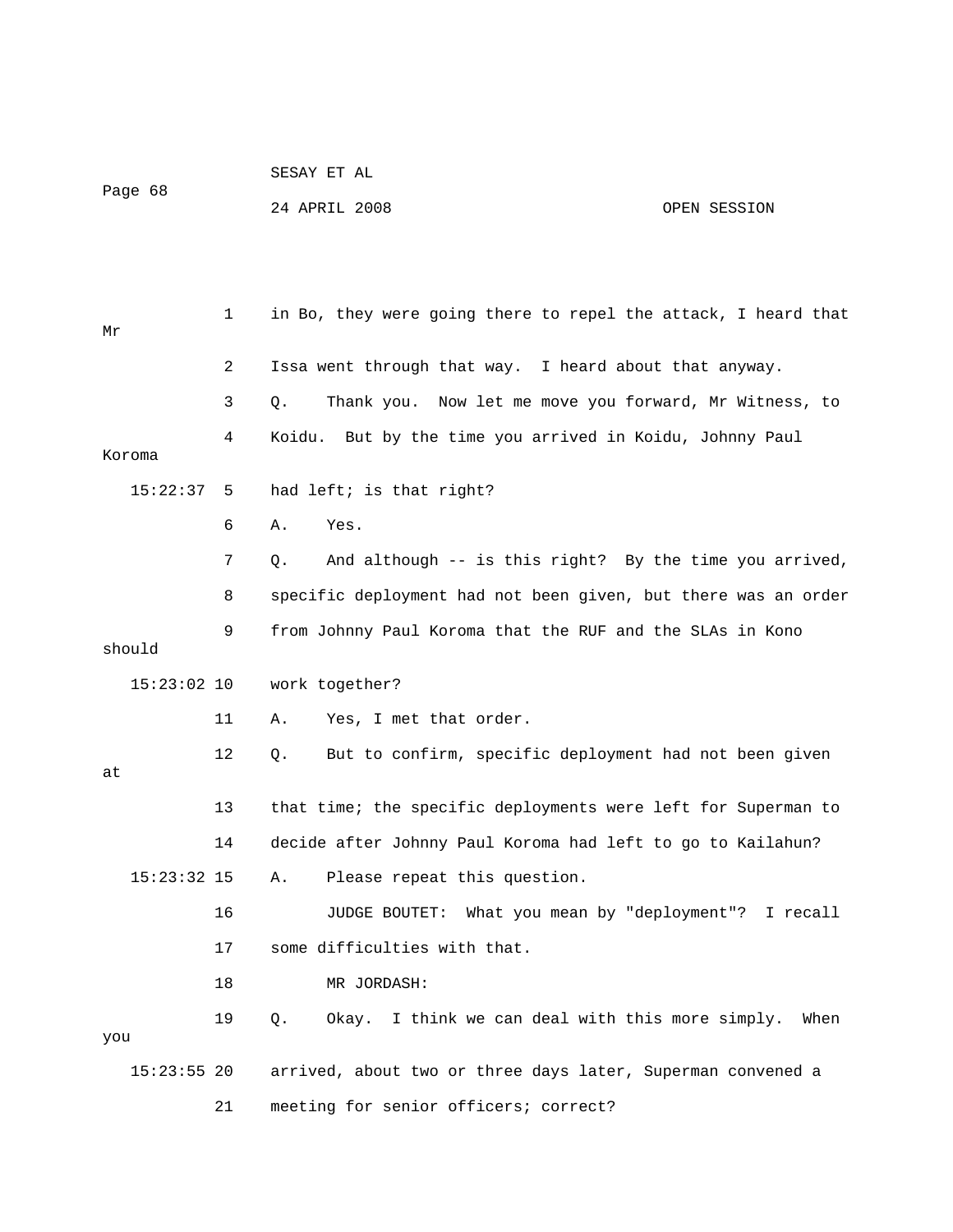1 in Bo, they were going there to repel the attack, I heard that Mr

2 Issa went through that way. I heard about that anyway.

3 Q. Thank you. Now let me move you forward, Mr Witness, to

4 Koidu. But by the time you arrived in Koidu, Johnny Paul Koroma

15:22:37 5 had left; is that right?

6 A. Yes.

7 Q. And although -- is this right? By the time you arrived,

8 specific deployment had not been given, but there was an order

9 from Johnny Paul Koroma that the RUF and the SLAs in Kono should

15:23:02 10 work together?

11 A. Yes, I met that order.

12 Q. But to confirm, specific deployment had not been given at

13 that time; the specific deployments were left for Superman to

14 decide after Johnny Paul Koroma had left to go to Kailahun?

15:23:32 15 A. Please repeat this question.

16 JUDGE BOUTET: What you mean by "deployment"? I recall

17 some difficulties with that.

18 MR JORDASH:

19 Q. Okay. I think we can deal with this more simply. When you

15:23:55 20 arrived, about two or three days later, Superman convened a

21 meeting for senior officers; correct?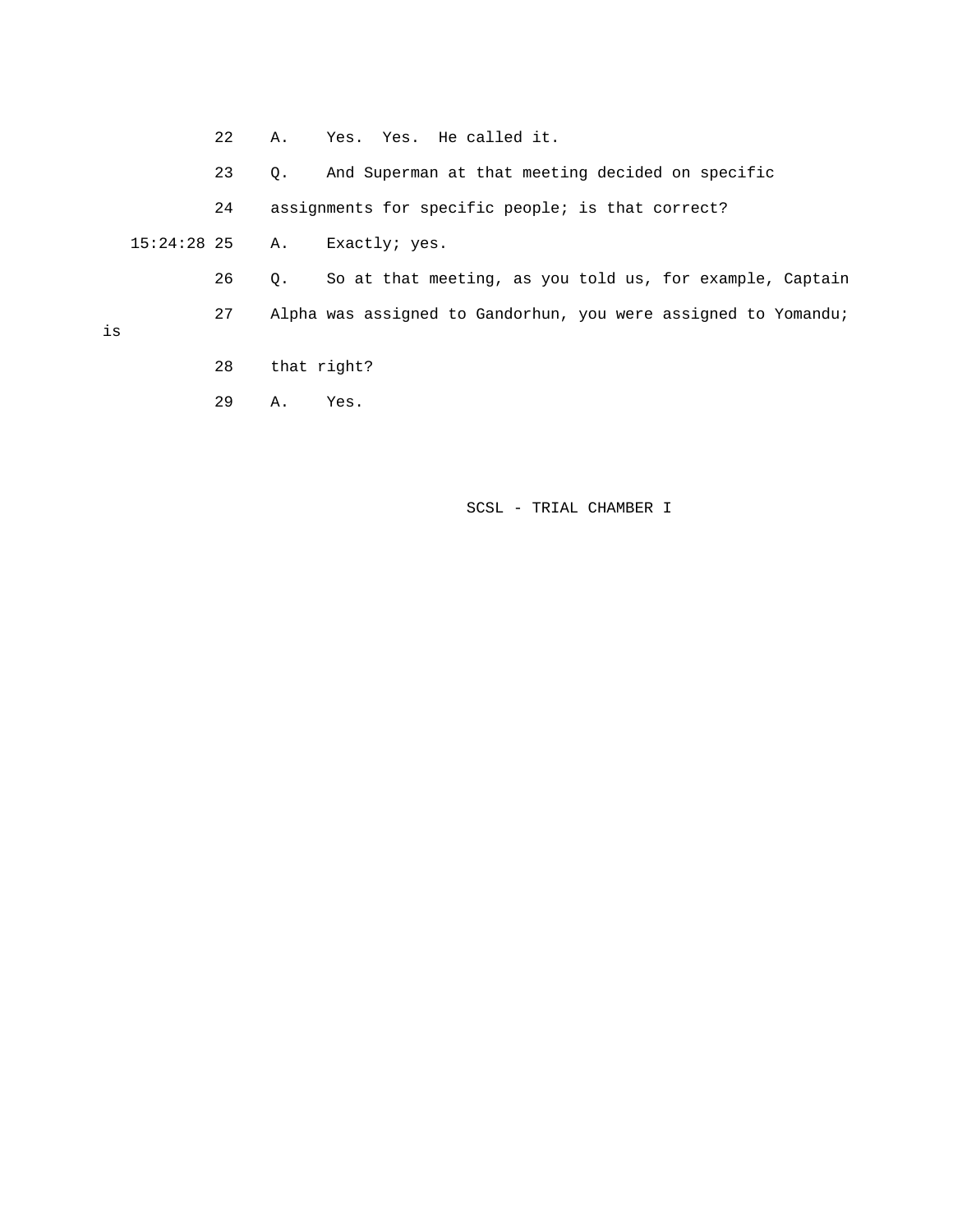22 A. Yes. Yes. He called it.

23 Q. And Superman at that meeting decided on specific

24 assignments for specific people; is that correct?

15:24:28 25 A. Exactly; yes.

26 Q. So at that meeting, as you told us, for example, Captain

27 Alpha was assigned to Gandorhun, you were assigned to Yomandu; is

28 that right?

29 A. Yes.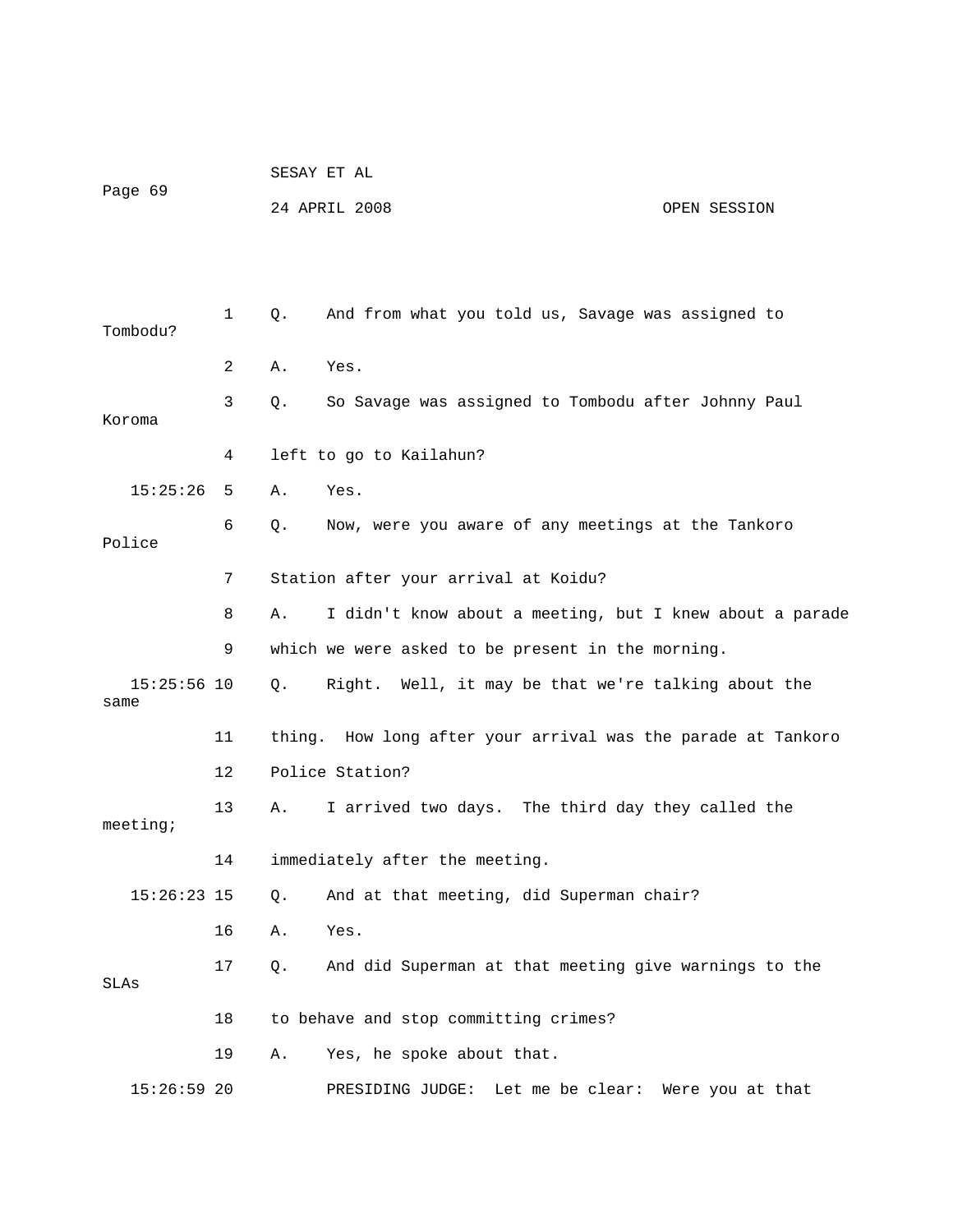1 Q. And from what you told us, Savage was assigned to Tombodu?

2 A. Yes.

3 Q. So Savage was assigned to Tombodu after Johnny Paul Koroma

4 left to go to Kailahun?

15:25:26 5 A. Yes.

6 Q. Now, were you aware of any meetings at the Tankoro Police

7 Station after your arrival at Koidu?

8 A. I didn't know about a meeting, but I knew about a parade

9 which we were asked to be present in the morning.

15:25:56 10 Q. Right. Well, it may be that we're talking about the same

11 thing. How long after your arrival was the parade at Tankoro

12 Police Station?

13 A. I arrived two days. The third day they called the meeting;

14 immediately after the meeting.

15:26:23 15 Q. And at that meeting, did Superman chair?

16 A. Yes.

17 Q. And did Superman at that meeting give warnings to the SLAs

18 to behave and stop committing crimes?

19 A. Yes, he spoke about that.

15:26:59 20 PRESIDING JUDGE: Let me be clear: Were you at that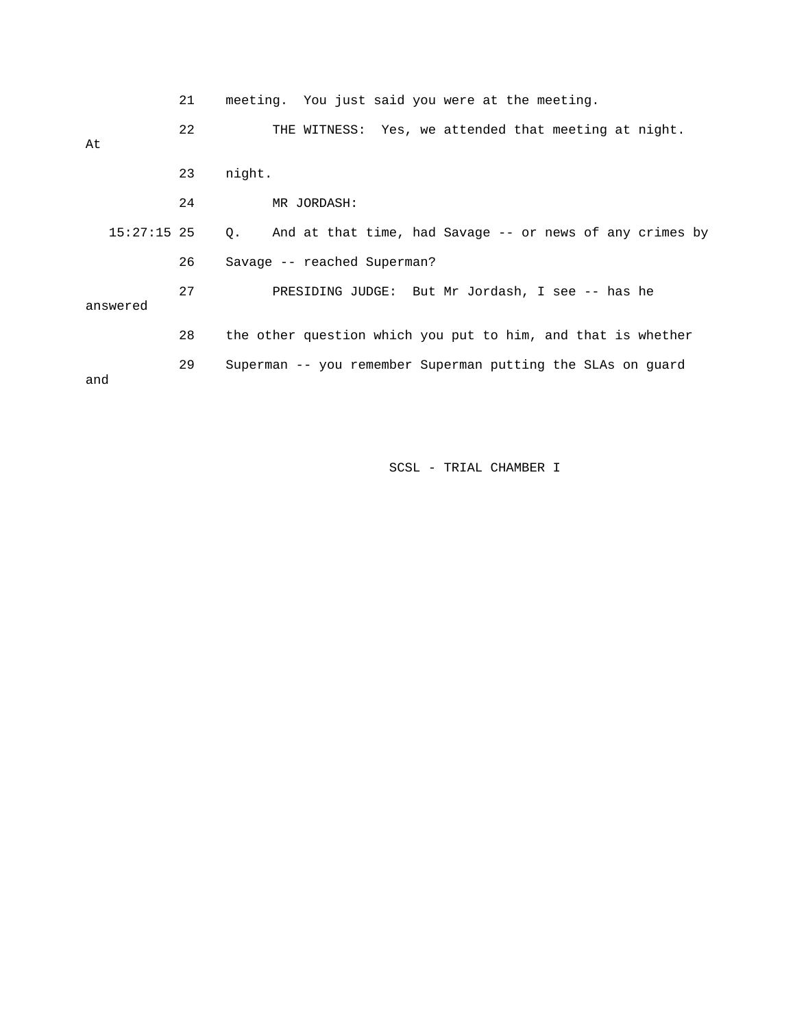21 meeting. You just said you were at the meeting.

22 THE WITNESS: Yes, we attended that meeting at night. At

23 night.

24 MR JORDASH:

15:27:15 25 Q. And at that time, had Savage -- or news of any crimes by

26 Savage -- reached Superman?

27 PRESIDING JUDGE: But Mr Jordash, I see -- has he answered

28 the other question which you put to him, and that is whether

29 Superman -- you remember Superman putting the SLAs on guard and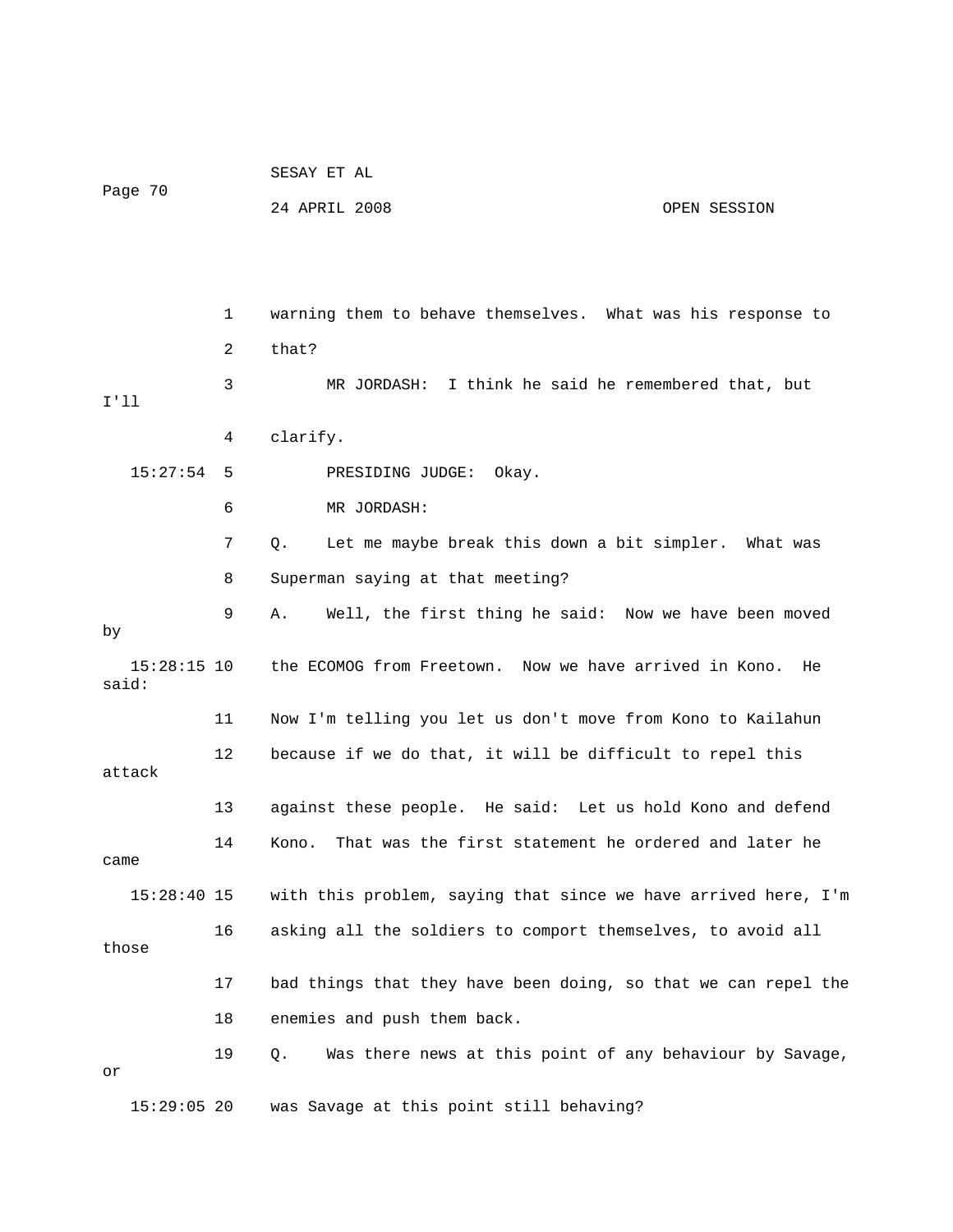warning them to behave themselves. What was his response to that?

MR JORDASH: I think he said he remembered that, but I'll clarify.

PRESIDING JUDGE: Okay.

MR JORDASH:

Q. Let me maybe break this down a bit simpler. What was Superman saying at that meeting?

A. Well, the first thing he said: Now we have been moved by the ECOMOG from Freetown. Now we have arrived in Kono. He said: Now I'm telling you let us don't move from Kono to Kailahun because if we do that, it will be difficult to repel this attack against these people. He said: Let us hold Kono and defend Kono. That was the first statement he ordered and later he came with this problem, saying that since we have arrived here, I'm asking all the soldiers to comport themselves, to avoid all those bad things that they have been doing, so that we can repel the enemies and push them back.

Q. Was there news at this point of any behaviour by Savage, or was Savage at this point still behaving?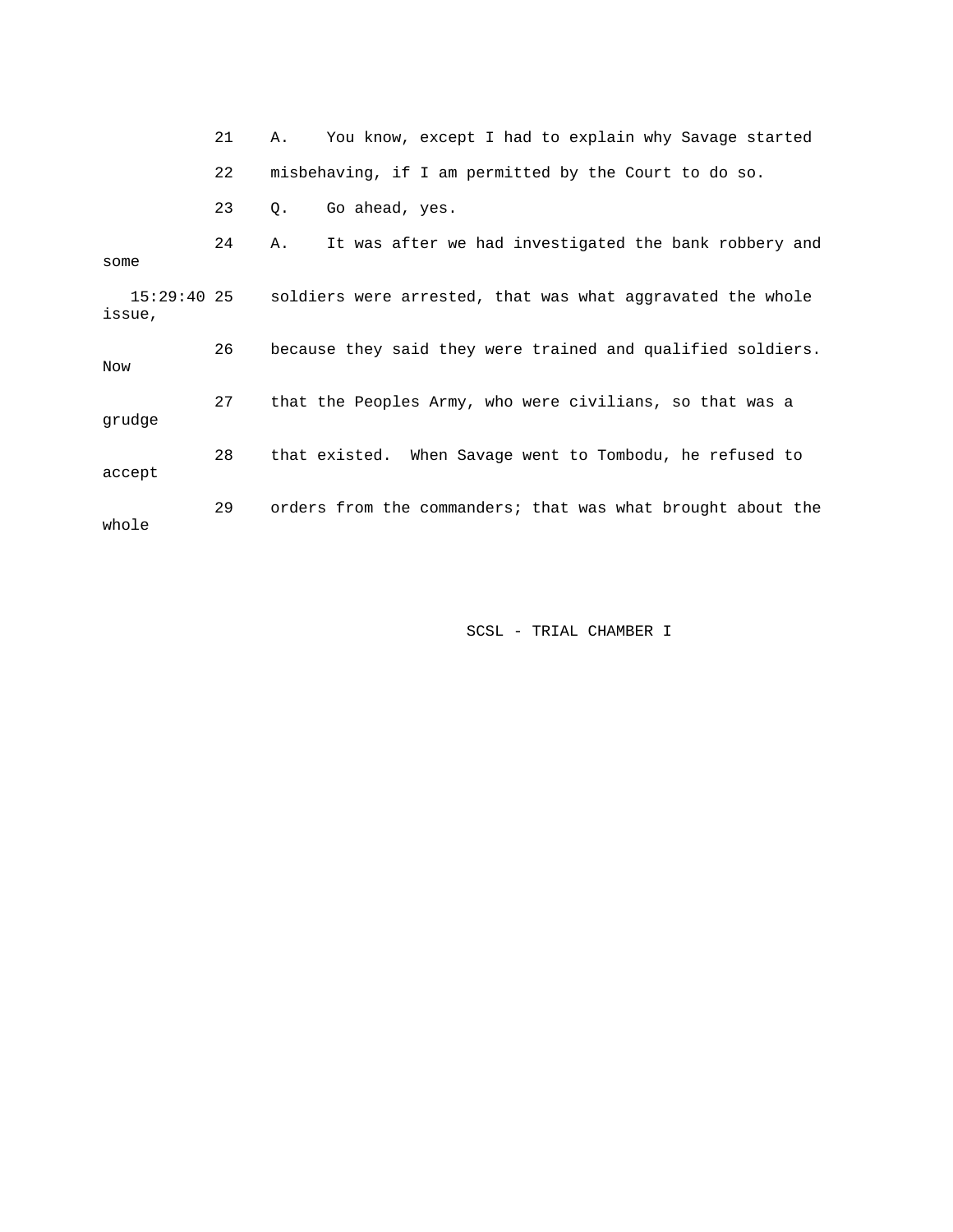21 A. You know, except I had to explain why Savage started

22 misbehaving, if I am permitted by the Court to do so.

23 Q. Go ahead, yes.

24 A. It was after we had investigated the bank robbery and some

15:29:40 25 soldiers were arrested, that was what aggravated the whole issue,

26 because they said they were trained and qualified soldiers. Now

27 that the Peoples Army, who were civilians, so that was a grudge

28 that existed. When Savage went to Tombodu, he refused to accept

29 orders from the commanders; that was what brought about the whole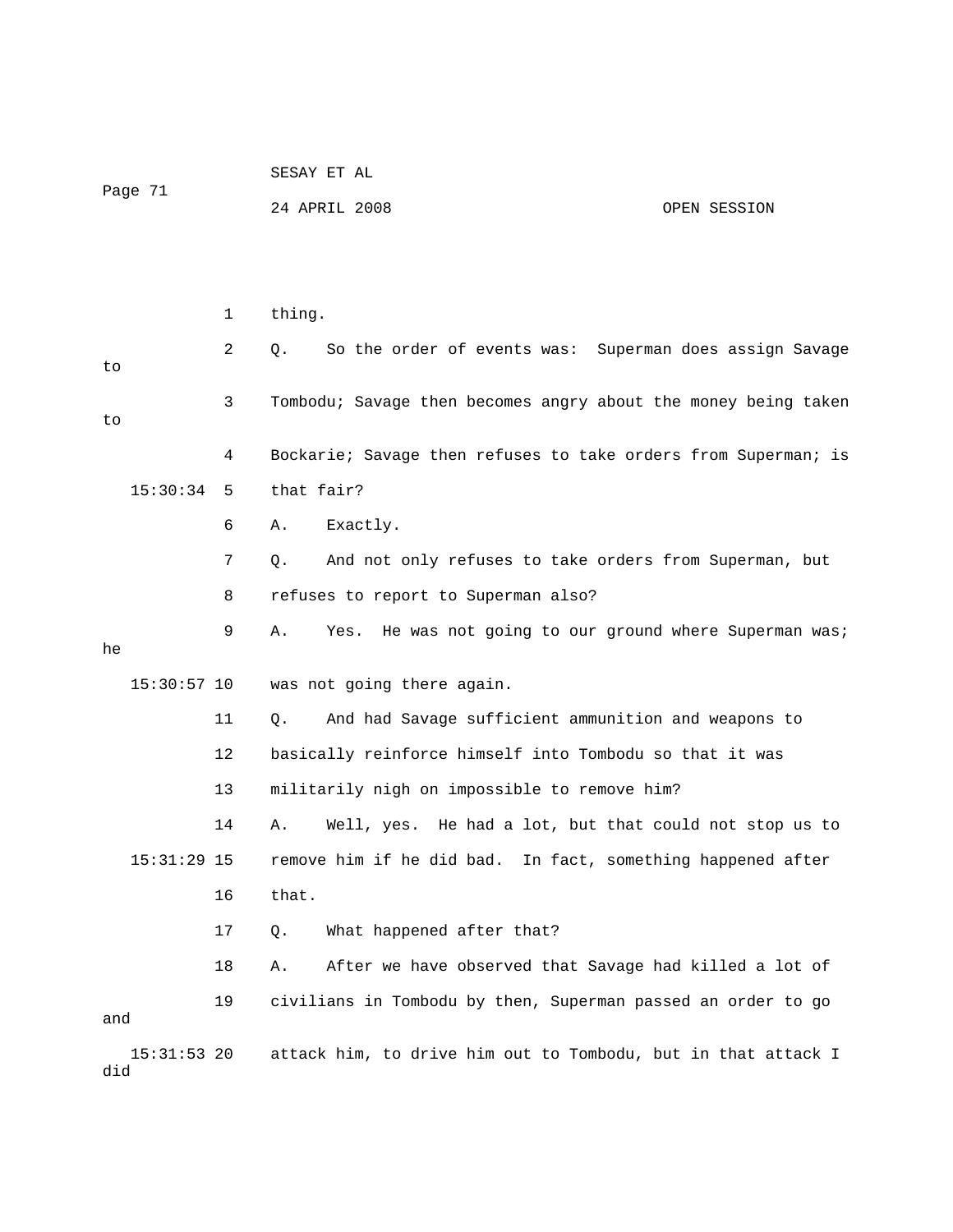1 thing.

2 Q. So the order of events was: Superman does assign Savage to

3 Tombodu; Savage then becomes angry about the money being taken to

4 Bockarie; Savage then refuses to take orders from Superman; is

15:30:34 5 that fair?

6 A. Exactly.

7 Q. And not only refuses to take orders from Superman, but

8 refuses to report to Superman also?

9 A. Yes. He was not going to our ground where Superman was; he

15:30:57 10 was not going there again.

11 Q. And had Savage sufficient ammunition and weapons to

12 basically reinforce himself into Tombodu so that it was

13 militarily nigh on impossible to remove him?

14 A. Well, yes. He had a lot, but that could not stop us to

15:31:29 15 remove him if he did bad. In fact, something happened after

16 that.

17 Q. What happened after that?

18 A. After we have observed that Savage had killed a lot of

19 civilians in Tombodu by then, Superman passed an order to go and

15:31:53 20 attack him, to drive him out to Tombodu, but in that attack I did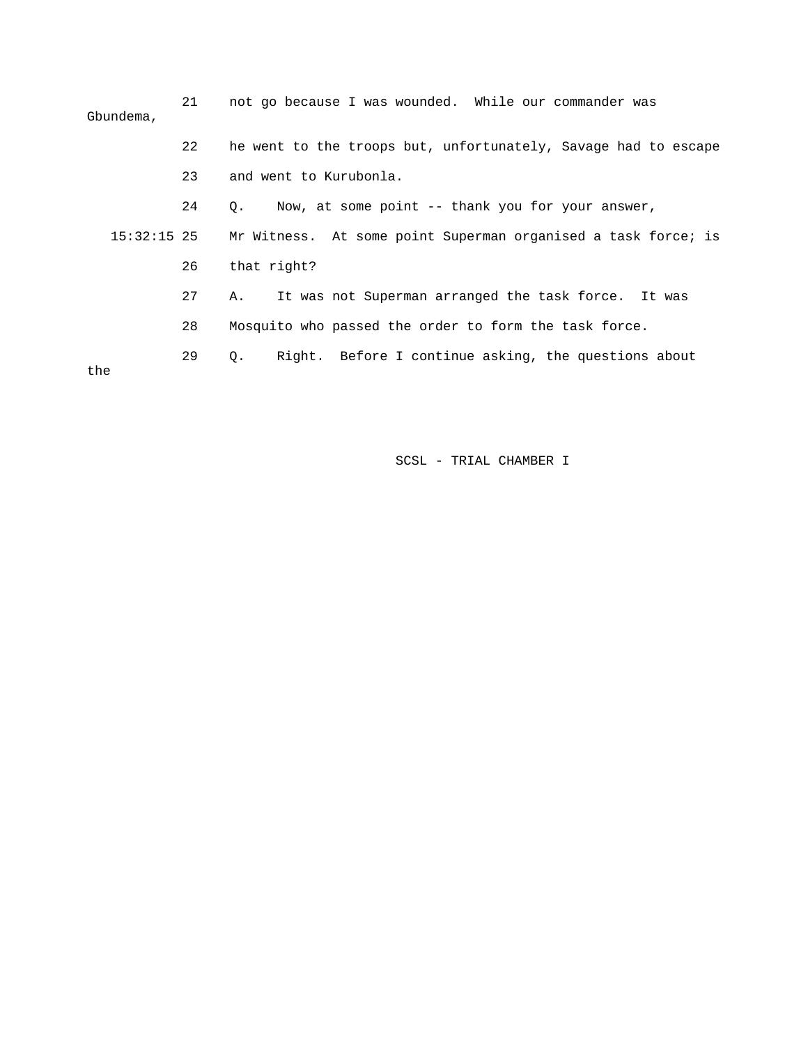21 not go because I was wounded. While our commander was Gbundema,

22 he went to the troops but, unfortunately, Savage had to escape

23 and went to Kurubonla.

24 Q. Now, at some point -- thank you for your answer,

15:32:15 25 Mr Witness. At some point Superman organised a task force; is

26 that right?

27 A. It was not Superman arranged the task force. It was

28 Mosquito who passed the order to form the task force.

29 Q. Right. Before I continue asking, the questions about the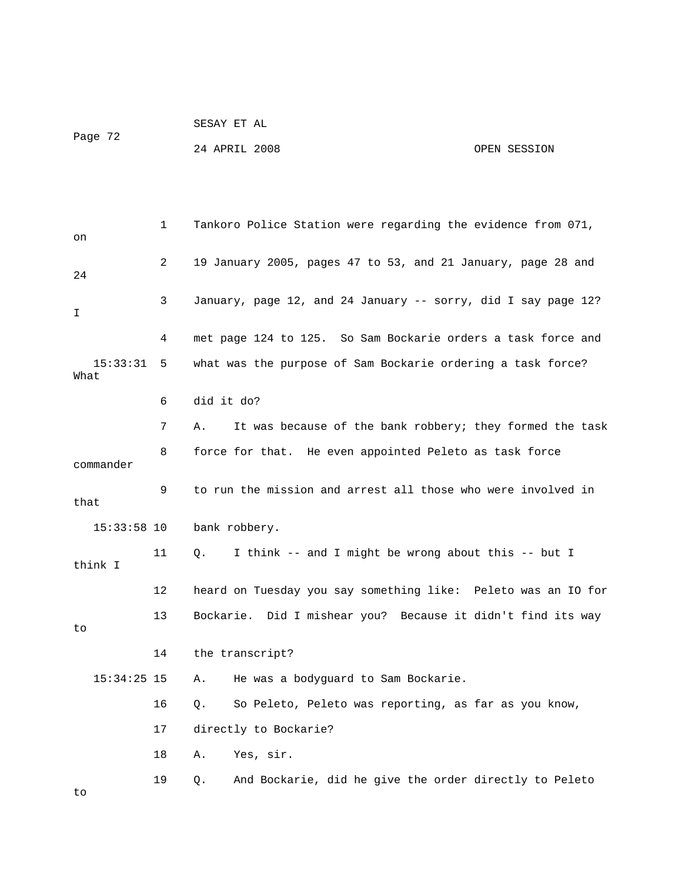1 Tankoro Police Station were regarding the evidence from 071, on

2 19 January 2005, pages 47 to 53, and 21 January, page 28 and 24

3 January, page 12, and 24 January -- sorry, did I say page 12? I

4 met page 124 to 125. So Sam Bockarie orders a task force and

15:33:31 5 what was the purpose of Sam Bockarie ordering a task force? What

6 did it do?

7 A. It was because of the bank robbery; they formed the task

8 force for that. He even appointed Peleto as task force commander

9 to run the mission and arrest all those who were involved in that

15:33:58 10 bank robbery.

11 Q. I think -- and I might be wrong about this -- but I think I

12 heard on Tuesday you say something like: Peleto was an IO for

13 Bockarie. Did I mishear you? Because it didn't find its way to

14 the transcript?

15:34:25 15 A. He was a bodyguard to Sam Bockarie.

16 Q. So Peleto, Peleto was reporting, as far as you know,

17 directly to Bockarie?

18 A. Yes, sir.

19 Q. And Bockarie, did he give the order directly to Peleto to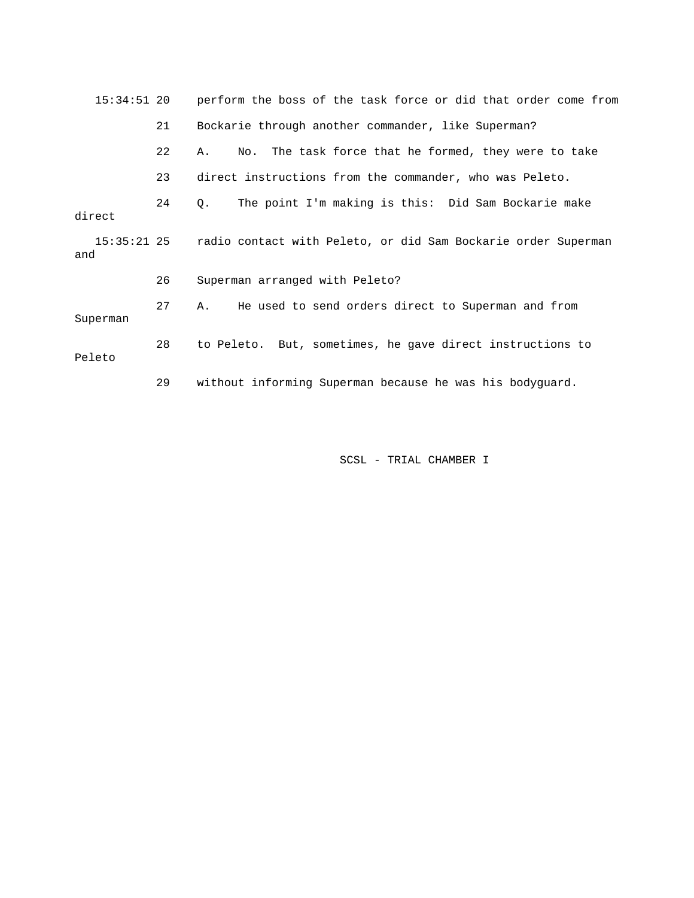15:34:51 20 perform the boss of the task force or did that order come from

21 Bockarie through another commander, like Superman?

22 A. No. The task force that he formed, they were to take

23 direct instructions from the commander, who was Peleto.

24 Q. The point I'm making is this: Did Sam Bockarie make direct

15:35:21 25 radio contact with Peleto, or did Sam Bockarie order Superman and

26 Superman arranged with Peleto?

27 A. He used to send orders direct to Superman and from Superman

28 to Peleto. But, sometimes, he gave direct instructions to Peleto

29 without informing Superman because he was his bodyguard.

SCSL - TRIAL CHAMBER I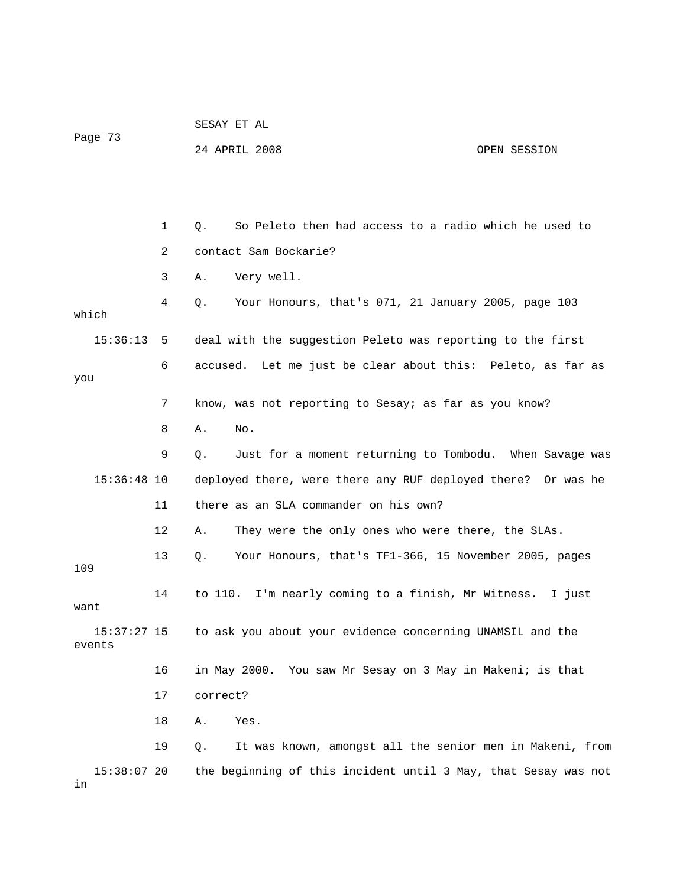1 Q. So Peleto then had access to a radio which he used to

2 contact Sam Bockarie?

3 A. Very well.

4 Q. Your Honours, that's 071, 21 January 2005, page 103 which

15:36:13 5 deal with the suggestion Peleto was reporting to the first

6 accused. Let me just be clear about this: Peleto, as far as you

7 know, was not reporting to Sesay; as far as you know?

8 A. No.

9 Q. Just for a moment returning to Tombodu. When Savage was

15:36:48 10 deployed there, were there any RUF deployed there? Or was he

11 there as an SLA commander on his own?

12 A. They were the only ones who were there, the SLAs.

13 Q. Your Honours, that's TF1-366, 15 November 2005, pages 109

14 to 110. I'm nearly coming to a finish, Mr Witness. I just want

15:37:27 15 to ask you about your evidence concerning UNAMSIL and the events

16 in May 2000. You saw Mr Sesay on 3 May in Makeni; is that

17 correct?

18 A. Yes.

19 Q. It was known, amongst all the senior men in Makeni, from

15:38:07 20 the beginning of this incident until 3 May, that Sesay was not in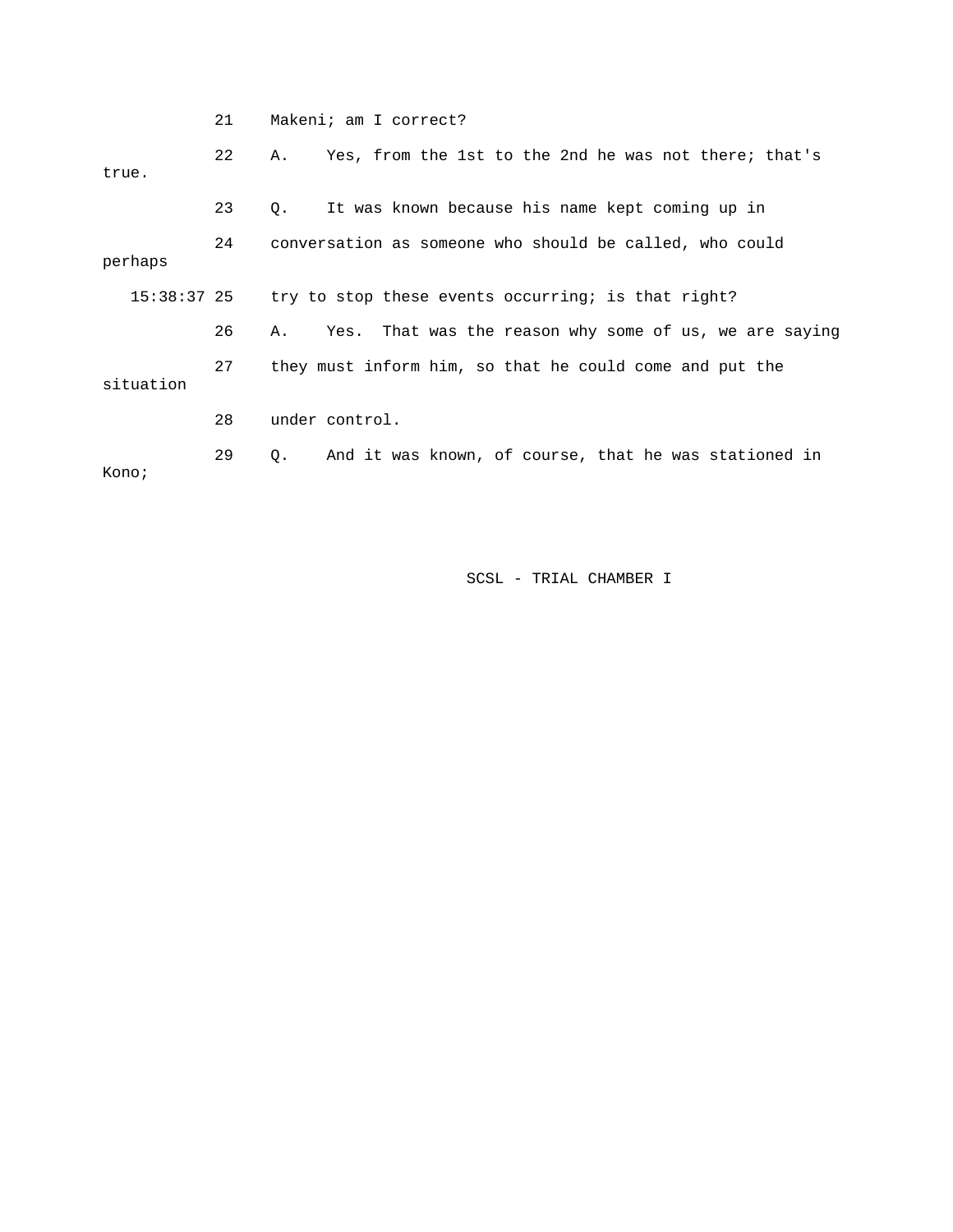21 Makeni; am I correct?

22 A. Yes, from the 1st to the 2nd he was not there; that's true.

23 Q. It was known because his name kept coming up in

24 conversation as someone who should be called, who could perhaps

15:38:37 25 try to stop these events occurring; is that right?

26 A. Yes. That was the reason why some of us, we are saying

27 they must inform him, so that he could come and put the situation

28 under control.

29 Q. And it was known, of course, that he was stationed in Kono;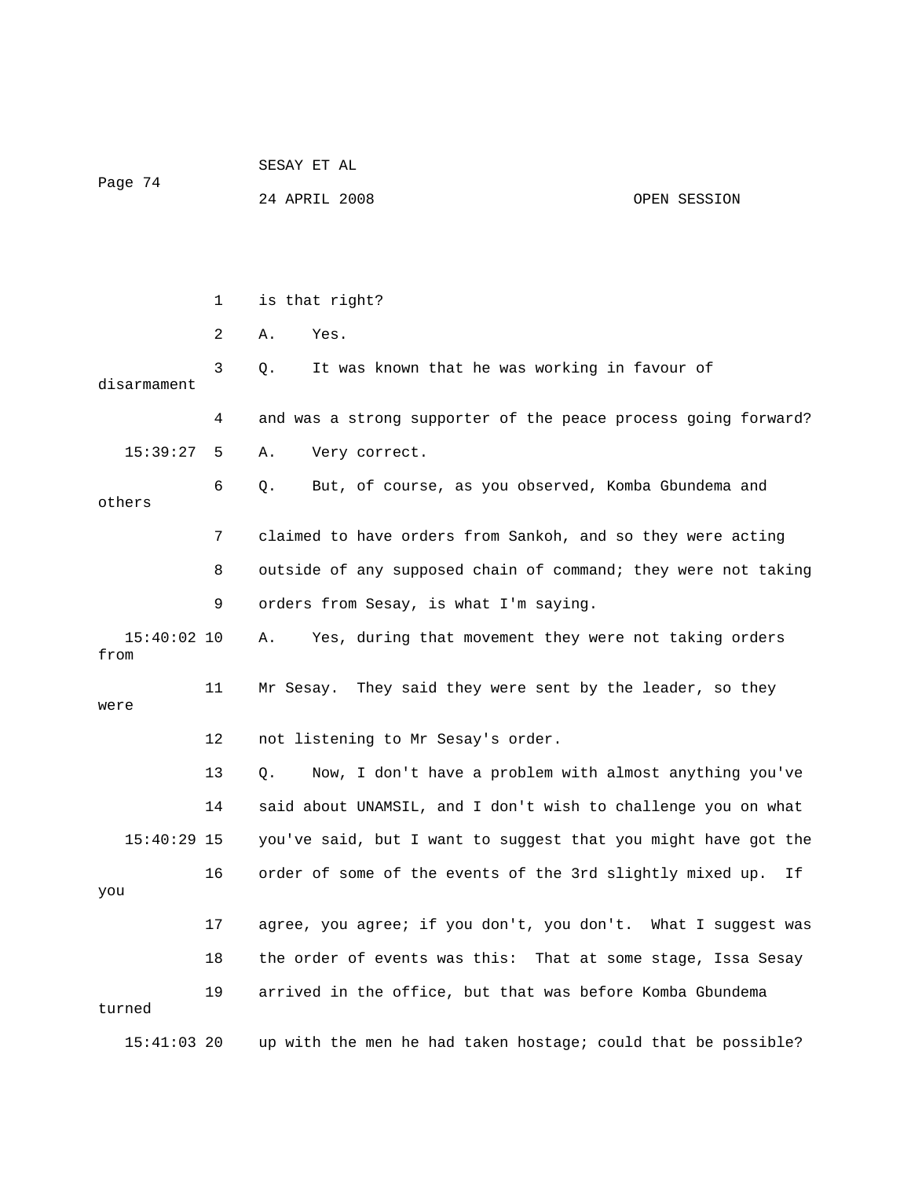1 is that right?

2 A. Yes.

3 Q. It was known that he was working in favour of disarmament

4 and was a strong supporter of the peace process going forward?

15:39:27 5 A. Very correct.

6 Q. But, of course, as you observed, Komba Gbundema and others

7 claimed to have orders from Sankoh, and so they were acting

8 outside of any supposed chain of command; they were not taking

9 orders from Sesay, is what I'm saying.

15:40:02 10 A. Yes, during that movement they were not taking orders from

11 Mr Sesay. They said they were sent by the leader, so they were

12 not listening to Mr Sesay's order.

13 Q. Now, I don't have a problem with almost anything you've

14 said about UNAMSIL, and I don't wish to challenge you on what

15:40:29 15 you've said, but I want to suggest that you might have got the

16 order of some of the events of the 3rd slightly mixed up. If you

17 agree, you agree; if you don't, you don't. What I suggest was

18 the order of events was this: That at some stage, Issa Sesay

19 arrived in the office, but that was before Komba Gbundema turned

15:41:03 20 up with the men he had taken hostage; could that be possible?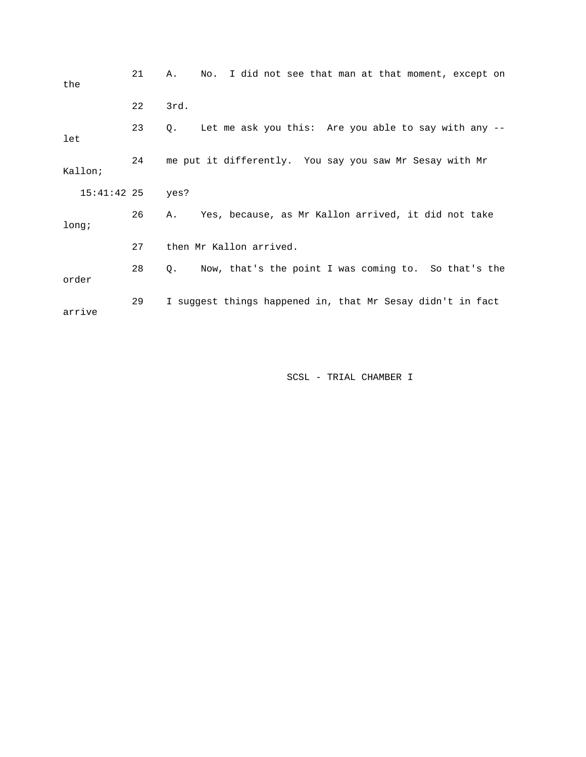21 A. No. I did not see that man at that moment, except on the

22 3rd.

23 Q. Let me ask you this: Are you able to say with any -- let

24 me put it differently. You say you saw Mr Sesay with Mr Kallon;

15:41:42 25 yes?

26 A. Yes, because, as Mr Kallon arrived, it did not take long;

27 then Mr Kallon arrived.

28 Q. Now, that's the point I was coming to. So that's the order

29 I suggest things happened in, that Mr Sesay didn't in fact arrive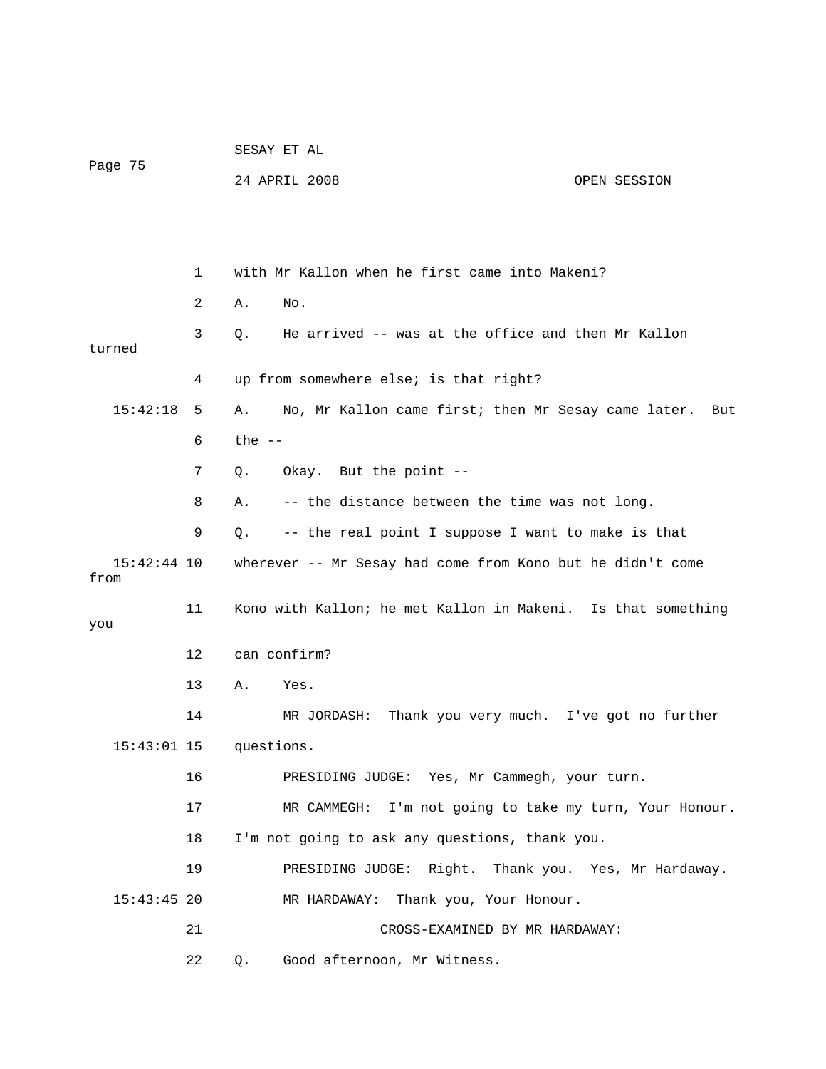with Mr Kallon when he first came into Makeni?

A. No.

Q. He arrived -- was at the office and then Mr Kallon turned up from somewhere else; is that right?

A. No, Mr Kallon came first; then Mr Sesay came later. But the --

Q. Okay. But the point --

A. -- the distance between the time was not long.

Q. -- the real point I suppose I want to make is that wherever -- Mr Sesay had come from Kono but he didn't come from Kono with Kallon; he met Kallon in Makeni. Is that something you can confirm?

A. Yes.

MR JORDASH: Thank you very much. I've got no further questions.

PRESIDING JUDGE: Yes, Mr Cammegh, your turn.

MR CAMMEGH: I'm not going to take my turn, Your Honour. I'm not going to ask any questions, thank you.

PRESIDING JUDGE: Right. Thank you. Yes, Mr Hardaway.

MR HARDAWAY: Thank you, Your Honour.

CROSS-EXAMINED BY MR HARDAWAY:

Q. Good afternoon, Mr Witness.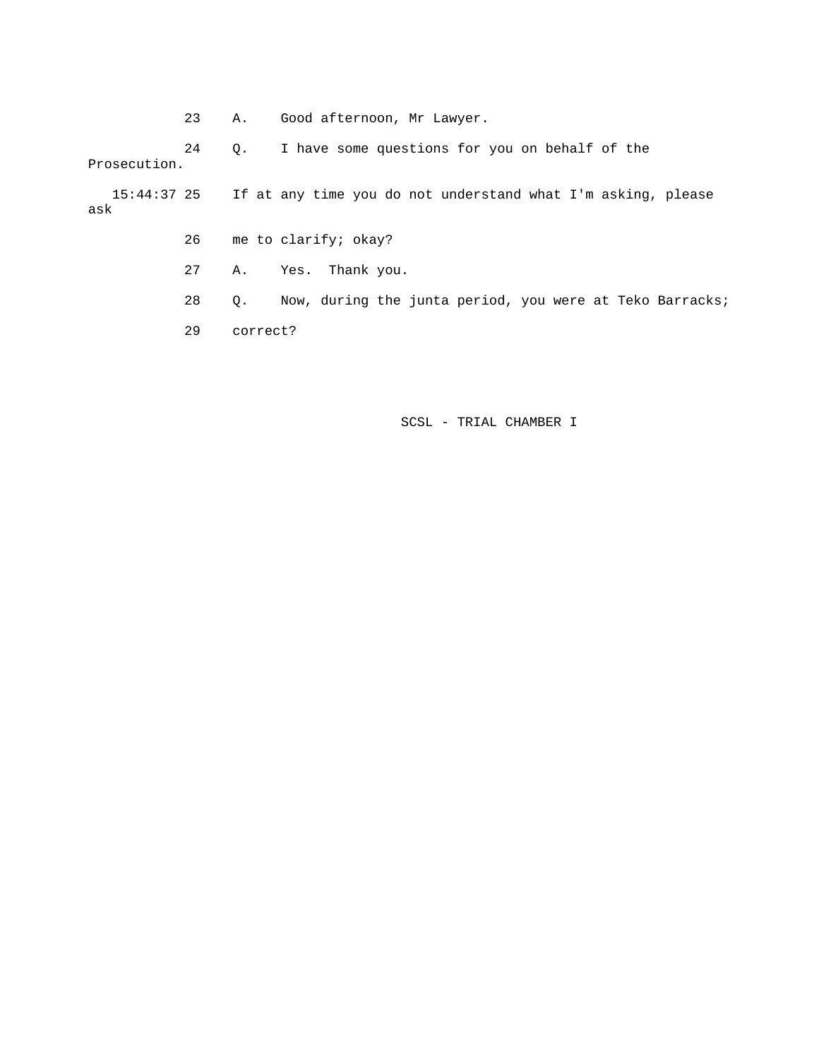23 A. Good afternoon, Mr Lawyer.

24 Q. I have some questions for you on behalf of the Prosecution.

15:44:37 25 If at any time you do not understand what I'm asking, please ask

26 me to clarify; okay?

27 A. Yes. Thank you.

28 Q. Now, during the junta period, you were at Teko Barracks;

29 correct?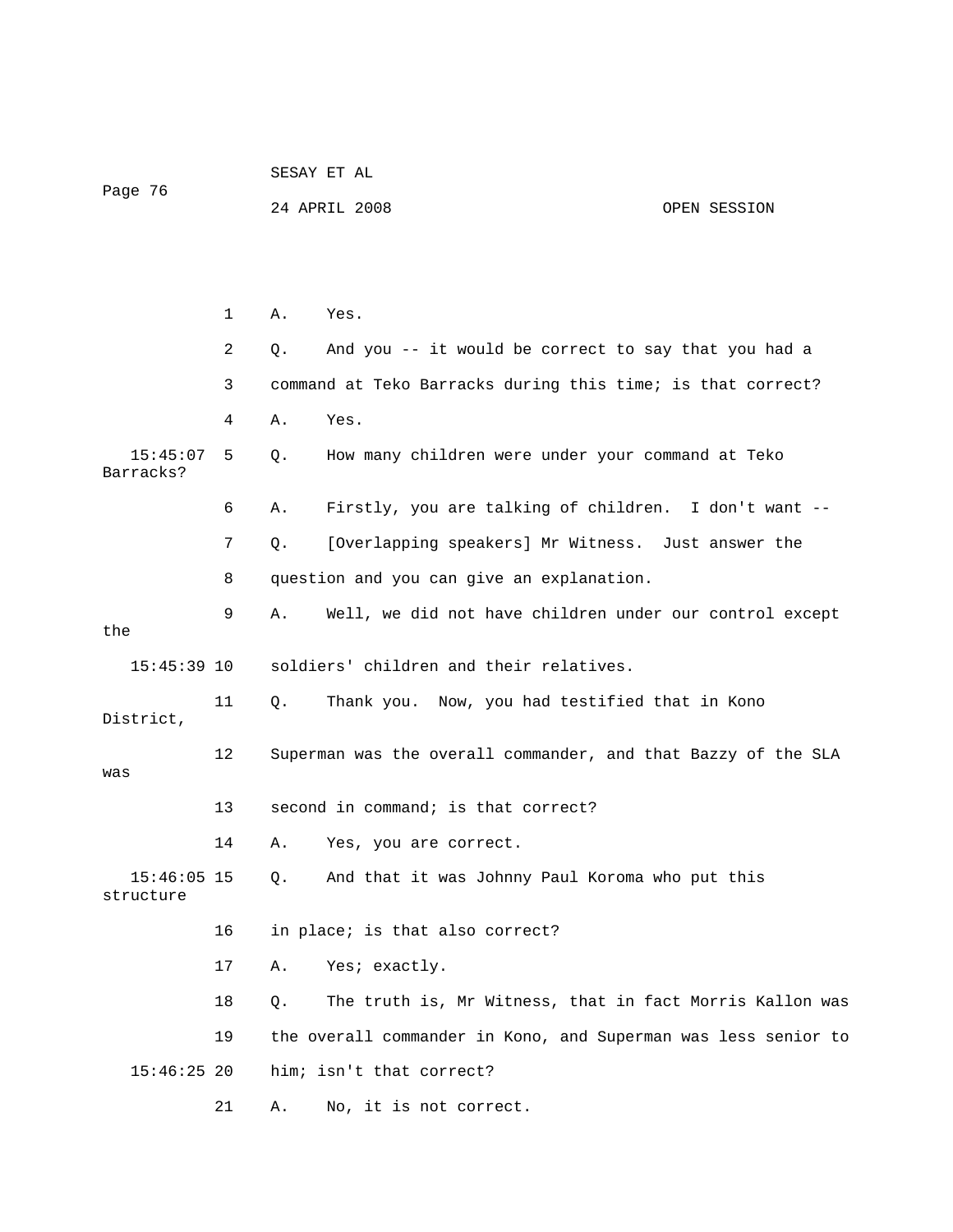1 A. Yes.

2 Q. And you -- it would be correct to say that you had a

3 command at Teko Barracks during this time; is that correct?

4 A. Yes.

15:45:07 5 Q. How many children were under your command at Teko Barracks?

6 A. Firstly, you are talking of children. I don't want --

7 Q. [Overlapping speakers] Mr Witness. Just answer the

8 question and you can give an explanation.

9 A. Well, we did not have children under our control except the

15:45:39 10 soldiers' children and their relatives.

11 Q. Thank you. Now, you had testified that in Kono District,

12 Superman was the overall commander, and that Bazzy of the SLA was

13 second in command; is that correct?

14 A. Yes, you are correct.

15:46:05 15 Q. And that it was Johnny Paul Koroma who put this structure

16 in place; is that also correct?

17 A. Yes; exactly.

18 Q. The truth is, Mr Witness, that in fact Morris Kallon was

19 the overall commander in Kono, and Superman was less senior to

15:46:25 20 him; isn't that correct?

21 A. No, it is not correct.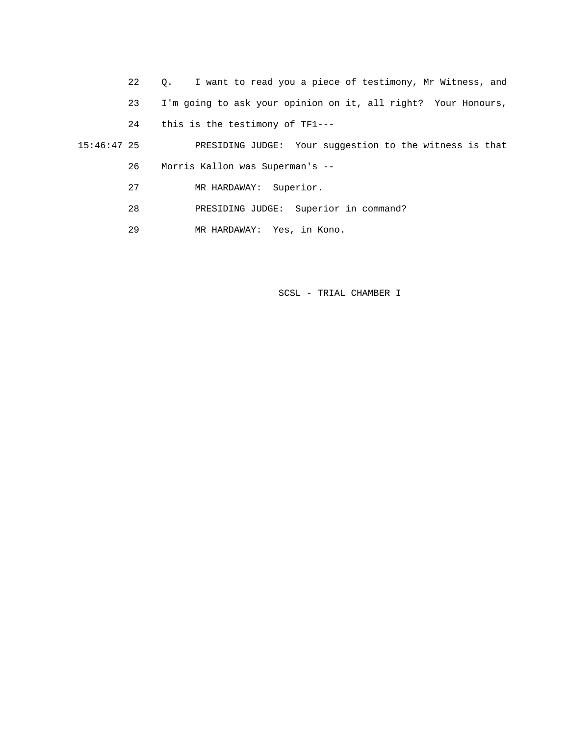22 Q. I want to read you a piece of testimony, Mr Witness, and

23 I'm going to ask your opinion on it, all right? Your Honours,

24 this is the testimony of TF1---

15:46:47 25 PRESIDING JUDGE: Your suggestion to the witness is that

26 Morris Kallon was Superman's --

27 MR HARDAWAY: Superior.

28 PRESIDING JUDGE: Superior in command?

29 MR HARDAWAY: Yes, in Kono.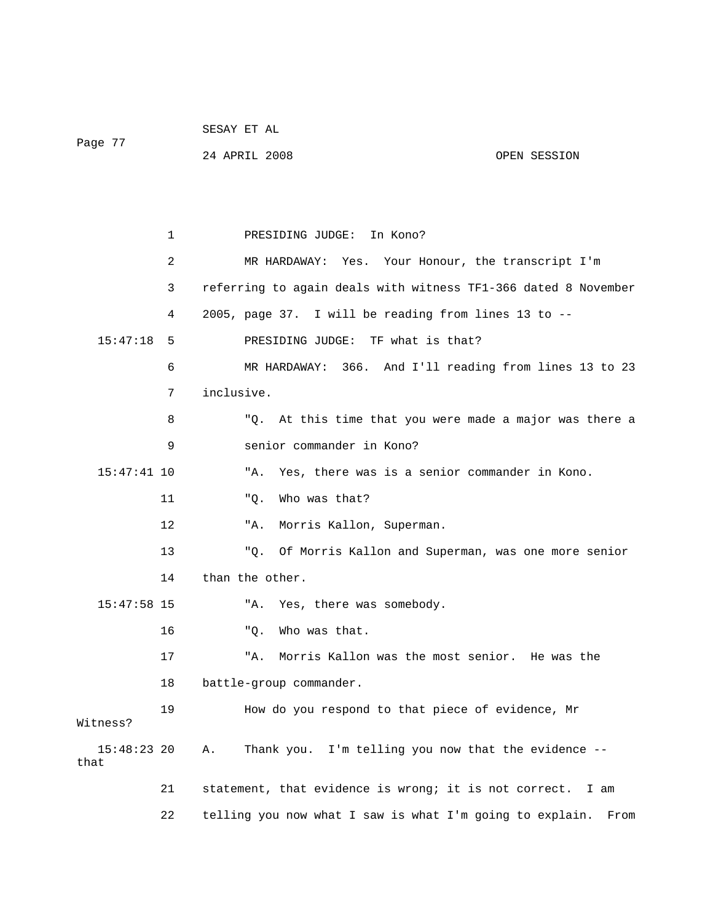1 PRESIDING JUDGE: In Kono?

2 MR HARDAWAY: Yes. Your Honour, the transcript I'm

3 referring to again deals with witness TF1-366 dated 8 November

4 2005, page 37. I will be reading from lines 13 to --

15:47:18 5 PRESIDING JUDGE: TF what is that?

6 MR HARDAWAY: 366. And I'll reading from lines 13 to 23

7 inclusive.

8 "Q. At this time that you were made a major was there a

9 senior commander in Kono?

15:47:41 10 "A. Yes, there was is a senior commander in Kono.

11 "Q. Who was that?

12 "A. Morris Kallon, Superman.

13 "Q. Of Morris Kallon and Superman, was one more senior

14 than the other.

15:47:58 15 "A. Yes, there was somebody.

16 "Q. Who was that.

17 "A. Morris Kallon was the most senior. He was the

18 battle-group commander.

19 How do you respond to that piece of evidence, Mr Witness?

15:48:23 20 A. Thank you. I'm telling you now that the evidence -- that

21 statement, that evidence is wrong; it is not correct. I am

22 telling you now what I saw is what I'm going to explain. From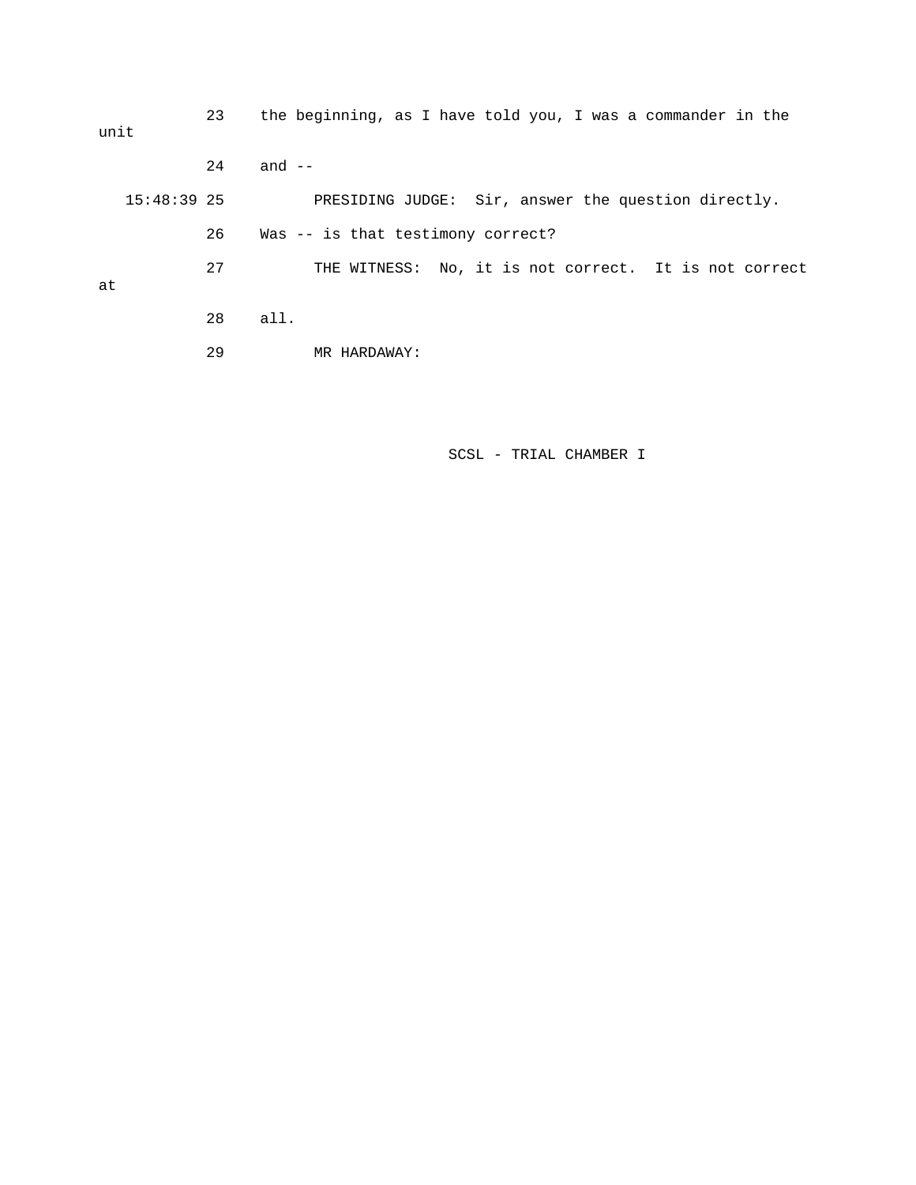23 the beginning, as I have told you, I was a commander in the unit

24 and --

15:48:39 25 PRESIDING JUDGE: Sir, answer the question directly.

26 Was -- is that testimony correct?

27 THE WITNESS: No, it is not correct. It is not correct at

28 all.

29 MR HARDAWAY: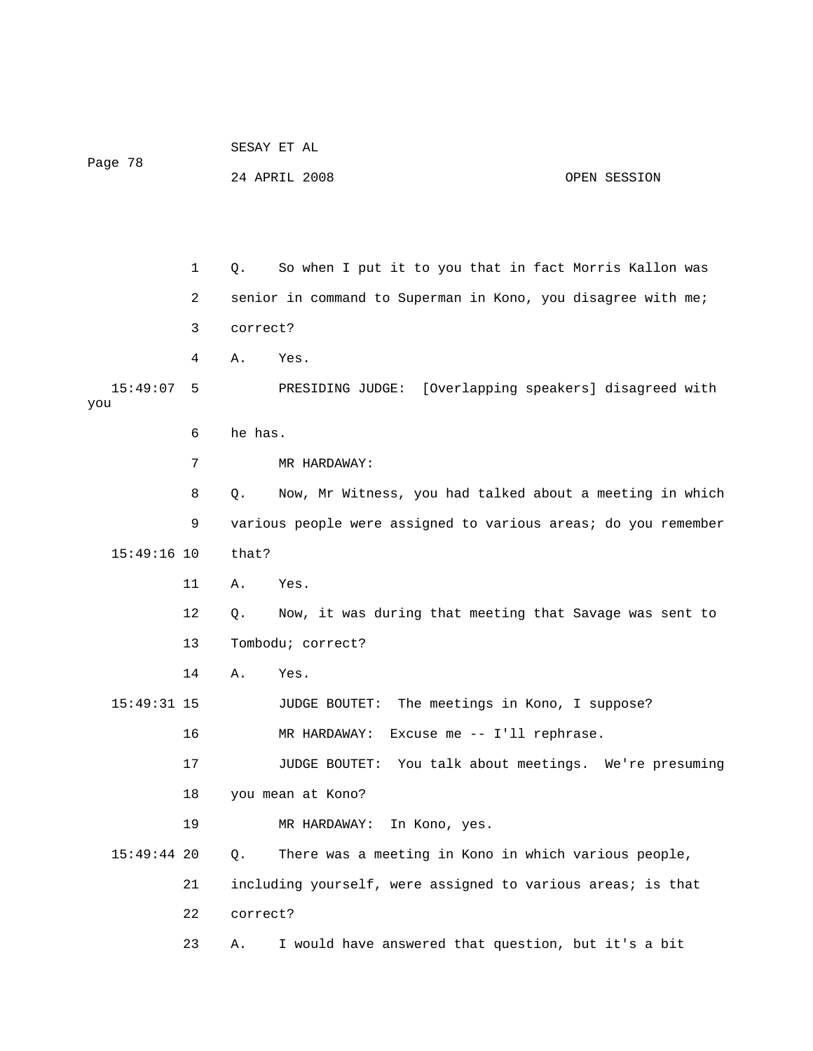1 Q. So when I put it to you that in fact Morris Kallon was

2 senior in command to Superman in Kono, you disagree with me;

3 correct?

4 A. Yes.

15:49:07 5 PRESIDING JUDGE: [Overlapping speakers] disagreed with you

6 he has.

7 MR HARDAWAY:

8 Q. Now, Mr Witness, you had talked about a meeting in which

9 various people were assigned to various areas; do you remember

15:49:16 10 that?

11 A. Yes.

12 Q. Now, it was during that meeting that Savage was sent to

13 Tombodu; correct?

14 A. Yes.

15:49:31 15 JUDGE BOUTET: The meetings in Kono, I suppose?

16 MR HARDAWAY: Excuse me -- I'll rephrase.

17 JUDGE BOUTET: You talk about meetings. We're presuming

18 you mean at Kono?

19 MR HARDAWAY: In Kono, yes.

15:49:44 20 Q. There was a meeting in Kono in which various people,

21 including yourself, were assigned to various areas; is that

22 correct?

23 A. I would have answered that question, but it's a bit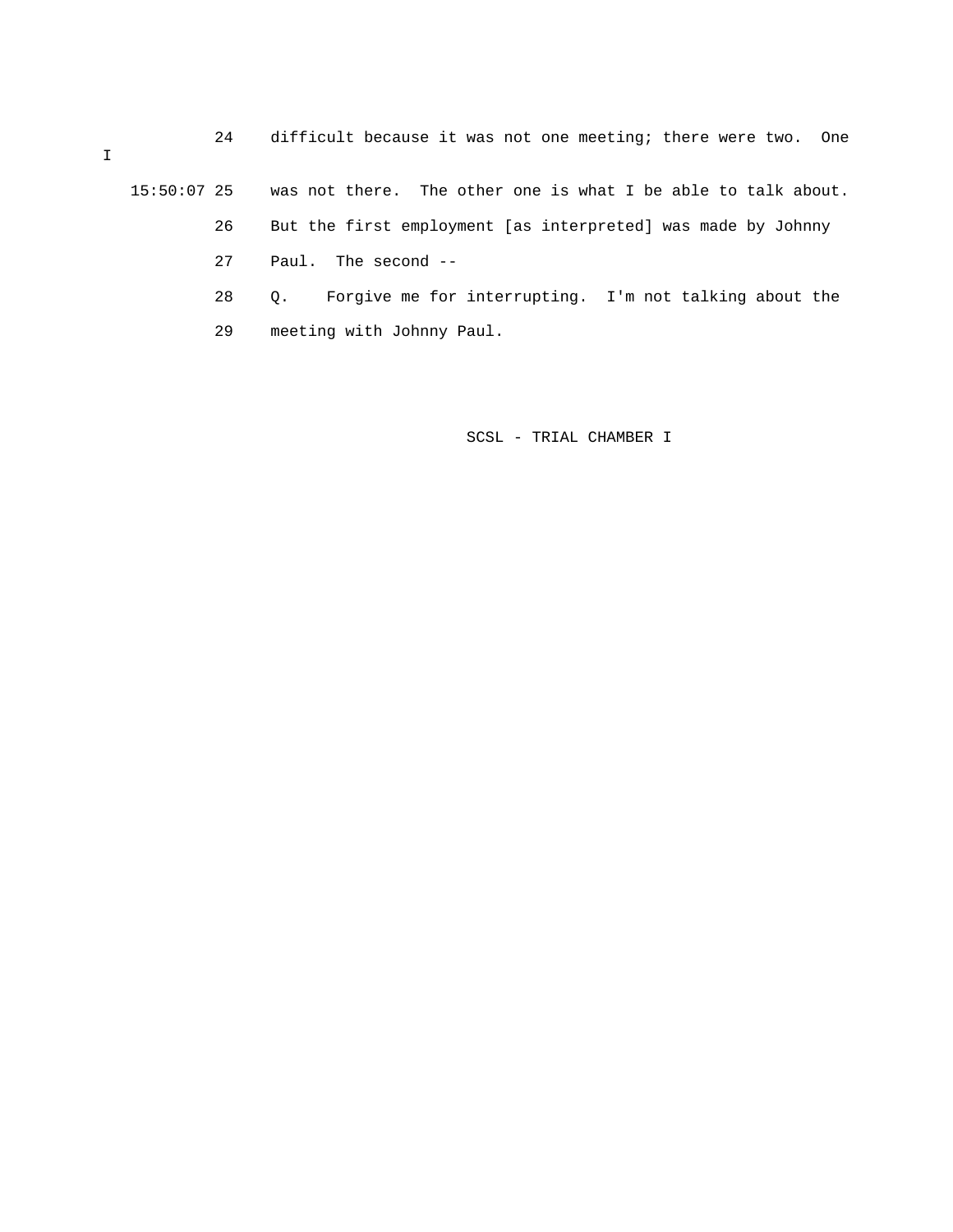24 difficult because it was not one meeting; there were two. One I

15:50:07 25 was not there. The other one is what I be able to talk about.

26 But the first employment [as interpreted] was made by Johnny

27 Paul. The second --

28 Q. Forgive me for interrupting. I'm not talking about the

29 meeting with Johnny Paul.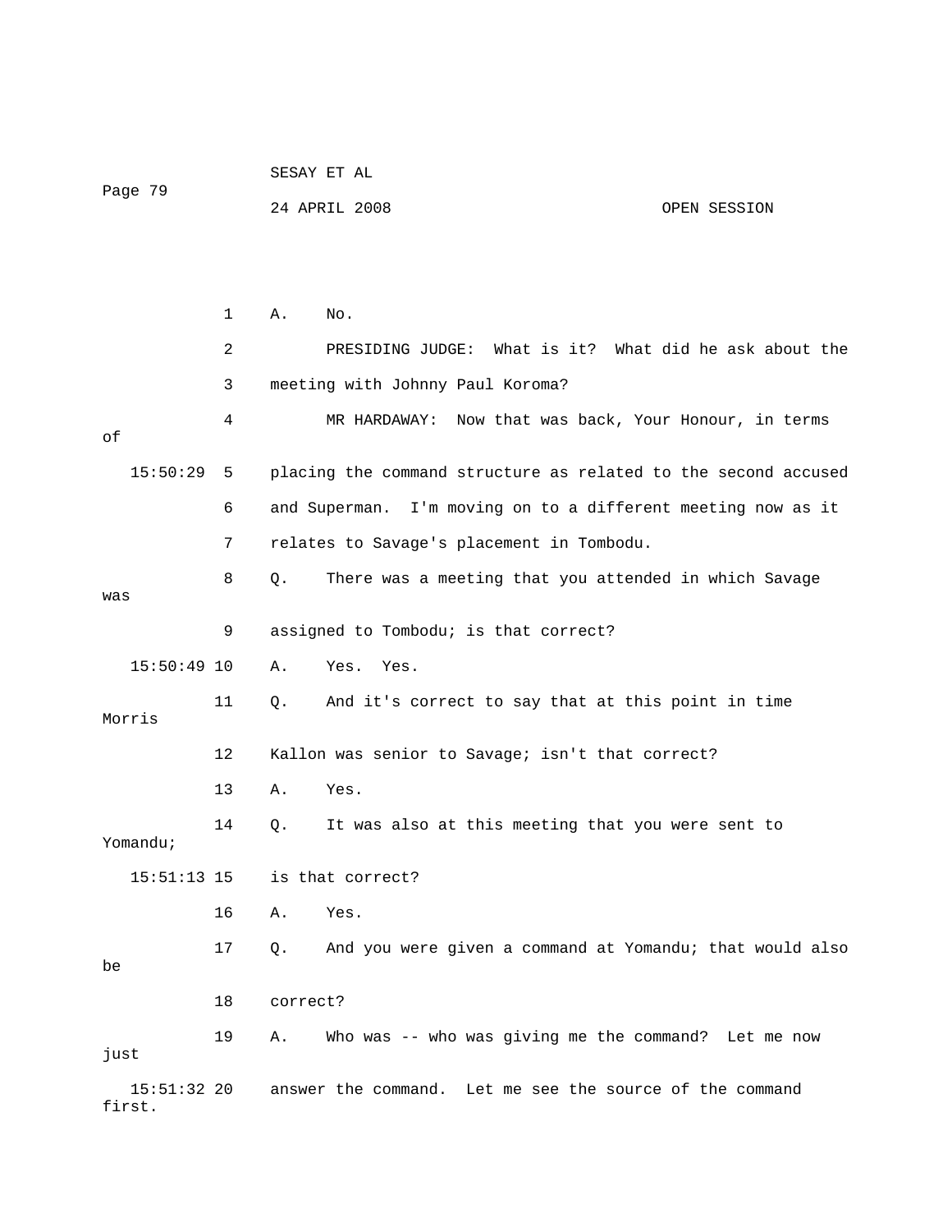1 A. No.

2 PRESIDING JUDGE: What is it? What did he ask about the

3 meeting with Johnny Paul Koroma?

4 MR HARDAWAY: Now that was back, Your Honour, in terms of

15:50:29 5 placing the command structure as related to the second accused

6 and Superman. I'm moving on to a different meeting now as it

7 relates to Savage's placement in Tombodu.

8 Q. There was a meeting that you attended in which Savage was

9 assigned to Tombodu; is that correct?

15:50:49 10 A. Yes. Yes.

11 Q. And it's correct to say that at this point in time Morris

12 Kallon was senior to Savage; isn't that correct?

13 A. Yes.

14 Q. It was also at this meeting that you were sent to Yomandu;

15:51:13 15 is that correct?

16 A. Yes.

17 Q. And you were given a command at Yomandu; that would also be

18 correct?

19 A. Who was -- who was giving me the command? Let me now just

15:51:32 20 answer the command. Let me see the source of the command first.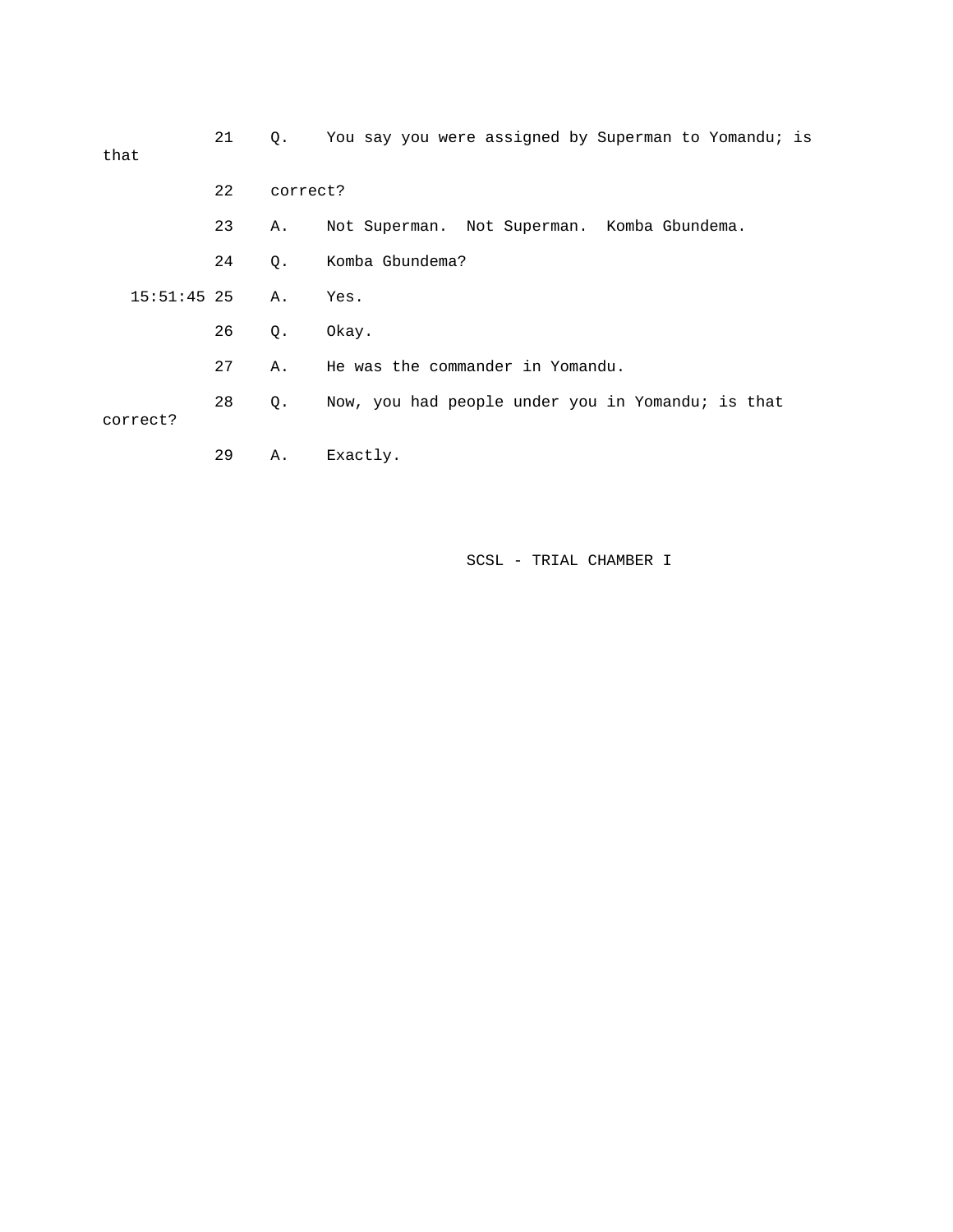21 Q. You say you were assigned by Superman to Yomandu; is that

22 correct?

23 A. Not Superman. Not Superman. Komba Gbundema.

24 Q. Komba Gbundema?

15:51:45 25 A. Yes.

26 Q. Okay.

27 A. He was the commander in Yomandu.

28 Q. Now, you had people under you in Yomandu; is that correct?

29 A. Exactly.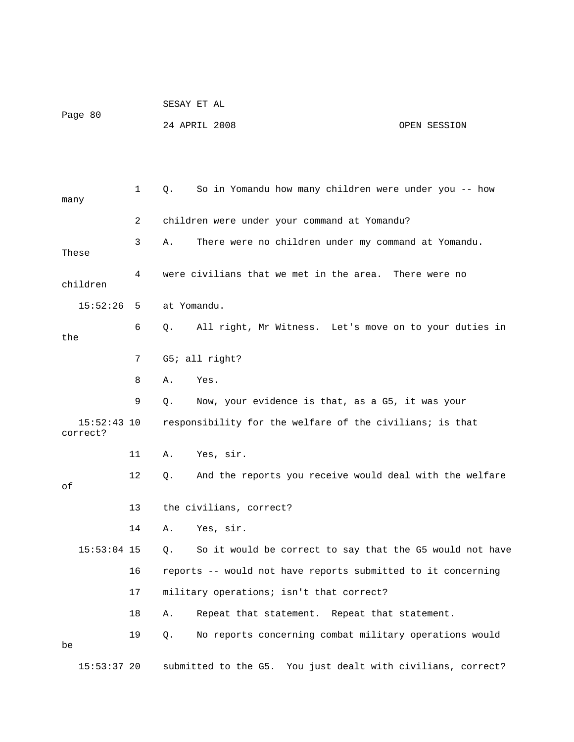1 Q. So in Yomandu how many children were under you -- how many

2 children were under your command at Yomandu?

3 A. There were no children under my command at Yomandu. These

4 were civilians that we met in the area. There were no children

15:52:26 5 at Yomandu.

6 Q. All right, Mr Witness. Let's move on to your duties in the

7 G5; all right?

8 A. Yes.

9 Q. Now, your evidence is that, as a G5, it was your

15:52:43 10 responsibility for the welfare of the civilians; is that correct?

11 A. Yes, sir.

12 Q. And the reports you receive would deal with the welfare of

13 the civilians, correct?

14 A. Yes, sir.

15:53:04 15 Q. So it would be correct to say that the G5 would not have

16 reports -- would not have reports submitted to it concerning

17 military operations; isn't that correct?

18 A. Repeat that statement. Repeat that statement.

19 Q. No reports concerning combat military operations would be

15:53:37 20 submitted to the G5. You just dealt with civilians, correct?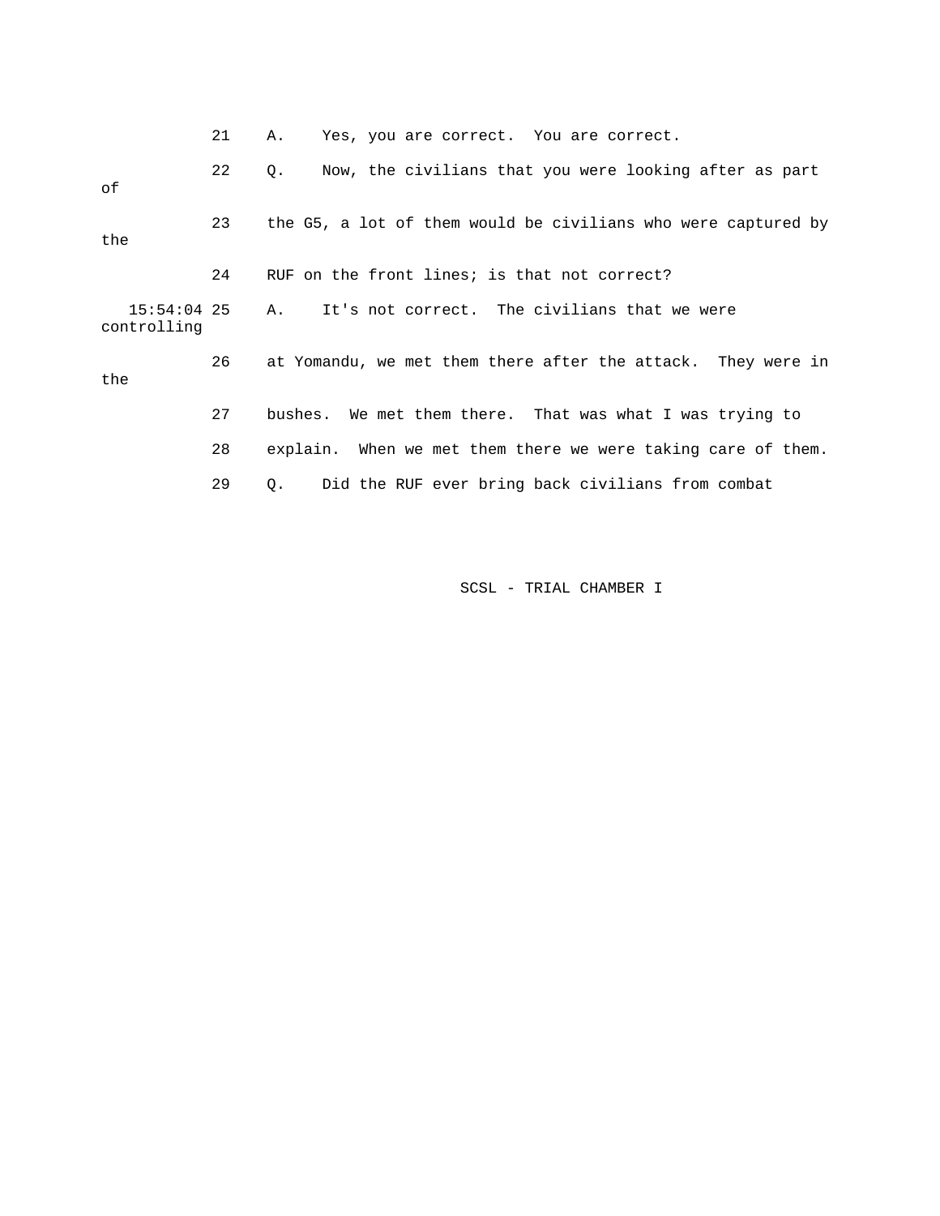21 A. Yes, you are correct. You are correct.

22 Q. Now, the civilians that you were looking after as part of

23 the G5, a lot of them would be civilians who were captured by the

24 RUF on the front lines; is that not correct?

15:54:04 25 A. It's not correct. The civilians that we were controlling

26 at Yomandu, we met them there after the attack. They were in the

27 bushes. We met them there. That was what I was trying to

28 explain. When we met them there we were taking care of them.

29 Q. Did the RUF ever bring back civilians from combat

SCSL - TRIAL CHAMBER I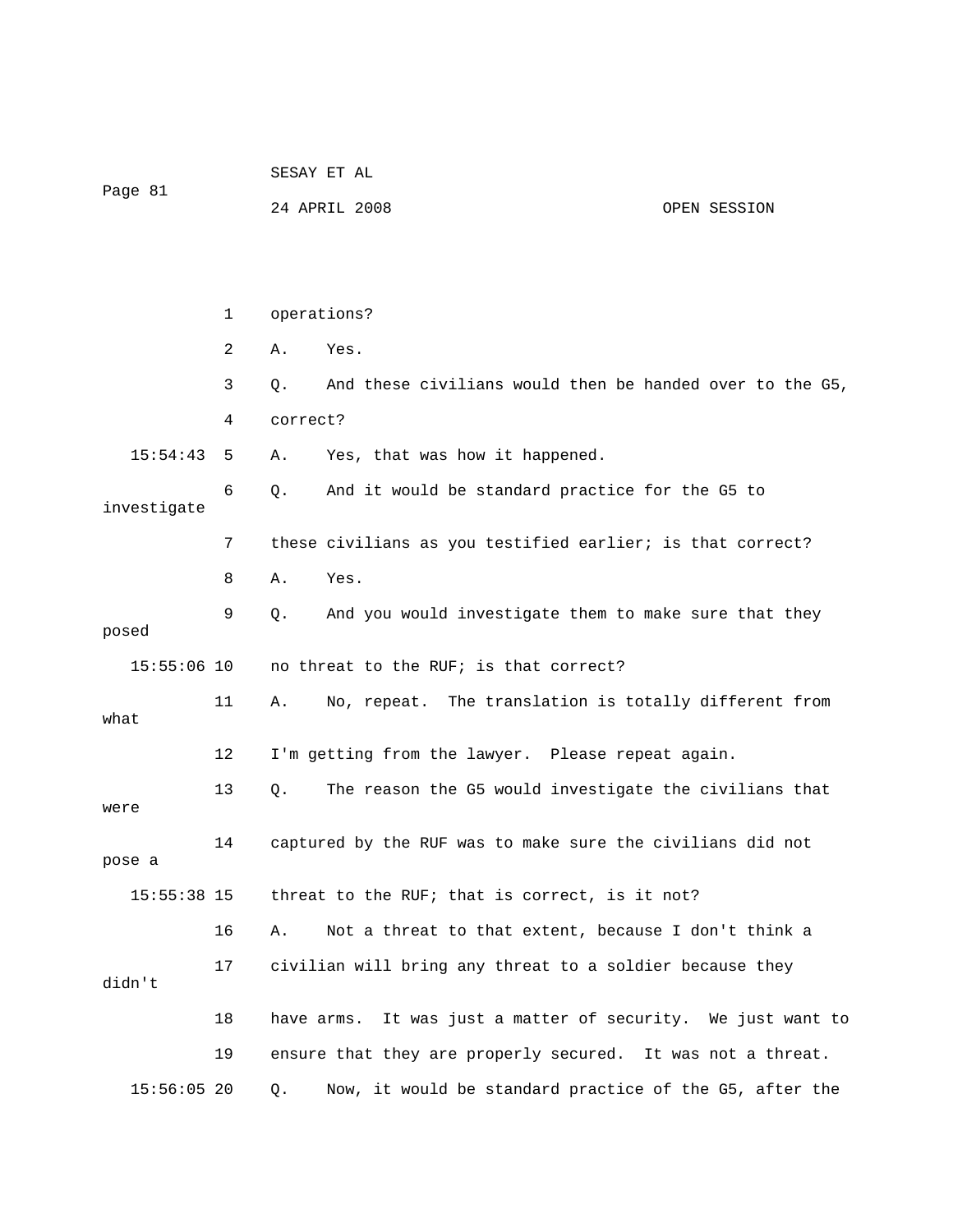1 operations?

2 A. Yes.

3 Q. And these civilians would then be handed over to the G5,

4 correct?

15:54:43 5 A. Yes, that was how it happened.

6 Q. And it would be standard practice for the G5 to investigate

7 these civilians as you testified earlier; is that correct?

8 A. Yes.

9 Q. And you would investigate them to make sure that they posed

15:55:06 10 no threat to the RUF; is that correct?

11 A. No, repeat. The translation is totally different from what

12 I'm getting from the lawyer. Please repeat again.

13 Q. The reason the G5 would investigate the civilians that were

14 captured by the RUF was to make sure the civilians did not pose a

15:55:38 15 threat to the RUF; that is correct, is it not?

16 A. Not a threat to that extent, because I don't think a

17 civilian will bring any threat to a soldier because they didn't

18 have arms. It was just a matter of security. We just want to

19 ensure that they are properly secured. It was not a threat.

15:56:05 20 Q. Now, it would be standard practice of the G5, after the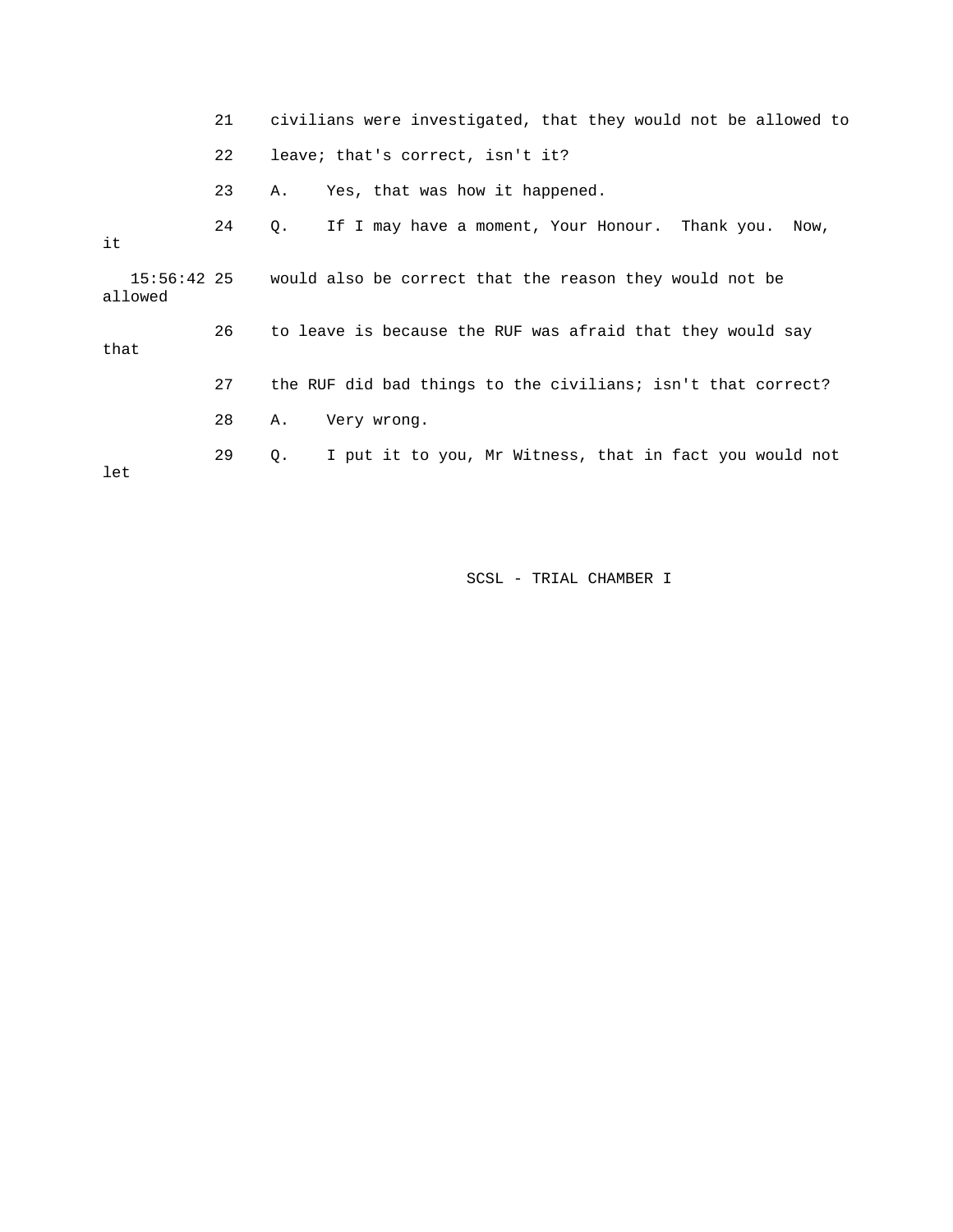21    civilians were investigated, that they would not be allowed to

22    leave; that's correct, isn't it?

23    A.    Yes, that was how it happened.

24    Q.    If I may have a moment, Your Honour.  Thank you.  Now, it

15:56:42 25    would also be correct that the reason they would not be allowed

26    to leave is because the RUF was afraid that they would say that

27    the RUF did bad things to the civilians; isn't that correct?

28    A.    Very wrong.

29    Q.    I put it to you, Mr Witness, that in fact you would not let

SCSL - TRIAL CHAMBER I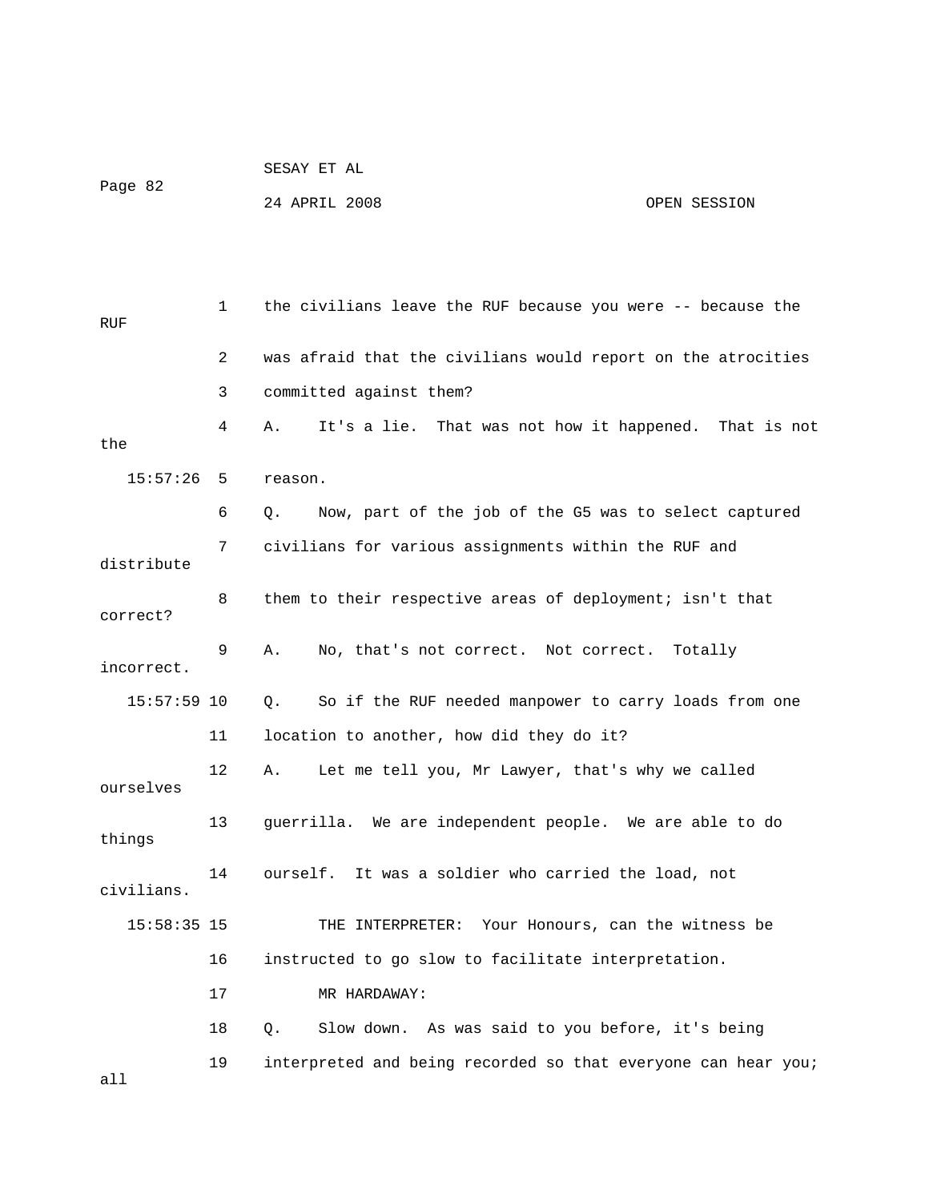1 the civilians leave the RUF because you were -- because the RUF

2 was afraid that the civilians would report on the atrocities

3 committed against them?

4 A. It's a lie. That was not how it happened. That is not the

15:57:26 5 reason.

6 Q. Now, part of the job of the G5 was to select captured

7 civilians for various assignments within the RUF and distribute

8 them to their respective areas of deployment; isn't that correct?

9 A. No, that's not correct. Not correct. Totally incorrect.

15:57:59 10 Q. So if the RUF needed manpower to carry loads from one

11 location to another, how did they do it?

12 A. Let me tell you, Mr Lawyer, that's why we called ourselves

13 guerrilla. We are independent people. We are able to do things

14 ourself. It was a soldier who carried the load, not civilians.

15:58:35 15 THE INTERPRETER: Your Honours, can the witness be

16 instructed to go slow to facilitate interpretation.

17 MR HARDAWAY:

18 Q. Slow down. As was said to you before, it's being

19 interpreted and being recorded so that everyone can hear you; all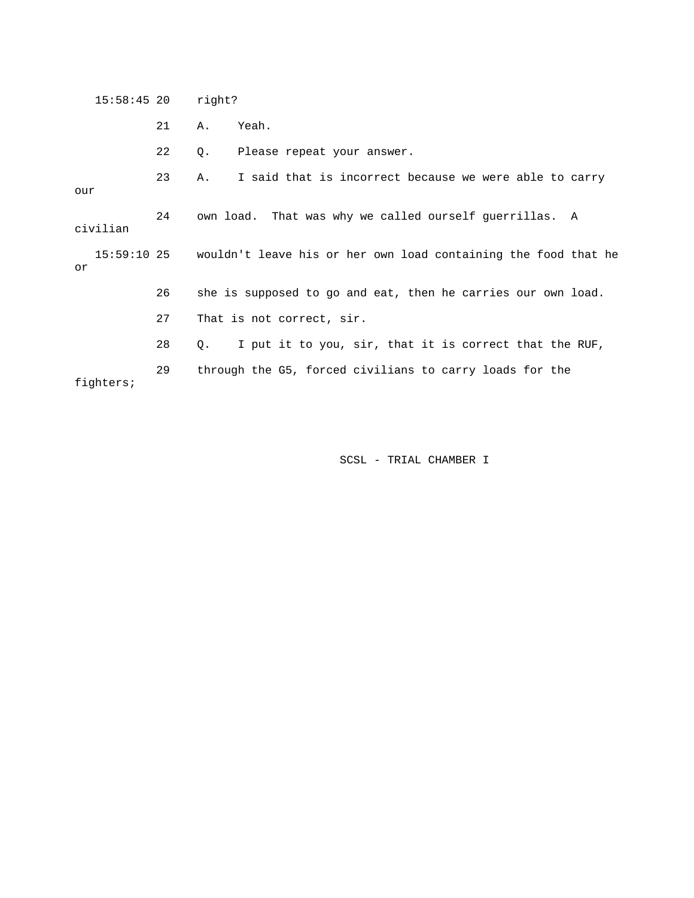15:58:45 20 right?

21 A. Yeah.

22 Q. Please repeat your answer.

23 A. I said that is incorrect because we were able to carry our

24 own load. That was why we called ourself guerrillas. A civilian

15:59:10 25 wouldn't leave his or her own load containing the food that he or

26 she is supposed to go and eat, then he carries our own load.

27 That is not correct, sir.

28 Q. I put it to you, sir, that it is correct that the RUF,

29 through the G5, forced civilians to carry loads for the fighters;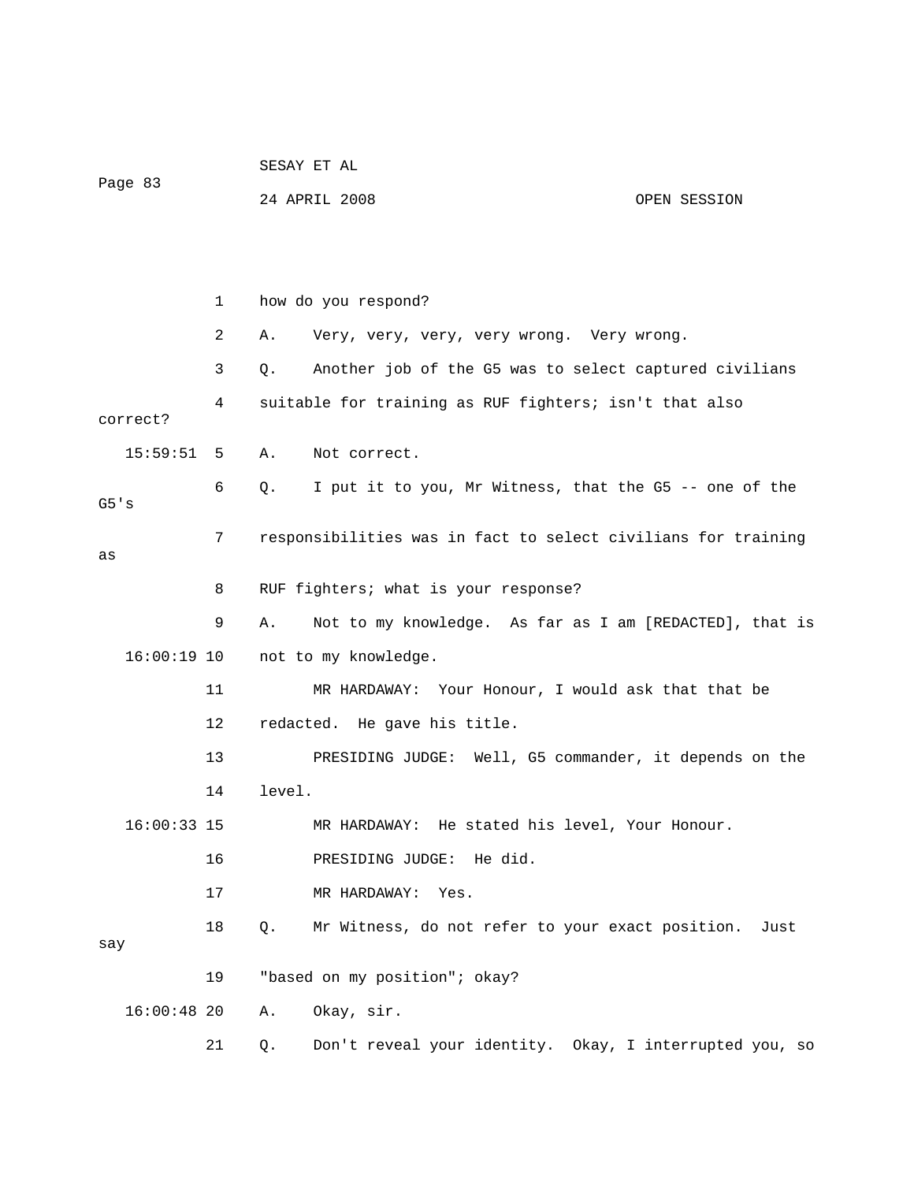1 how do you respond?

2 A. Very, very, very, very wrong. Very wrong.

3 Q. Another job of the G5 was to select captured civilians

4 suitable for training as RUF fighters; isn't that also correct?

15:59:51 5 A. Not correct.

6 Q. I put it to you, Mr Witness, that the G5 -- one of the G5's

7 responsibilities was in fact to select civilians for training as

8 RUF fighters; what is your response?

9 A. Not to my knowledge. As far as I am [REDACTED], that is

16:00:19 10 not to my knowledge.

11 MR HARDAWAY: Your Honour, I would ask that that be

12 redacted. He gave his title.

13 PRESIDING JUDGE: Well, G5 commander, it depends on the

14 level.

16:00:33 15 MR HARDAWAY: He stated his level, Your Honour.

16 PRESIDING JUDGE: He did.

17 MR HARDAWAY: Yes.

18 Q. Mr Witness, do not refer to your exact position. Just say

19 "based on my position"; okay?

16:00:48 20 A. Okay, sir.

21 Q. Don't reveal your identity. Okay, I interrupted you, so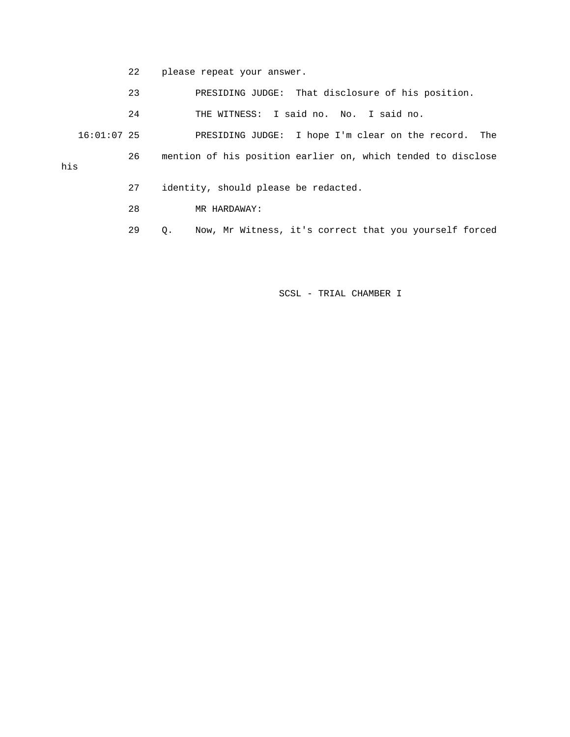22 please repeat your answer.

23 PRESIDING JUDGE: That disclosure of his position.

24 THE WITNESS: I said no. No. I said no.

16:01:07 25 PRESIDING JUDGE: I hope I'm clear on the record. The

26 mention of his position earlier on, which tended to disclose his

27 identity, should please be redacted.

28 MR HARDAWAY:

29 Q. Now, Mr Witness, it's correct that you yourself forced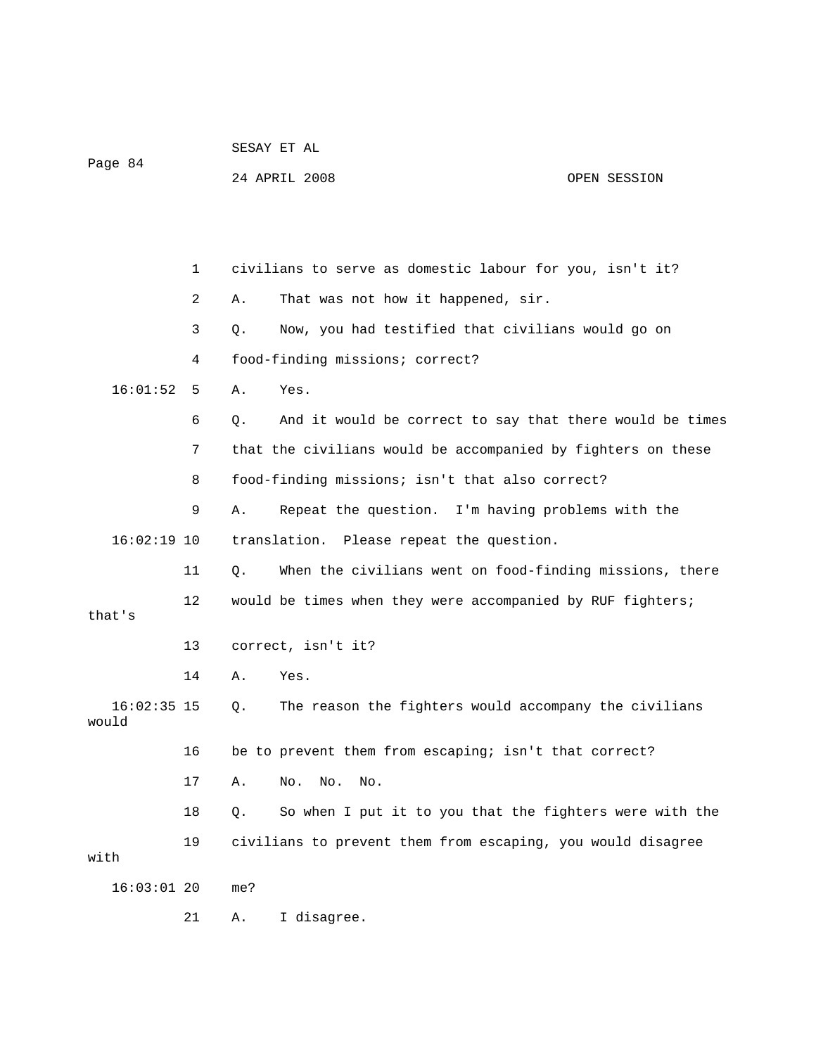1 civilians to serve as domestic labour for you, isn't it?

2 A. That was not how it happened, sir.

3 Q. Now, you had testified that civilians would go on

4 food-finding missions; correct?

16:01:52 5 A. Yes.

6 Q. And it would be correct to say that there would be times

7 that the civilians would be accompanied by fighters on these

8 food-finding missions; isn't that also correct?

9 A. Repeat the question. I'm having problems with the

16:02:19 10 translation. Please repeat the question.

11 Q. When the civilians went on food-finding missions, there

12 would be times when they were accompanied by RUF fighters; that's

13 correct, isn't it?

14 A. Yes.

16:02:35 15 Q. The reason the fighters would accompany the civilians would

16 be to prevent them from escaping; isn't that correct?

17 A. No. No. No.

18 Q. So when I put it to you that the fighters were with the

19 civilians to prevent them from escaping, you would disagree with

16:03:01 20 me?

21 A. I disagree.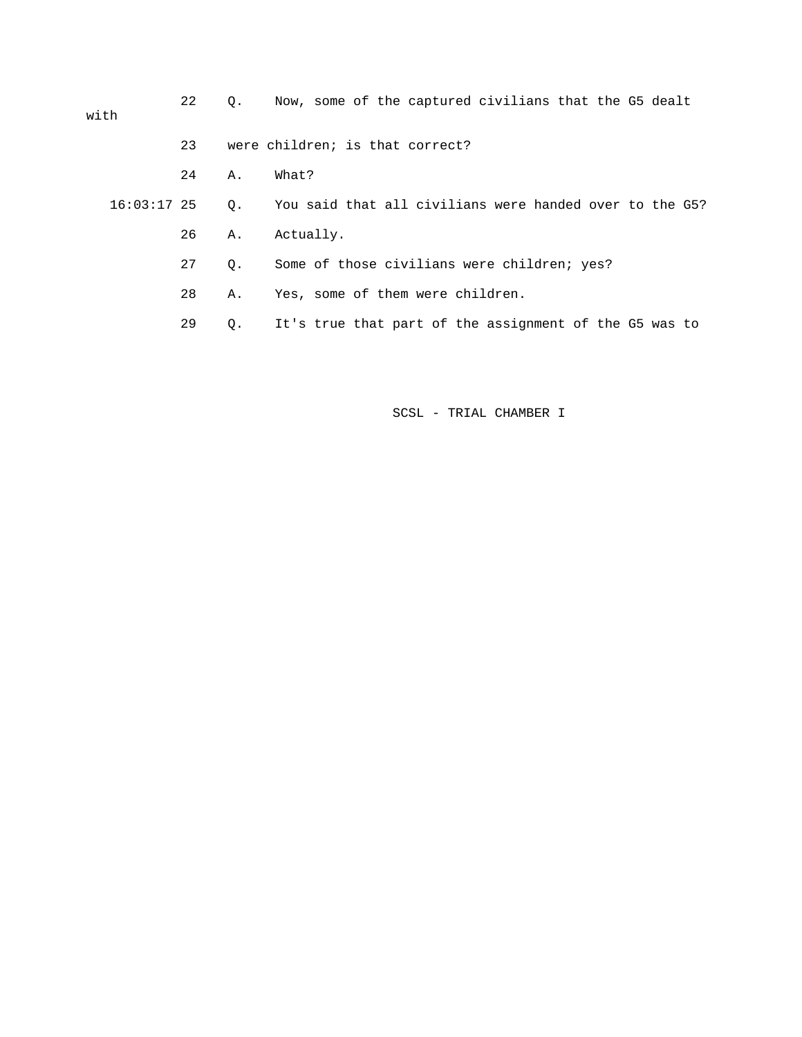22 Q. Now, some of the captured civilians that the G5 dealt with

23 were children; is that correct?

24 A. What?

16:03:17 25 Q. You said that all civilians were handed over to the G5?

26 A. Actually.

27 Q. Some of those civilians were children; yes?

28 A. Yes, some of them were children.

29 Q. It's true that part of the assignment of the G5 was to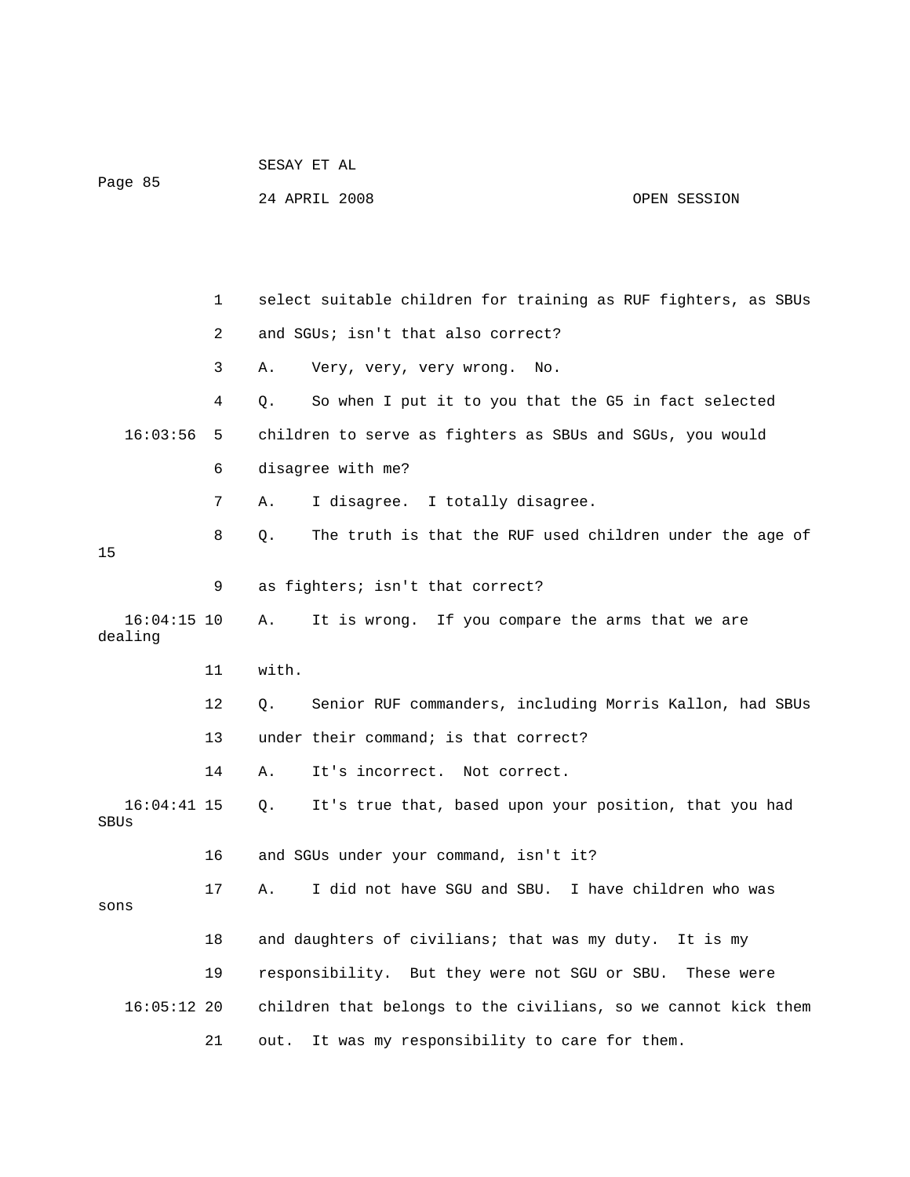select suitable children for training as RUF fighters, as SBUs and SGUs; isn't that also correct?

A. Very, very, very wrong. No.

Q. So when I put it to you that the G5 in fact selected children to serve as fighters as SBUs and SGUs, you would disagree with me?

A. I disagree. I totally disagree.

Q. The truth is that the RUF used children under the age of 15 as fighters; isn't that correct?

A. It is wrong. If you compare the arms that we are dealing with.

Q. Senior RUF commanders, including Morris Kallon, had SBUs under their command; is that correct?

A. It's incorrect. Not correct.

Q. It's true that, based upon your position, that you had SBUs and SGUs under your command, isn't it?

A. I did not have SGU and SBU. I have children who was sons and daughters of civilians; that was my duty. It is my responsibility. But they were not SGU or SBU. These were children that belongs to the civilians, so we cannot kick them out. It was my responsibility to care for them.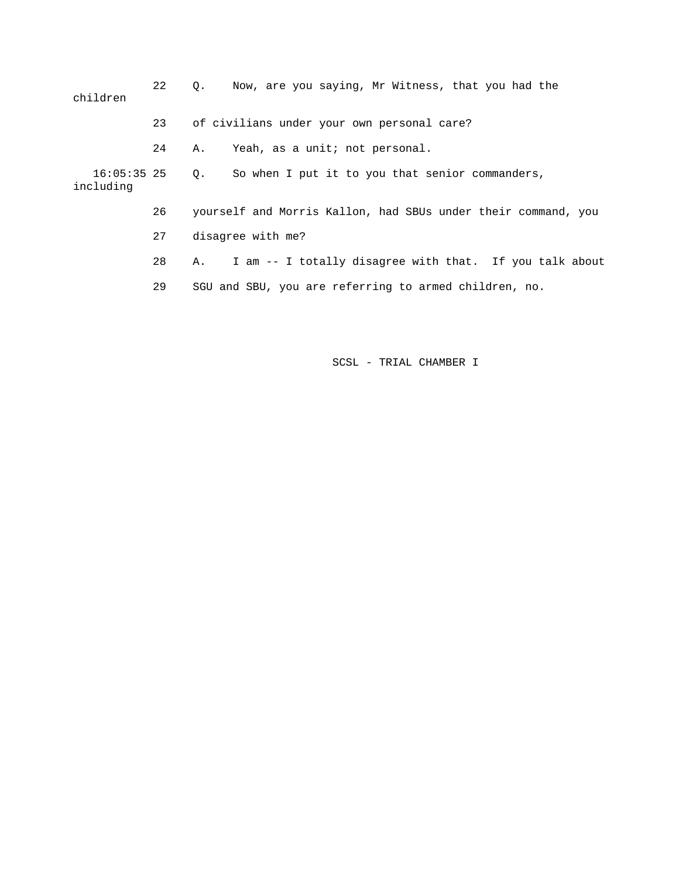22 Q. Now, are you saying, Mr Witness, that you had the children

23 of civilians under your own personal care?

24 A. Yeah, as a unit; not personal.

16:05:35 25 Q. So when I put it to you that senior commanders, including

26 yourself and Morris Kallon, had SBUs under their command, you

27 disagree with me?

28 A. I am -- I totally disagree with that. If you talk about

29 SGU and SBU, you are referring to armed children, no.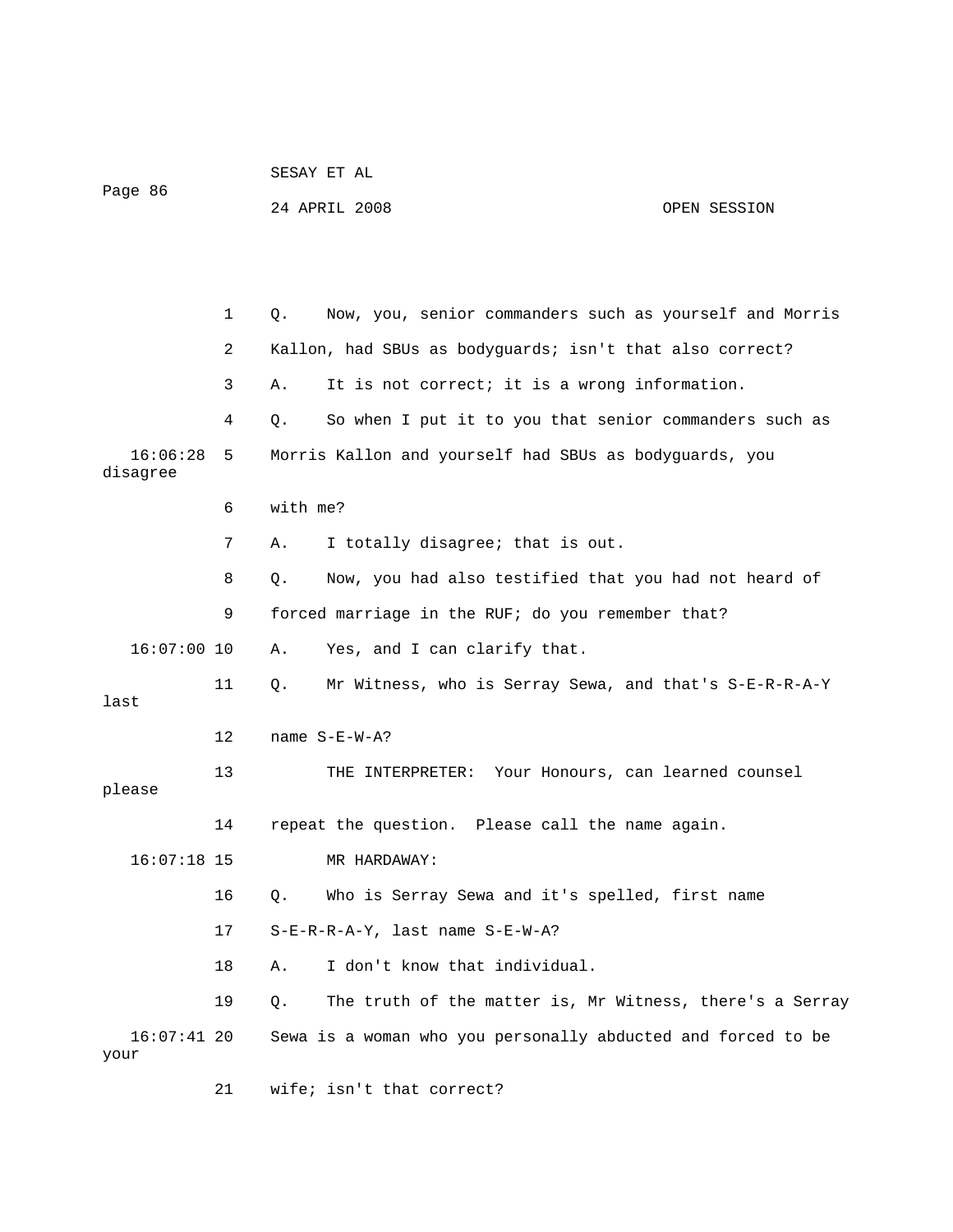1 Q. Now, you, senior commanders such as yourself and Morris

2 Kallon, had SBUs as bodyguards; isn't that also correct?

3 A. It is not correct; it is a wrong information.

4 Q. So when I put it to you that senior commanders such as

16:06:28 5 Morris Kallon and yourself had SBUs as bodyguards, you disagree

6 with me?

7 A. I totally disagree; that is out.

8 Q. Now, you had also testified that you had not heard of

9 forced marriage in the RUF; do you remember that?

16:07:00 10 A. Yes, and I can clarify that.

11 Q. Mr Witness, who is Serray Sewa, and that's S-E-R-R-A-Y last

12 name S-E-W-A?

13 THE INTERPRETER: Your Honours, can learned counsel please

14 repeat the question. Please call the name again.

16:07:18 15 MR HARDAWAY:

16 Q. Who is Serray Sewa and it's spelled, first name

17 S-E-R-R-A-Y, last name S-E-W-A?

18 A. I don't know that individual.

19 Q. The truth of the matter is, Mr Witness, there's a Serray

16:07:41 20 Sewa is a woman who you personally abducted and forced to be your

21 wife; isn't that correct?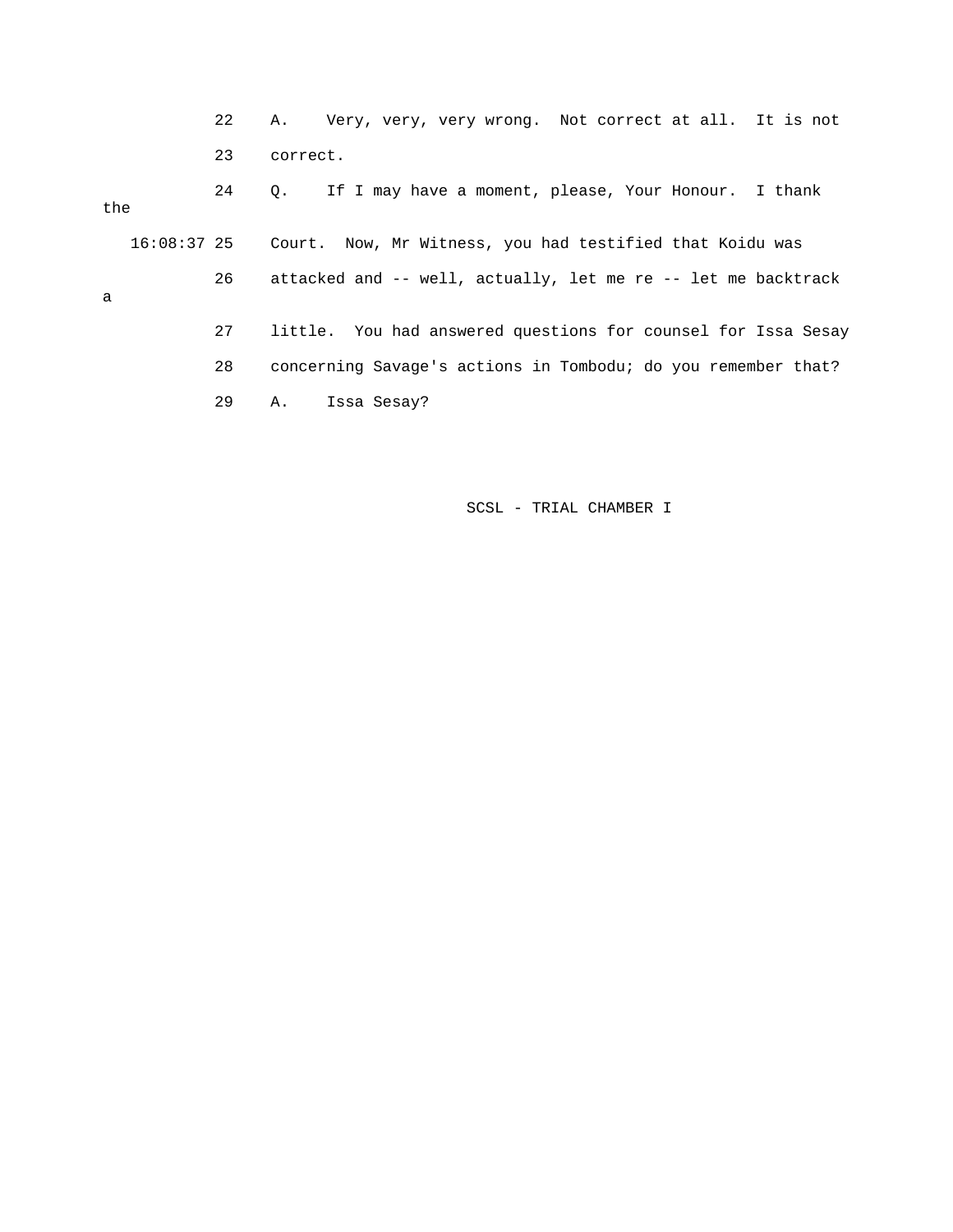22 A. Very, very, very wrong. Not correct at all. It is not

23 correct.

24 Q. If I may have a moment, please, Your Honour. I thank the

16:08:37 25 Court. Now, Mr Witness, you had testified that Koidu was

26 attacked and -- well, actually, let me re -- let me backtrack a

27 little. You had answered questions for counsel for Issa Sesay

28 concerning Savage's actions in Tombodu; do you remember that?

29 A. Issa Sesay?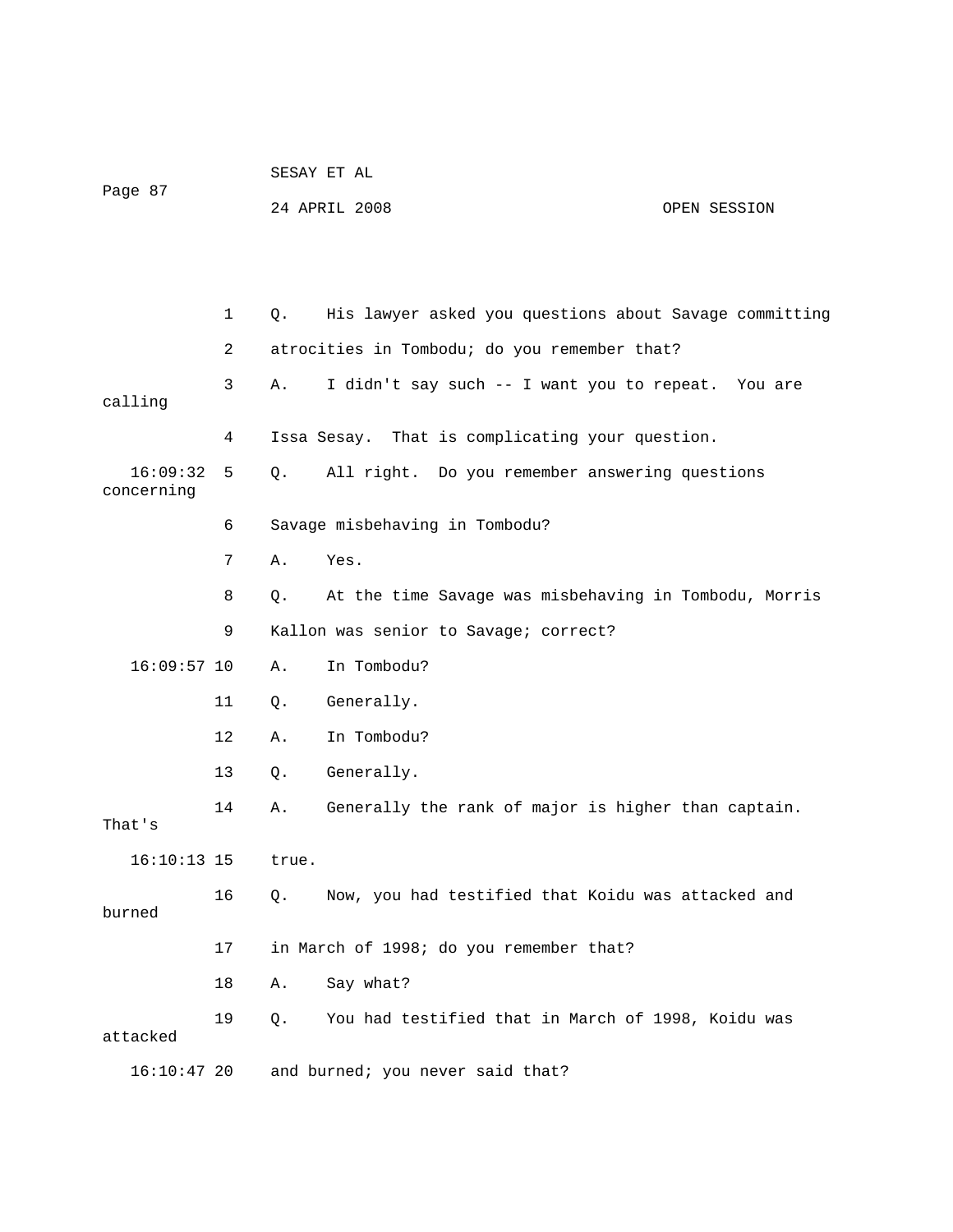1 Q. His lawyer asked you questions about Savage committing

2 atrocities in Tombodu; do you remember that?

3 A. I didn't say such -- I want you to repeat. You are calling

4 Issa Sesay. That is complicating your question.

16:09:32 5 Q. All right. Do you remember answering questions concerning

6 Savage misbehaving in Tombodu?

7 A. Yes.

8 Q. At the time Savage was misbehaving in Tombodu, Morris

9 Kallon was senior to Savage; correct?

16:09:57 10 A. In Tombodu?

11 Q. Generally.

12 A. In Tombodu?

13 Q. Generally.

14 A. Generally the rank of major is higher than captain. That's

16:10:13 15 true.

16 Q. Now, you had testified that Koidu was attacked and burned

17 in March of 1998; do you remember that?

18 A. Say what?

19 Q. You had testified that in March of 1998, Koidu was attacked

16:10:47 20 and burned; you never said that?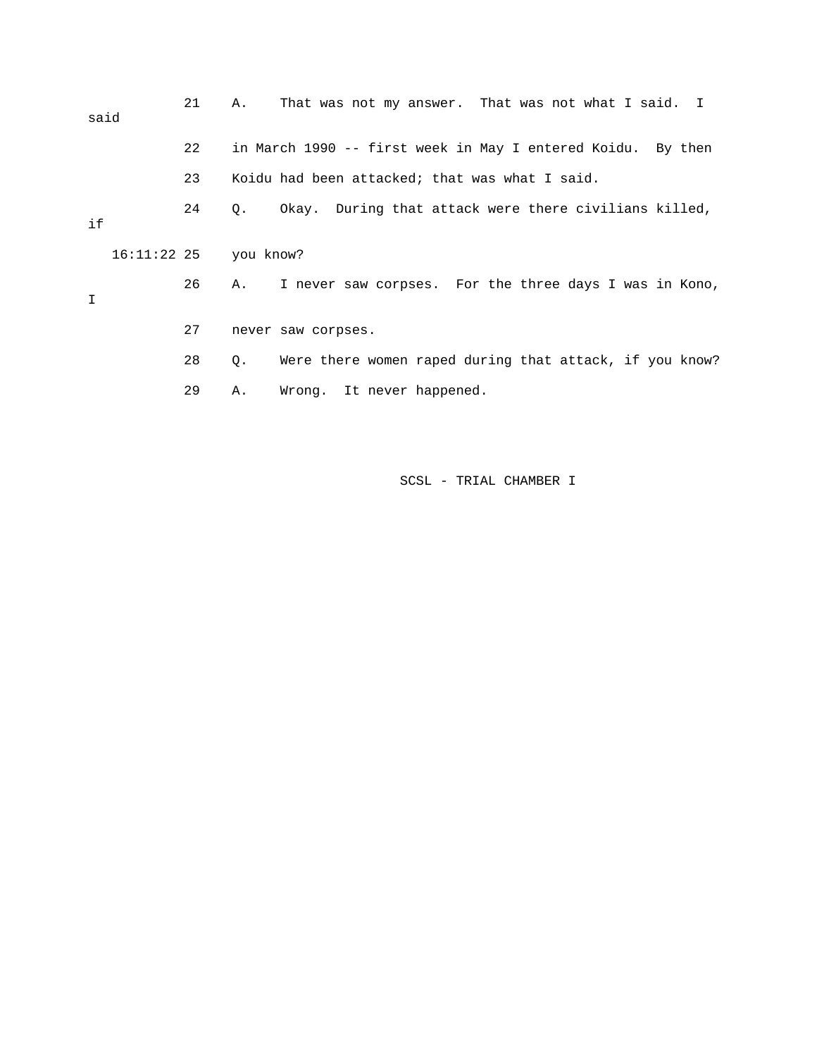21 A. That was not my answer. That was not what I said. I said

22 in March 1990 -- first week in May I entered Koidu. By then

23 Koidu had been attacked; that was what I said.

24 Q. Okay. During that attack were there civilians killed, if

16:11:22 25 you know?

26 A. I never saw corpses. For the three days I was in Kono, I

27 never saw corpses.

28 Q. Were there women raped during that attack, if you know?

29 A. Wrong. It never happened.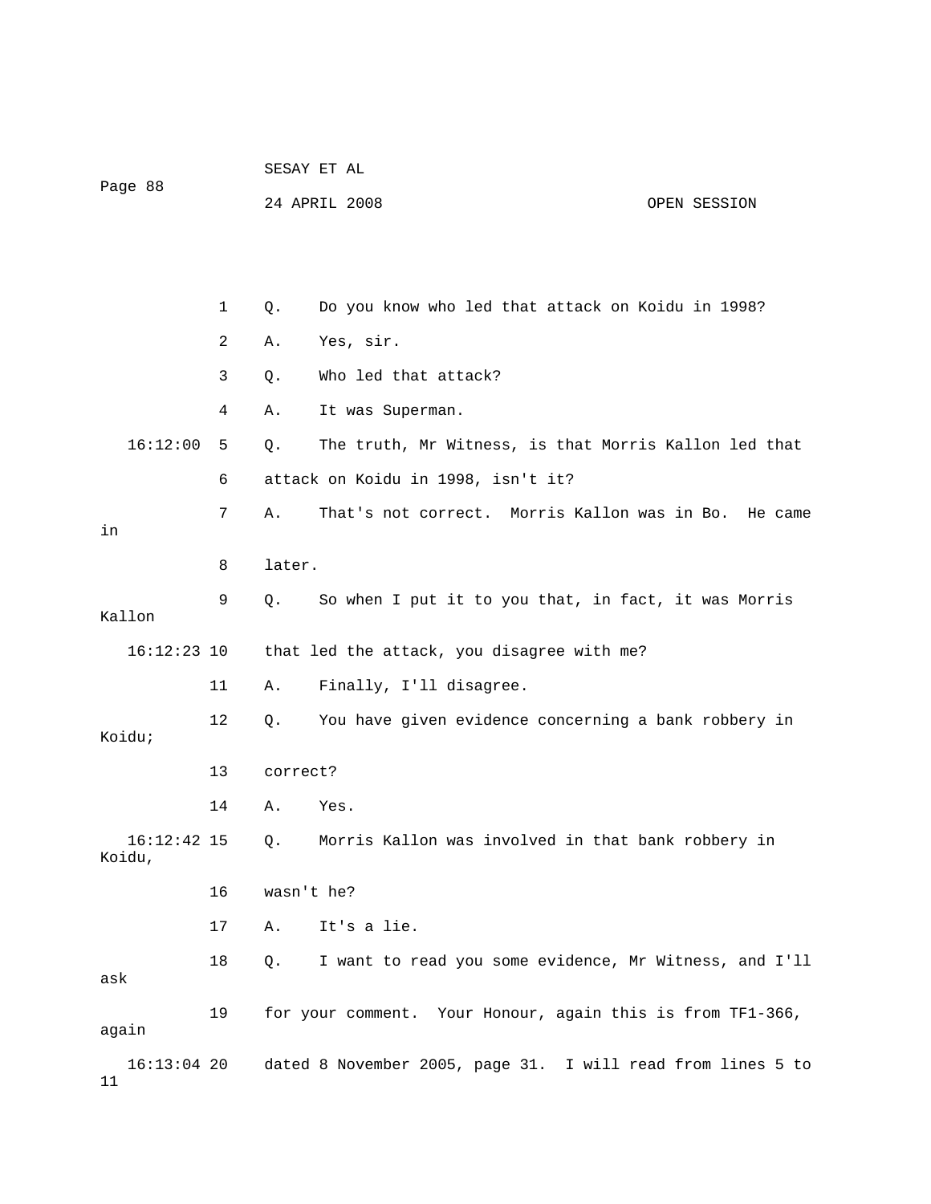1 Q. Do you know who led that attack on Koidu in 1998?

2 A. Yes, sir.

3 Q. Who led that attack?

4 A. It was Superman.

16:12:00 5 Q. The truth, Mr Witness, is that Morris Kallon led that

6 attack on Koidu in 1998, isn't it?

7 A. That's not correct. Morris Kallon was in Bo. He came in

8 later.

9 Q. So when I put it to you that, in fact, it was Morris Kallon

16:12:23 10 that led the attack, you disagree with me?

11 A. Finally, I'll disagree.

12 Q. You have given evidence concerning a bank robbery in Koidu;

13 correct?

14 A. Yes.

16:12:42 15 Q. Morris Kallon was involved in that bank robbery in Koidu,

16 wasn't he?

17 A. It's a lie.

18 Q. I want to read you some evidence, Mr Witness, and I'll ask

19 for your comment. Your Honour, again this is from TF1-366, again

16:13:04 20 dated 8 November 2005, page 31. I will read from lines 5 to 11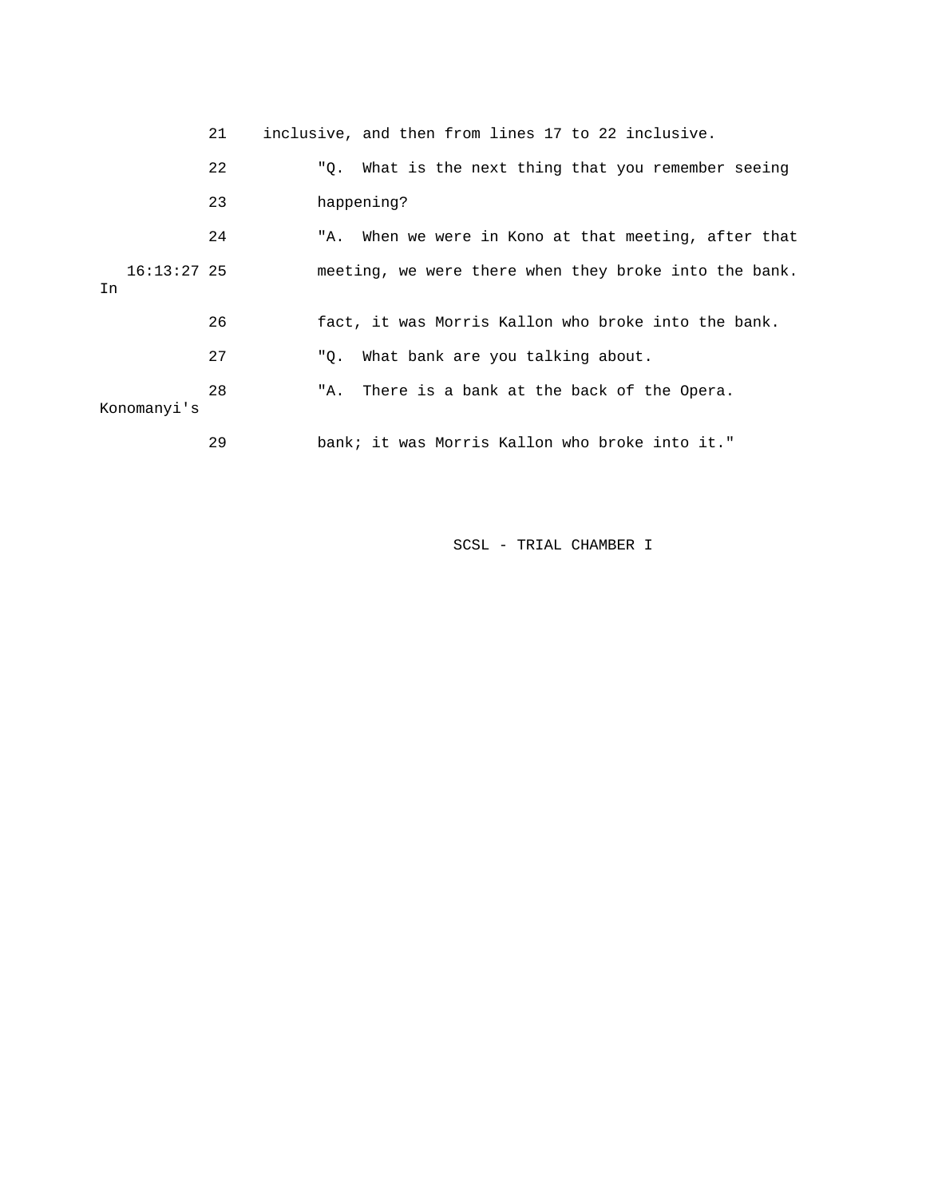inclusive, and then from lines 17 to 22 inclusive.

"Q. What is the next thing that you remember seeing happening?

"A. When we were in Kono at that meeting, after that meeting, we were there when they broke into the bank. In fact, it was Morris Kallon who broke into the bank.

"Q. What bank are you talking about.

"A. There is a bank at the back of the Opera. Konomanyi's bank; it was Morris Kallon who broke into it."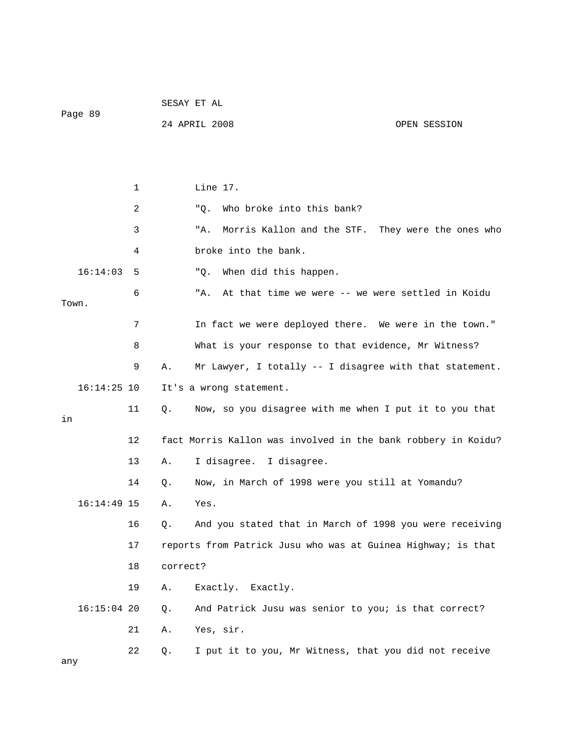1 Line 17.

2 "Q. Who broke into this bank?

3 "A. Morris Kallon and the STF. They were the ones who

4 broke into the bank.

16:14:03 5 "Q. When did this happen.

6 "A. At that time we were -- we were settled in Koidu Town.

7 In fact we were deployed there. We were in the town."

8 What is your response to that evidence, Mr Witness?

9 A. Mr Lawyer, I totally -- I disagree with that statement.

16:14:25 10 It's a wrong statement.

11 Q. Now, so you disagree with me when I put it to you that in

12 fact Morris Kallon was involved in the bank robbery in Koidu?

13 A. I disagree. I disagree.

14 Q. Now, in March of 1998 were you still at Yomandu?

16:14:49 15 A. Yes.

16 Q. And you stated that in March of 1998 you were receiving

17 reports from Patrick Jusu who was at Guinea Highway; is that

18 correct?

19 A. Exactly. Exactly.

16:15:04 20 Q. And Patrick Jusu was senior to you; is that correct?

21 A. Yes, sir.

22 Q. I put it to you, Mr Witness, that you did not receive any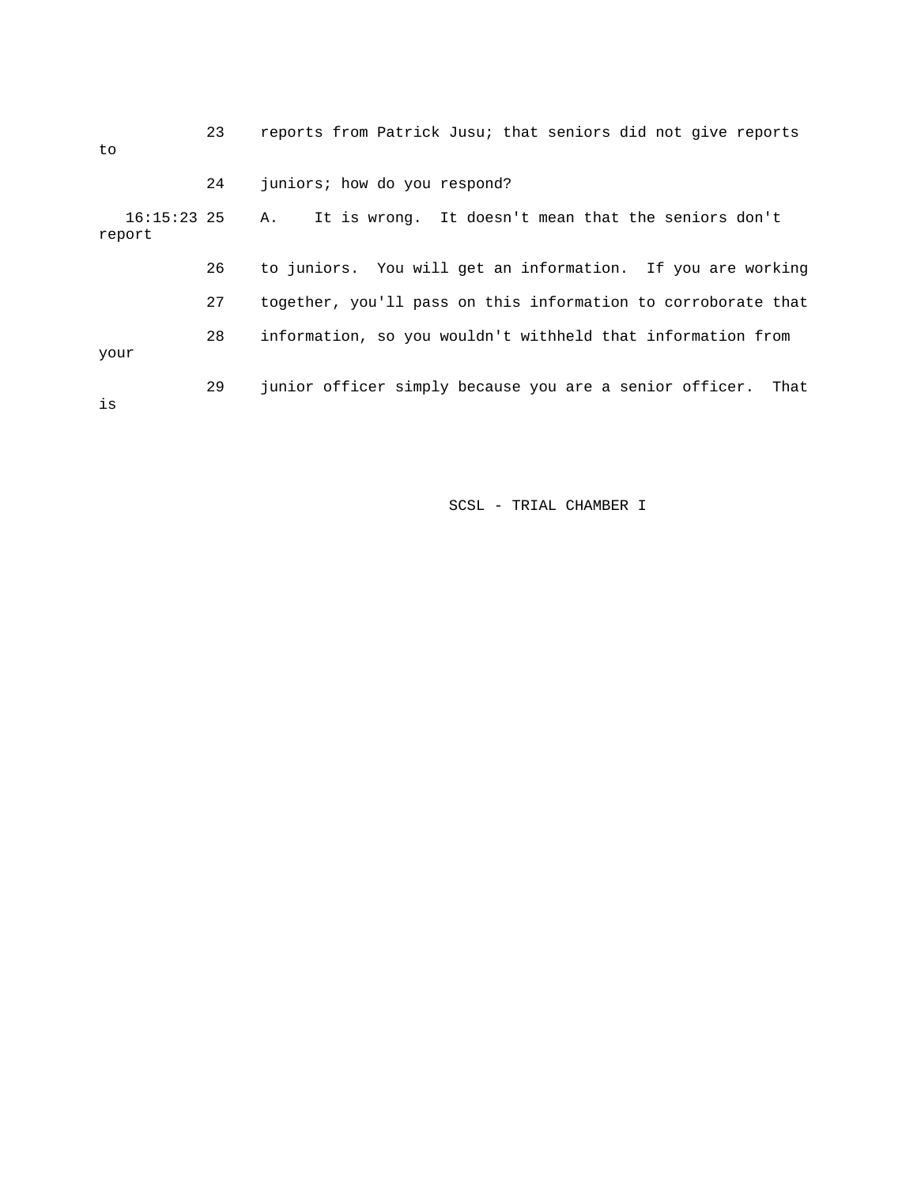23 reports from Patrick Jusu; that seniors did not give reports to

24 juniors; how do you respond?

16:15:23 25 A. It is wrong. It doesn't mean that the seniors don't report

26 to juniors. You will get an information. If you are working

27 together, you'll pass on this information to corroborate that

28 information, so you wouldn't withheld that information from your

29 junior officer simply because you are a senior officer. That is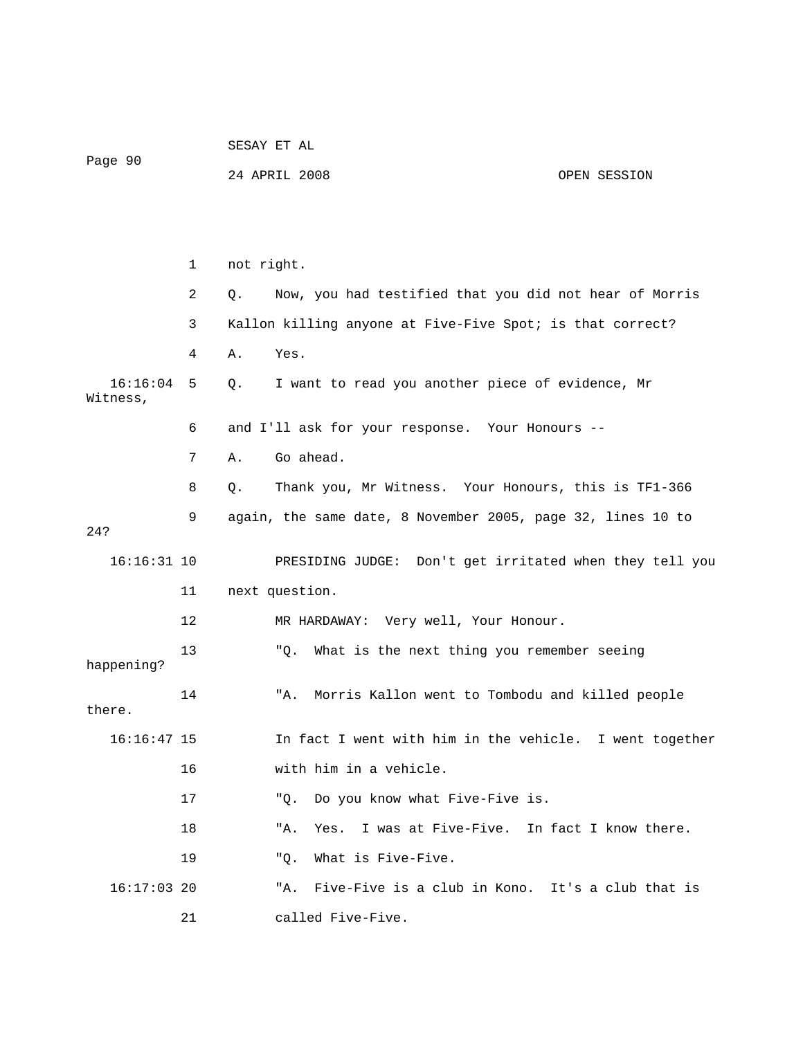1 not right.

2 Q. Now, you had testified that you did not hear of Morris

3 Kallon killing anyone at Five-Five Spot; is that correct?

4 A. Yes.

16:16:04 5 Q. I want to read you another piece of evidence, Mr Witness,

6 and I'll ask for your response. Your Honours --

7 A. Go ahead.

8 Q. Thank you, Mr Witness. Your Honours, this is TF1-366

9 again, the same date, 8 November 2005, page 32, lines 10 to 24?

16:16:31 10 PRESIDING JUDGE: Don't get irritated when they tell you

11 next question.

12 MR HARDAWAY: Very well, Your Honour.

13 "Q. What is the next thing you remember seeing happening?

14 "A. Morris Kallon went to Tombodu and killed people there.

16:16:47 15 In fact I went with him in the vehicle. I went together

16 with him in a vehicle.

17 "Q. Do you know what Five-Five is.

18 "A. Yes. I was at Five-Five. In fact I know there.

19 "Q. What is Five-Five.

16:17:03 20 "A. Five-Five is a club in Kono. It's a club that is

21 called Five-Five.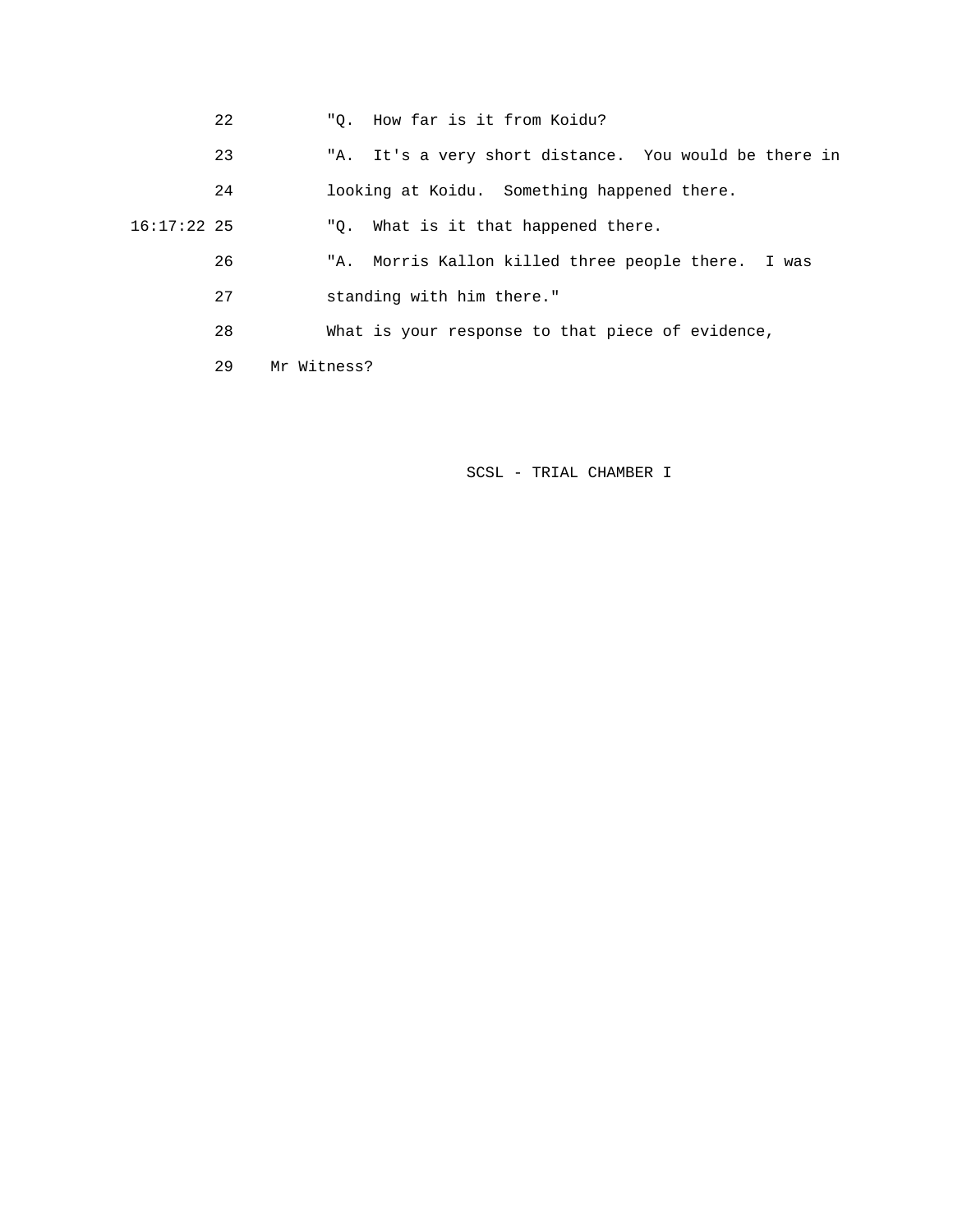22 "Q. How far is it from Koidu?

23 "A. It's a very short distance. You would be there in

24 looking at Koidu. Something happened there.

16:17:22 25 "Q. What is it that happened there.

26 "A. Morris Kallon killed three people there. I was

27 standing with him there."

28 What is your response to that piece of evidence,

29 Mr Witness?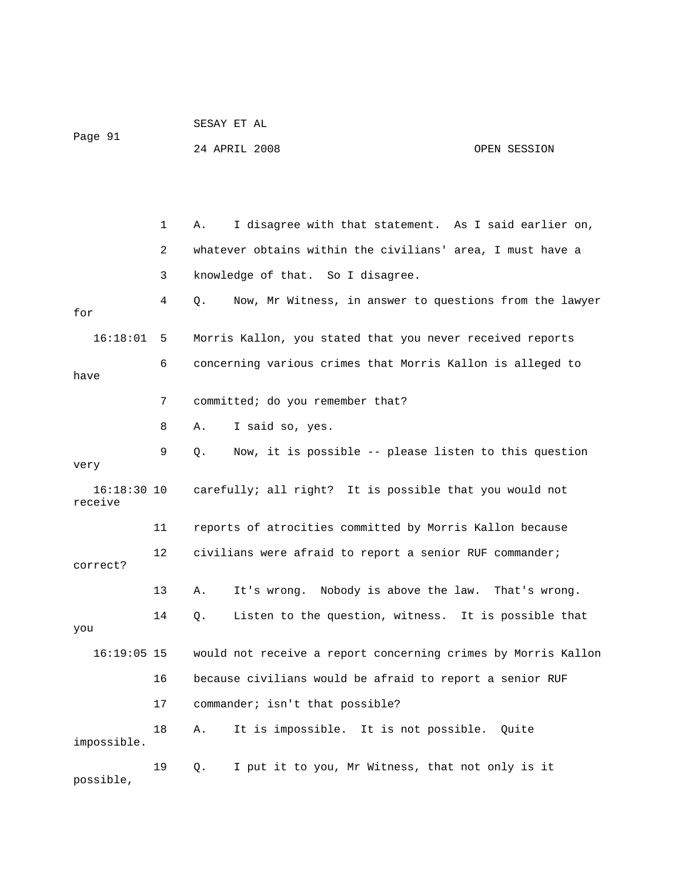1 A. I disagree with that statement. As I said earlier on,

2 whatever obtains within the civilians' area, I must have a

3 knowledge of that. So I disagree.

4 Q. Now, Mr Witness, in answer to questions from the lawyer for

16:18:01 5 Morris Kallon, you stated that you never received reports

6 concerning various crimes that Morris Kallon is alleged to have

7 committed; do you remember that?

8 A. I said so, yes.

9 Q. Now, it is possible -- please listen to this question very

16:18:30 10 carefully; all right? It is possible that you would not receive

11 reports of atrocities committed by Morris Kallon because

12 civilians were afraid to report a senior RUF commander; correct?

13 A. It's wrong. Nobody is above the law. That's wrong.

14 Q. Listen to the question, witness. It is possible that you

16:19:05 15 would not receive a report concerning crimes by Morris Kallon

16 because civilians would be afraid to report a senior RUF

17 commander; isn't that possible?

18 A. It is impossible. It is not possible. Quite impossible.

19 Q. I put it to you, Mr Witness, that not only is it possible,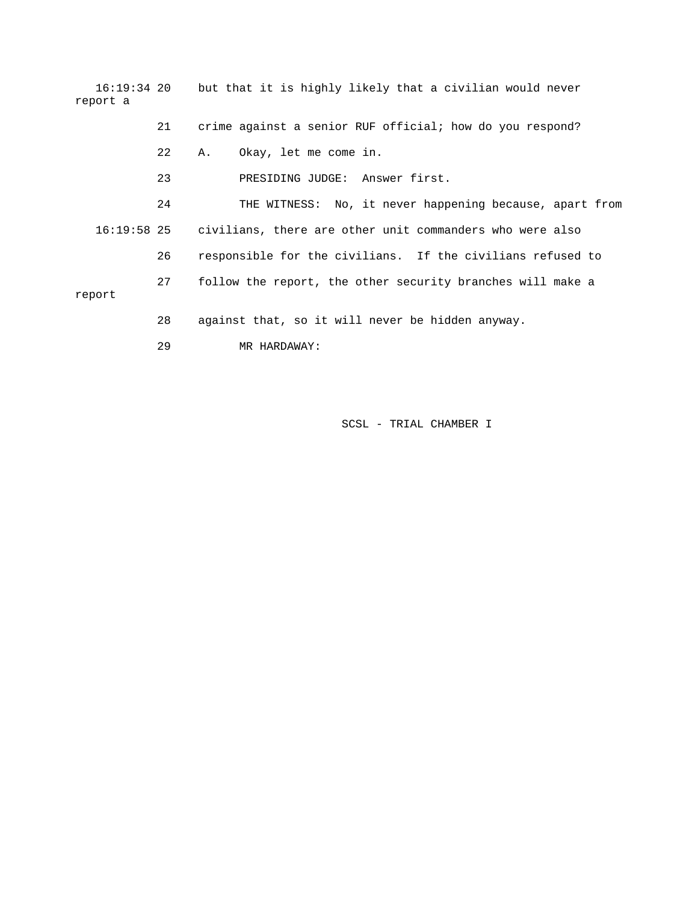16:19:34 20 but that it is highly likely that a civilian would never report a

21 crime against a senior RUF official; how do you respond?

22 A. Okay, let me come in.

23 PRESIDING JUDGE: Answer first.

24 THE WITNESS: No, it never happening because, apart from

16:19:58 25 civilians, there are other unit commanders who were also

26 responsible for the civilians. If the civilians refused to

27 follow the report, the other security branches will make a report

28 against that, so it will never be hidden anyway.

29 MR HARDAWAY: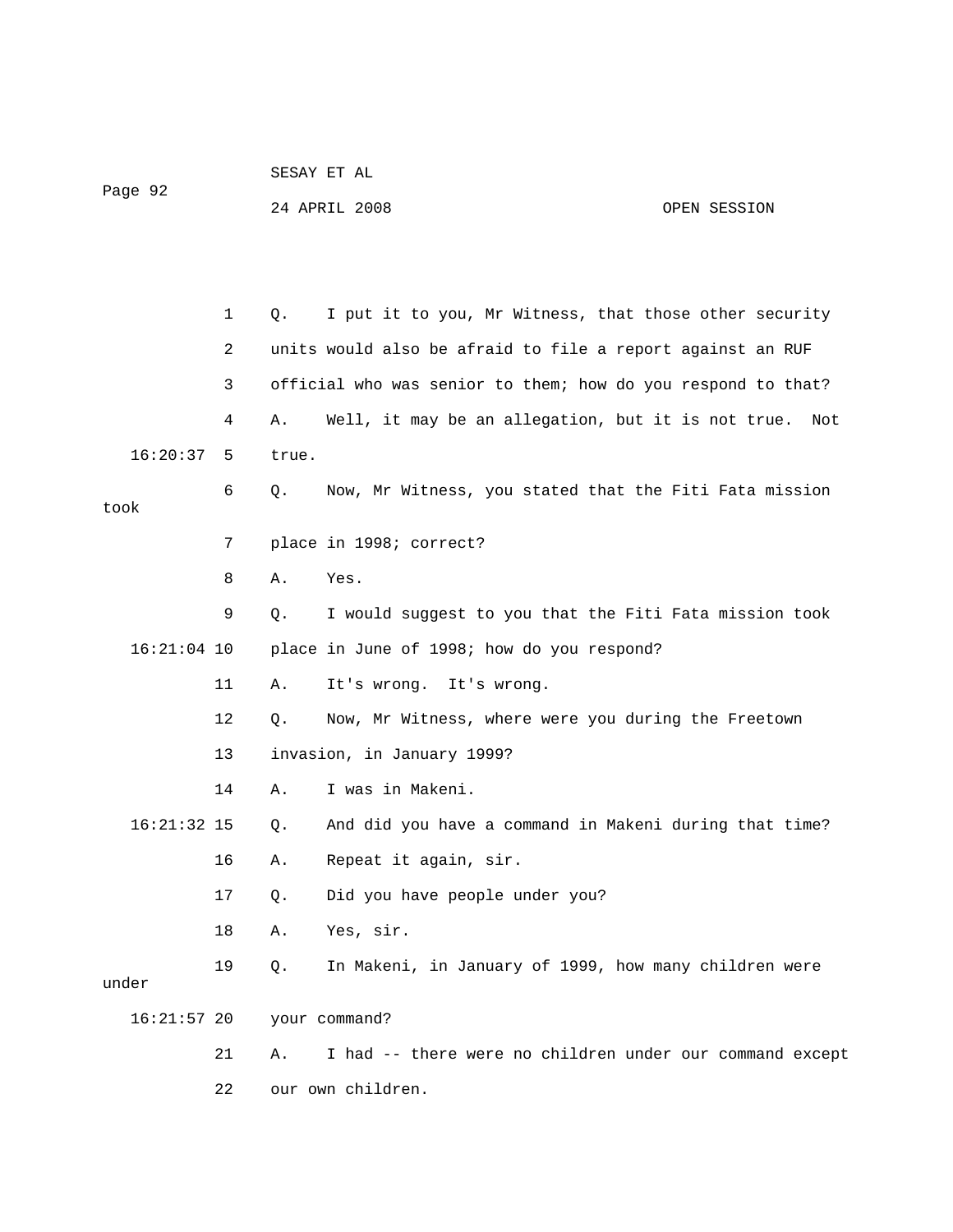Q. I put it to you, Mr Witness, that those other security units would also be afraid to file a report against an RUF official who was senior to them; how do you respond to that?

A. Well, it may be an allegation, but it is not true. Not true.

Q. Now, Mr Witness, you stated that the Fiti Fata mission took place in 1998; correct?

A. Yes.

Q. I would suggest to you that the Fiti Fata mission took place in June of 1998; how do you respond?

A. It's wrong. It's wrong.

Q. Now, Mr Witness, where were you during the Freetown invasion, in January 1999?

A. I was in Makeni.

Q. And did you have a command in Makeni during that time?

A. Repeat it again, sir.

Q. Did you have people under you?

A. Yes, sir.

Q. In Makeni, in January of 1999, how many children were under your command?

A. I had -- there were no children under our command except our own children.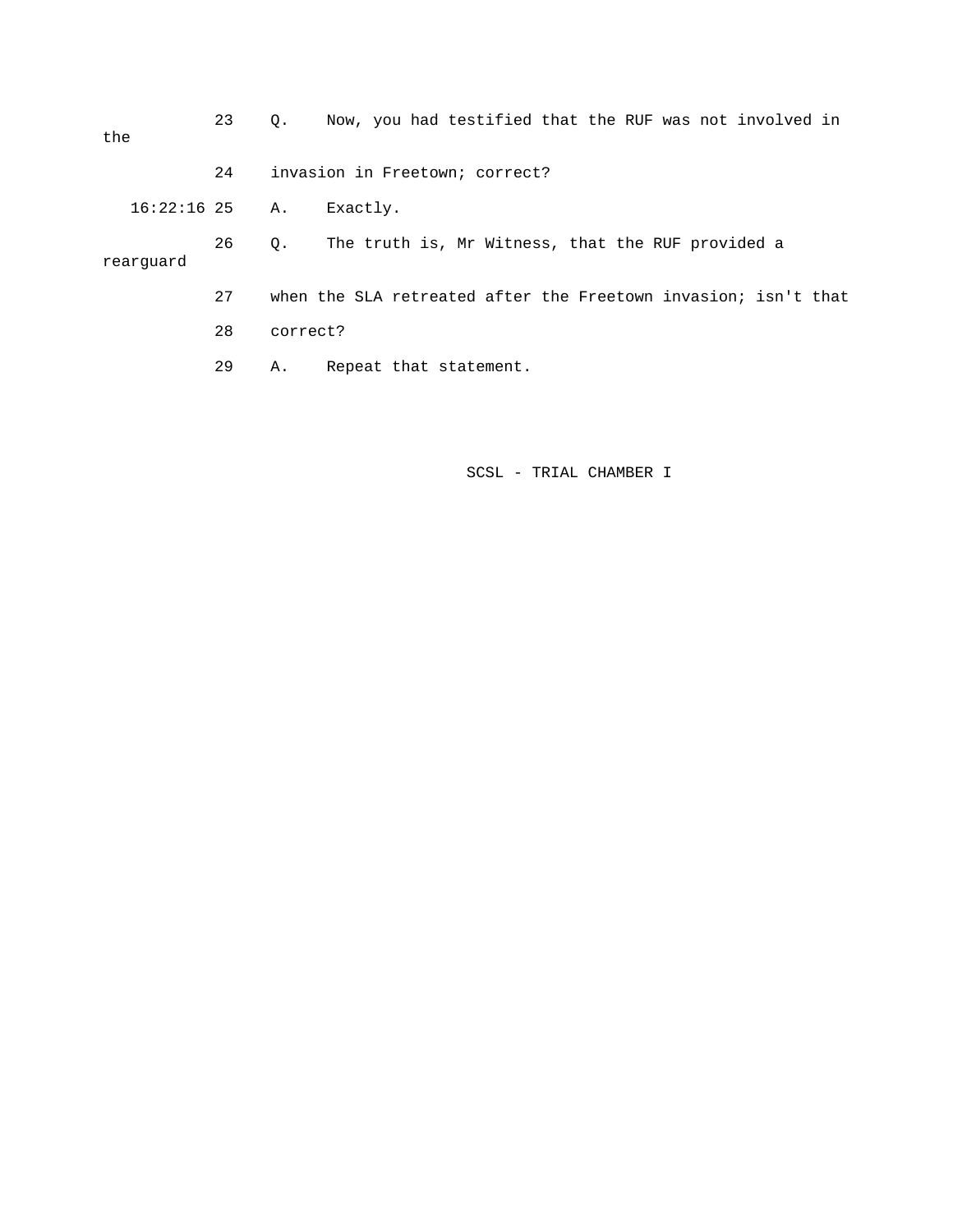23 Q. Now, you had testified that the RUF was not involved in the

24 invasion in Freetown; correct?

16:22:16 25 A. Exactly.

26 Q. The truth is, Mr Witness, that the RUF provided a rearguard

27 when the SLA retreated after the Freetown invasion; isn't that

28 correct?

29 A. Repeat that statement.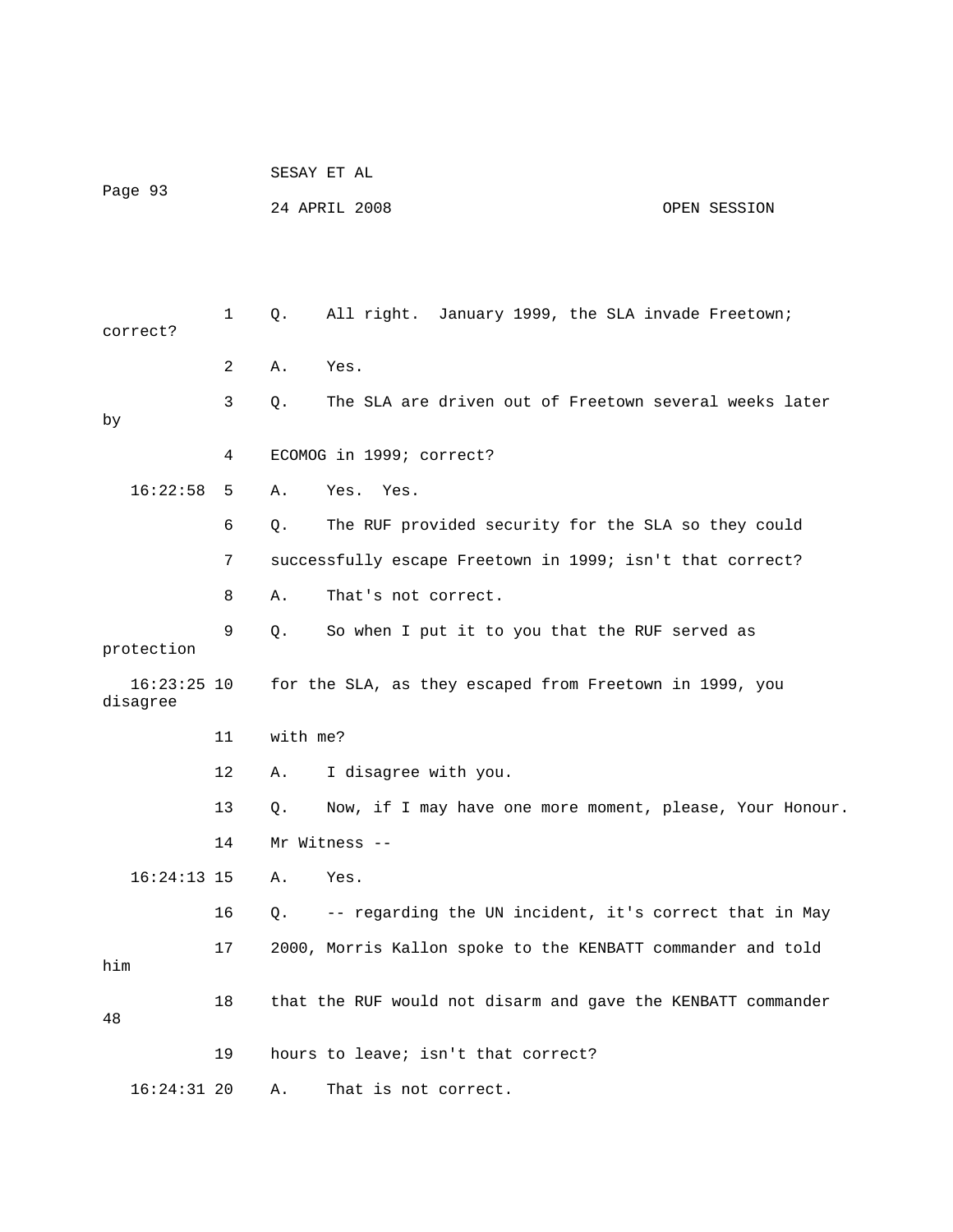1 Q. All right. January 1999, the SLA invade Freetown; correct?

2 A. Yes.

3 Q. The SLA are driven out of Freetown several weeks later by

4 ECOMOG in 1999; correct?

16:22:58 5 A. Yes. Yes.

6 Q. The RUF provided security for the SLA so they could

7 successfully escape Freetown in 1999; isn't that correct?

8 A. That's not correct.

9 Q. So when I put it to you that the RUF served as protection

16:23:25 10 for the SLA, as they escaped from Freetown in 1999, you disagree

11 with me?

12 A. I disagree with you.

13 Q. Now, if I may have one more moment, please, Your Honour.

14 Mr Witness --

16:24:13 15 A. Yes.

16 Q. -- regarding the UN incident, it's correct that in May

17 2000, Morris Kallon spoke to the KENBATT commander and told him

18 that the RUF would not disarm and gave the KENBATT commander 48

19 hours to leave; isn't that correct?

16:24:31 20 A. That is not correct.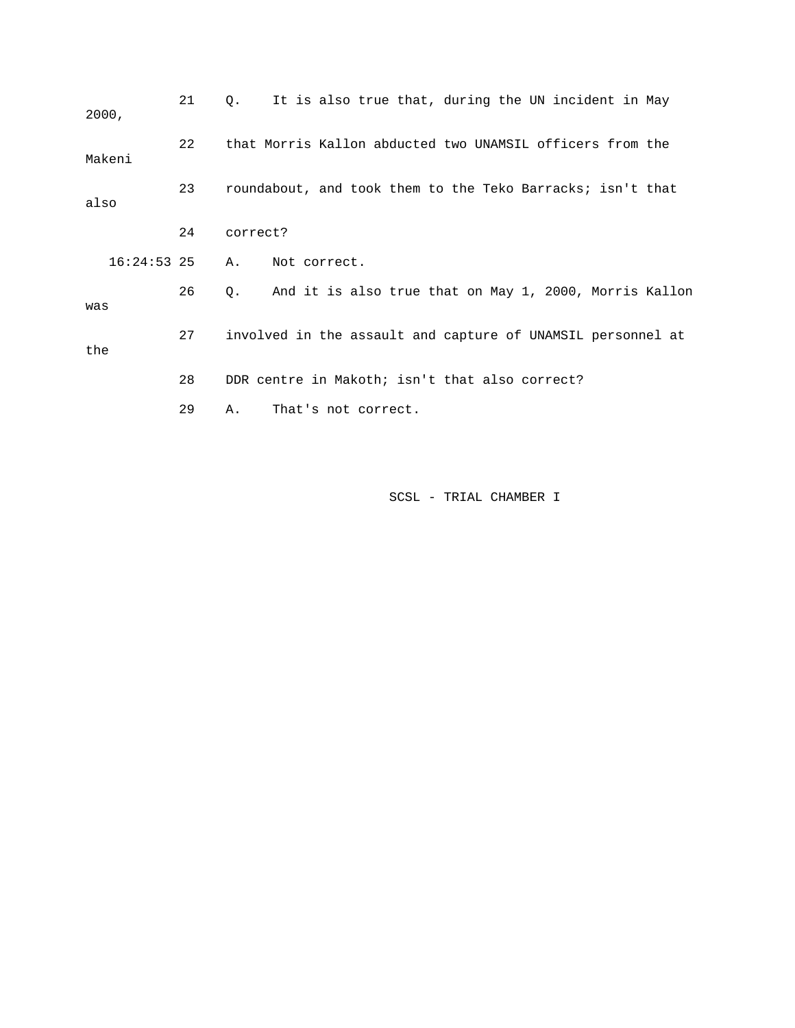21 Q. It is also true that, during the UN incident in May 2000,

22 that Morris Kallon abducted two UNAMSIL officers from the Makeni

23 roundabout, and took them to the Teko Barracks; isn't that also

24 correct?

16:24:53 25 A. Not correct.

26 Q. And it is also true that on May 1, 2000, Morris Kallon was

27 involved in the assault and capture of UNAMSIL personnel at the

28 DDR centre in Makoth; isn't that also correct?

29 A. That's not correct.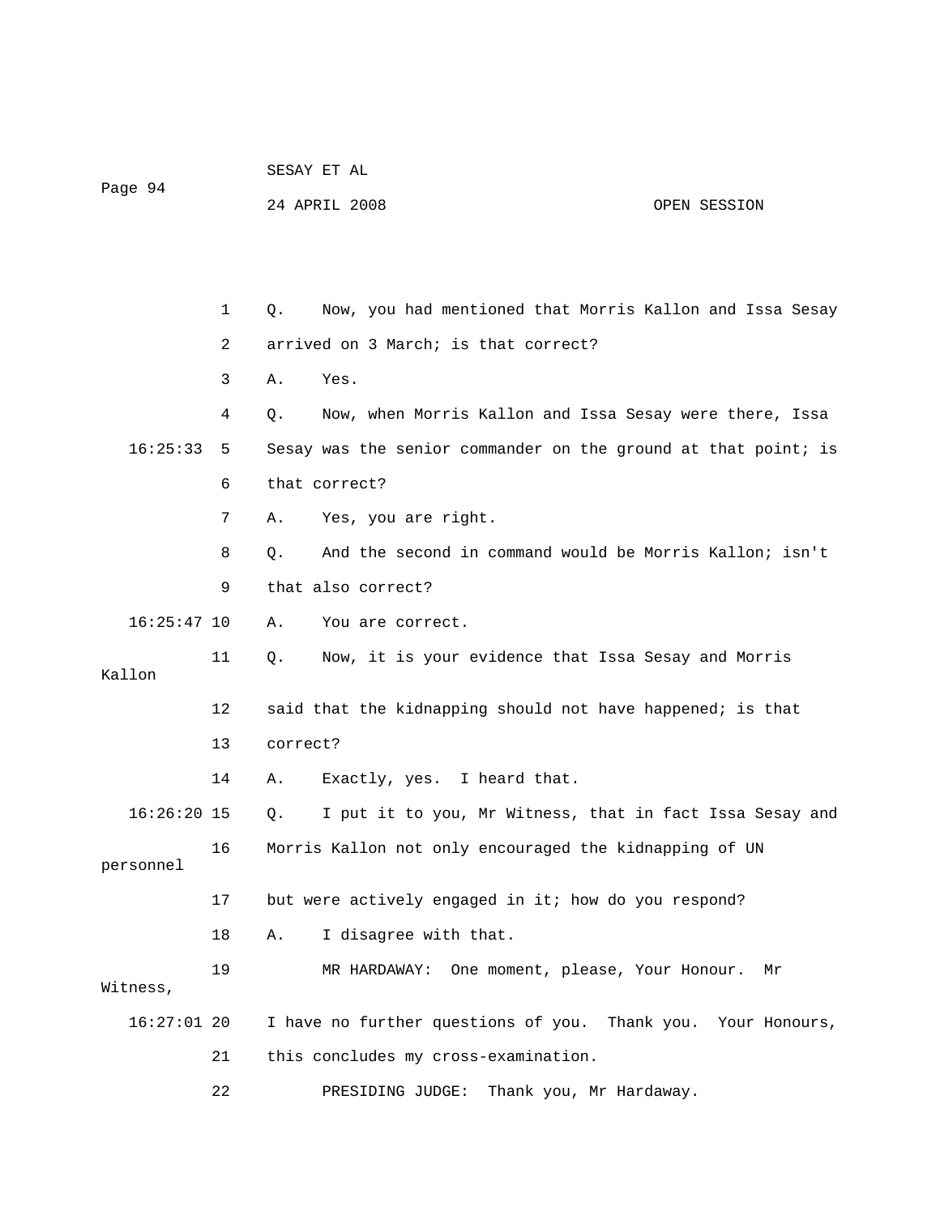Q. Now, you had mentioned that Morris Kallon and Issa Sesay arrived on 3 March; is that correct?

A. Yes.

Q. Now, when Morris Kallon and Issa Sesay were there, Issa Sesay was the senior commander on the ground at that point; is that correct?

A. Yes, you are right.

Q. And the second in command would be Morris Kallon; isn't that also correct?

A. You are correct.

Q. Now, it is your evidence that Issa Sesay and Morris Kallon said that the kidnapping should not have happened; is that correct?

A. Exactly, yes. I heard that.

Q. I put it to you, Mr Witness, that in fact Issa Sesay and Morris Kallon not only encouraged the kidnapping of UN personnel but were actively engaged in it; how do you respond?

A. I disagree with that.

MR HARDAWAY: One moment, please, Your Honour. Mr Witness, I have no further questions of you. Thank you. Your Honours, this concludes my cross-examination.

PRESIDING JUDGE: Thank you, Mr Hardaway.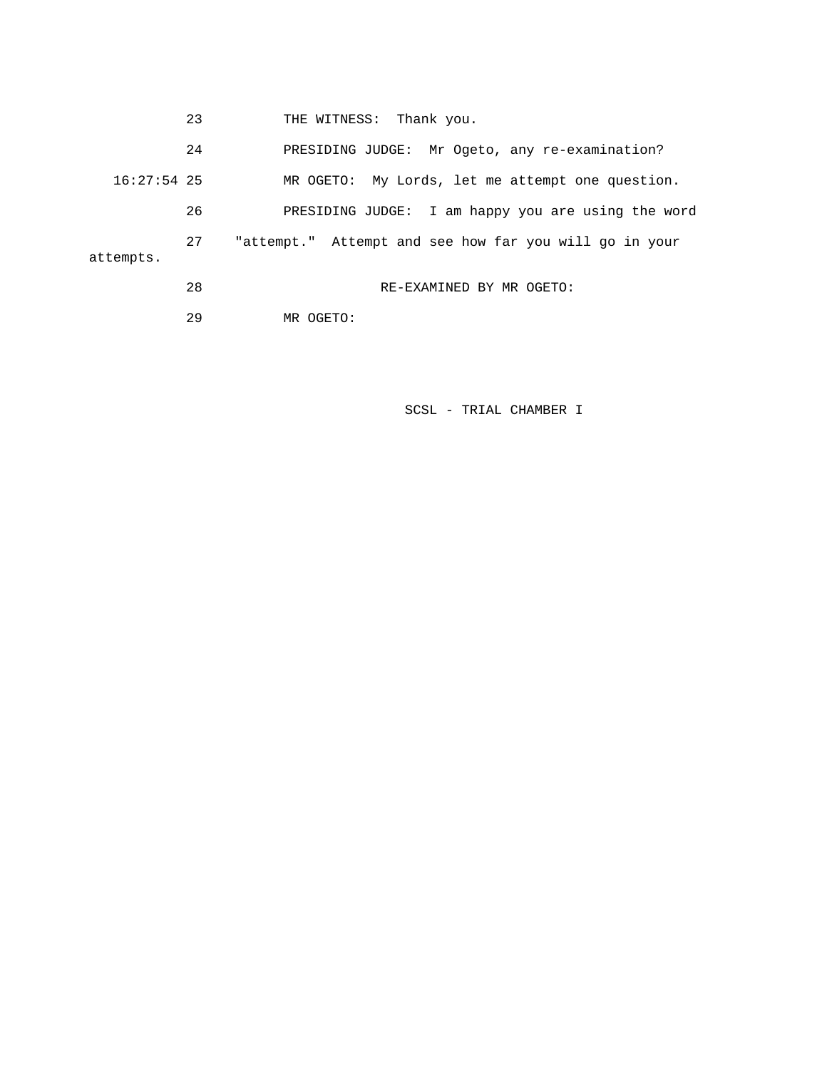23 THE WITNESS: Thank you.

24 PRESIDING JUDGE: Mr Ogeto, any re-examination?

16:27:54 25 MR OGETO: My Lords, let me attempt one question.

26 PRESIDING JUDGE: I am happy you are using the word

27 "attempt." Attempt and see how far you will go in your attempts.

28 RE-EXAMINED BY MR OGETO:

29 MR OGETO: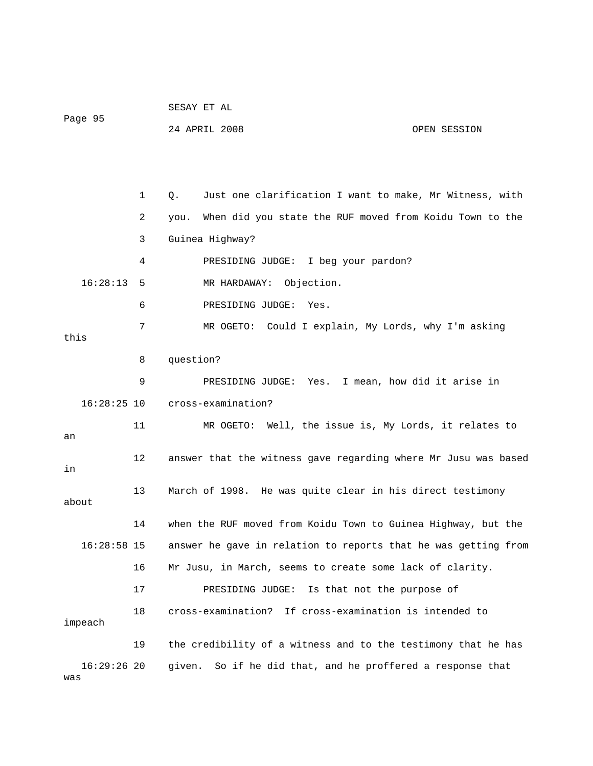1 Q. Just one clarification I want to make, Mr Witness, with

2 you. When did you state the RUF moved from Koidu Town to the

3 Guinea Highway?

4 PRESIDING JUDGE: I beg your pardon?

16:28:13 5 MR HARDAWAY: Objection.

6 PRESIDING JUDGE: Yes.

7 MR OGETO: Could I explain, My Lords, why I'm asking this

8 question?

9 PRESIDING JUDGE: Yes. I mean, how did it arise in

16:28:25 10 cross-examination?

11 MR OGETO: Well, the issue is, My Lords, it relates to an

12 answer that the witness gave regarding where Mr Jusu was based in

13 March of 1998. He was quite clear in his direct testimony about

14 when the RUF moved from Koidu Town to Guinea Highway, but the

16:28:58 15 answer he gave in relation to reports that he was getting from

16 Mr Jusu, in March, seems to create some lack of clarity.

17 PRESIDING JUDGE: Is that not the purpose of

18 cross-examination? If cross-examination is intended to impeach

19 the credibility of a witness and to the testimony that he has

16:29:26 20 given. So if he did that, and he proffered a response that was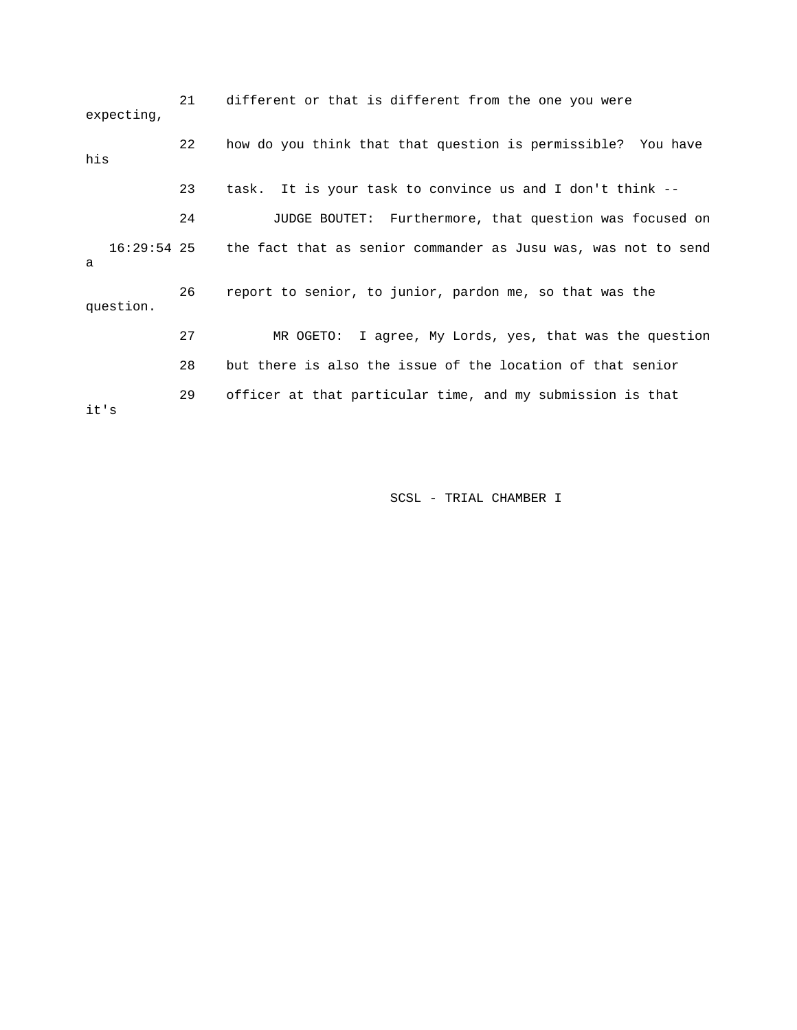21 different or that is different from the one you were expecting,

22 how do you think that that question is permissible? You have his

23 task. It is your task to convince us and I don't think --

24 JUDGE BOUTET: Furthermore, that question was focused on

16:29:54 25 the fact that as senior commander as Jusu was, was not to send a

26 report to senior, to junior, pardon me, so that was the question.

27 MR OGETO: I agree, My Lords, yes, that was the question

28 but there is also the issue of the location of that senior

29 officer at that particular time, and my submission is that it's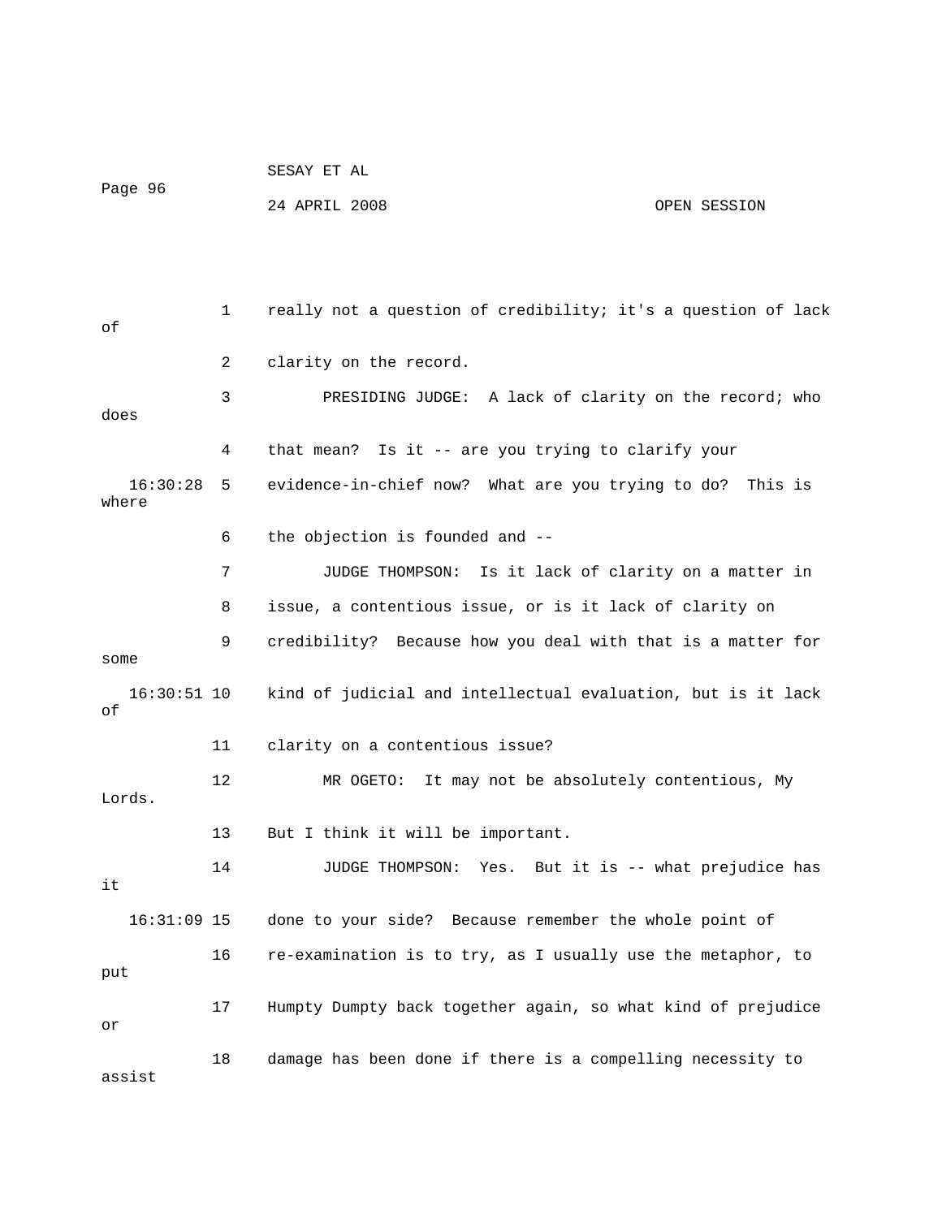really not a question of credibility; it's a question of lack of clarity on the record.

PRESIDING JUDGE: A lack of clarity on the record; who does that mean? Is it -- are you trying to clarify your evidence-in-chief now? What are you trying to do? This is where the objection is founded and --

JUDGE THOMPSON: Is it lack of clarity on a matter in issue, a contentious issue, or is it lack of clarity on credibility? Because how you deal with that is a matter for some kind of judicial and intellectual evaluation, but is it lack of clarity on a contentious issue?

MR OGETO: It may not be absolutely contentious, My Lords. But I think it will be important.

JUDGE THOMPSON: Yes. But it is -- what prejudice has it done to your side? Because remember the whole point of re-examination is to try, as I usually use the metaphor, to put Humpty Dumpty back together again, so what kind of prejudice or damage has been done if there is a compelling necessity to assist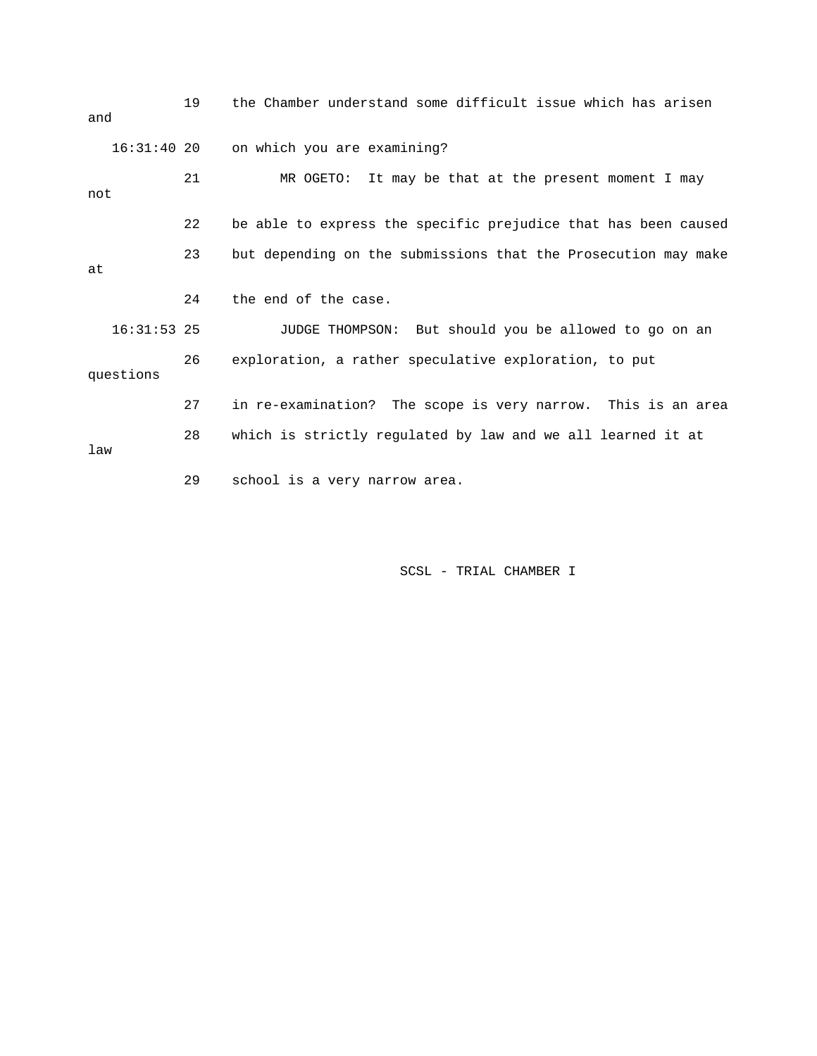19 the Chamber understand some difficult issue which has arisen and

16:31:40 20 on which you are examining?

21 MR OGETO: It may be that at the present moment I may not

22 be able to express the specific prejudice that has been caused

23 but depending on the submissions that the Prosecution may make at

24 the end of the case.

16:31:53 25 JUDGE THOMPSON: But should you be allowed to go on an

26 exploration, a rather speculative exploration, to put questions

27 in re-examination? The scope is very narrow. This is an area

28 which is strictly regulated by law and we all learned it at law

29 school is a very narrow area.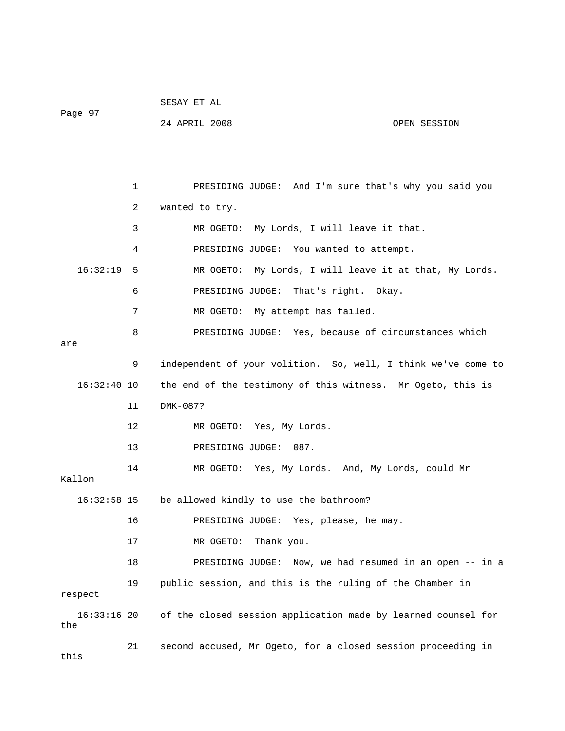1 PRESIDING JUDGE: And I'm sure that's why you said you

2 wanted to try.

3 MR OGETO: My Lords, I will leave it that.

4 PRESIDING JUDGE: You wanted to attempt.

16:32:19 5 MR OGETO: My Lords, I will leave it at that, My Lords.

6 PRESIDING JUDGE: That's right. Okay.

7 MR OGETO: My attempt has failed.

8 PRESIDING JUDGE: Yes, because of circumstances which are

9 independent of your volition. So, well, I think we've come to

16:32:40 10 the end of the testimony of this witness. Mr Ogeto, this is

11 DMK-087?

12 MR OGETO: Yes, My Lords.

13 PRESIDING JUDGE: 087.

14 MR OGETO: Yes, My Lords. And, My Lords, could Mr Kallon

16:32:58 15 be allowed kindly to use the bathroom?

16 PRESIDING JUDGE: Yes, please, he may.

17 MR OGETO: Thank you.

18 PRESIDING JUDGE: Now, we had resumed in an open -- in a

19 public session, and this is the ruling of the Chamber in respect

16:33:16 20 of the closed session application made by learned counsel for the

21 second accused, Mr Ogeto, for a closed session proceeding in this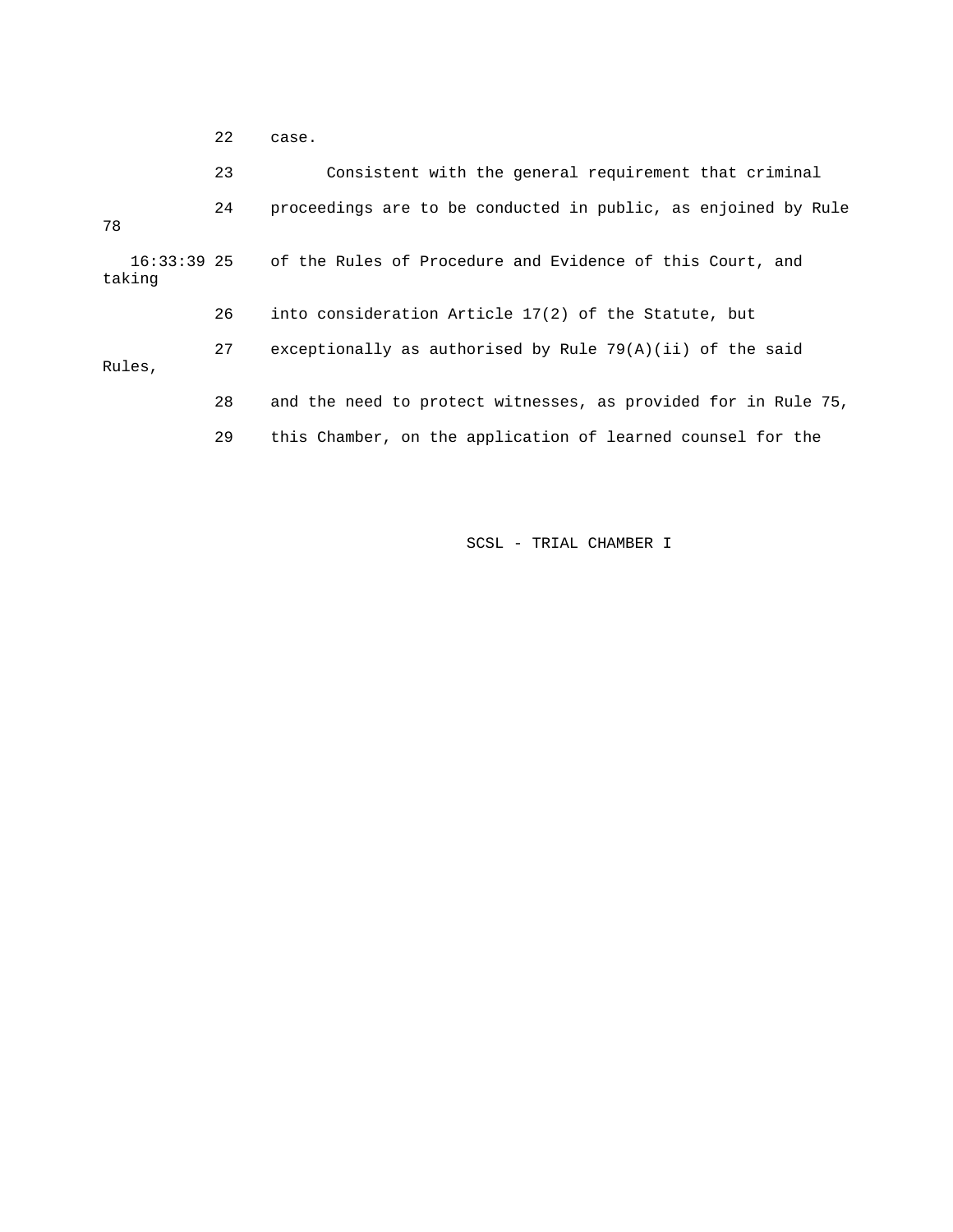22 case.

23 Consistent with the general requirement that criminal

24 proceedings are to be conducted in public, as enjoined by Rule 78

16:33:39 25 of the Rules of Procedure and Evidence of this Court, and taking

26 into consideration Article 17(2) of the Statute, but

27 exceptionally as authorised by Rule 79(A)(ii) of the said Rules,

28 and the need to protect witnesses, as provided for in Rule 75,

29 this Chamber, on the application of learned counsel for the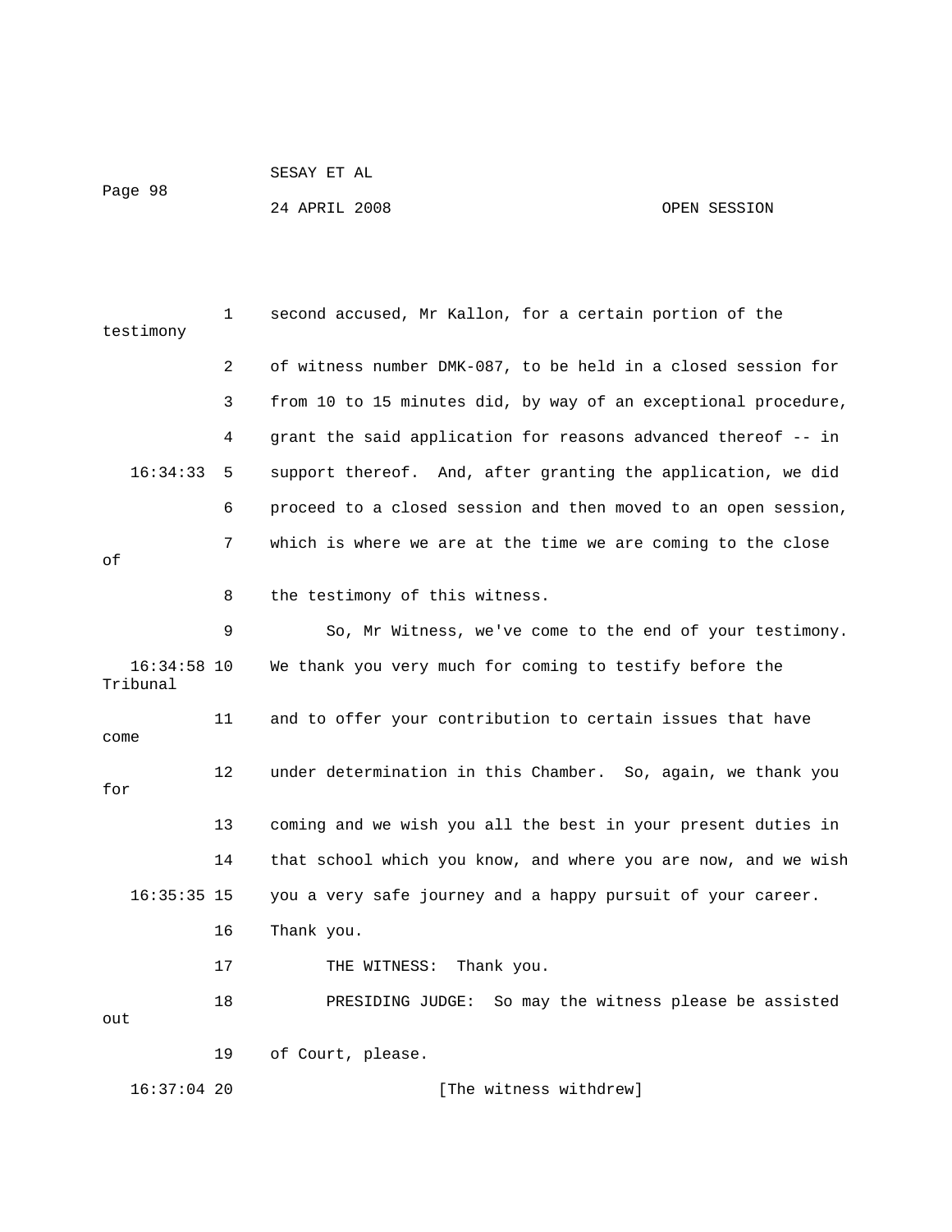second accused, Mr Kallon, for a certain portion of the testimony of witness number DMK-087, to be held in a closed session for from 10 to 15 minutes did, by way of an exceptional procedure, grant the said application for reasons advanced thereof -- in support thereof. And, after granting the application, we did proceed to a closed session and then moved to an open session, which is where we are at the time we are coming to the close of the testimony of this witness.

So, Mr Witness, we've come to the end of your testimony. We thank you very much for coming to testify before the Tribunal and to offer your contribution to certain issues that have come under determination in this Chamber. So, again, we thank you for coming and we wish you all the best in your present duties in that school which you know, and where you are now, and we wish you a very safe journey and a happy pursuit of your career. Thank you.

THE WITNESS: Thank you.

PRESIDING JUDGE: So may the witness please be assisted out of Court, please.

[The witness withdrew]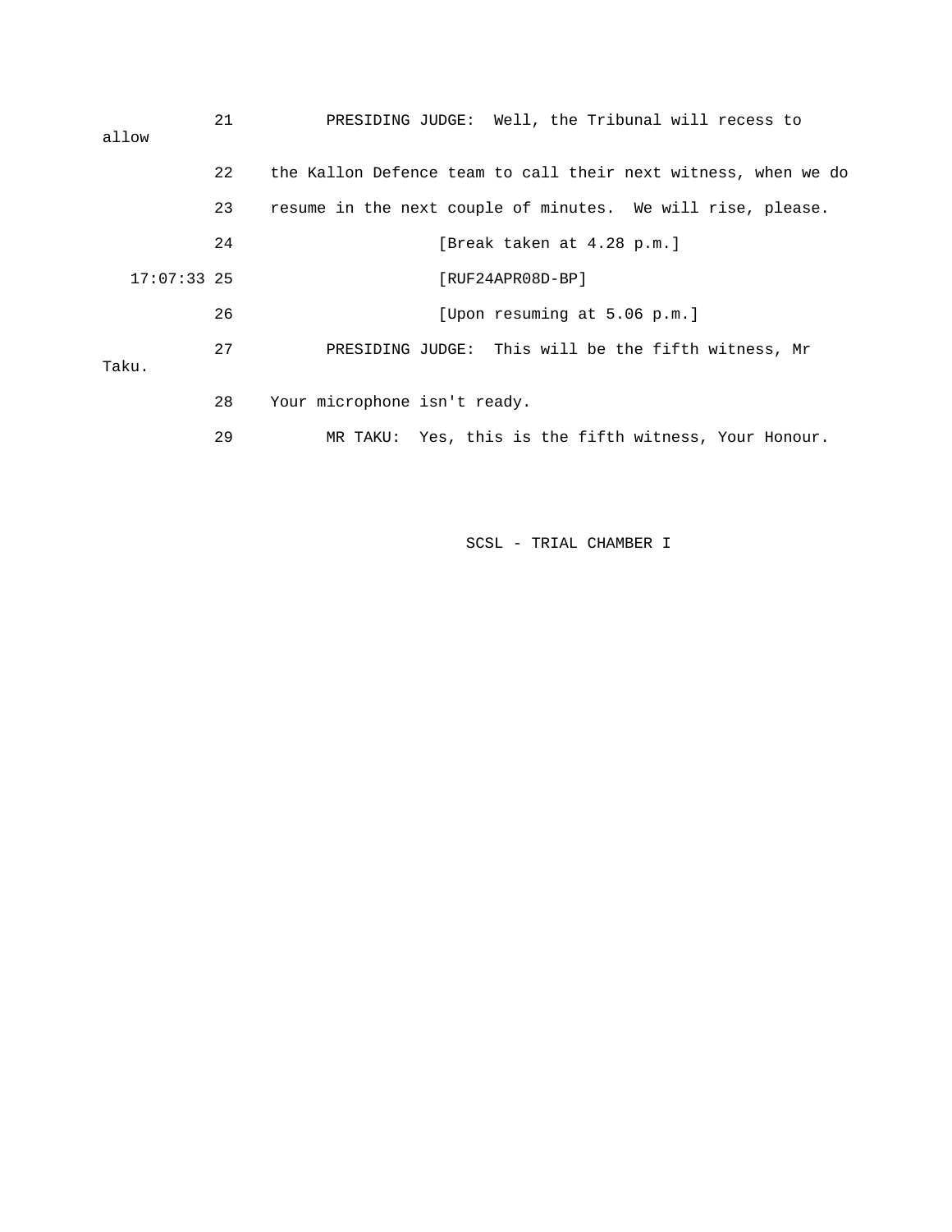21 PRESIDING JUDGE: Well, the Tribunal will recess to allow

22 the Kallon Defence team to call their next witness, when we do

23 resume in the next couple of minutes. We will rise, please.

24 [Break taken at 4.28 p.m.]

17:07:33 25 [RUF24APR08D-BP]

26 [Upon resuming at 5.06 p.m.]

27 PRESIDING JUDGE: This will be the fifth witness, Mr Taku.

28 Your microphone isn't ready.

29 MR TAKU: Yes, this is the fifth witness, Your Honour.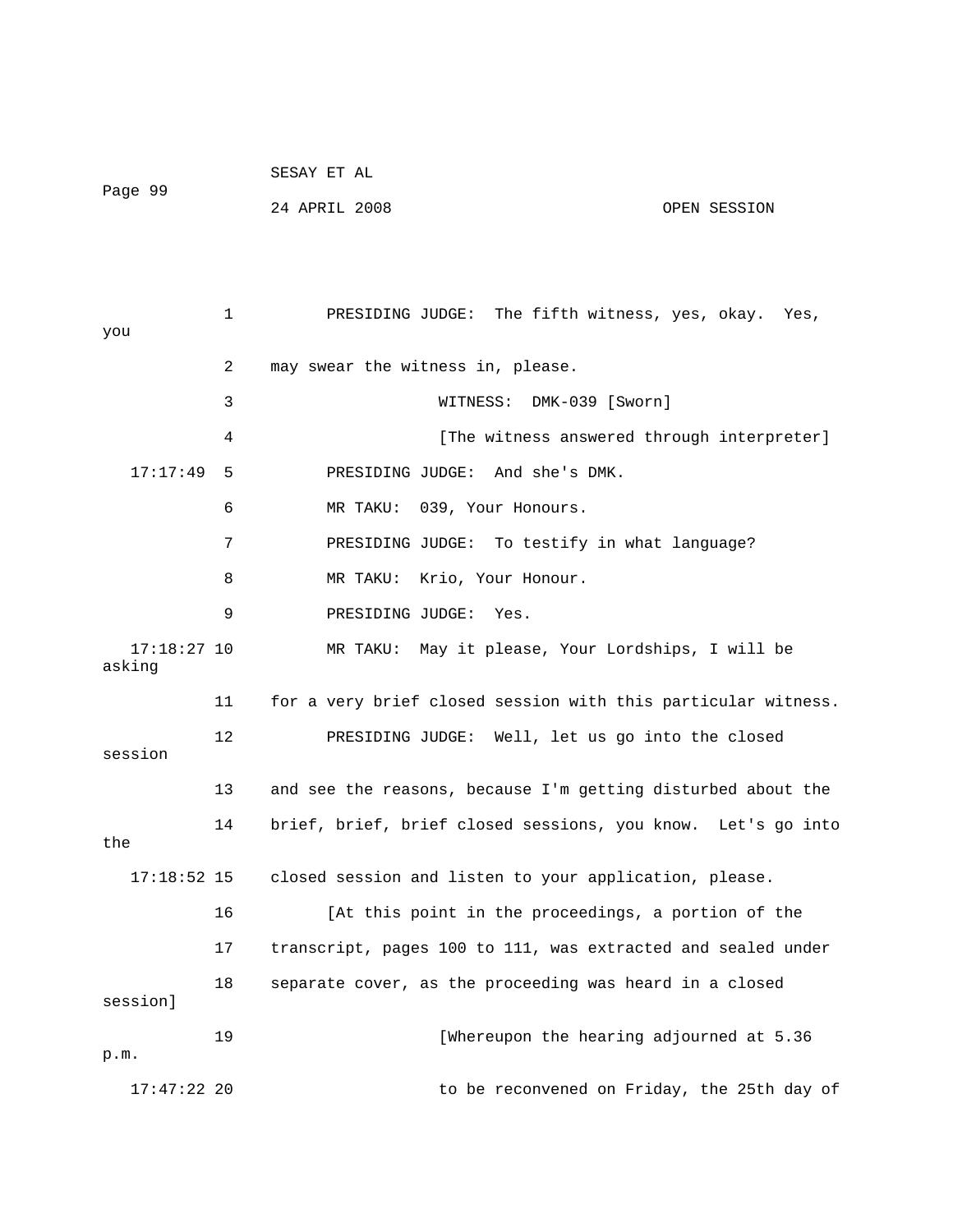1 PRESIDING JUDGE: The fifth witness, yes, okay. Yes, you

2 may swear the witness in, please.

3 WITNESS: DMK-039 [Sworn]

4 [The witness answered through interpreter]

17:17:49 5 PRESIDING JUDGE: And she's DMK.

6 MR TAKU: 039, Your Honours.

7 PRESIDING JUDGE: To testify in what language?

8 MR TAKU: Krio, Your Honour.

9 PRESIDING JUDGE: Yes.

17:18:27 10 MR TAKU: May it please, Your Lordships, I will be asking

11 for a very brief closed session with this particular witness.

12 PRESIDING JUDGE: Well, let us go into the closed session

13 and see the reasons, because I'm getting disturbed about the

14 brief, brief, brief closed sessions, you know. Let's go into the

17:18:52 15 closed session and listen to your application, please.

16 [At this point in the proceedings, a portion of the

17 transcript, pages 100 to 111, was extracted and sealed under

18 separate cover, as the proceeding was heard in a closed session]

19 [Whereupon the hearing adjourned at 5.36 p.m.

17:47:22 20 to be reconvened on Friday, the 25th day of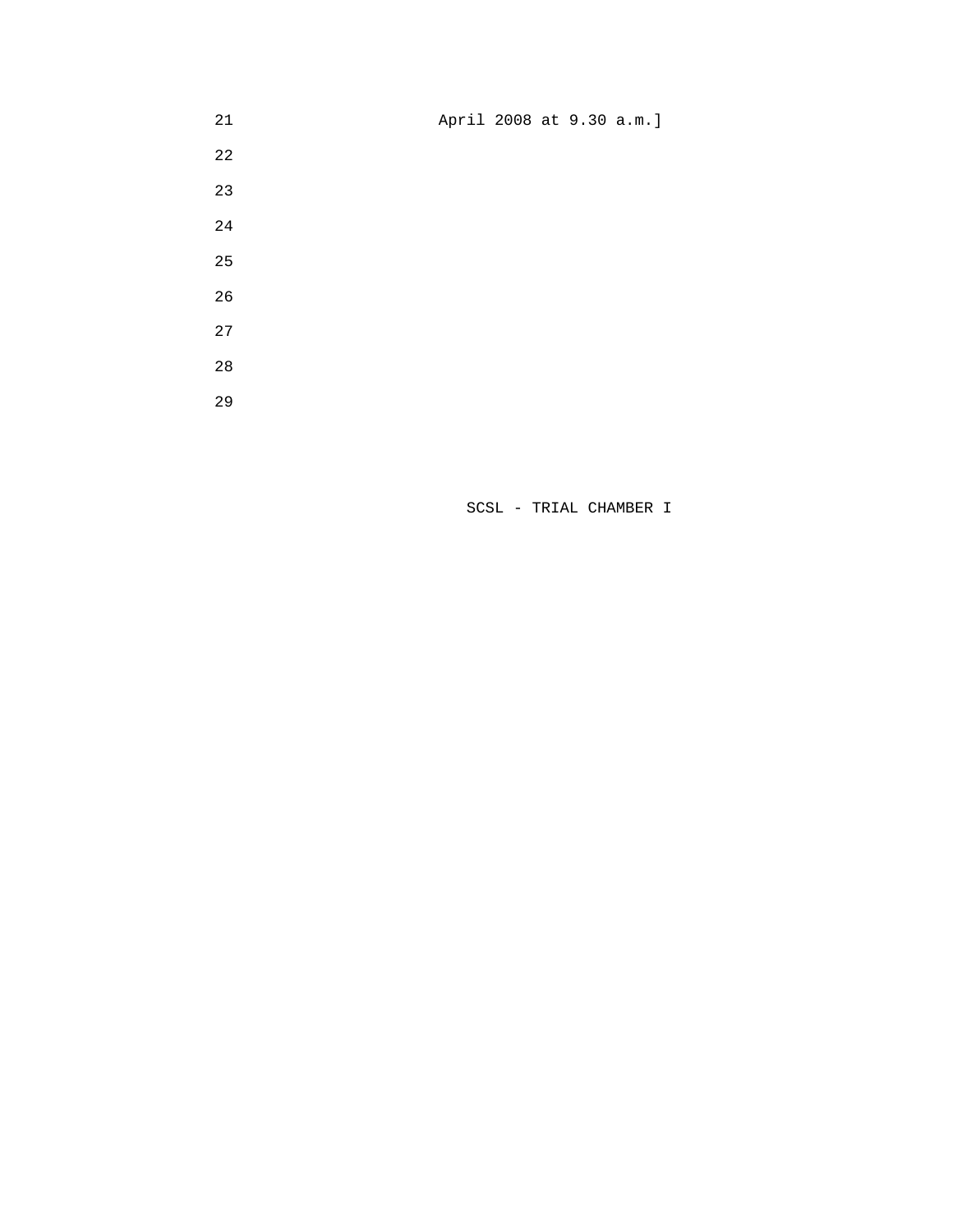21 April 2008 at 9.30 a.m.]

22

23

24

25

26

27

28

29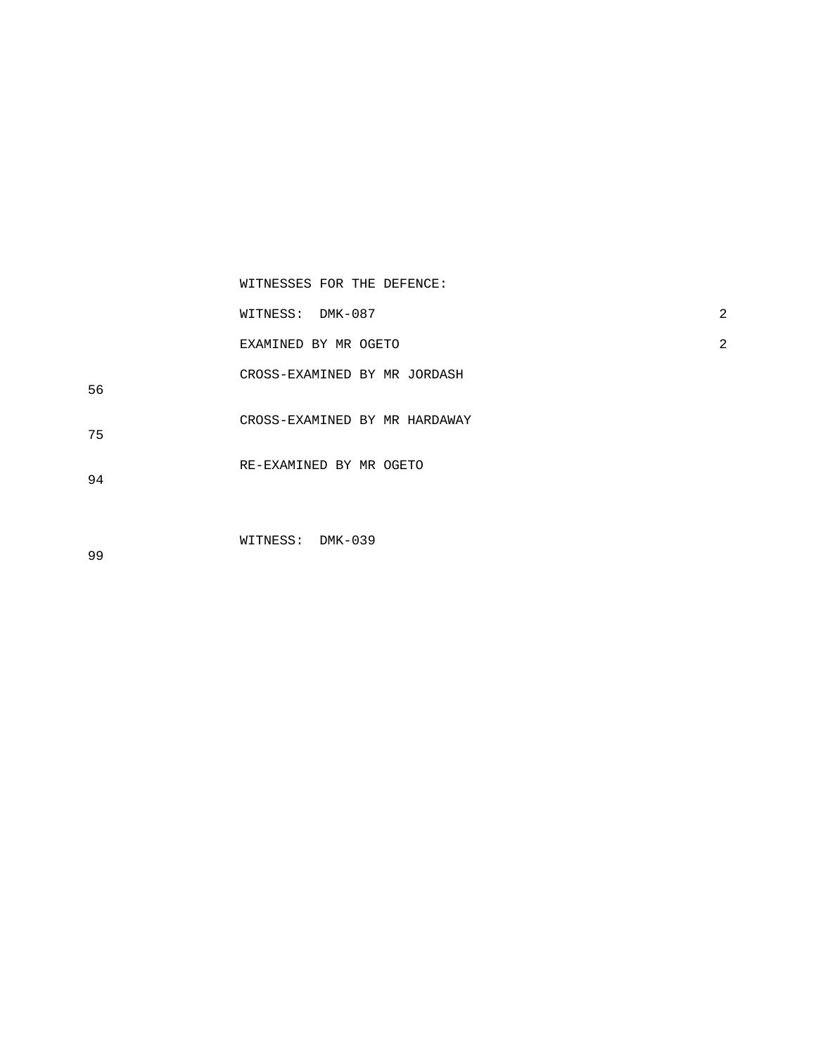WITNESSES FOR THE DEFENCE:

| | |
|---|---|
| WITNESS: DMK-087 | 2 |
| EXAMINED BY MR OGETO | 2 |
| CROSS-EXAMINED BY MR JORDASH | 56 |
| CROSS-EXAMINED BY MR HARDAWAY | 75 |
| RE-EXAMINED BY MR OGETO | 94 |
| WITNESS: DMK-039 | 99 |